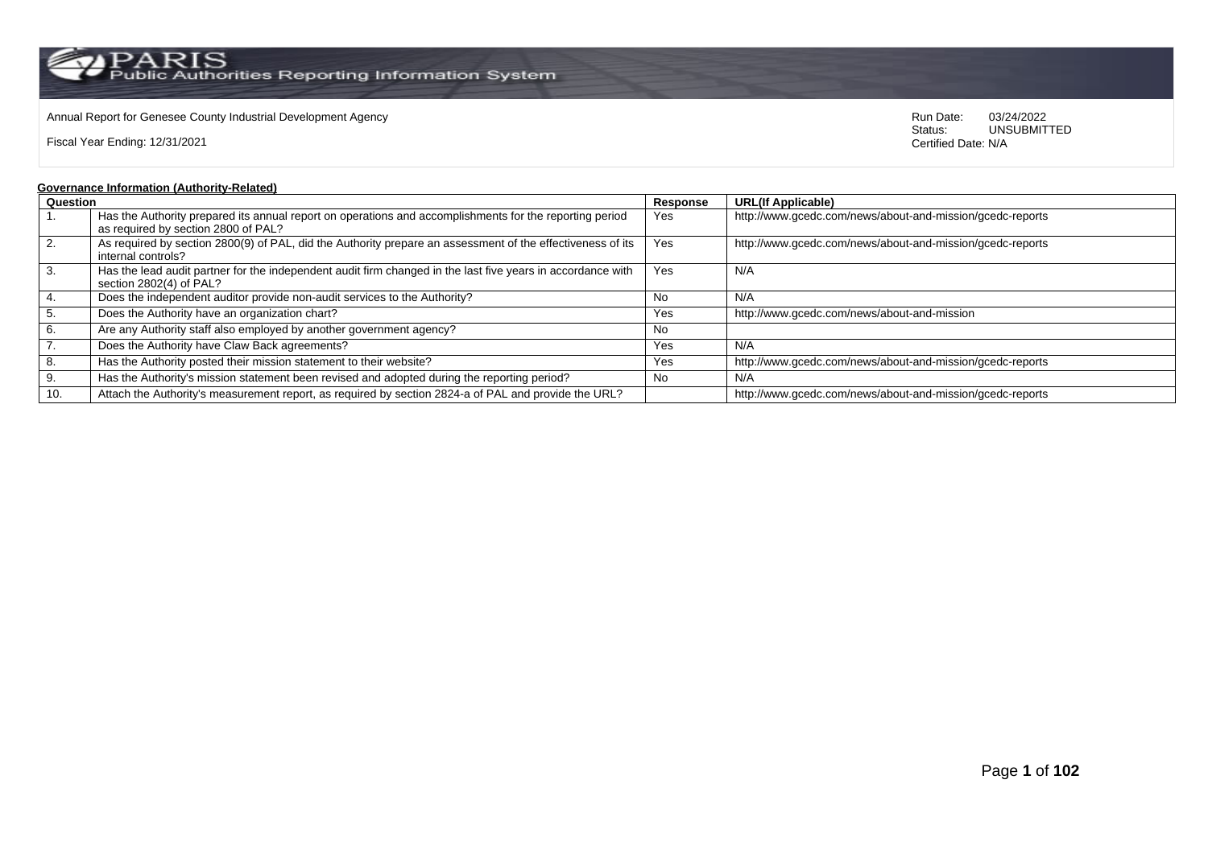PARIS Public Authorities Reporting Information System

Annual Report for Genesee County Industrial Development Agency

Fiscal Year Ending: 12/31/2021

Run Date: 03/24/2022
Status: UNSUBMITTED
Certified Date: N/A

## Governance Information (Authority-Related)

| Question | | Response | URL(If Applicable) |
|---|---|---|---|
| 1. | Has the Authority prepared its annual report on operations and accomplishments for the reporting period as required by section 2800 of PAL? | Yes | http://www.gcedc.com/news/about-and-mission/gcedc-reports |
| 2. | As required by section 2800(9) of PAL, did the Authority prepare an assessment of the effectiveness of its internal controls? | Yes | http://www.gcedc.com/news/about-and-mission/gcedc-reports |
| 3. | Has the lead audit partner for the independent audit firm changed in the last five years in accordance with section 2802(4) of PAL? | Yes | N/A |
| 4. | Does the independent auditor provide non-audit services to the Authority? | No | N/A |
| 5. | Does the Authority have an organization chart? | Yes | http://www.gcedc.com/news/about-and-mission |
| 6. | Are any Authority staff also employed by another government agency? | No | |
| 7. | Does the Authority have Claw Back agreements? | Yes | N/A |
| 8. | Has the Authority posted their mission statement to their website? | Yes | http://www.gcedc.com/news/about-and-mission/gcedc-reports |
| 9. | Has the Authority's mission statement been revised and adopted during the reporting period? | No | N/A |
| 10. | Attach the Authority's measurement report, as required by section 2824-a of PAL and provide the URL? | | http://www.gcedc.com/news/about-and-mission/gcedc-reports |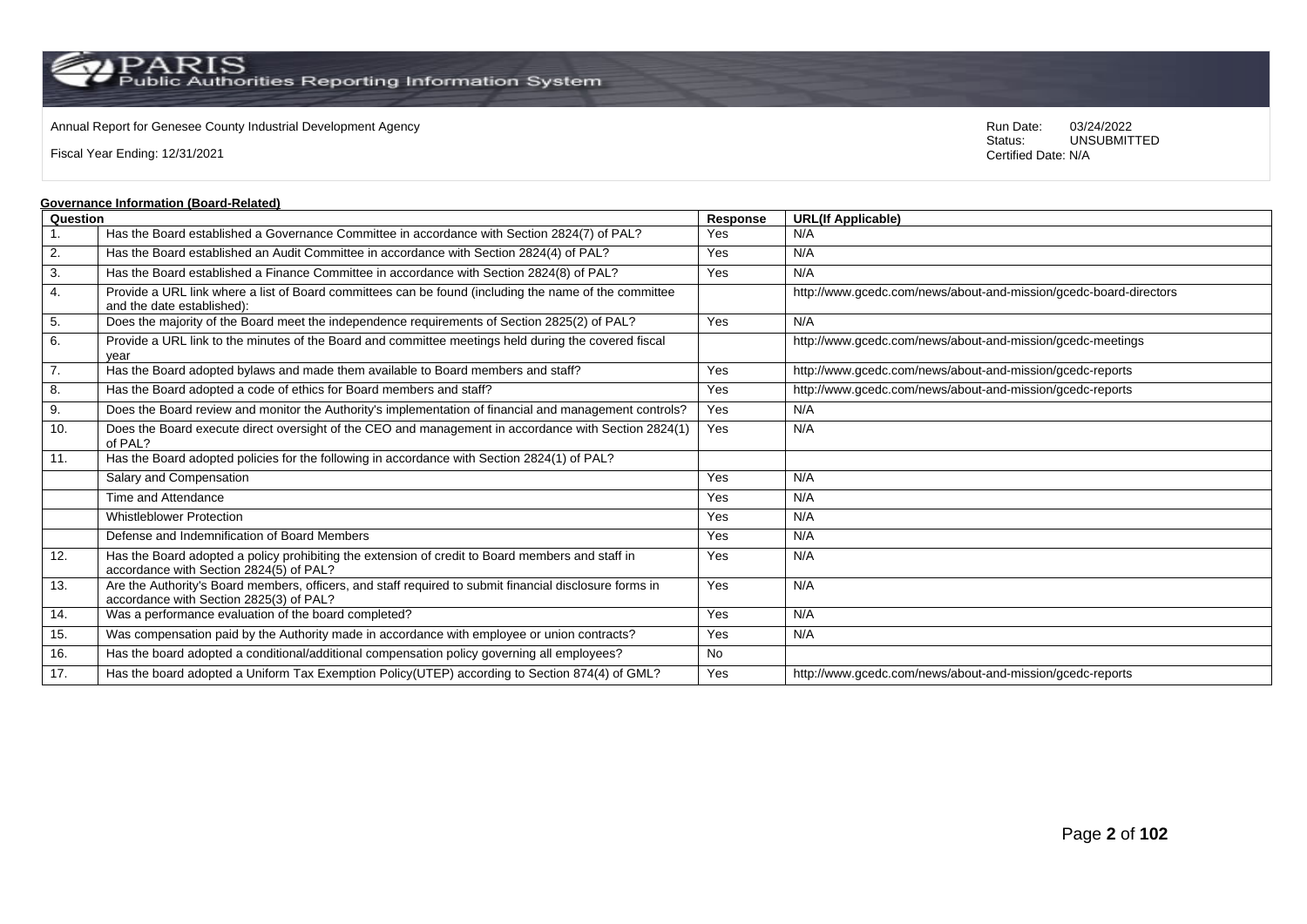Annual Report for Genesee County Industrial Development Agency

Fiscal Year Ending: 12/31/2021

Run Date: 03/24/2022
Status: UNSUBMITTED
Certified Date: N/A

**Governance Information (Board-Related)**

| Question | | Response | URL(If Applicable) |
|---|---|---|---|
| 1. | Has the Board established a Governance Committee in accordance with Section 2824(7) of PAL? | Yes | N/A |
| 2. | Has the Board established an Audit Committee in accordance with Section 2824(4) of PAL? | Yes | N/A |
| 3. | Has the Board established a Finance Committee in accordance with Section 2824(8) of PAL? | Yes | N/A |
| 4. | Provide a URL link where a list of Board committees can be found (including the name of the committee and the date established): | | http://www.gcedc.com/news/about-and-mission/gcedc-board-directors |
| 5. | Does the majority of the Board meet the independence requirements of Section 2825(2) of PAL? | Yes | N/A |
| 6. | Provide a URL link to the minutes of the Board and committee meetings held during the covered fiscal year | | http://www.gcedc.com/news/about-and-mission/gcedc-meetings |
| 7. | Has the Board adopted bylaws and made them available to Board members and staff? | Yes | http://www.gcedc.com/news/about-and-mission/gcedc-reports |
| 8. | Has the Board adopted a code of ethics for Board members and staff? | Yes | http://www.gcedc.com/news/about-and-mission/gcedc-reports |
| 9. | Does the Board review and monitor the Authority's implementation of financial and management controls? | Yes | N/A |
| 10. | Does the Board execute direct oversight of the CEO and management in accordance with Section 2824(1) of PAL? | Yes | N/A |
| 11. | Has the Board adopted policies for the following in accordance with Section 2824(1) of PAL? | | |
| | Salary and Compensation | Yes | N/A |
| | Time and Attendance | Yes | N/A |
| | Whistleblower Protection | Yes | N/A |
| | Defense and Indemnification of Board Members | Yes | N/A |
| 12. | Has the Board adopted a policy prohibiting the extension of credit to Board members and staff in accordance with Section 2824(5) of PAL? | Yes | N/A |
| 13. | Are the Authority's Board members, officers, and staff required to submit financial disclosure forms in accordance with Section 2825(3) of PAL? | Yes | N/A |
| 14. | Was a performance evaluation of the board completed? | Yes | N/A |
| 15. | Was compensation paid by the Authority made in accordance with employee or union contracts? | Yes | N/A |
| 16. | Has the board adopted a conditional/additional compensation policy governing all employees? | No | |
| 17. | Has the board adopted a Uniform Tax Exemption Policy(UTEP) according to Section 874(4) of GML? | Yes | http://www.gcedc.com/news/about-and-mission/gcedc-reports |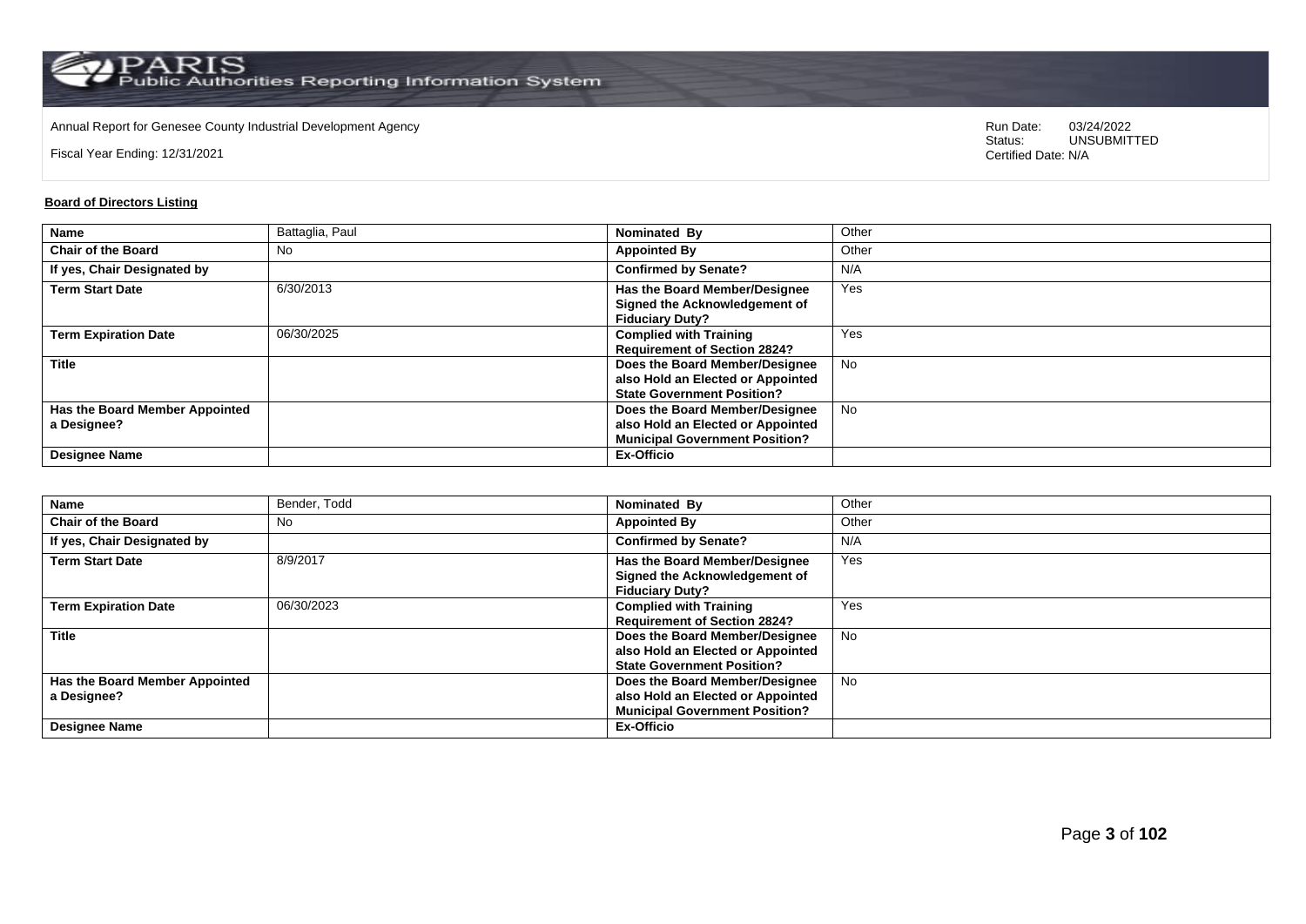Annual Report for Genesee County Industrial Development Agency

Fiscal Year Ending: 12/31/2021

Run Date: 03/24/2022
Status: UNSUBMITTED
Certified Date: N/A

**Board of Directors Listing**

| **Name** | Battaglia, Paul | **Nominated By** | Other |
|---|---|---|---|
| **Chair of the Board** | No | **Appointed By** | Other |
| **If yes, Chair Designated by** | | **Confirmed by Senate?** | N/A |
| **Term Start Date** | 6/30/2013 | **Has the Board Member/Designee Signed the Acknowledgement of Fiduciary Duty?** | Yes |
| **Term Expiration Date** | 06/30/2025 | **Complied with Training Requirement of Section 2824?** | Yes |
| **Title** | | **Does the Board Member/Designee also Hold an Elected or Appointed State Government Position?** | No |
| **Has the Board Member Appointed a Designee?** | | **Does the Board Member/Designee also Hold an Elected or Appointed Municipal Government Position?** | No |
| **Designee Name** | | **Ex-Officio** | |

| **Name** | Bender, Todd | **Nominated By** | Other |
|---|---|---|---|
| **Chair of the Board** | No | **Appointed By** | Other |
| **If yes, Chair Designated by** | | **Confirmed by Senate?** | N/A |
| **Term Start Date** | 8/9/2017 | **Has the Board Member/Designee Signed the Acknowledgement of Fiduciary Duty?** | Yes |
| **Term Expiration Date** | 06/30/2023 | **Complied with Training Requirement of Section 2824?** | Yes |
| **Title** | | **Does the Board Member/Designee also Hold an Elected or Appointed State Government Position?** | No |
| **Has the Board Member Appointed a Designee?** | | **Does the Board Member/Designee also Hold an Elected or Appointed Municipal Government Position?** | No |
| **Designee Name** | | **Ex-Officio** | |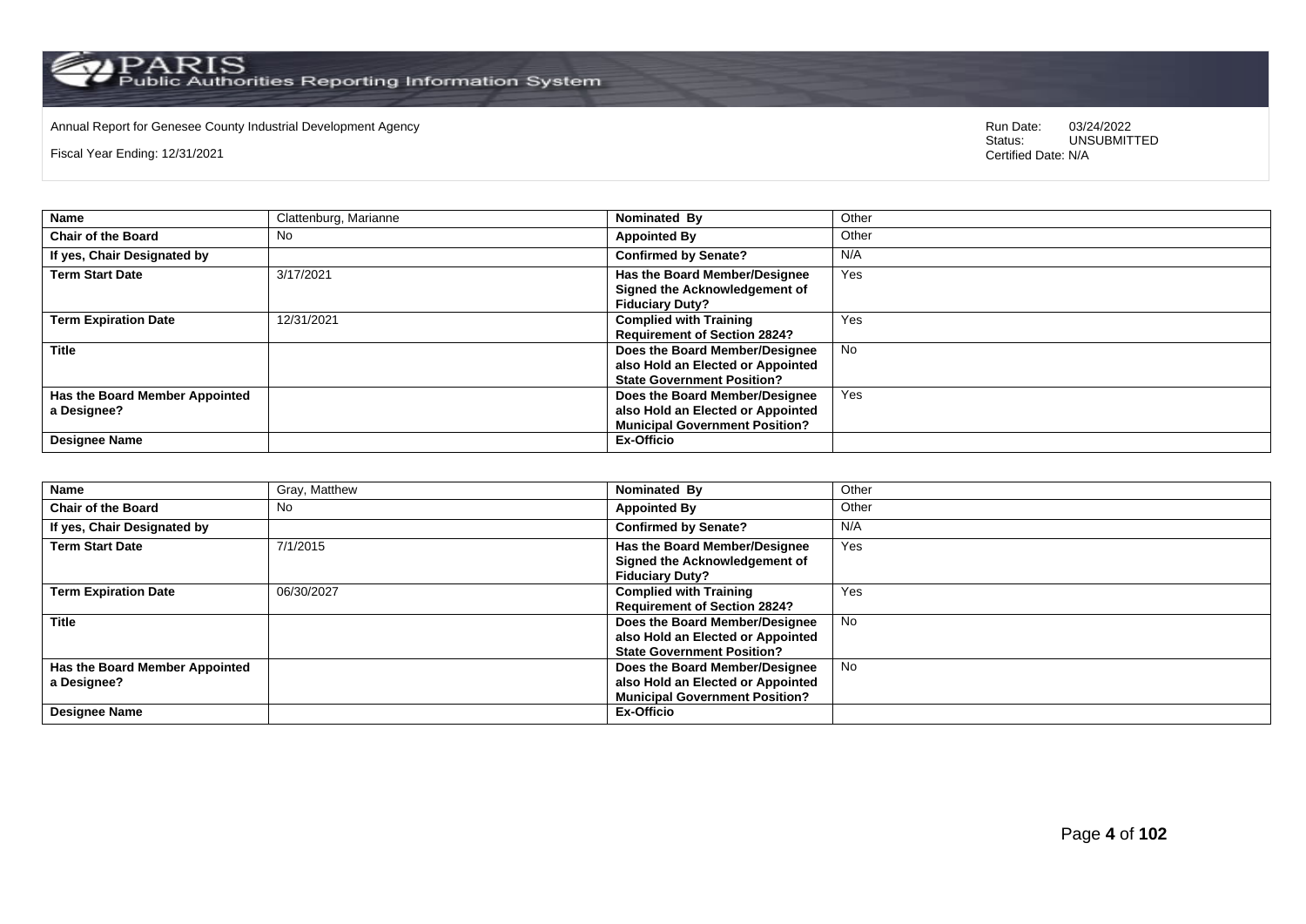Annual Report for Genesee County Industrial Development Agency

Fiscal Year Ending: 12/31/2021

Run Date: 03/24/2022
Status: UNSUBMITTED
Certified Date: N/A

| **Name** | Clattenburg, Marianne | **Nominated By** | Other |
|---|---|---|---|
| **Chair of the Board** | No | **Appointed By** | Other |
| **If yes, Chair Designated by** | | **Confirmed by Senate?** | N/A |
| **Term Start Date** | 3/17/2021 | **Has the Board Member/Designee Signed the Acknowledgement of Fiduciary Duty?** | Yes |
| **Term Expiration Date** | 12/31/2021 | **Complied with Training Requirement of Section 2824?** | Yes |
| **Title** | | **Does the Board Member/Designee also Hold an Elected or Appointed State Government Position?** | No |
| **Has the Board Member Appointed a Designee?** | | **Does the Board Member/Designee also Hold an Elected or Appointed Municipal Government Position?** | Yes |
| **Designee Name** | | **Ex-Officio** | |

| **Name** | Gray, Matthew | **Nominated By** | Other |
|---|---|---|---|
| **Chair of the Board** | No | **Appointed By** | Other |
| **If yes, Chair Designated by** | | **Confirmed by Senate?** | N/A |
| **Term Start Date** | 7/1/2015 | **Has the Board Member/Designee Signed the Acknowledgement of Fiduciary Duty?** | Yes |
| **Term Expiration Date** | 06/30/2027 | **Complied with Training Requirement of Section 2824?** | Yes |
| **Title** | | **Does the Board Member/Designee also Hold an Elected or Appointed State Government Position?** | No |
| **Has the Board Member Appointed a Designee?** | | **Does the Board Member/Designee also Hold an Elected or Appointed Municipal Government Position?** | No |
| **Designee Name** | | **Ex-Officio** | |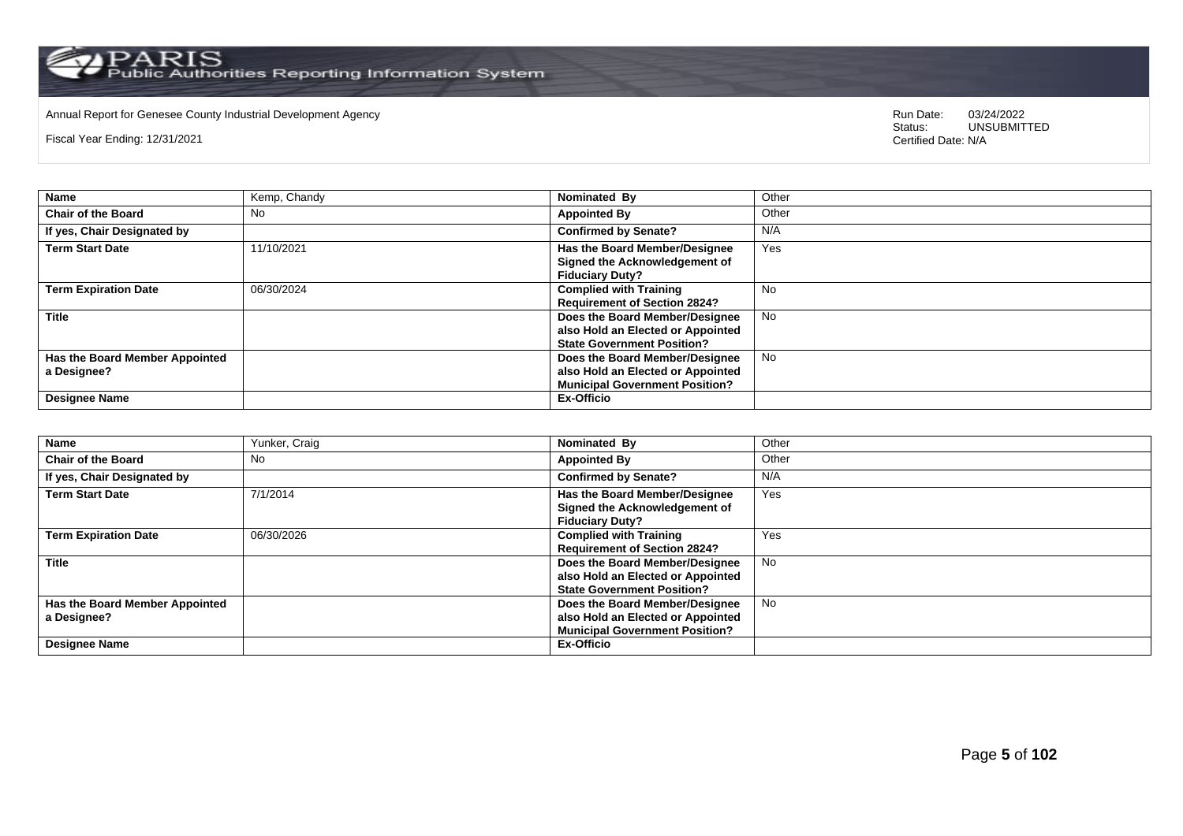Annual Report for Genesee County Industrial Development Agency

Fiscal Year Ending: 12/31/2021

Run Date: 03/24/2022
Status: UNSUBMITTED
Certified Date: N/A

| **Name** | Kemp, Chandy | **Nominated By** | Other |
|---|---|---|---|
| **Chair of the Board** | No | **Appointed By** | Other |
| **If yes, Chair Designated by** | | **Confirmed by Senate?** | N/A |
| **Term Start Date** | 11/10/2021 | **Has the Board Member/Designee Signed the Acknowledgement of Fiduciary Duty?** | Yes |
| **Term Expiration Date** | 06/30/2024 | **Complied with Training Requirement of Section 2824?** | No |
| **Title** | | **Does the Board Member/Designee also Hold an Elected or Appointed State Government Position?** | No |
| **Has the Board Member Appointed a Designee?** | | **Does the Board Member/Designee also Hold an Elected or Appointed Municipal Government Position?** | No |
| **Designee Name** | | **Ex-Officio** | |

| **Name** | Yunker, Craig | **Nominated By** | Other |
|---|---|---|---|
| **Chair of the Board** | No | **Appointed By** | Other |
| **If yes, Chair Designated by** | | **Confirmed by Senate?** | N/A |
| **Term Start Date** | 7/1/2014 | **Has the Board Member/Designee Signed the Acknowledgement of Fiduciary Duty?** | Yes |
| **Term Expiration Date** | 06/30/2026 | **Complied with Training Requirement of Section 2824?** | Yes |
| **Title** | | **Does the Board Member/Designee also Hold an Elected or Appointed State Government Position?** | No |
| **Has the Board Member Appointed a Designee?** | | **Does the Board Member/Designee also Hold an Elected or Appointed Municipal Government Position?** | No |
| **Designee Name** | | **Ex-Officio** | |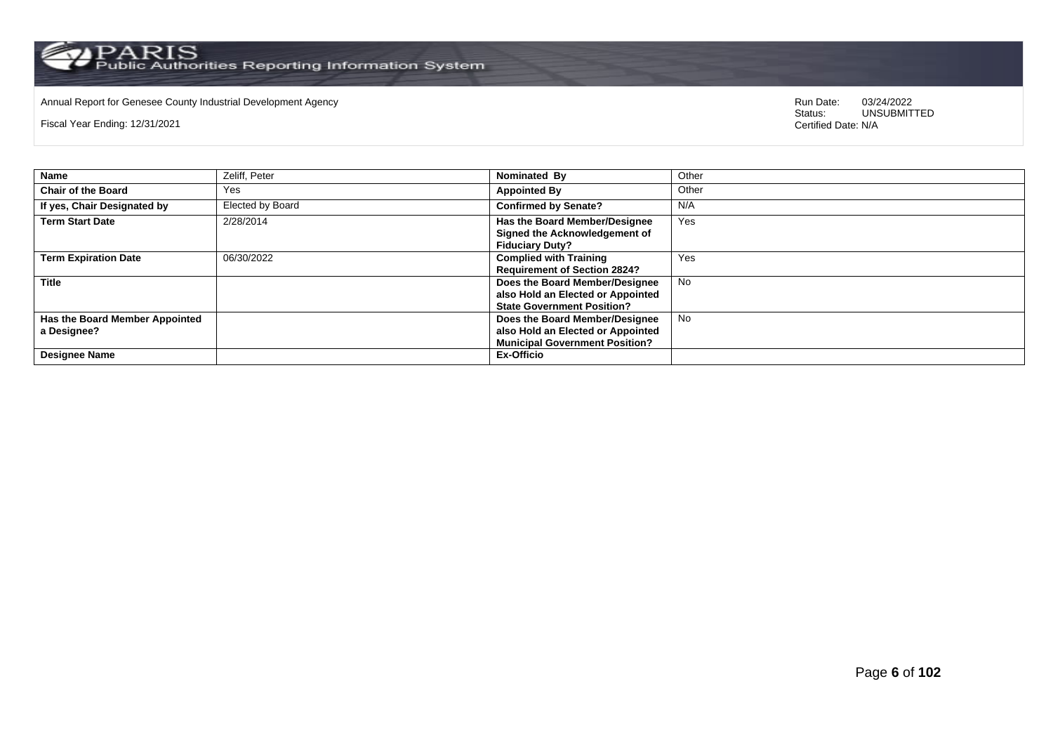Annual Report for Genesee County Industrial Development Agency

Fiscal Year Ending: 12/31/2021

Run Date: 03/24/2022
Status: UNSUBMITTED
Certified Date: N/A

| **Name** | Zeliff, Peter | **Nominated By** | Other |
|---|---|---|---|
| **Chair of the Board** | Yes | **Appointed By** | Other |
| **If yes, Chair Designated by** | Elected by Board | **Confirmed by Senate?** | N/A |
| **Term Start Date** | 2/28/2014 | **Has the Board Member/Designee Signed the Acknowledgement of Fiduciary Duty?** | Yes |
| **Term Expiration Date** | 06/30/2022 | **Complied with Training Requirement of Section 2824?** | Yes |
| **Title** | | **Does the Board Member/Designee also Hold an Elected or Appointed State Government Position?** | No |
| **Has the Board Member Appointed a Designee?** | | **Does the Board Member/Designee also Hold an Elected or Appointed Municipal Government Position?** | No |
| **Designee Name** | | **Ex-Officio** | |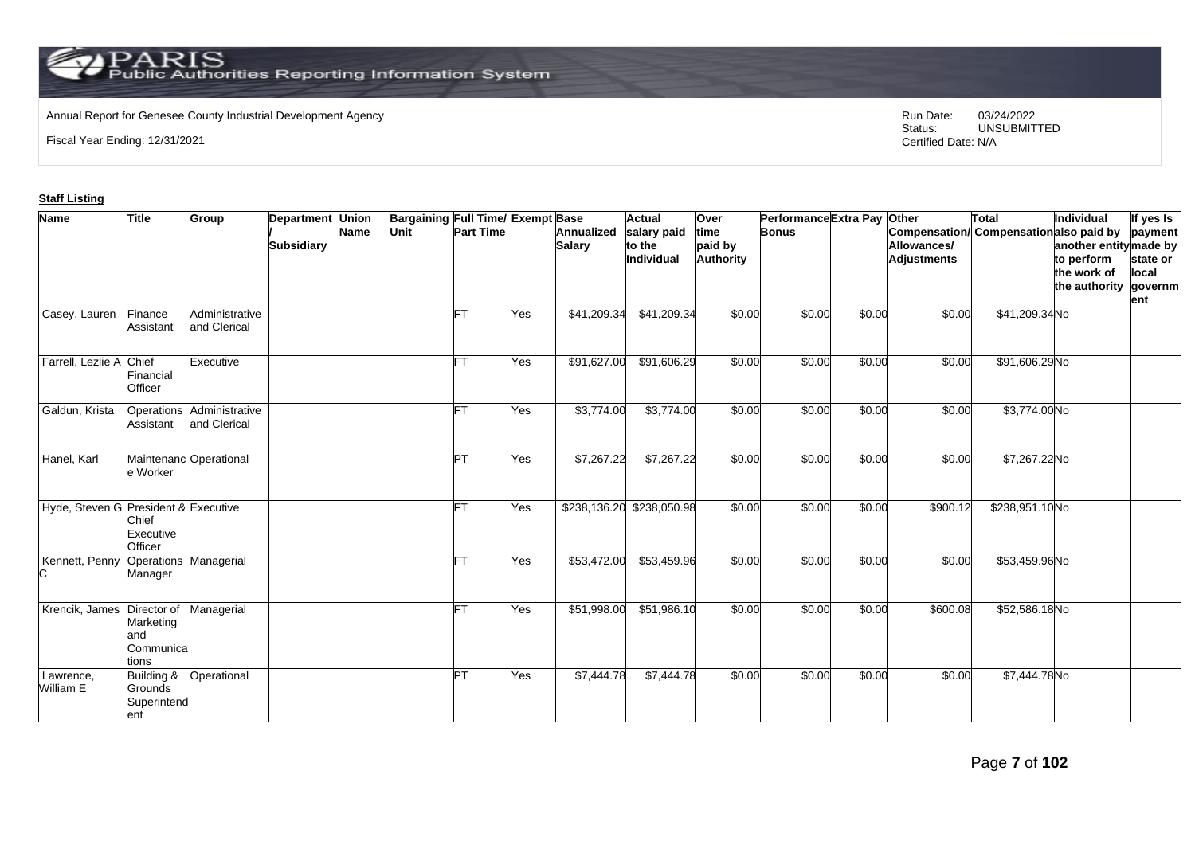Annual Report for Genesee County Industrial Development Agency

Fiscal Year Ending: 12/31/2021

Run Date: 03/24/2022
Status: UNSUBMITTED
Certified Date: N/A

**Staff Listing**

| Name | Title | Group | Department / Subsidiary | Union Name | Bargaining Unit | Full Time/ Part Time | Exempt | Base Annualized Salary | Actual salary paid to the Individual | Over time paid by Authority | Performance Bonus | Extra Pay | Other Compensation/ Allowances/ Adjustments | Total Compensation | Individual also paid by another entity to perform the work of the authority | If yes Is payment made by state or local government |
|---|---|---|---|---|---|---|---|---|---|---|---|---|---|---|---|---|
| Casey, Lauren | Finance Assistant | Administrative and Clerical | | | | FT | Yes | $41,209.34 | $41,209.34 | $0.00 | $0.00 | $0.00 | $0.00 | $41,209.34 | No | |
| Farrell, Lezlie A | Chief Financial Officer | Executive | | | | FT | Yes | $91,627.00 | $91,606.29 | $0.00 | $0.00 | $0.00 | $0.00 | $91,606.29 | No | |
| Galdun, Krista | Operations Assistant | Administrative and Clerical | | | | FT | Yes | $3,774.00 | $3,774.00 | $0.00 | $0.00 | $0.00 | $0.00 | $3,774.00 | No | |
| Hanel, Karl | Maintenance Worker | Operational | | | | PT | Yes | $7,267.22 | $7,267.22 | $0.00 | $0.00 | $0.00 | $0.00 | $7,267.22 | No | |
| Hyde, Steven G | President & Chief Executive Officer | Executive | | | | FT | Yes | $238,136.20 | $238,050.98 | $0.00 | $0.00 | $0.00 | $900.12 | $238,951.10 | No | |
| Kennett, Penny C | Operations Manager | Managerial | | | | FT | Yes | $53,472.00 | $53,459.96 | $0.00 | $0.00 | $0.00 | $0.00 | $53,459.96 | No | |
| Krencik, James | Director of Marketing and Communications | Managerial | | | | FT | Yes | $51,998.00 | $51,986.10 | $0.00 | $0.00 | $0.00 | $600.08 | $52,586.18 | No | |
| Lawrence, William E | Building & Grounds Superintendent | Operational | | | | PT | Yes | $7,444.78 | $7,444.78 | $0.00 | $0.00 | $0.00 | $0.00 | $7,444.78 | No | |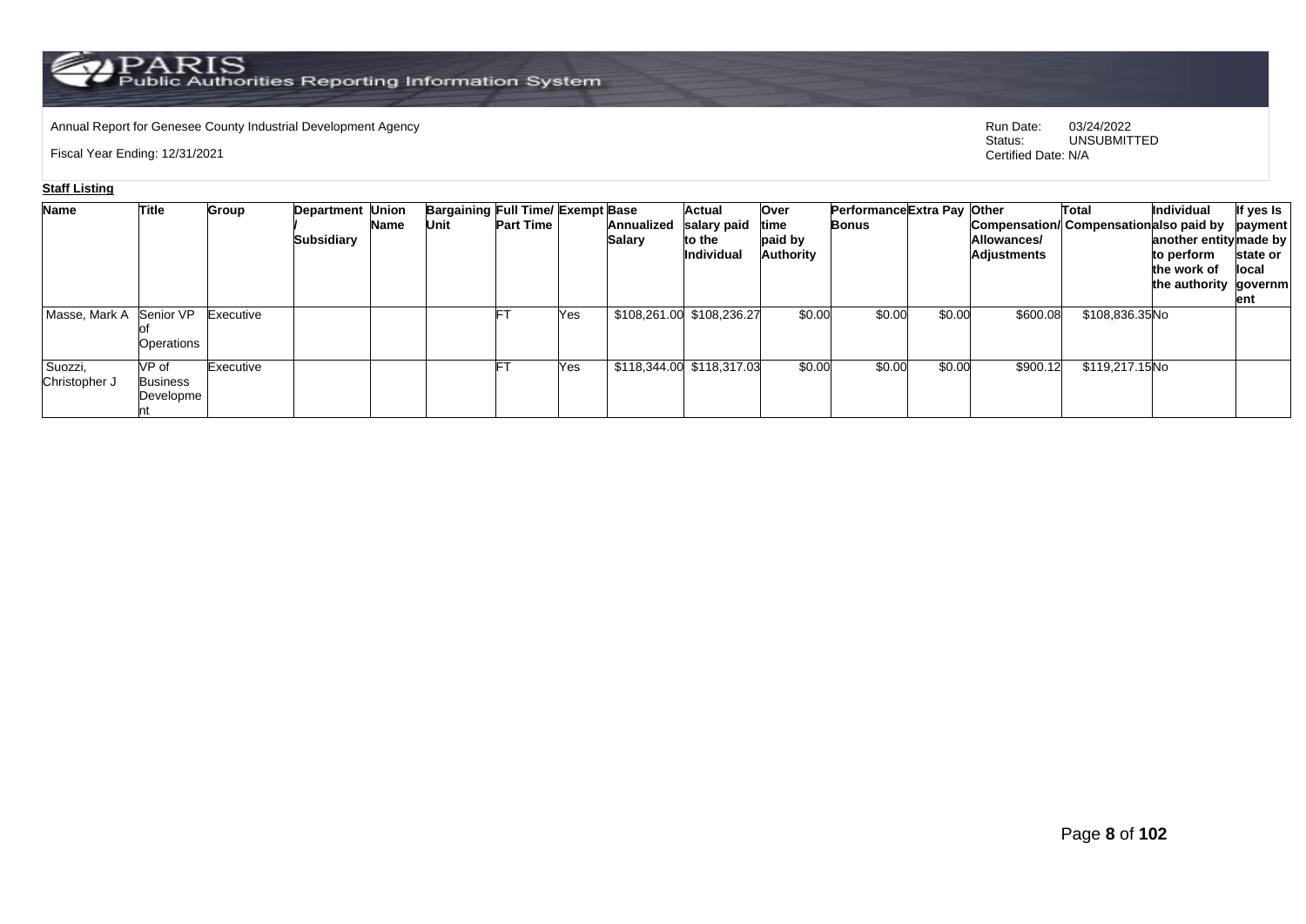Annual Report for Genesee County Industrial Development Agency

Fiscal Year Ending: 12/31/2021

Run Date: 03/24/2022
Status: UNSUBMITTED
Certified Date: N/A

**Staff Listing**

| Name | Title | Group | Department / Subsidiary | Union Name | Bargaining Unit | Full Time/ Part Time | Exempt | Base Annualized Salary | Actual salary paid to the Individual | Over time paid by Authority | Performance Bonus | Extra Pay | Other Compensation/ Allowances/ Adjustments | Total Compensation | Individual also paid by another entity to perform the work of the authority | If yes Is payment made by state or local government |
|---|---|---|---|---|---|---|---|---|---|---|---|---|---|---|---|---|
| Masse, Mark A | Senior VP of Operations | Executive | | | | FT | Yes | $108,261.00 | $108,236.27 | $0.00 | $0.00 | $0.00 | $600.08 | $108,836.35 | No | |
| Suozzi, Christopher J | VP of Business Development | Executive | | | | FT | Yes | $118,344.00 | $118,317.03 | $0.00 | $0.00 | $0.00 | $900.12 | $119,217.15 | No | |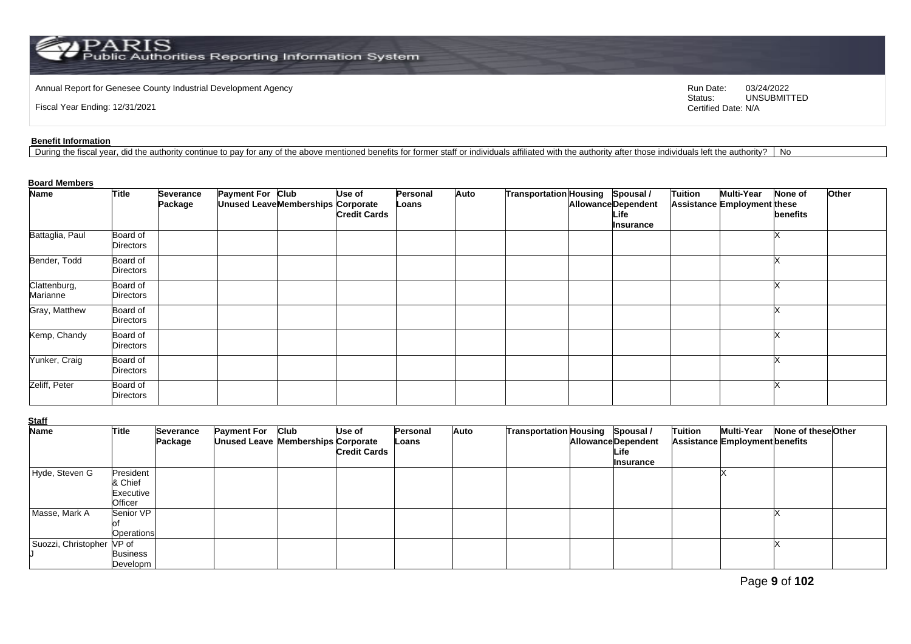Annual Report for Genesee County Industrial Development Agency

Fiscal Year Ending: 12/31/2021

Run Date: 03/24/2022
Status: UNSUBMITTED
Certified Date: N/A

**Benefit Information**

| During the fiscal year, did the authority continue to pay for any of the above mentioned benefits for former staff or individuals affiliated with the authority after those individuals left the authority? | No |
|---|---|

**Board Members**

| Name | Title | Severance Package | Payment For Unused Leave | Club Memberships | Use of Corporate Credit Cards | Personal Loans | Auto | Transportation | Housing Allowance | Spousal / Dependent Life Insurance | Tuition Assistance | Multi-Year Employment | None of these benefits | Other |
|---|---|---|---|---|---|---|---|---|---|---|---|---|---|---|
| Battaglia, Paul | Board of Directors | | | | | | | | | | | | X | |
| Bender, Todd | Board of Directors | | | | | | | | | | | | X | |
| Clattenburg, Marianne | Board of Directors | | | | | | | | | | | | X | |
| Gray, Matthew | Board of Directors | | | | | | | | | | | | X | |
| Kemp, Chandy | Board of Directors | | | | | | | | | | | | X | |
| Yunker, Craig | Board of Directors | | | | | | | | | | | | X | |
| Zeliff, Peter | Board of Directors | | | | | | | | | | | | X | |

**Staff**

| Name | Title | Severance Package | Payment For Unused Leave | Club Memberships | Use of Corporate Credit Cards | Personal Loans | Auto | Transportation | Housing Allowance | Spousal / Dependent Life Insurance | Tuition Assistance | Multi-Year Employment | None of these benefits | Other |
|---|---|---|---|---|---|---|---|---|---|---|---|---|---|---|
| Hyde, Steven G | President & Chief Executive Officer | | | | | | | | | | | X | | |
| Masse, Mark A | Senior VP of Operations | | | | | | | | | | | | X | |
| Suozzi, Christopher J | VP of Business Developm | | | | | | | | | | | | X | |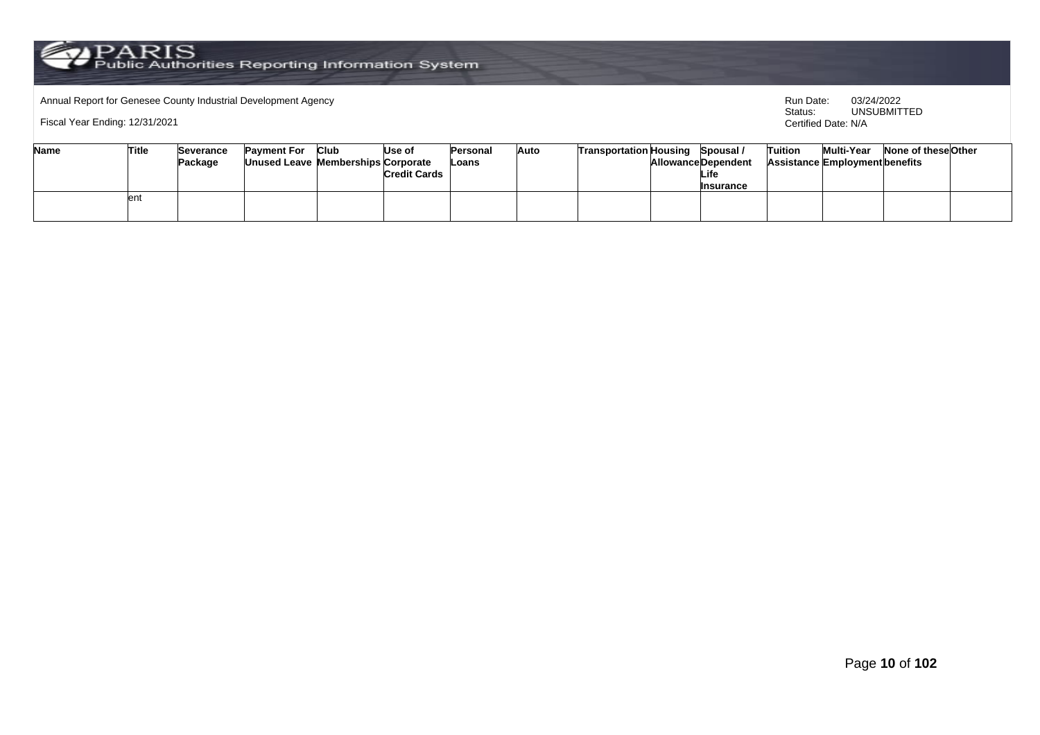Annual Report for Genesee County Industrial Development Agency

Fiscal Year Ending: 12/31/2021

Run Date: 03/24/2022
Status: UNSUBMITTED
Certified Date: N/A

| Name | Title | Severance Package | Payment For Unused Leave | Club Memberships | Use of Corporate Credit Cards | Personal Loans | Auto | Transportation | Housing Allowance | Spousal / Dependent Life Insurance | Tuition Assistance | Multi-Year Employment | None of these benefits | Other |
|---|---|---|---|---|---|---|---|---|---|---|---|---|---|---|
| | ent | | | | | | | | | | | | | |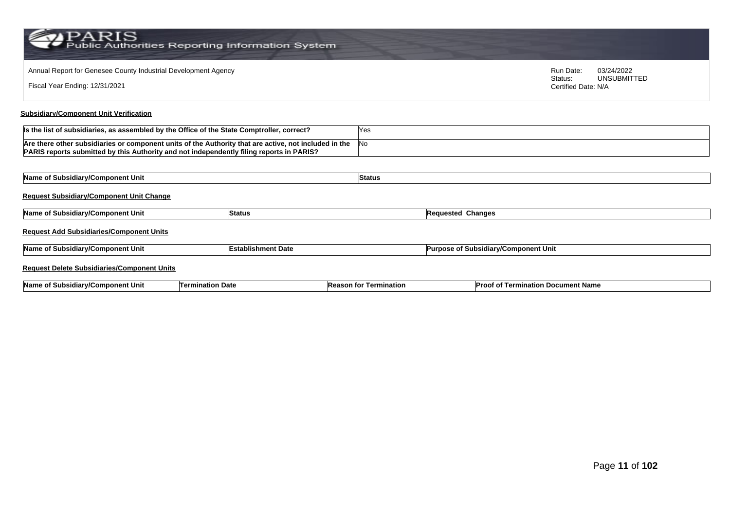Annual Report for Genesee County Industrial Development Agency

Fiscal Year Ending: 12/31/2021

Run Date: 03/24/2022
Status: UNSUBMITTED
Certified Date: N/A

## Subsidiary/Component Unit Verification

| Is the list of subsidiaries, as assembled by the Office of the State Comptroller, correct? | Yes |
|---|---|
| Are there other subsidiaries or component units of the Authority that are active, not included in the PARIS reports submitted by this Authority and not independently filing reports in PARIS? | No |

| Name of Subsidiary/Component Unit | Status |
|---|---|

## Request Subsidiary/Component Unit Change

| Name of Subsidiary/Component Unit | Status | Requested Changes |
|---|---|---|

## Request Add Subsidiaries/Component Units

| Name of Subsidiary/Component Unit | Establishment Date | Purpose of Subsidiary/Component Unit |
|---|---|---|

## Request Delete Subsidiaries/Component Units

| Name of Subsidiary/Component Unit | Termination Date | Reason for Termination | Proof of Termination Document Name |
|---|---|---|---|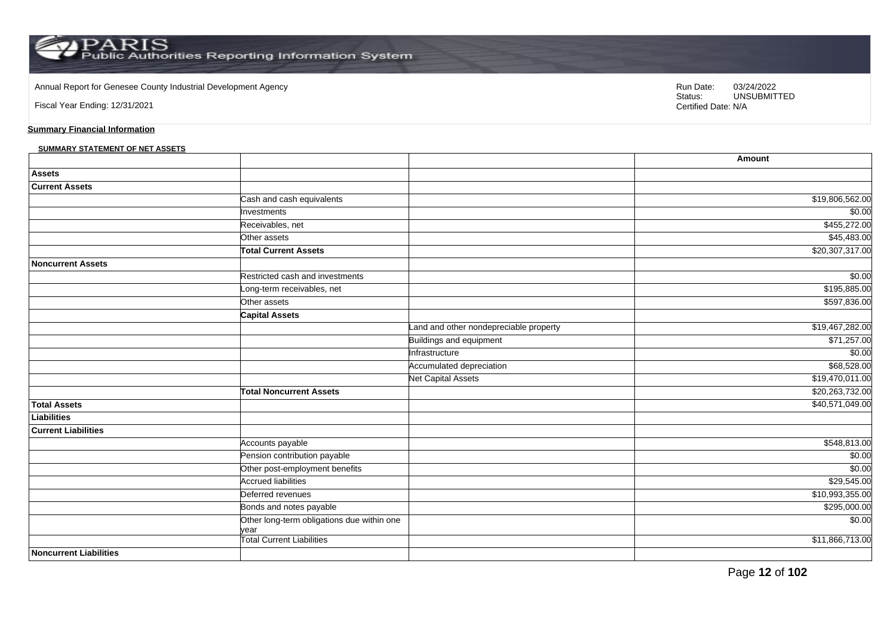Annual Report for Genesee County Industrial Development Agency

Fiscal Year Ending: 12/31/2021

Run Date: 03/24/2022
Status: UNSUBMITTED
Certified Date: N/A

**Summary Financial Information**

**SUMMARY STATEMENT OF NET ASSETS**

| | | | Amount |
|---|---|---|---|
| **Assets** | | | |
| **Current Assets** | | | |
| | Cash and cash equivalents | | $19,806,562.00 |
| | Investments | | $0.00 |
| | Receivables, net | | $455,272.00 |
| | Other assets | | $45,483.00 |
| | **Total Current Assets** | | $20,307,317.00 |
| **Noncurrent Assets** | | | |
| | Restricted cash and investments | | $0.00 |
| | Long-term receivables, net | | $195,885.00 |
| | Other assets | | $597,836.00 |
| | **Capital Assets** | | |
| | | Land and other nondepreciable property | $19,467,282.00 |
| | | Buildings and equipment | $71,257.00 |
| | | Infrastructure | $0.00 |
| | | Accumulated depreciation | $68,528.00 |
| | | Net Capital Assets | $19,470,011.00 |
| | **Total Noncurrent Assets** | | $20,263,732.00 |
| **Total Assets** | | | $40,571,049.00 |
| **Liabilities** | | | |
| **Current Liabilities** | | | |
| | Accounts payable | | $548,813.00 |
| | Pension contribution payable | | $0.00 |
| | Other post-employment benefits | | $0.00 |
| | Accrued liabilities | | $29,545.00 |
| | Deferred revenues | | $10,993,355.00 |
| | Bonds and notes payable | | $295,000.00 |
| | Other long-term obligations due within one year | | $0.00 |
| | Total Current Liabilities | | $11,866,713.00 |
| **Noncurrent Liabilities** | | | |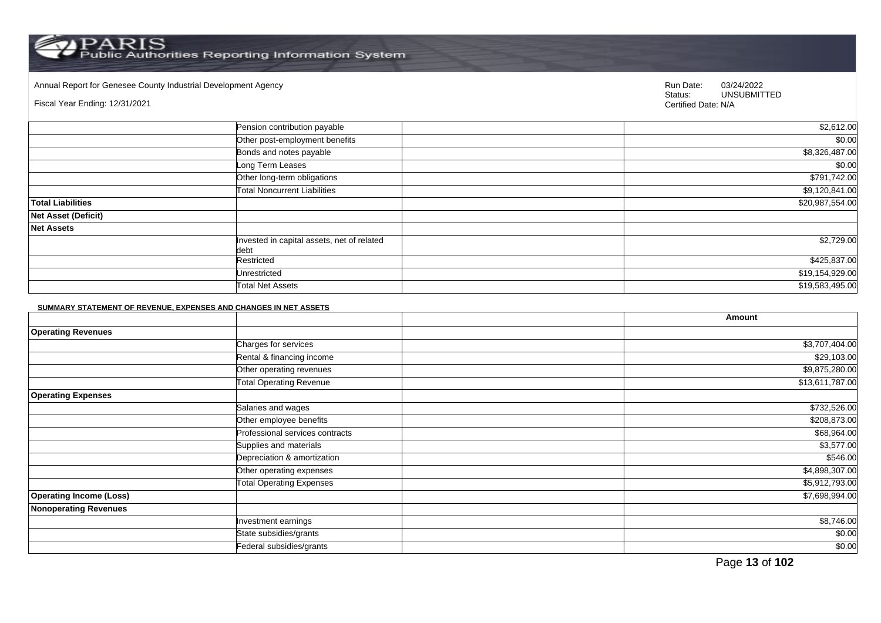Annual Report for Genesee County Industrial Development Agency

Fiscal Year Ending: 12/31/2021

Run Date: 03/24/2022
Status: UNSUBMITTED
Certified Date: N/A

| | | | |
|---|---|---|---|
| | Pension contribution payable | | $2,612.00 |
| | Other post-employment benefits | | $0.00 |
| | Bonds and notes payable | | $8,326,487.00 |
| | Long Term Leases | | $0.00 |
| | Other long-term obligations | | $791,742.00 |
| | Total Noncurrent Liabilities | | $9,120,841.00 |
| **Total Liabilities** | | | $20,987,554.00 |
| **Net Asset (Deficit)** | | | |
| **Net Assets** | | | |
| | Invested in capital assets, net of related debt | | $2,729.00 |
| | Restricted | | $425,837.00 |
| | Unrestricted | | $19,154,929.00 |
| | Total Net Assets | | $19,583,495.00 |

**SUMMARY STATEMENT OF REVENUE, EXPENSES AND CHANGES IN NET ASSETS**

| | | | Amount |
|---|---|---|---|
| **Operating Revenues** | | | |
| | Charges for services | | $3,707,404.00 |
| | Rental & financing income | | $29,103.00 |
| | Other operating revenues | | $9,875,280.00 |
| | Total Operating Revenue | | $13,611,787.00 |
| **Operating Expenses** | | | |
| | Salaries and wages | | $732,526.00 |
| | Other employee benefits | | $208,873.00 |
| | Professional services contracts | | $68,964.00 |
| | Supplies and materials | | $3,577.00 |
| | Depreciation & amortization | | $546.00 |
| | Other operating expenses | | $4,898,307.00 |
| | Total Operating Expenses | | $5,912,793.00 |
| **Operating Income (Loss)** | | | $7,698,994.00 |
| **Nonoperating Revenues** | | | |
| | Investment earnings | | $8,746.00 |
| | State subsidies/grants | | $0.00 |
| | Federal subsidies/grants | | $0.00 |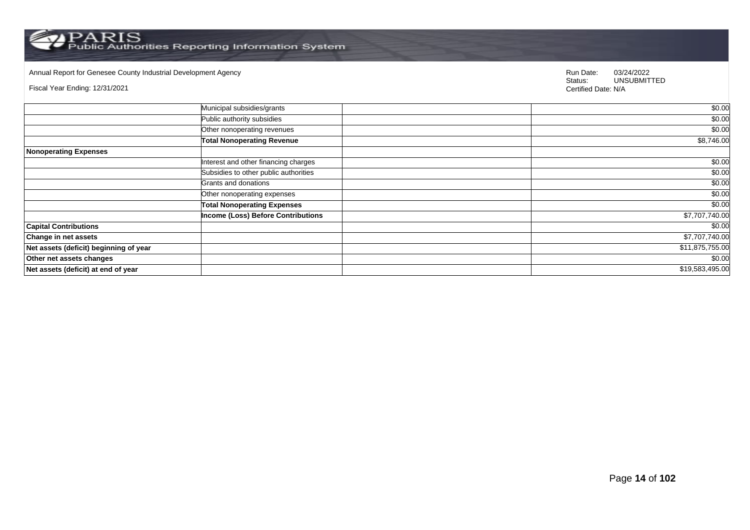Annual Report for Genesee County Industrial Development Agency

Fiscal Year Ending: 12/31/2021

Run Date: 03/24/2022
Status: UNSUBMITTED
Certified Date: N/A

| | | | |
|---|---|---|---|
| | Municipal subsidies/grants | | $0.00 |
| | Public authority subsidies | | $0.00 |
| | Other nonoperating revenues | | $0.00 |
| | **Total Nonoperating Revenue** | | $8,746.00 |
| **Nonoperating Expenses** | | | |
| | Interest and other financing charges | | $0.00 |
| | Subsidies to other public authorities | | $0.00 |
| | Grants and donations | | $0.00 |
| | Other nonoperating expenses | | $0.00 |
| | **Total Nonoperating Expenses** | | $0.00 |
| | **Income (Loss) Before Contributions** | | $7,707,740.00 |
| **Capital Contributions** | | | $0.00 |
| **Change in net assets** | | | $7,707,740.00 |
| **Net assets (deficit) beginning of year** | | | $11,875,755.00 |
| **Other net assets changes** | | | $0.00 |
| **Net assets (deficit) at end of year** | | | $19,583,495.00 |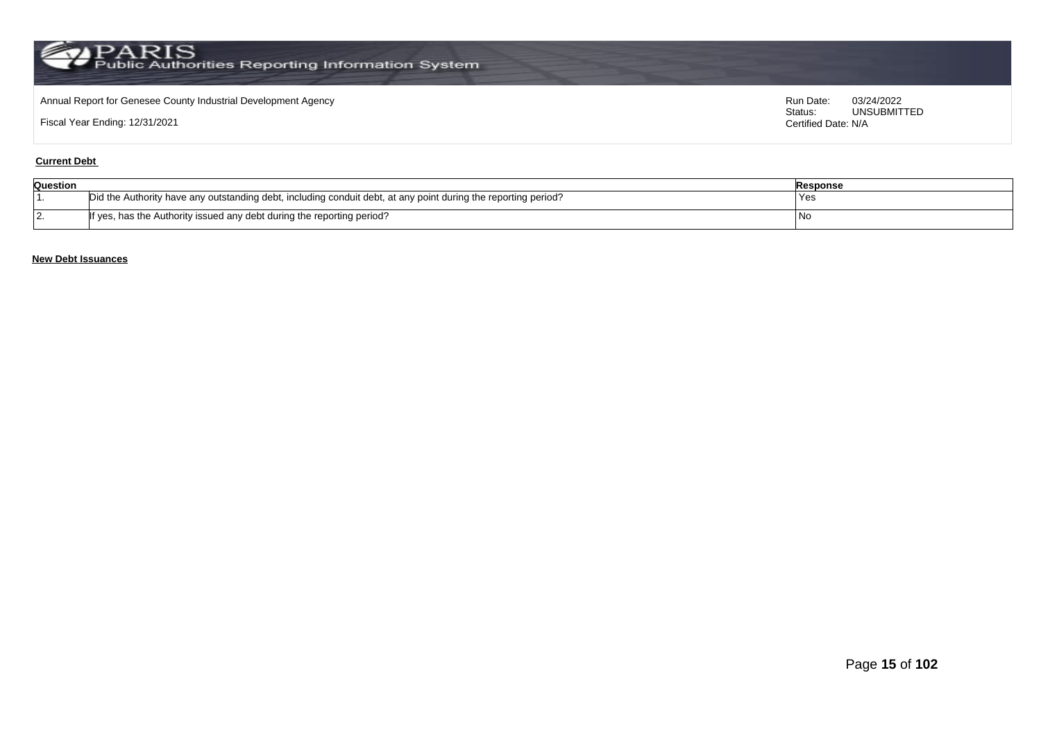Annual Report for Genesee County Industrial Development Agency

Fiscal Year Ending: 12/31/2021

Run Date: 03/24/2022
Status: UNSUBMITTED
Certified Date: N/A

**Current Debt**

| Question | | Response |
|---|---|---|
| 1. | Did the Authority have any outstanding debt, including conduit debt, at any point during the reporting period? | Yes |
| 2. | If yes, has the Authority issued any debt during the reporting period? | No |

**New Debt Issuances**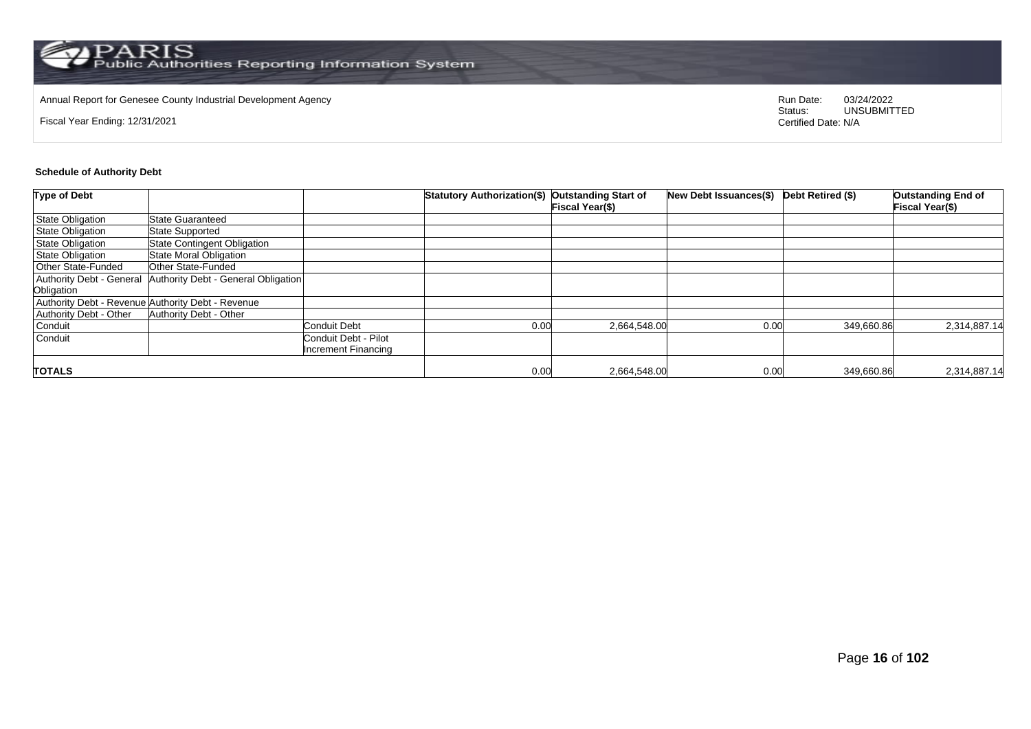Annual Report for Genesee County Industrial Development Agency

Fiscal Year Ending: 12/31/2021

Run Date: 03/24/2022
Status: UNSUBMITTED
Certified Date: N/A

### Schedule of Authority Debt

| Type of Debt | | | Statutory Authorization($) | Outstanding Start of Fiscal Year($) | New Debt Issuances($) | Debt Retired ($) | Outstanding End of Fiscal Year($) |
|---|---|---|---|---|---|---|---|
| State Obligation | State Guaranteed | | | | | | |
| State Obligation | State Supported | | | | | | |
| State Obligation | State Contingent Obligation | | | | | | |
| State Obligation | State Moral Obligation | | | | | | |
| Other State-Funded | Other State-Funded | | | | | | |
| Authority Debt - General Obligation | Authority Debt - General Obligation | | | | | | |
| Authority Debt - Revenue | Authority Debt - Revenue | | | | | | |
| Authority Debt - Other | Authority Debt - Other | | | | | | |
| Conduit | | Conduit Debt | 0.00 | 2,664,548.00 | 0.00 | 349,660.86 | 2,314,887.14 |
| Conduit | | Conduit Debt - Pilot Increment Financing | | | | | |
| **TOTALS** | | | 0.00 | 2,664,548.00 | 0.00 | 349,660.86 | 2,314,887.14 |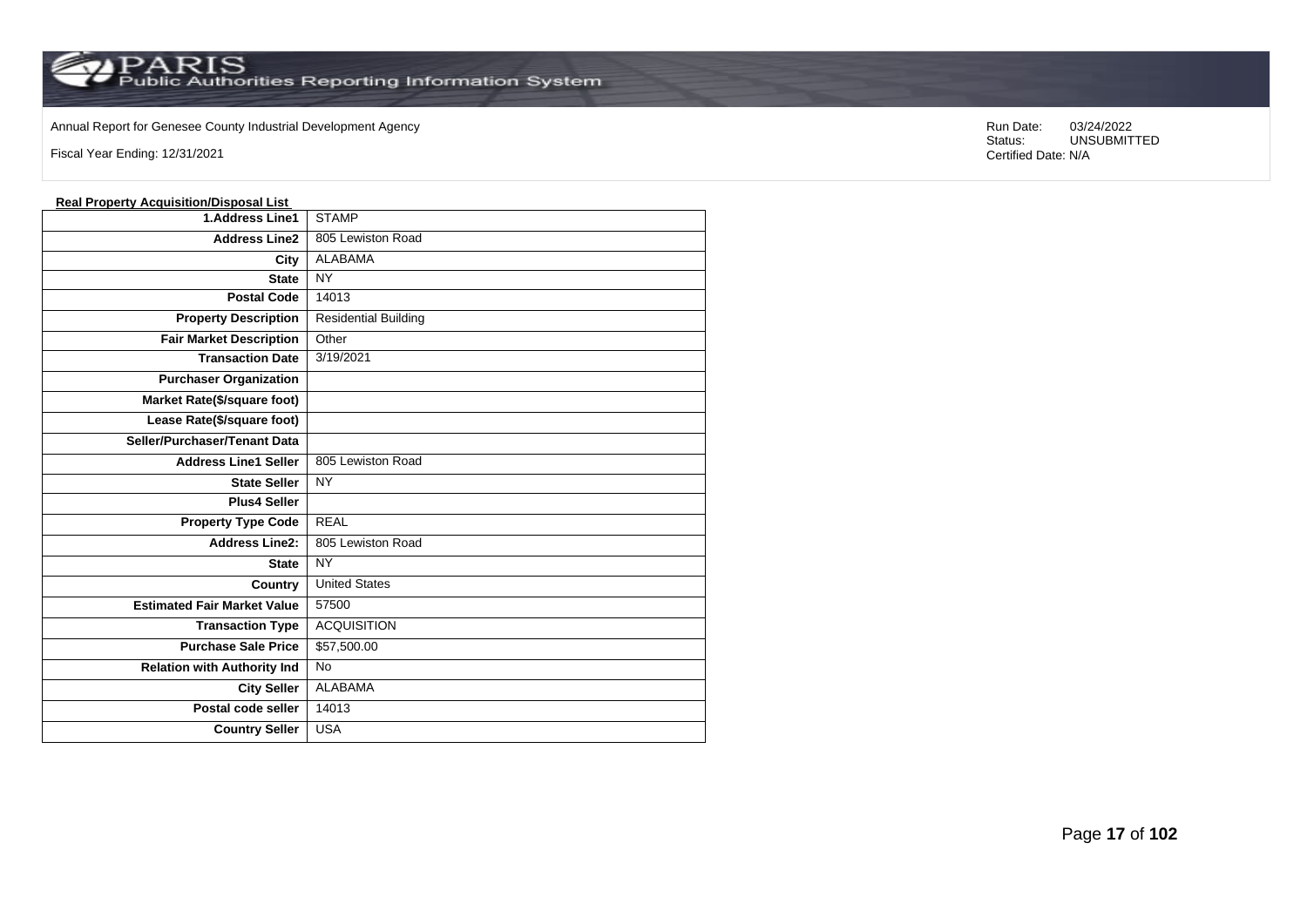Annual Report for Genesee County Industrial Development Agency

Fiscal Year Ending: 12/31/2021

Run Date: 03/24/2022
Status: UNSUBMITTED
Certified Date: N/A

**Real Property Acquisition/Disposal List**

| | |
|---|---|
| **1.Address Line1** | STAMP |
| **Address Line2** | 805 Lewiston Road |
| **City** | ALABAMA |
| **State** | NY |
| **Postal Code** | 14013 |
| **Property Description** | Residential Building |
| **Fair Market Description** | Other |
| **Transaction Date** | 3/19/2021 |
| **Purchaser Organization** | |
| **Market Rate($/square foot)** | |
| **Lease Rate($/square foot)** | |
| **Seller/Purchaser/Tenant Data** | |
| **Address Line1 Seller** | 805 Lewiston Road |
| **State Seller** | NY |
| **Plus4 Seller** | |
| **Property Type Code** | REAL |
| **Address Line2:** | 805 Lewiston Road |
| **State** | NY |
| **Country** | United States |
| **Estimated Fair Market Value** | 57500 |
| **Transaction Type** | ACQUISITION |
| **Purchase Sale Price** | $57,500.00 |
| **Relation with Authority Ind** | No |
| **City Seller** | ALABAMA |
| **Postal code seller** | 14013 |
| **Country Seller** | USA |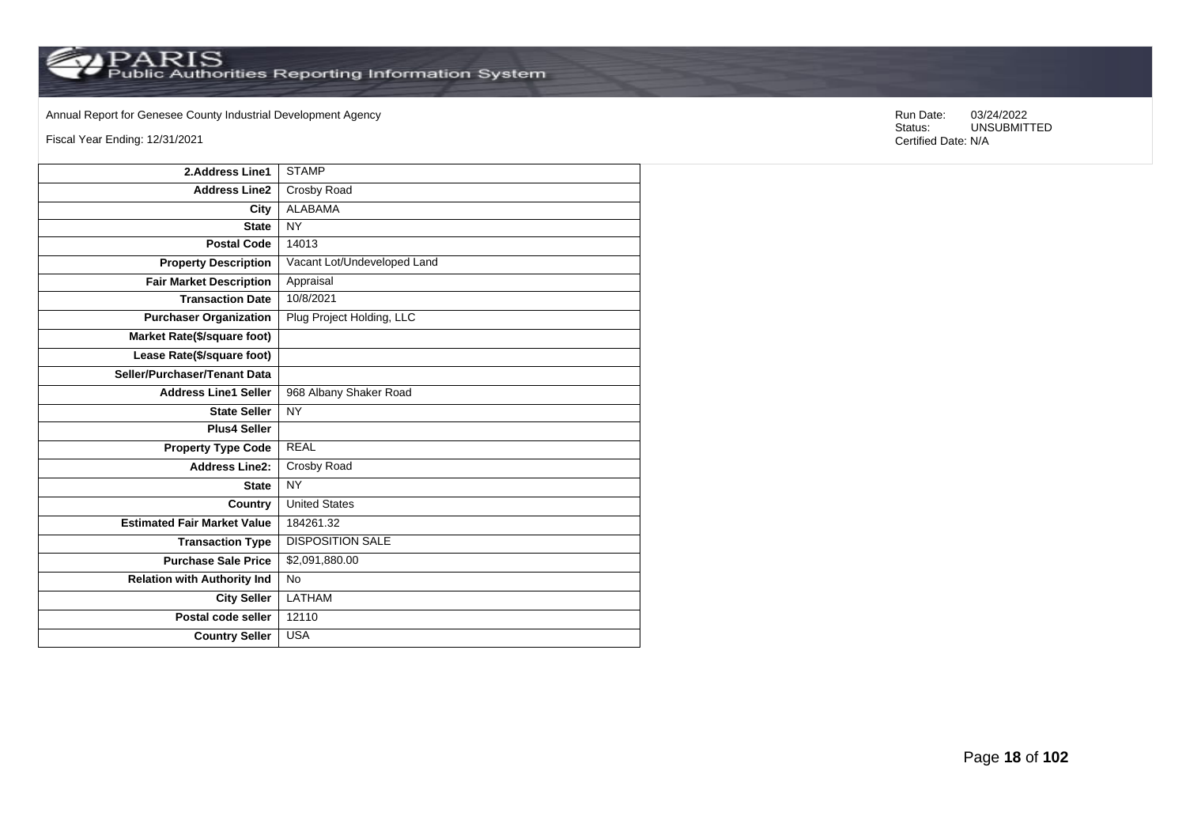Annual Report for Genesee County Industrial Development Agency

Fiscal Year Ending: 12/31/2021

Run Date: 03/24/2022
Status: UNSUBMITTED
Certified Date: N/A

| | |
|---|---|
| **2.Address Line1** | STAMP |
| **Address Line2** | Crosby Road |
| **City** | ALABAMA |
| **State** | NY |
| **Postal Code** | 14013 |
| **Property Description** | Vacant Lot/Undeveloped Land |
| **Fair Market Description** | Appraisal |
| **Transaction Date** | 10/8/2021 |
| **Purchaser Organization** | Plug Project Holding, LLC |
| **Market Rate($/square foot)** | |
| **Lease Rate($/square foot)** | |
| **Seller/Purchaser/Tenant Data** | |
| **Address Line1 Seller** | 968 Albany Shaker Road |
| **State Seller** | NY |
| **Plus4 Seller** | |
| **Property Type Code** | REAL |
| **Address Line2:** | Crosby Road |
| **State** | NY |
| **Country** | United States |
| **Estimated Fair Market Value** | 184261.32 |
| **Transaction Type** | DISPOSITION SALE |
| **Purchase Sale Price** | $2,091,880.00 |
| **Relation with Authority Ind** | No |
| **City Seller** | LATHAM |
| **Postal code seller** | 12110 |
| **Country Seller** | USA |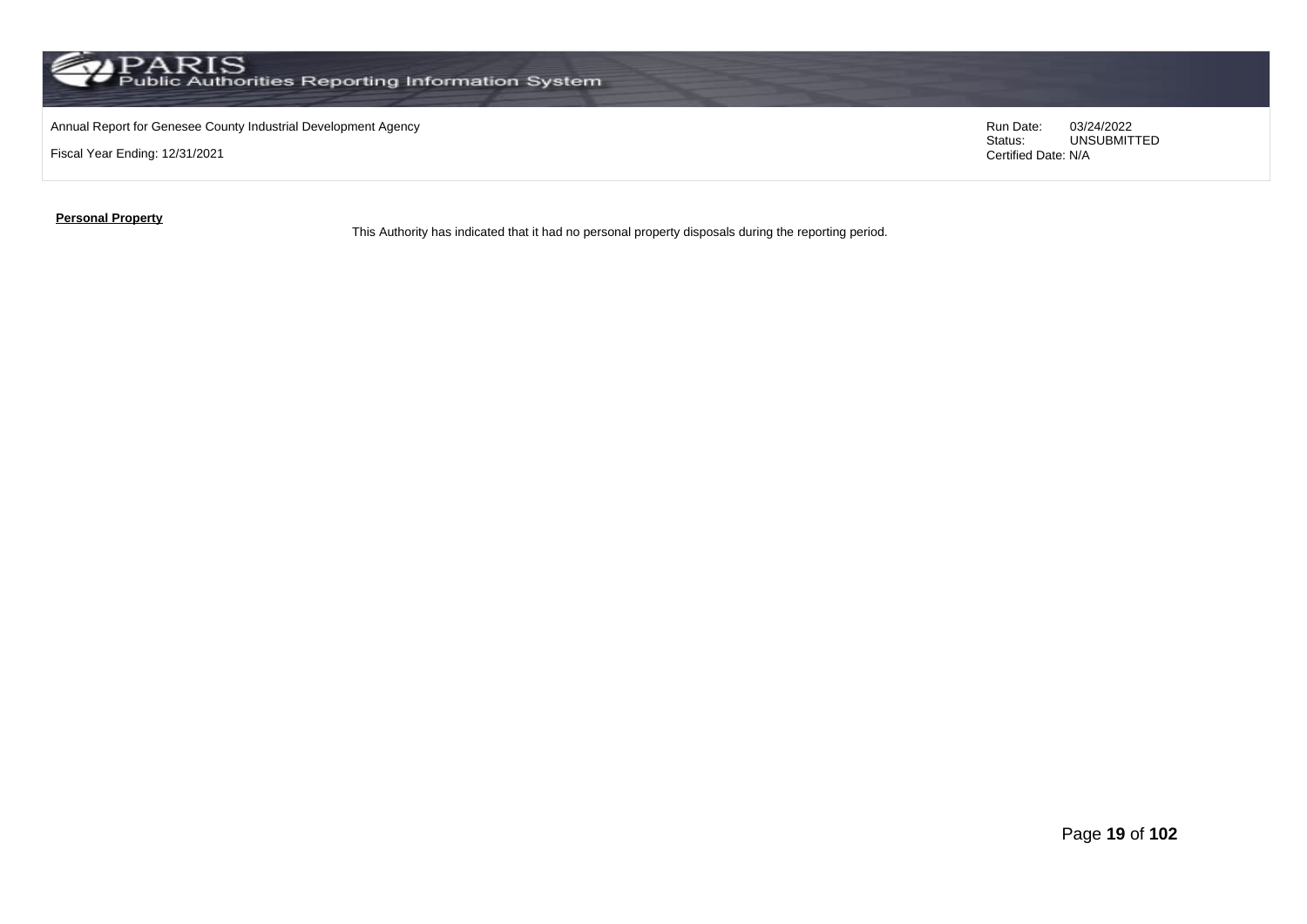**Personal Property**

This Authority has indicated that it had no personal property disposals during the reporting period.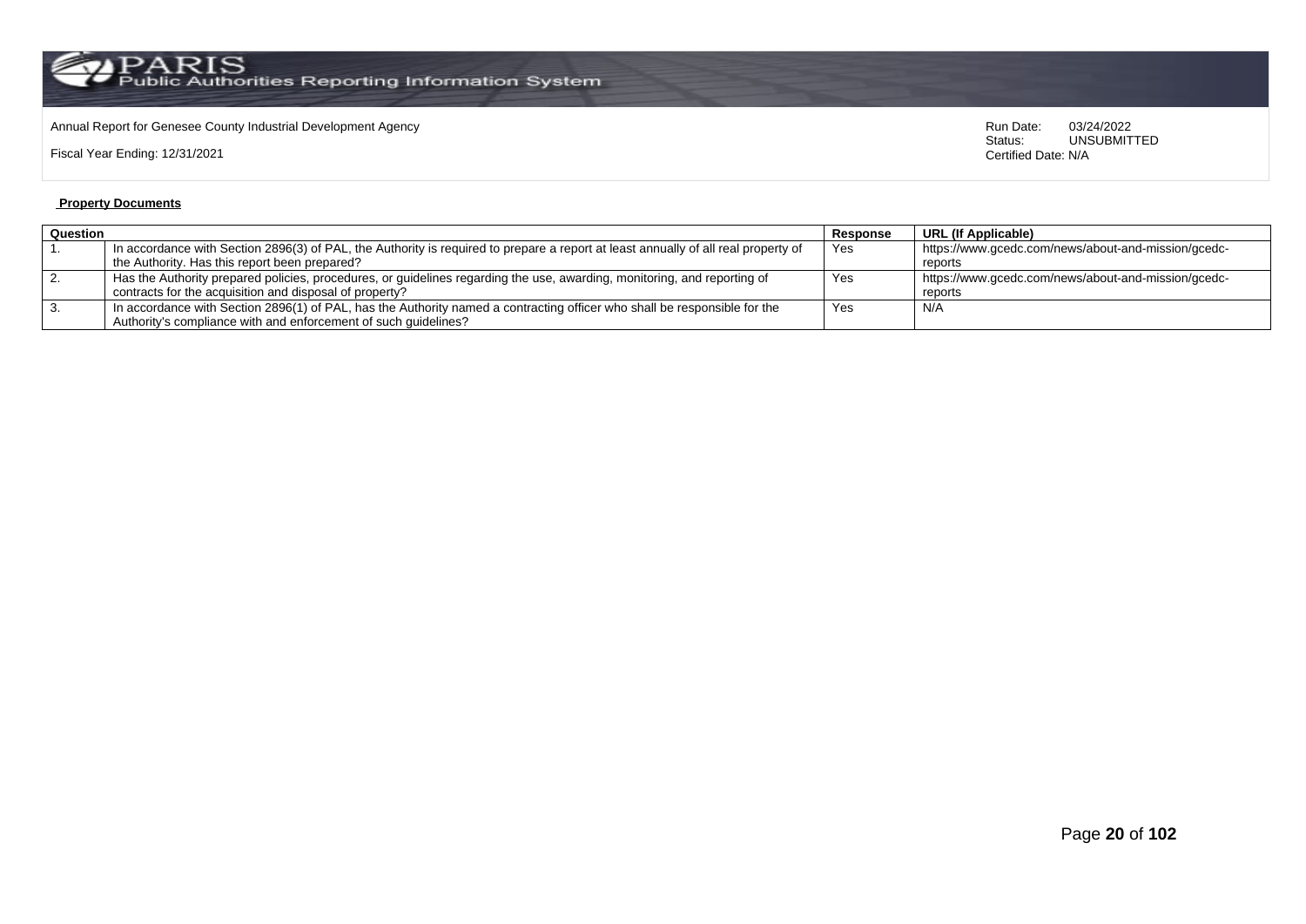Annual Report for Genesee County Industrial Development Agency

Fiscal Year Ending: 12/31/2021

Run Date: 03/24/2022
Status: UNSUBMITTED
Certified Date: N/A

**Property Documents**

| Question | | Response | URL (If Applicable) |
|---|---|---|---|
| 1. | In accordance with Section 2896(3) of PAL, the Authority is required to prepare a report at least annually of all real property of the Authority. Has this report been prepared? | Yes | https://www.gcedc.com/news/about-and-mission/gcedc-reports |
| 2. | Has the Authority prepared policies, procedures, or guidelines regarding the use, awarding, monitoring, and reporting of contracts for the acquisition and disposal of property? | Yes | https://www.gcedc.com/news/about-and-mission/gcedc-reports |
| 3. | In accordance with Section 2896(1) of PAL, has the Authority named a contracting officer who shall be responsible for the Authority's compliance with and enforcement of such guidelines? | Yes | N/A |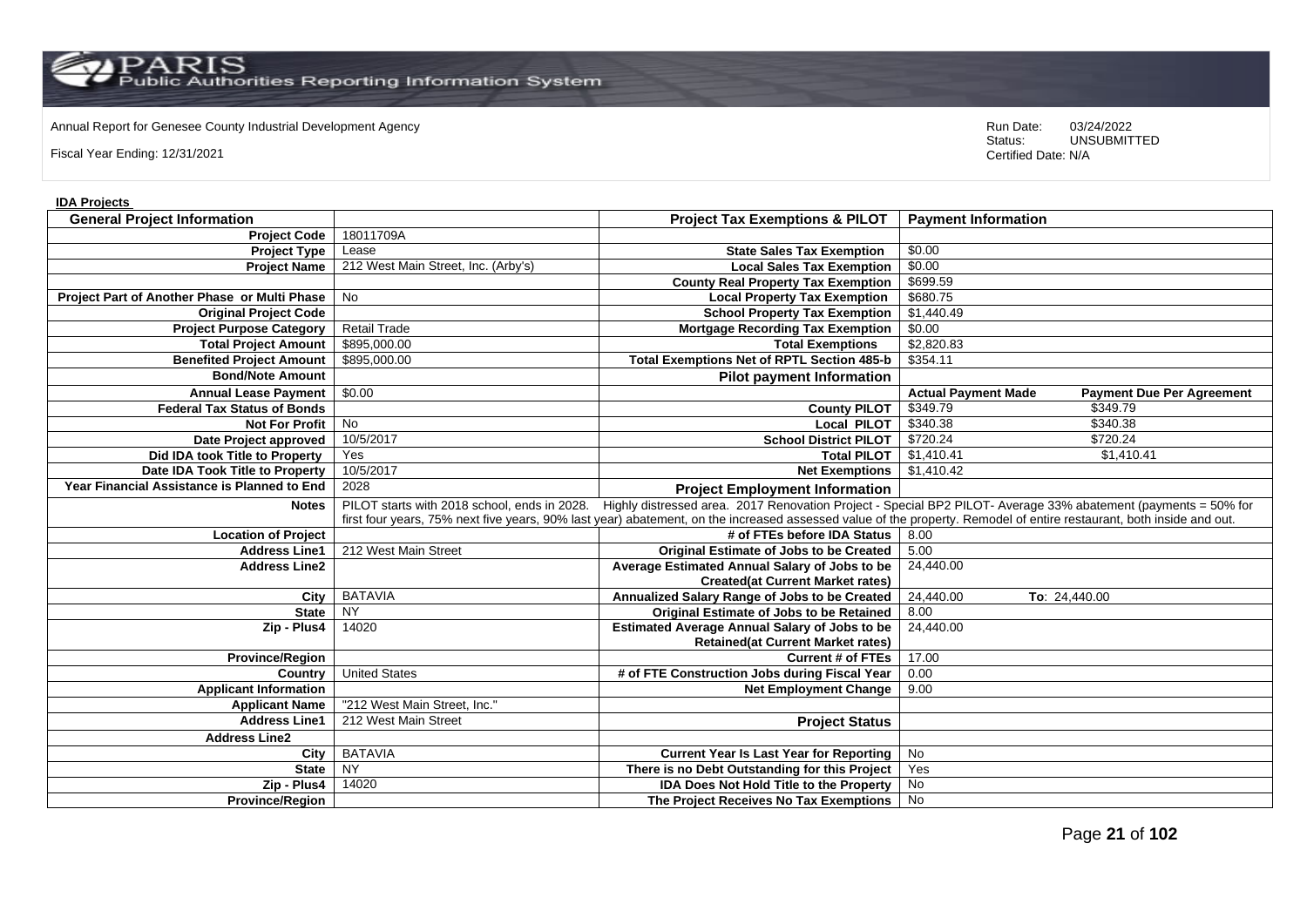Annual Report for Genesee County Industrial Development Agency

Fiscal Year Ending: 12/31/2021

Run Date: 03/24/2022
Status: UNSUBMITTED
Certified Date: N/A

**IDA Projects**

| General Project Information | | Project Tax Exemptions & PILOT | Payment Information | |
|---|---|---|---|---|
| Project Code | 18011709A | | | |
| Project Type | Lease | State Sales Tax Exemption | $0.00 | |
| Project Name | 212 West Main Street, Inc. (Arby's) | Local Sales Tax Exemption | $0.00 | |
| | | County Real Property Tax Exemption | $699.59 | |
| Project Part of Another Phase or Multi Phase | No | Local Property Tax Exemption | $680.75 | |
| Original Project Code | | School Property Tax Exemption | $1,440.49 | |
| Project Purpose Category | Retail Trade | Mortgage Recording Tax Exemption | $0.00 | |
| Total Project Amount | $895,000.00 | Total Exemptions | $2,820.83 | |
| Benefited Project Amount | $895,000.00 | Total Exemptions Net of RPTL Section 485-b | $354.11 | |
| Bond/Note Amount | | **Pilot payment Information** | | |
| Annual Lease Payment | $0.00 | | **Actual Payment Made** | **Payment Due Per Agreement** |
| Federal Tax Status of Bonds | | County PILOT | $349.79 | $349.79 |
| Not For Profit | No | Local PILOT | $340.38 | $340.38 |
| Date Project approved | 10/5/2017 | School District PILOT | $720.24 | $720.24 |
| Did IDA took Title to Property | Yes | Total PILOT | $1,410.41 | $1,410.41 |
| Date IDA Took Title to Property | 10/5/2017 | Net Exemptions | $1,410.42 | |
| Year Financial Assistance is Planned to End | 2028 | **Project Employment Information** | | |
| Notes | PILOT starts with 2018 school, ends in 2028. Highly distressed area. 2017 Renovation Project - Special BP2 PILOT- Average 33% abatement (payments = 50% for first four years, 75% next five years, 90% last year) abatement, on the increased assessed value of the property. Remodel of entire restaurant, both inside and out. | | | |
| Location of Project | | # of FTEs before IDA Status | 8.00 | |
| Address Line1 | 212 West Main Street | Original Estimate of Jobs to be Created | 5.00 | |
| Address Line2 | | Average Estimated Annual Salary of Jobs to be Created(at Current Market rates) | 24,440.00 | |
| City | BATAVIA | Annualized Salary Range of Jobs to be Created | 24,440.00 | To: 24,440.00 |
| State | NY | Original Estimate of Jobs to be Retained | 8.00 | |
| Zip - Plus4 | 14020 | Estimated Average Annual Salary of Jobs to be Retained(at Current Market rates) | 24,440.00 | |
| Province/Region | | Current # of FTEs | 17.00 | |
| Country | United States | # of FTE Construction Jobs during Fiscal Year | 0.00 | |
| Applicant Information | | Net Employment Change | 9.00 | |
| Applicant Name | "212 West Main Street, Inc." | | | |
| Address Line1 | 212 West Main Street | **Project Status** | | |
| Address Line2 | | | | |
| City | BATAVIA | Current Year Is Last Year for Reporting | No | |
| State | NY | There is no Debt Outstanding for this Project | Yes | |
| Zip - Plus4 | 14020 | IDA Does Not Hold Title to the Property | No | |
| Province/Region | | The Project Receives No Tax Exemptions | No | |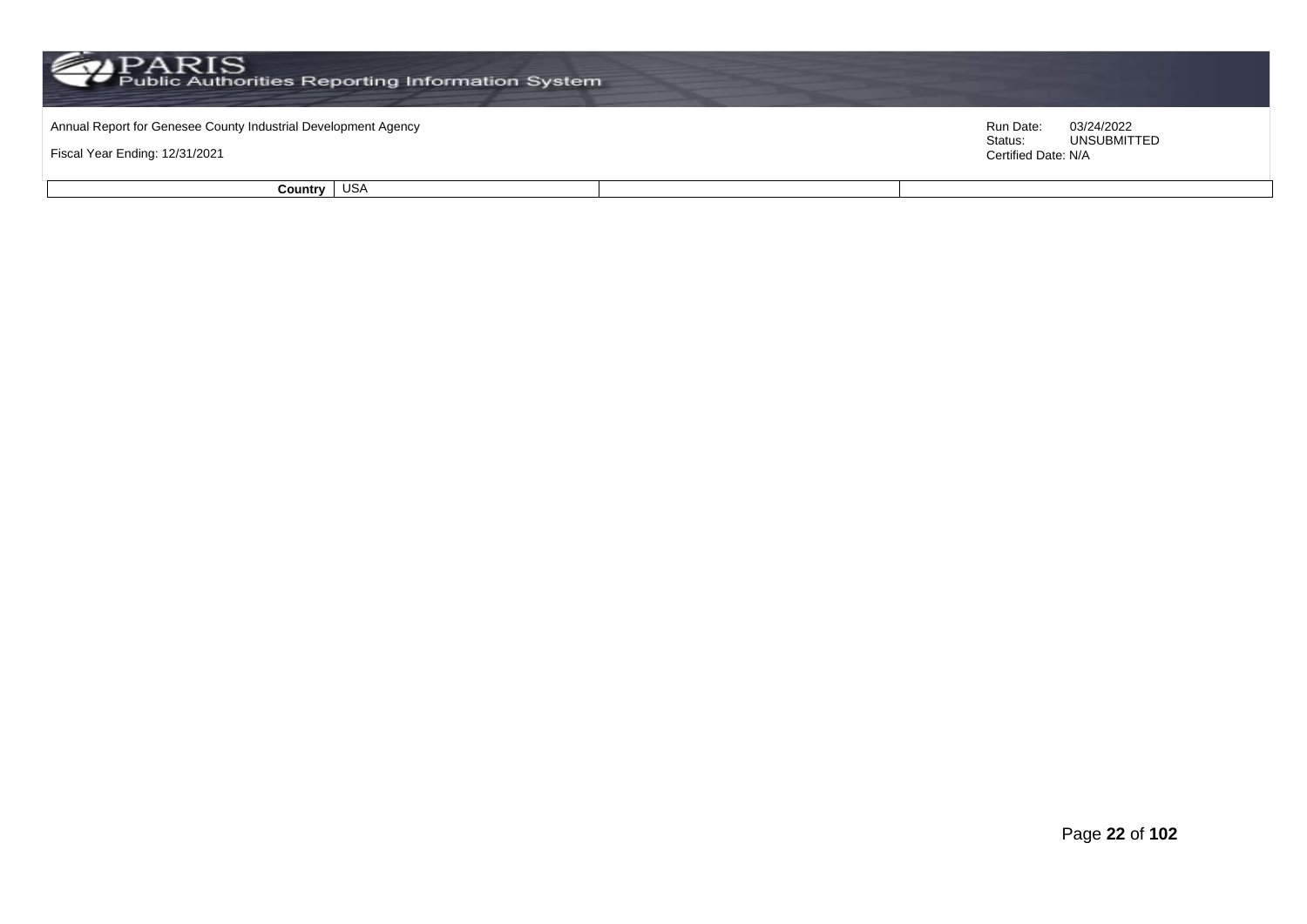| Country | USA | | |
|---|---|---|---|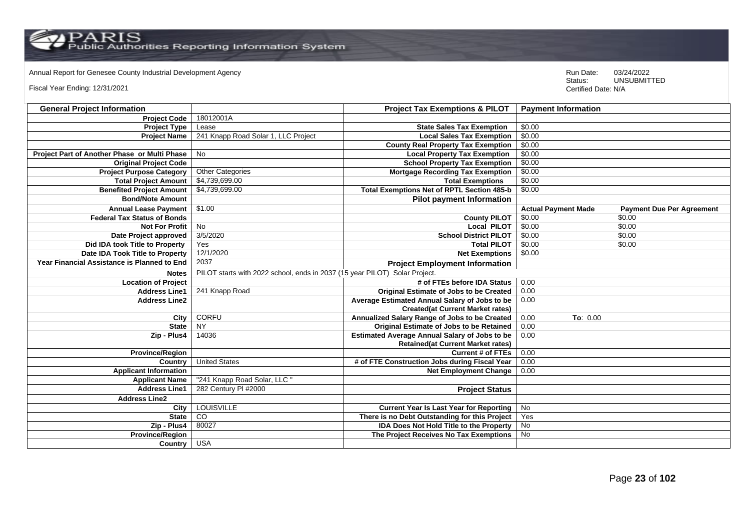Annual Report for Genesee County Industrial Development Agency

Fiscal Year Ending: 12/31/2021

Run Date: 03/24/2022
Status: UNSUBMITTED
Certified Date: N/A

| General Project Information | | Project Tax Exemptions & PILOT | Payment Information | |
|---|---|---|---|---|
| Project Code | 18012001A | | | |
| Project Type | Lease | State Sales Tax Exemption | $0.00 | |
| Project Name | 241 Knapp Road Solar 1, LLC Project | Local Sales Tax Exemption | $0.00 | |
| | | County Real Property Tax Exemption | $0.00 | |
| Project Part of Another Phase or Multi Phase | No | Local Property Tax Exemption | $0.00 | |
| Original Project Code | | School Property Tax Exemption | $0.00 | |
| Project Purpose Category | Other Categories | Mortgage Recording Tax Exemption | $0.00 | |
| Total Project Amount | $4,739,699.00 | Total Exemptions | $0.00 | |
| Benefited Project Amount | $4,739,699.00 | Total Exemptions Net of RPTL Section 485-b | $0.00 | |
| Bond/Note Amount | | Pilot payment Information | | |
| Annual Lease Payment | $1.00 | | Actual Payment Made | Payment Due Per Agreement |
| Federal Tax Status of Bonds | | County PILOT | $0.00 | $0.00 |
| Not For Profit | No | Local PILOT | $0.00 | $0.00 |
| Date Project approved | 3/5/2020 | School District PILOT | $0.00 | $0.00 |
| Did IDA took Title to Property | Yes | Total PILOT | $0.00 | $0.00 |
| Date IDA Took Title to Property | 12/1/2020 | Net Exemptions | $0.00 | |
| Year Financial Assistance is Planned to End | 2037 | Project Employment Information | | |
| Notes | PILOT starts with 2022 school, ends in 2037 (15 year PILOT) Solar Project. | | | |
| Location of Project | | # of FTEs before IDA Status | 0.00 | |
| Address Line1 | 241 Knapp Road | Original Estimate of Jobs to be Created | 0.00 | |
| Address Line2 | | Average Estimated Annual Salary of Jobs to be Created(at Current Market rates) | 0.00 | |
| City | CORFU | Annualized Salary Range of Jobs to be Created | 0.00 | To: 0.00 |
| State | NY | Original Estimate of Jobs to be Retained | 0.00 | |
| Zip - Plus4 | 14036 | Estimated Average Annual Salary of Jobs to be Retained(at Current Market rates) | 0.00 | |
| Province/Region | | Current # of FTEs | 0.00 | |
| Country | United States | # of FTE Construction Jobs during Fiscal Year | 0.00 | |
| Applicant Information | | Net Employment Change | 0.00 | |
| Applicant Name | "241 Knapp Road Solar, LLC " | | | |
| Address Line1 | 282 Century Pl #2000 | Project Status | | |
| Address Line2 | | | | |
| City | LOUISVILLE | Current Year Is Last Year for Reporting | No | |
| State | CO | There is no Debt Outstanding for this Project | Yes | |
| Zip - Plus4 | 80027 | IDA Does Not Hold Title to the Property | No | |
| Province/Region | | The Project Receives No Tax Exemptions | No | |
| Country | USA | | | |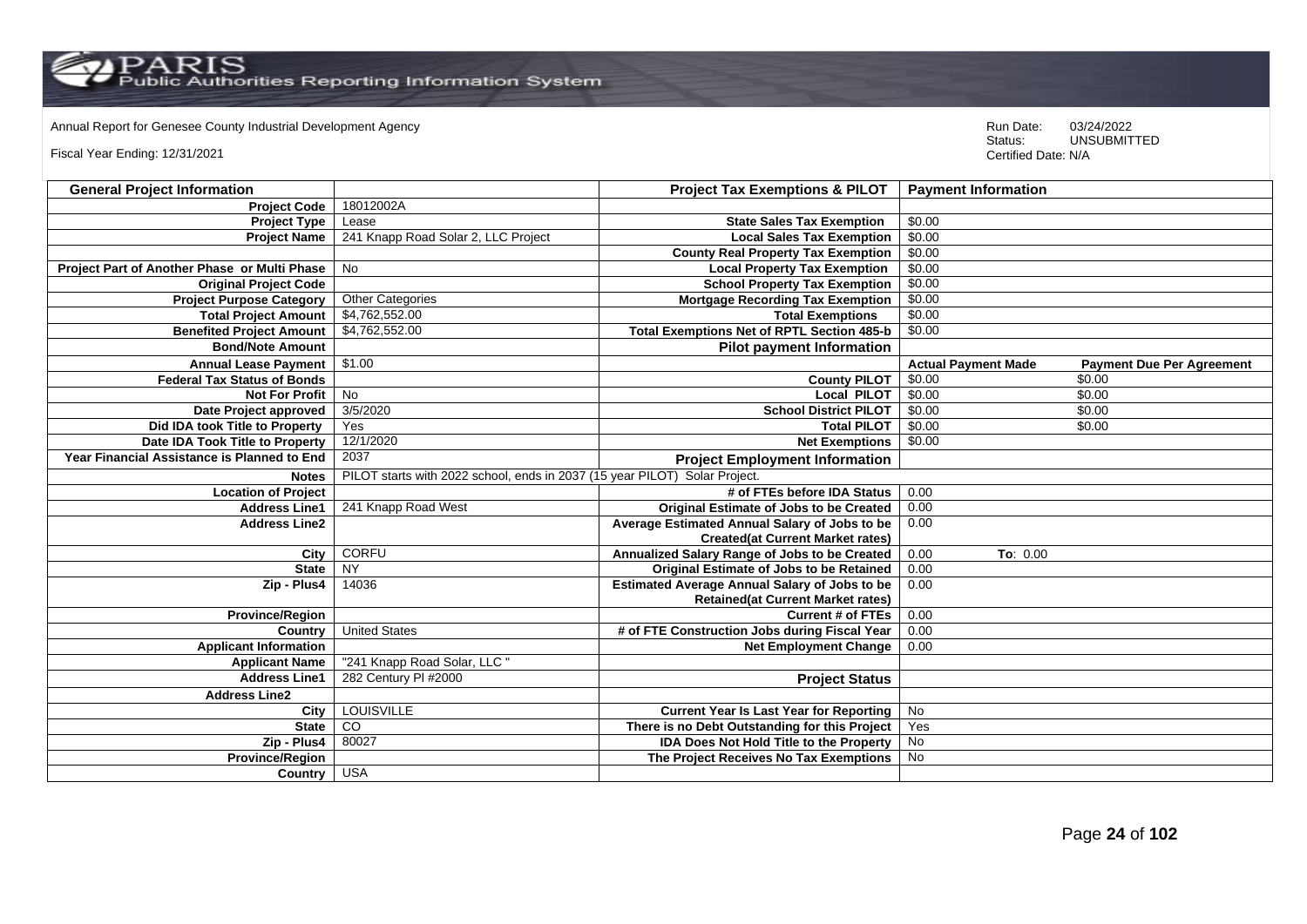Annual Report for Genesee County Industrial Development Agency

Fiscal Year Ending: 12/31/2021

Run Date: 03/24/2022
Status: UNSUBMITTED
Certified Date: N/A

| General Project Information | | Project Tax Exemptions & PILOT | Payment Information | |
|---|---|---|---|---|
| Project Code | 18012002A | | | |
| Project Type | Lease | State Sales Tax Exemption | $0.00 | |
| Project Name | 241 Knapp Road Solar 2, LLC Project | Local Sales Tax Exemption | $0.00 | |
| | | County Real Property Tax Exemption | $0.00 | |
| Project Part of Another Phase or Multi Phase | No | Local Property Tax Exemption | $0.00 | |
| Original Project Code | | School Property Tax Exemption | $0.00 | |
| Project Purpose Category | Other Categories | Mortgage Recording Tax Exemption | $0.00 | |
| Total Project Amount | $4,762,552.00 | Total Exemptions | $0.00 | |
| Benefited Project Amount | $4,762,552.00 | Total Exemptions Net of RPTL Section 485-b | $0.00 | |
| Bond/Note Amount | | Pilot payment Information | | |
| Annual Lease Payment | $1.00 | | Actual Payment Made | Payment Due Per Agreement |
| Federal Tax Status of Bonds | | County PILOT | $0.00 | $0.00 |
| Not For Profit | No | Local PILOT | $0.00 | $0.00 |
| Date Project approved | 3/5/2020 | School District PILOT | $0.00 | $0.00 |
| Did IDA took Title to Property | Yes | Total PILOT | $0.00 | $0.00 |
| Date IDA Took Title to Property | 12/1/2020 | Net Exemptions | $0.00 | |
| Year Financial Assistance is Planned to End | 2037 | Project Employment Information | | |
| Notes | PILOT starts with 2022 school, ends in 2037 (15 year PILOT) Solar Project. | | | |
| Location of Project | | # of FTEs before IDA Status | 0.00 | |
| Address Line1 | 241 Knapp Road West | Original Estimate of Jobs to be Created | 0.00 | |
| Address Line2 | | Average Estimated Annual Salary of Jobs to be Created(at Current Market rates) | 0.00 | |
| City | CORFU | Annualized Salary Range of Jobs to be Created | 0.00 | To: 0.00 |
| State | NY | Original Estimate of Jobs to be Retained | 0.00 | |
| Zip - Plus4 | 14036 | Estimated Average Annual Salary of Jobs to be Retained(at Current Market rates) | 0.00 | |
| Province/Region | | Current # of FTEs | 0.00 | |
| Country | United States | # of FTE Construction Jobs during Fiscal Year | 0.00 | |
| Applicant Information | | Net Employment Change | 0.00 | |
| Applicant Name | "241 Knapp Road Solar, LLC " | | | |
| Address Line1 | 282 Century Pl #2000 | Project Status | | |
| Address Line2 | | | | |
| City | LOUISVILLE | Current Year Is Last Year for Reporting | No | |
| State | CO | There is no Debt Outstanding for this Project | Yes | |
| Zip - Plus4 | 80027 | IDA Does Not Hold Title to the Property | No | |
| Province/Region | | The Project Receives No Tax Exemptions | No | |
| Country | USA | | | |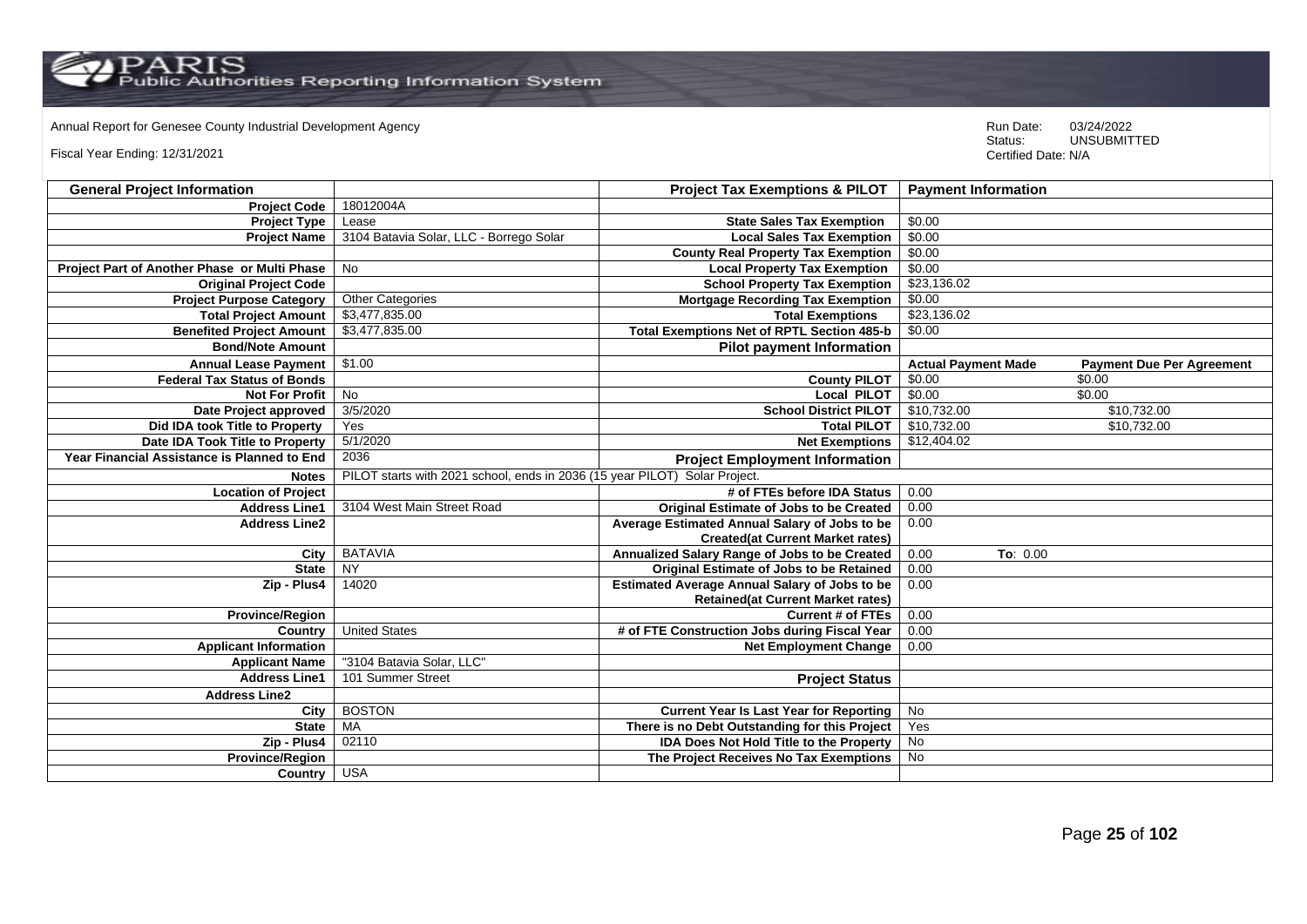Annual Report for Genesee County Industrial Development Agency

Fiscal Year Ending: 12/31/2021

Run Date: 03/24/2022
Status: UNSUBMITTED
Certified Date: N/A

| General Project Information | | Project Tax Exemptions & PILOT | Payment Information | |
|---|---|---|---|---|
| Project Code | 18012004A | | | |
| Project Type | Lease | State Sales Tax Exemption | $0.00 | |
| Project Name | 3104 Batavia Solar, LLC - Borrego Solar | Local Sales Tax Exemption | $0.00 | |
| | | County Real Property Tax Exemption | $0.00 | |
| Project Part of Another Phase or Multi Phase | No | Local Property Tax Exemption | $0.00 | |
| Original Project Code | | School Property Tax Exemption | $23,136.02 | |
| Project Purpose Category | Other Categories | Mortgage Recording Tax Exemption | $0.00 | |
| Total Project Amount | $3,477,835.00 | Total Exemptions | $23,136.02 | |
| Benefited Project Amount | $3,477,835.00 | Total Exemptions Net of RPTL Section 485-b | $0.00 | |
| Bond/Note Amount | | Pilot payment Information | | |
| Annual Lease Payment | $1.00 | | Actual Payment Made | Payment Due Per Agreement |
| Federal Tax Status of Bonds | | County PILOT | $0.00 | $0.00 |
| Not For Profit | No | Local PILOT | $0.00 | $0.00 |
| Date Project approved | 3/5/2020 | School District PILOT | $10,732.00 | $10,732.00 |
| Did IDA took Title to Property | Yes | Total PILOT | $10,732.00 | $10,732.00 |
| Date IDA Took Title to Property | 5/1/2020 | Net Exemptions | $12,404.02 | |
| Year Financial Assistance is Planned to End | 2036 | Project Employment Information | | |
| Notes | PILOT starts with 2021 school, ends in 2036 (15 year PILOT) Solar Project. | | | |
| Location of Project | | # of FTEs before IDA Status | 0.00 | |
| Address Line1 | 3104 West Main Street Road | Original Estimate of Jobs to be Created | 0.00 | |
| Address Line2 | | Average Estimated Annual Salary of Jobs to be Created(at Current Market rates) | 0.00 | |
| City | BATAVIA | Annualized Salary Range of Jobs to be Created | 0.00 | To: 0.00 |
| State | NY | Original Estimate of Jobs to be Retained | 0.00 | |
| Zip - Plus4 | 14020 | Estimated Average Annual Salary of Jobs to be Retained(at Current Market rates) | 0.00 | |
| Province/Region | | Current # of FTEs | 0.00 | |
| Country | United States | # of FTE Construction Jobs during Fiscal Year | 0.00 | |
| Applicant Information | | Net Employment Change | 0.00 | |
| Applicant Name | "3104 Batavia Solar, LLC" | | | |
| Address Line1 | 101 Summer Street | Project Status | | |
| Address Line2 | | | | |
| City | BOSTON | Current Year Is Last Year for Reporting | No | |
| State | MA | There is no Debt Outstanding for this Project | Yes | |
| Zip - Plus4 | 02110 | IDA Does Not Hold Title to the Property | No | |
| Province/Region | | The Project Receives No Tax Exemptions | No | |
| Country | USA | | | |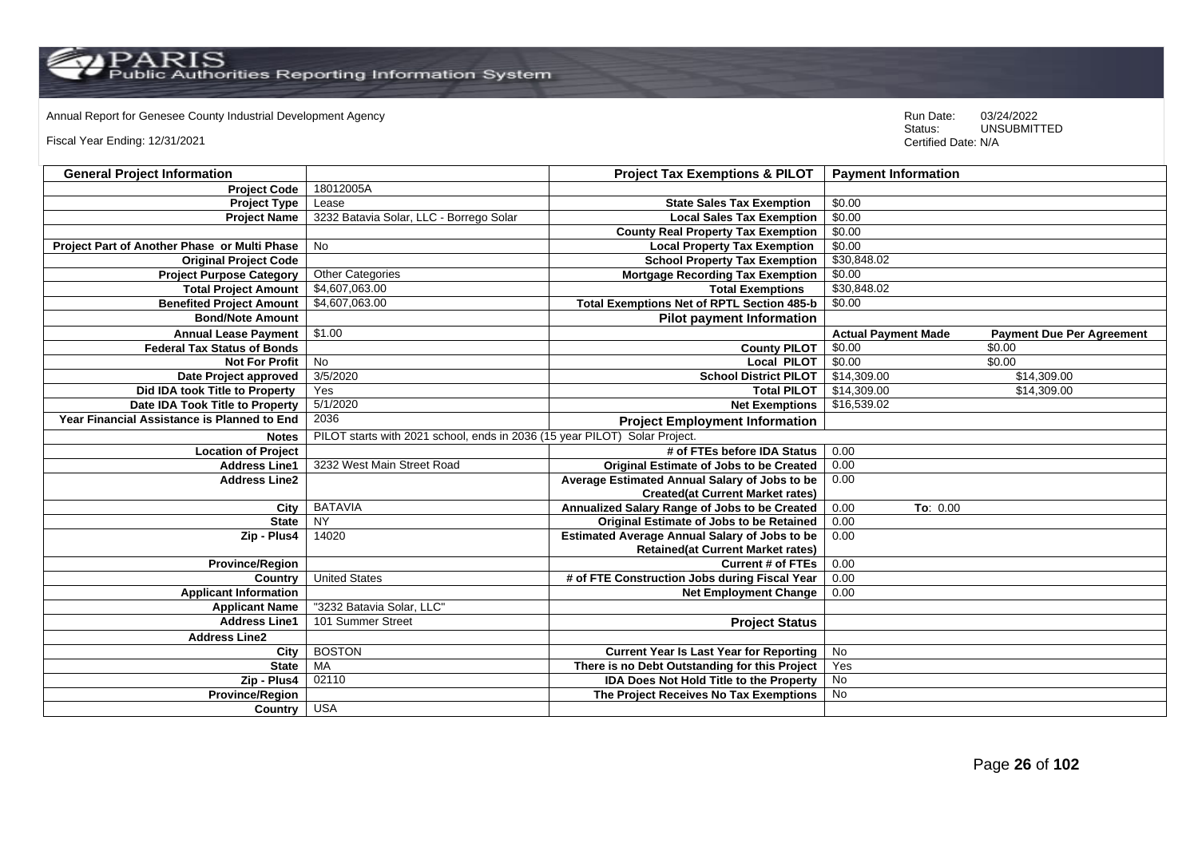Annual Report for Genesee County Industrial Development Agency

Fiscal Year Ending: 12/31/2021

Run Date: 03/24/2022
Status: UNSUBMITTED
Certified Date: N/A

| General Project Information | | Project Tax Exemptions & PILOT | Payment Information | |
|---|---|---|---|---|
| Project Code | 18012005A | | | |
| Project Type | Lease | State Sales Tax Exemption | $0.00 | |
| Project Name | 3232 Batavia Solar, LLC - Borrego Solar | Local Sales Tax Exemption | $0.00 | |
| | | County Real Property Tax Exemption | $0.00 | |
| Project Part of Another Phase or Multi Phase | No | Local Property Tax Exemption | $0.00 | |
| Original Project Code | | School Property Tax Exemption | $30,848.02 | |
| Project Purpose Category | Other Categories | Mortgage Recording Tax Exemption | $0.00 | |
| Total Project Amount | $4,607,063.00 | Total Exemptions | $30,848.02 | |
| Benefited Project Amount | $4,607,063.00 | Total Exemptions Net of RPTL Section 485-b | $0.00 | |
| Bond/Note Amount | | Pilot payment Information | | |
| Annual Lease Payment | $1.00 | | Actual Payment Made | Payment Due Per Agreement |
| Federal Tax Status of Bonds | | County PILOT | $0.00 | $0.00 |
| Not For Profit | No | Local PILOT | $0.00 | $0.00 |
| Date Project approved | 3/5/2020 | School District PILOT | $14,309.00 | $14,309.00 |
| Did IDA took Title to Property | Yes | Total PILOT | $14,309.00 | $14,309.00 |
| Date IDA Took Title to Property | 5/1/2020 | Net Exemptions | $16,539.02 | |
| Year Financial Assistance is Planned to End | 2036 | Project Employment Information | | |
| Notes | PILOT starts with 2021 school, ends in 2036 (15 year PILOT) Solar Project. | | | |
| Location of Project | | # of FTEs before IDA Status | 0.00 | |
| Address Line1 | 3232 West Main Street Road | Original Estimate of Jobs to be Created | 0.00 | |
| Address Line2 | | Average Estimated Annual Salary of Jobs to be Created(at Current Market rates) | 0.00 | |
| City | BATAVIA | Annualized Salary Range of Jobs to be Created | 0.00 | To: 0.00 |
| State | NY | Original Estimate of Jobs to be Retained | 0.00 | |
| Zip - Plus4 | 14020 | Estimated Average Annual Salary of Jobs to be Retained(at Current Market rates) | 0.00 | |
| Province/Region | | Current # of FTEs | 0.00 | |
| Country | United States | # of FTE Construction Jobs during Fiscal Year | 0.00 | |
| Applicant Information | | Net Employment Change | 0.00 | |
| Applicant Name | "3232 Batavia Solar, LLC" | | | |
| Address Line1 | 101 Summer Street | Project Status | | |
| Address Line2 | | | | |
| City | BOSTON | Current Year Is Last Year for Reporting | No | |
| State | MA | There is no Debt Outstanding for this Project | Yes | |
| Zip - Plus4 | 02110 | IDA Does Not Hold Title to the Property | No | |
| Province/Region | | The Project Receives No Tax Exemptions | No | |
| Country | USA | | | |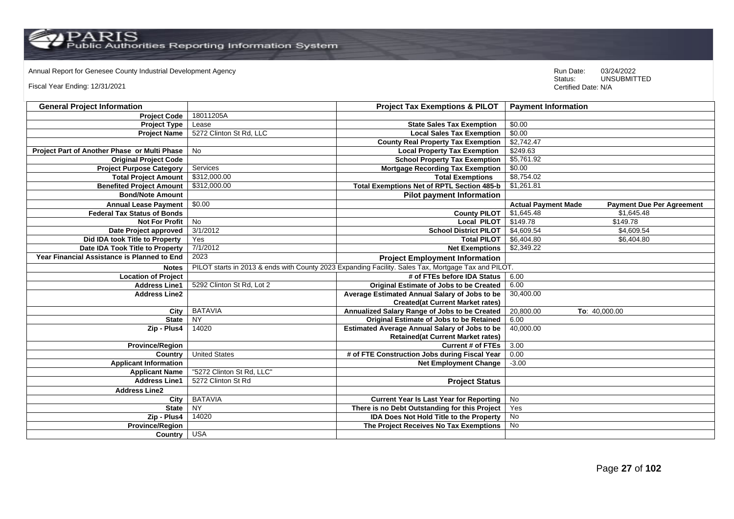Annual Report for Genesee County Industrial Development Agency

Fiscal Year Ending: 12/31/2021

Run Date: 03/24/2022
Status: UNSUBMITTED
Certified Date: N/A

| General Project Information | | Project Tax Exemptions & PILOT | Payment Information | |
|---|---|---|---|---|
| Project Code | 18011205A | | | |
| Project Type | Lease | State Sales Tax Exemption | $0.00 | |
| Project Name | 5272 Clinton St Rd, LLC | Local Sales Tax Exemption | $0.00 | |
| | | County Real Property Tax Exemption | $2,742.47 | |
| Project Part of Another Phase or Multi Phase | No | Local Property Tax Exemption | $249.63 | |
| Original Project Code | | School Property Tax Exemption | $5,761.92 | |
| Project Purpose Category | Services | Mortgage Recording Tax Exemption | $0.00 | |
| Total Project Amount | $312,000.00 | Total Exemptions | $8,754.02 | |
| Benefited Project Amount | $312,000.00 | Total Exemptions Net of RPTL Section 485-b | $1,261.81 | |
| Bond/Note Amount | | Pilot payment Information | | |
| Annual Lease Payment | $0.00 | | Actual Payment Made | Payment Due Per Agreement |
| Federal Tax Status of Bonds | | County PILOT | $1,645.48 | $1,645.48 |
| Not For Profit | No | Local PILOT | $149.78 | $149.78 |
| Date Project approved | 3/1/2012 | School District PILOT | $4,609.54 | $4,609.54 |
| Did IDA took Title to Property | Yes | Total PILOT | $6,404.80 | $6,404.80 |
| Date IDA Took Title to Property | 7/1/2012 | Net Exemptions | $2,349.22 | |
| Year Financial Assistance is Planned to End | 2023 | Project Employment Information | | |
| Notes | PILOT starts in 2013 & ends with County 2023 Expanding Facility. Sales Tax, Mortgage Tax and PILOT. | | | |
| Location of Project | | # of FTEs before IDA Status | 6.00 | |
| Address Line1 | 5292 Clinton St Rd, Lot 2 | Original Estimate of Jobs to be Created | 6.00 | |
| Address Line2 | | Average Estimated Annual Salary of Jobs to be Created(at Current Market rates) | 30,400.00 | |
| City | BATAVIA | Annualized Salary Range of Jobs to be Created | 20,800.00 | To: 40,000.00 |
| State | NY | Original Estimate of Jobs to be Retained | 6.00 | |
| Zip - Plus4 | 14020 | Estimated Average Annual Salary of Jobs to be Retained(at Current Market rates) | 40,000.00 | |
| Province/Region | | Current # of FTEs | 3.00 | |
| Country | United States | # of FTE Construction Jobs during Fiscal Year | 0.00 | |
| Applicant Information | | Net Employment Change | -3.00 | |
| Applicant Name | "5272 Clinton St Rd, LLC" | | | |
| Address Line1 | 5272 Clinton St Rd | Project Status | | |
| Address Line2 | | | | |
| City | BATAVIA | Current Year Is Last Year for Reporting | No | |
| State | NY | There is no Debt Outstanding for this Project | Yes | |
| Zip - Plus4 | 14020 | IDA Does Not Hold Title to the Property | No | |
| Province/Region | | The Project Receives No Tax Exemptions | No | |
| Country | USA | | | |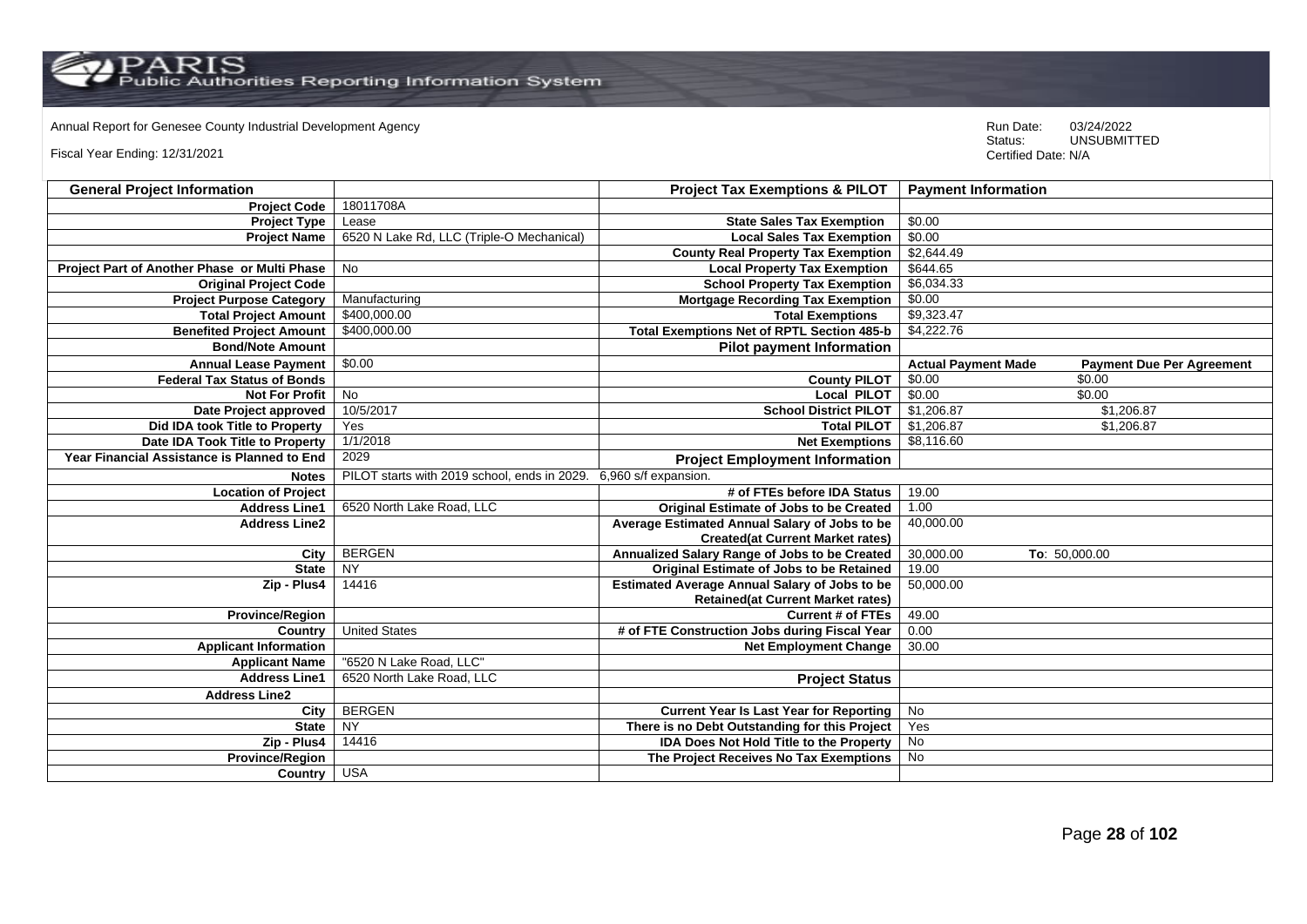Annual Report for Genesee County Industrial Development Agency

Fiscal Year Ending: 12/31/2021

Run Date: 03/24/2022
Status: UNSUBMITTED
Certified Date: N/A

| General Project Information | | Project Tax Exemptions & PILOT | Payment Information | |
|---|---|---|---|---|
| Project Code | 18011708A | | | |
| Project Type | Lease | State Sales Tax Exemption | $0.00 | |
| Project Name | 6520 N Lake Rd, LLC (Triple-O Mechanical) | Local Sales Tax Exemption | $0.00 | |
| | | County Real Property Tax Exemption | $2,644.49 | |
| Project Part of Another Phase or Multi Phase | No | Local Property Tax Exemption | $644.65 | |
| Original Project Code | | School Property Tax Exemption | $6,034.33 | |
| Project Purpose Category | Manufacturing | Mortgage Recording Tax Exemption | $0.00 | |
| Total Project Amount | $400,000.00 | Total Exemptions | $9,323.47 | |
| Benefited Project Amount | $400,000.00 | Total Exemptions Net of RPTL Section 485-b | $4,222.76 | |
| Bond/Note Amount | | **Pilot payment Information** | | |
| Annual Lease Payment | $0.00 | | **Actual Payment Made** | **Payment Due Per Agreement** |
| Federal Tax Status of Bonds | | County PILOT | $0.00 | $0.00 |
| Not For Profit | No | Local PILOT | $0.00 | $0.00 |
| Date Project approved | 10/5/2017 | School District PILOT | $1,206.87 | $1,206.87 |
| Did IDA took Title to Property | Yes | Total PILOT | $1,206.87 | $1,206.87 |
| Date IDA Took Title to Property | 1/1/2018 | Net Exemptions | $8,116.60 | |
| Year Financial Assistance is Planned to End | 2029 | **Project Employment Information** | | |
| Notes | PILOT starts with 2019 school, ends in 2029. 6,960 s/f expansion. | | | |
| Location of Project | | # of FTEs before IDA Status | 19.00 | |
| Address Line1 | 6520 North Lake Road, LLC | Original Estimate of Jobs to be Created | 1.00 | |
| Address Line2 | | Average Estimated Annual Salary of Jobs to be Created(at Current Market rates) | 40,000.00 | |
| City | BERGEN | Annualized Salary Range of Jobs to be Created | 30,000.00 | To: 50,000.00 |
| State | NY | Original Estimate of Jobs to be Retained | 19.00 | |
| Zip - Plus4 | 14416 | Estimated Average Annual Salary of Jobs to be Retained(at Current Market rates) | 50,000.00 | |
| Province/Region | | Current # of FTEs | 49.00 | |
| Country | United States | # of FTE Construction Jobs during Fiscal Year | 0.00 | |
| Applicant Information | | Net Employment Change | 30.00 | |
| Applicant Name | "6520 N Lake Road, LLC" | | | |
| Address Line1 | 6520 North Lake Road, LLC | **Project Status** | | |
| Address Line2 | | | | |
| City | BERGEN | Current Year Is Last Year for Reporting | No | |
| State | NY | There is no Debt Outstanding for this Project | Yes | |
| Zip - Plus4 | 14416 | IDA Does Not Hold Title to the Property | No | |
| Province/Region | | The Project Receives No Tax Exemptions | No | |
| Country | USA | | | |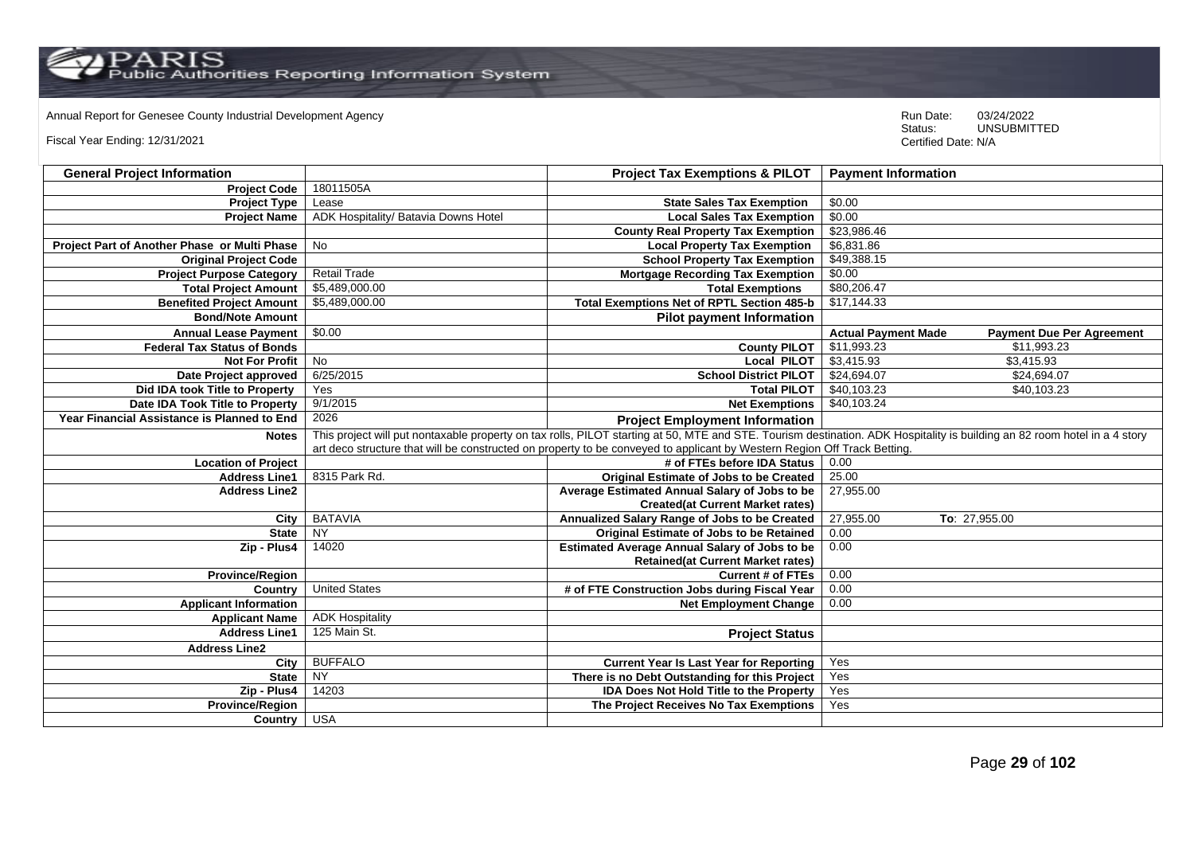Annual Report for Genesee County Industrial Development Agency

Fiscal Year Ending: 12/31/2021

Run Date: 03/24/2022
Status: UNSUBMITTED
Certified Date: N/A

| General Project Information | | Project Tax Exemptions & PILOT | Payment Information | |
|---|---|---|---|---|
| Project Code | 18011505A | | | |
| Project Type | Lease | State Sales Tax Exemption | $0.00 | |
| Project Name | ADK Hospitality/ Batavia Downs Hotel | Local Sales Tax Exemption | $0.00 | |
| | | County Real Property Tax Exemption | $23,986.46 | |
| Project Part of Another Phase or Multi Phase | No | Local Property Tax Exemption | $6,831.86 | |
| Original Project Code | | School Property Tax Exemption | $49,388.15 | |
| Project Purpose Category | Retail Trade | Mortgage Recording Tax Exemption | $0.00 | |
| Total Project Amount | $5,489,000.00 | Total Exemptions | $80,206.47 | |
| Benefited Project Amount | $5,489,000.00 | Total Exemptions Net of RPTL Section 485-b | $17,144.33 | |
| Bond/Note Amount | | Pilot payment Information | | |
| Annual Lease Payment | $0.00 | | Actual Payment Made | Payment Due Per Agreement |
| Federal Tax Status of Bonds | | County PILOT | $11,993.23 | $11,993.23 |
| Not For Profit | No | Local PILOT | $3,415.93 | $3,415.93 |
| Date Project approved | 6/25/2015 | School District PILOT | $24,694.07 | $24,694.07 |
| Did IDA took Title to Property | Yes | Total PILOT | $40,103.23 | $40,103.23 |
| Date IDA Took Title to Property | 9/1/2015 | Net Exemptions | $40,103.24 | |
| Year Financial Assistance is Planned to End | 2026 | Project Employment Information | | |
| Notes | This project will put nontaxable property on tax rolls, PILOT starting at 50, MTE and STE. Tourism destination. ADK Hospitality is building an 82 room hotel in a 4 story art deco structure that will be constructed on property to be conveyed to applicant by Western Region Off Track Betting. | | | |
| Location of Project | | # of FTEs before IDA Status | 0.00 | |
| Address Line1 | 8315 Park Rd. | Original Estimate of Jobs to be Created | 25.00 | |
| Address Line2 | | Average Estimated Annual Salary of Jobs to be Created(at Current Market rates) | 27,955.00 | |
| City | BATAVIA | Annualized Salary Range of Jobs to be Created | 27,955.00 | To: 27,955.00 |
| State | NY | Original Estimate of Jobs to be Retained | 0.00 | |
| Zip - Plus4 | 14020 | Estimated Average Annual Salary of Jobs to be Retained(at Current Market rates) | 0.00 | |
| Province/Region | | Current # of FTEs | 0.00 | |
| Country | United States | # of FTE Construction Jobs during Fiscal Year | 0.00 | |
| Applicant Information | | Net Employment Change | 0.00 | |
| Applicant Name | ADK Hospitality | | | |
| Address Line1 | 125 Main St. | Project Status | | |
| Address Line2 | | | | |
| City | BUFFALO | Current Year Is Last Year for Reporting | Yes | |
| State | NY | There is no Debt Outstanding for this Project | Yes | |
| Zip - Plus4 | 14203 | IDA Does Not Hold Title to the Property | Yes | |
| Province/Region | | The Project Receives No Tax Exemptions | Yes | |
| Country | USA | | | |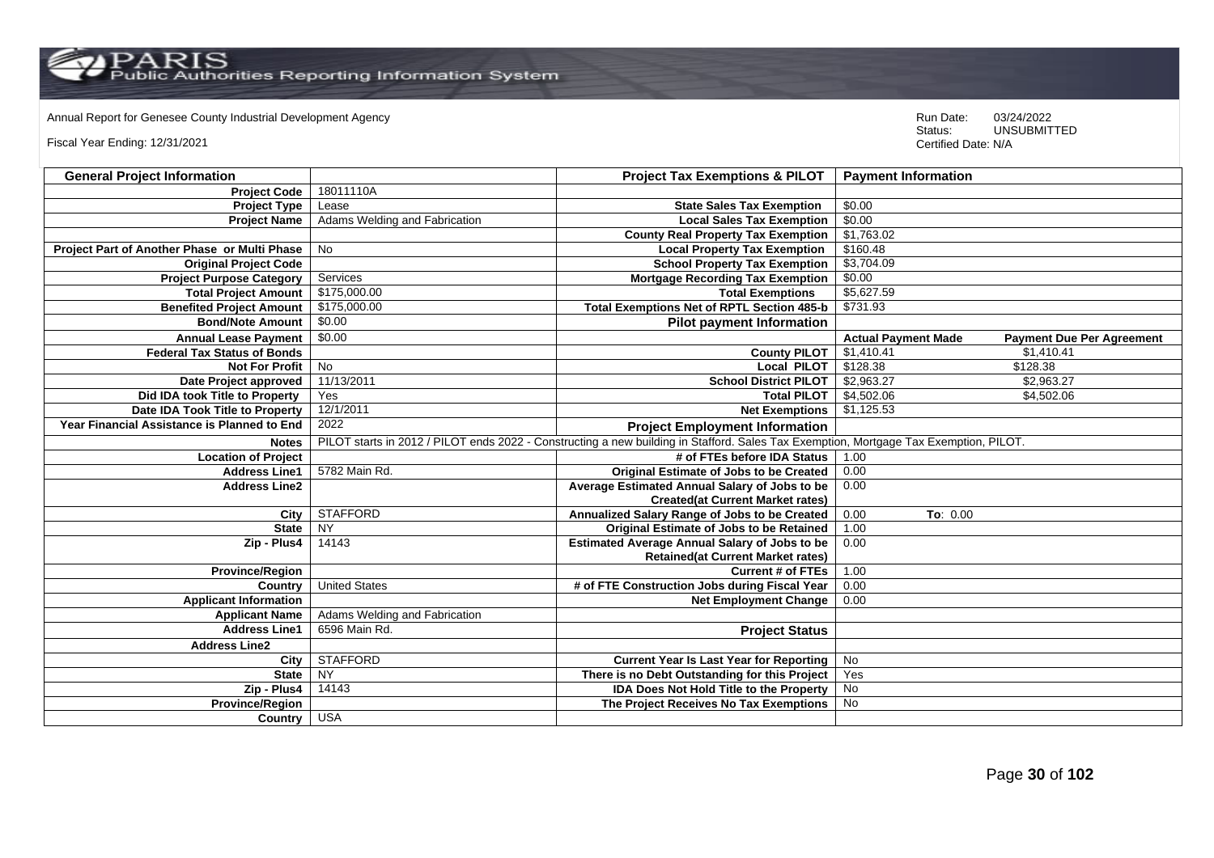Annual Report for Genesee County Industrial Development Agency

Fiscal Year Ending: 12/31/2021

Run Date: 03/24/2022
Status: UNSUBMITTED
Certified Date: N/A

| General Project Information | | Project Tax Exemptions & PILOT | Payment Information | |
|---|---|---|---|---|
| Project Code | 18011110A | | | |
| Project Type | Lease | State Sales Tax Exemption | $0.00 | |
| Project Name | Adams Welding and Fabrication | Local Sales Tax Exemption | $0.00 | |
| | | County Real Property Tax Exemption | $1,763.02 | |
| Project Part of Another Phase or Multi Phase | No | Local Property Tax Exemption | $160.48 | |
| Original Project Code | | School Property Tax Exemption | $3,704.09 | |
| Project Purpose Category | Services | Mortgage Recording Tax Exemption | $0.00 | |
| Total Project Amount | $175,000.00 | Total Exemptions | $5,627.59 | |
| Benefited Project Amount | $175,000.00 | Total Exemptions Net of RPTL Section 485-b | $731.93 | |
| Bond/Note Amount | $0.00 | **Pilot payment Information** | | |
| Annual Lease Payment | $0.00 | | Actual Payment Made | Payment Due Per Agreement |
| Federal Tax Status of Bonds | | County PILOT | $1,410.41 | $1,410.41 |
| Not For Profit | No | Local PILOT | $128.38 | $128.38 |
| Date Project approved | 11/13/2011 | School District PILOT | $2,963.27 | $2,963.27 |
| Did IDA took Title to Property | Yes | Total PILOT | $4,502.06 | $4,502.06 |
| Date IDA Took Title to Property | 12/1/2011 | Net Exemptions | $1,125.53 | |
| Year Financial Assistance is Planned to End | 2022 | **Project Employment Information** | | |
| Notes | PILOT starts in 2012 / PILOT ends 2022 - Constructing a new building in Stafford. Sales Tax Exemption, Mortgage Tax Exemption, PILOT. | | | |
| Location of Project | | # of FTEs before IDA Status | 1.00 | |
| Address Line1 | 5782 Main Rd. | Original Estimate of Jobs to be Created | 0.00 | |
| Address Line2 | | Average Estimated Annual Salary of Jobs to be Created(at Current Market rates) | 0.00 | |
| City | STAFFORD | Annualized Salary Range of Jobs to be Created | 0.00 | To: 0.00 |
| State | NY | Original Estimate of Jobs to be Retained | 1.00 | |
| Zip - Plus4 | 14143 | Estimated Average Annual Salary of Jobs to be Retained(at Current Market rates) | 0.00 | |
| Province/Region | | Current # of FTEs | 1.00 | |
| Country | United States | # of FTE Construction Jobs during Fiscal Year | 0.00 | |
| Applicant Information | | Net Employment Change | 0.00 | |
| Applicant Name | Adams Welding and Fabrication | | | |
| Address Line1 | 6596 Main Rd. | **Project Status** | | |
| Address Line2 | | | | |
| City | STAFFORD | Current Year Is Last Year for Reporting | No | |
| State | NY | There is no Debt Outstanding for this Project | Yes | |
| Zip - Plus4 | 14143 | IDA Does Not Hold Title to the Property | No | |
| Province/Region | | The Project Receives No Tax Exemptions | No | |
| Country | USA | | | |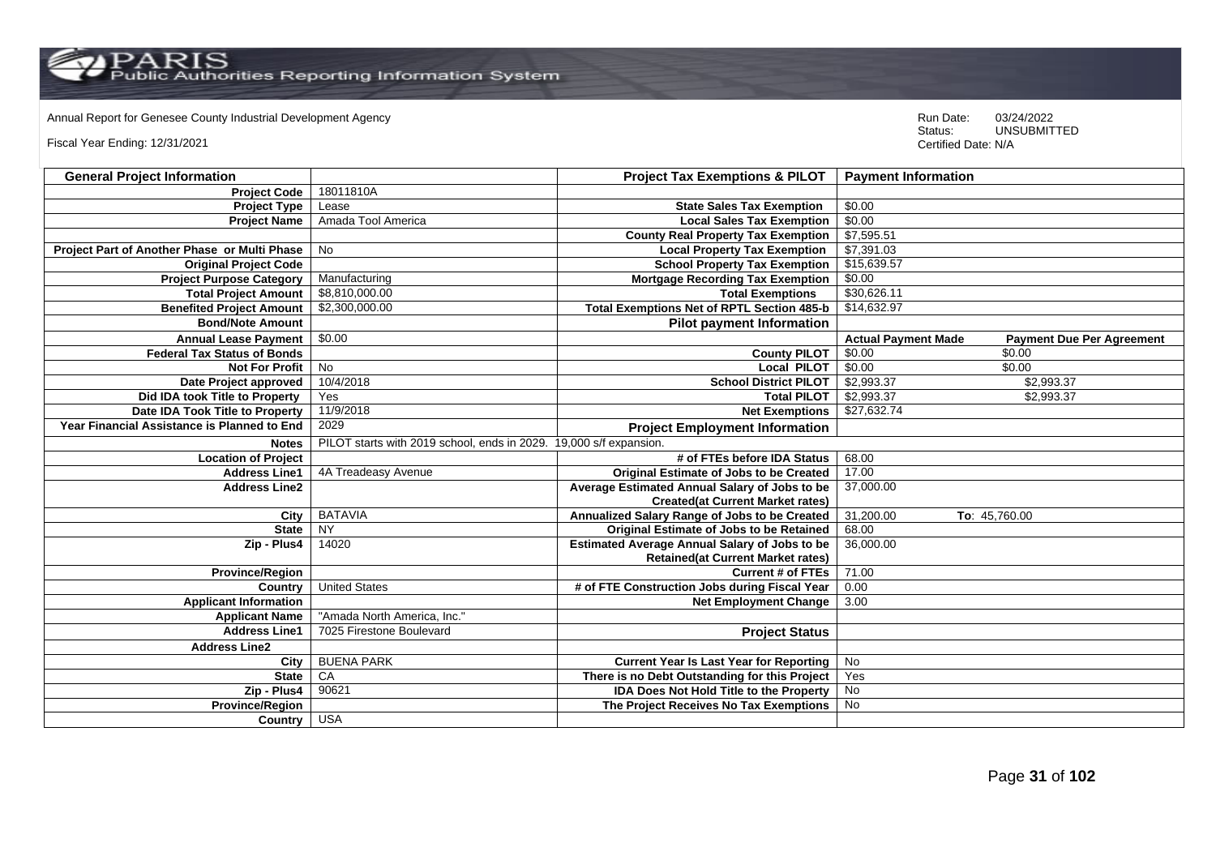Annual Report for Genesee County Industrial Development Agency

Fiscal Year Ending: 12/31/2021

Run Date: 03/24/2022
Status: UNSUBMITTED
Certified Date: N/A

| General Project Information | | Project Tax Exemptions & PILOT | Payment Information | |
|---|---|---|---|---|
| Project Code | 18011810A | | | |
| Project Type | Lease | State Sales Tax Exemption | $0.00 | |
| Project Name | Amada Tool America | Local Sales Tax Exemption | $0.00 | |
| | | County Real Property Tax Exemption | $7,595.51 | |
| Project Part of Another Phase or Multi Phase | No | Local Property Tax Exemption | $7,391.03 | |
| Original Project Code | | School Property Tax Exemption | $15,639.57 | |
| Project Purpose Category | Manufacturing | Mortgage Recording Tax Exemption | $0.00 | |
| Total Project Amount | $8,810,000.00 | Total Exemptions | $30,626.11 | |
| Benefited Project Amount | $2,300,000.00 | Total Exemptions Net of RPTL Section 485-b | $14,632.97 | |
| Bond/Note Amount | | Pilot payment Information | | |
| Annual Lease Payment | $0.00 | | Actual Payment Made | Payment Due Per Agreement |
| Federal Tax Status of Bonds | | County PILOT | $0.00 | $0.00 |
| Not For Profit | No | Local PILOT | $0.00 | $0.00 |
| Date Project approved | 10/4/2018 | School District PILOT | $2,993.37 | $2,993.37 |
| Did IDA took Title to Property | Yes | Total PILOT | $2,993.37 | $2,993.37 |
| Date IDA Took Title to Property | 11/9/2018 | Net Exemptions | $27,632.74 | |
| Year Financial Assistance is Planned to End | 2029 | Project Employment Information | | |
| Notes | PILOT starts with 2019 school, ends in 2029. 19,000 s/f expansion. | | | |
| Location of Project | | # of FTEs before IDA Status | 68.00 | |
| Address Line1 | 4A Treadeasy Avenue | Original Estimate of Jobs to be Created | 17.00 | |
| Address Line2 | | Average Estimated Annual Salary of Jobs to be Created(at Current Market rates) | 37,000.00 | |
| City | BATAVIA | Annualized Salary Range of Jobs to be Created | 31,200.00 | To: 45,760.00 |
| State | NY | Original Estimate of Jobs to be Retained | 68.00 | |
| Zip - Plus4 | 14020 | Estimated Average Annual Salary of Jobs to be Retained(at Current Market rates) | 36,000.00 | |
| Province/Region | | Current # of FTEs | 71.00 | |
| Country | United States | # of FTE Construction Jobs during Fiscal Year | 0.00 | |
| Applicant Information | | Net Employment Change | 3.00 | |
| Applicant Name | "Amada North America, Inc." | | | |
| Address Line1 | 7025 Firestone Boulevard | Project Status | | |
| Address Line2 | | | | |
| City | BUENA PARK | Current Year Is Last Year for Reporting | No | |
| State | CA | There is no Debt Outstanding for this Project | Yes | |
| Zip - Plus4 | 90621 | IDA Does Not Hold Title to the Property | No | |
| Province/Region | | The Project Receives No Tax Exemptions | No | |
| Country | USA | | | |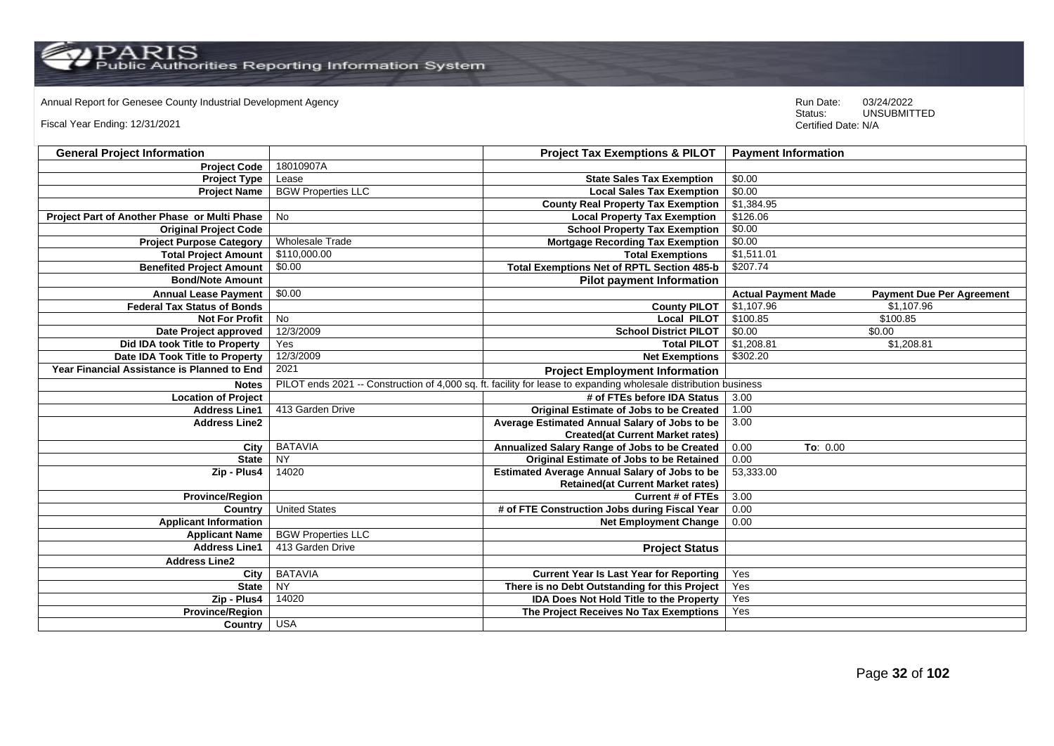Annual Report for Genesee County Industrial Development Agency

Fiscal Year Ending: 12/31/2021

Run Date: 03/24/2022
Status: UNSUBMITTED
Certified Date: N/A

| General Project Information | | Project Tax Exemptions & PILOT | Payment Information | |
|---|---|---|---|---|
| Project Code | 18010907A | | | |
| Project Type | Lease | State Sales Tax Exemption | $0.00 | |
| Project Name | BGW Properties LLC | Local Sales Tax Exemption | $0.00 | |
| | | County Real Property Tax Exemption | $1,384.95 | |
| Project Part of Another Phase or Multi Phase | No | Local Property Tax Exemption | $126.06 | |
| Original Project Code | | School Property Tax Exemption | $0.00 | |
| Project Purpose Category | Wholesale Trade | Mortgage Recording Tax Exemption | $0.00 | |
| Total Project Amount | $110,000.00 | Total Exemptions | $1,511.01 | |
| Benefited Project Amount | $0.00 | Total Exemptions Net of RPTL Section 485-b | $207.74 | |
| Bond/Note Amount | | Pilot payment Information | | |
| Annual Lease Payment | $0.00 | | Actual Payment Made | Payment Due Per Agreement |
| Federal Tax Status of Bonds | | County PILOT | $1,107.96 | $1,107.96 |
| Not For Profit | No | Local PILOT | $100.85 | $100.85 |
| Date Project approved | 12/3/2009 | School District PILOT | $0.00 | $0.00 |
| Did IDA took Title to Property | Yes | Total PILOT | $1,208.81 | $1,208.81 |
| Date IDA Took Title to Property | 12/3/2009 | Net Exemptions | $302.20 | |
| Year Financial Assistance is Planned to End | 2021 | Project Employment Information | | |
| Notes | PILOT ends 2021 -- Construction of 4,000 sq. ft. facility for lease to expanding wholesale distribution business | | | |
| Location of Project | | # of FTEs before IDA Status | 3.00 | |
| Address Line1 | 413 Garden Drive | Original Estimate of Jobs to be Created | 1.00 | |
| Address Line2 | | Average Estimated Annual Salary of Jobs to be Created(at Current Market rates) | 3.00 | |
| City | BATAVIA | Annualized Salary Range of Jobs to be Created | 0.00 | To: 0.00 |
| State | NY | Original Estimate of Jobs to be Retained | 0.00 | |
| Zip - Plus4 | 14020 | Estimated Average Annual Salary of Jobs to be Retained(at Current Market rates) | 53,333.00 | |
| Province/Region | | Current # of FTEs | 3.00 | |
| Country | United States | # of FTE Construction Jobs during Fiscal Year | 0.00 | |
| Applicant Information | | Net Employment Change | 0.00 | |
| Applicant Name | BGW Properties LLC | | | |
| Address Line1 | 413 Garden Drive | Project Status | | |
| Address Line2 | | | | |
| City | BATAVIA | Current Year Is Last Year for Reporting | Yes | |
| State | NY | There is no Debt Outstanding for this Project | Yes | |
| Zip - Plus4 | 14020 | IDA Does Not Hold Title to the Property | Yes | |
| Province/Region | | The Project Receives No Tax Exemptions | Yes | |
| Country | USA | | | |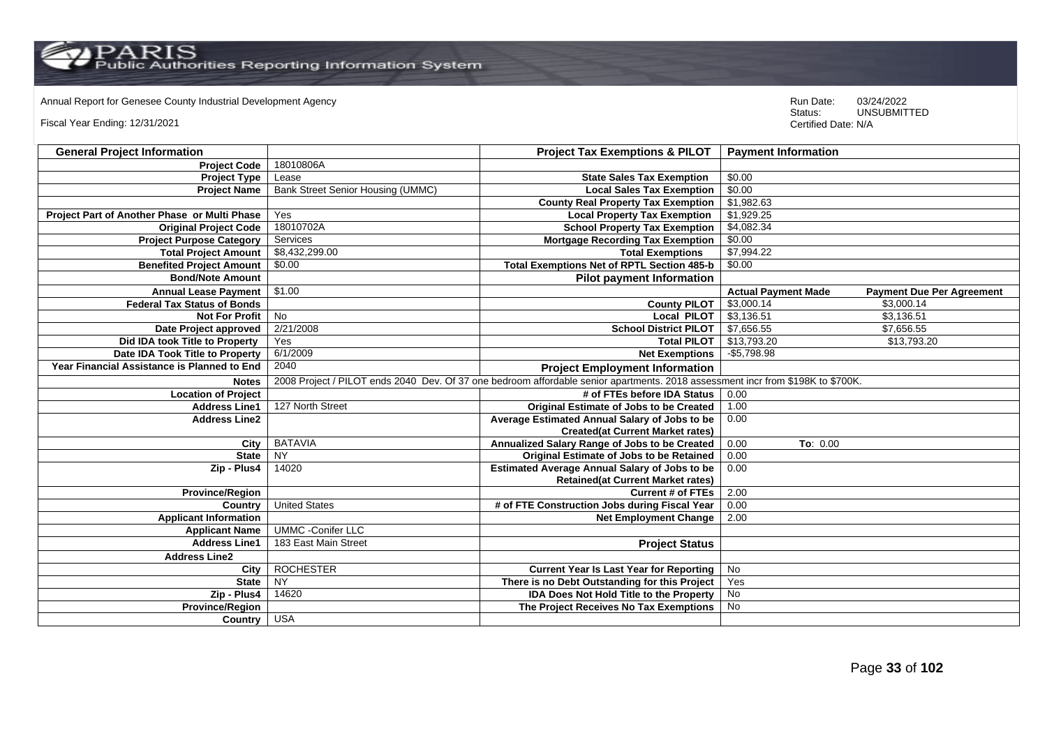Annual Report for Genesee County Industrial Development Agency

Fiscal Year Ending: 12/31/2021

Run Date: 03/24/2022
Status: UNSUBMITTED
Certified Date: N/A

| General Project Information | | Project Tax Exemptions & PILOT | Payment Information | |
|---|---|---|---|---|
| Project Code | 18010806A | | | |
| Project Type | Lease | State Sales Tax Exemption | $0.00 | |
| Project Name | Bank Street Senior Housing (UMMC) | Local Sales Tax Exemption | $0.00 | |
| | | County Real Property Tax Exemption | $1,982.63 | |
| Project Part of Another Phase or Multi Phase | Yes | Local Property Tax Exemption | $1,929.25 | |
| Original Project Code | 18010702A | School Property Tax Exemption | $4,082.34 | |
| Project Purpose Category | Services | Mortgage Recording Tax Exemption | $0.00 | |
| Total Project Amount | $8,432,299.00 | Total Exemptions | $7,994.22 | |
| Benefited Project Amount | $0.00 | Total Exemptions Net of RPTL Section 485-b | $0.00 | |
| Bond/Note Amount | | Pilot payment Information | | |
| Annual Lease Payment | $1.00 | | Actual Payment Made | Payment Due Per Agreement |
| Federal Tax Status of Bonds | | County PILOT | $3,000.14 | $3,000.14 |
| Not For Profit | No | Local PILOT | $3,136.51 | $3,136.51 |
| Date Project approved | 2/21/2008 | School District PILOT | $7,656.55 | $7,656.55 |
| Did IDA took Title to Property | Yes | Total PILOT | $13,793.20 | $13,793.20 |
| Date IDA Took Title to Property | 6/1/2009 | Net Exemptions | -$5,798.98 | |
| Year Financial Assistance is Planned to End | 2040 | Project Employment Information | | |
| Notes | 2008 Project / PILOT ends 2040 Dev. Of 37 one bedroom affordable senior apartments. 2018 assessment incr from $198K to $700K. | | | |
| Location of Project | | # of FTEs before IDA Status | 0.00 | |
| Address Line1 | 127 North Street | Original Estimate of Jobs to be Created | 1.00 | |
| Address Line2 | | Average Estimated Annual Salary of Jobs to be Created(at Current Market rates) | 0.00 | |
| City | BATAVIA | Annualized Salary Range of Jobs to be Created | 0.00 | To: 0.00 |
| State | NY | Original Estimate of Jobs to be Retained | 0.00 | |
| Zip - Plus4 | 14020 | Estimated Average Annual Salary of Jobs to be Retained(at Current Market rates) | 0.00 | |
| Province/Region | | Current # of FTEs | 2.00 | |
| Country | United States | # of FTE Construction Jobs during Fiscal Year | 0.00 | |
| Applicant Information | | Net Employment Change | 2.00 | |
| Applicant Name | UMMC -Conifer LLC | | | |
| Address Line1 | 183 East Main Street | Project Status | | |
| Address Line2 | | | | |
| City | ROCHESTER | Current Year Is Last Year for Reporting | No | |
| State | NY | There is no Debt Outstanding for this Project | Yes | |
| Zip - Plus4 | 14620 | IDA Does Not Hold Title to the Property | No | |
| Province/Region | | The Project Receives No Tax Exemptions | No | |
| Country | USA | | | |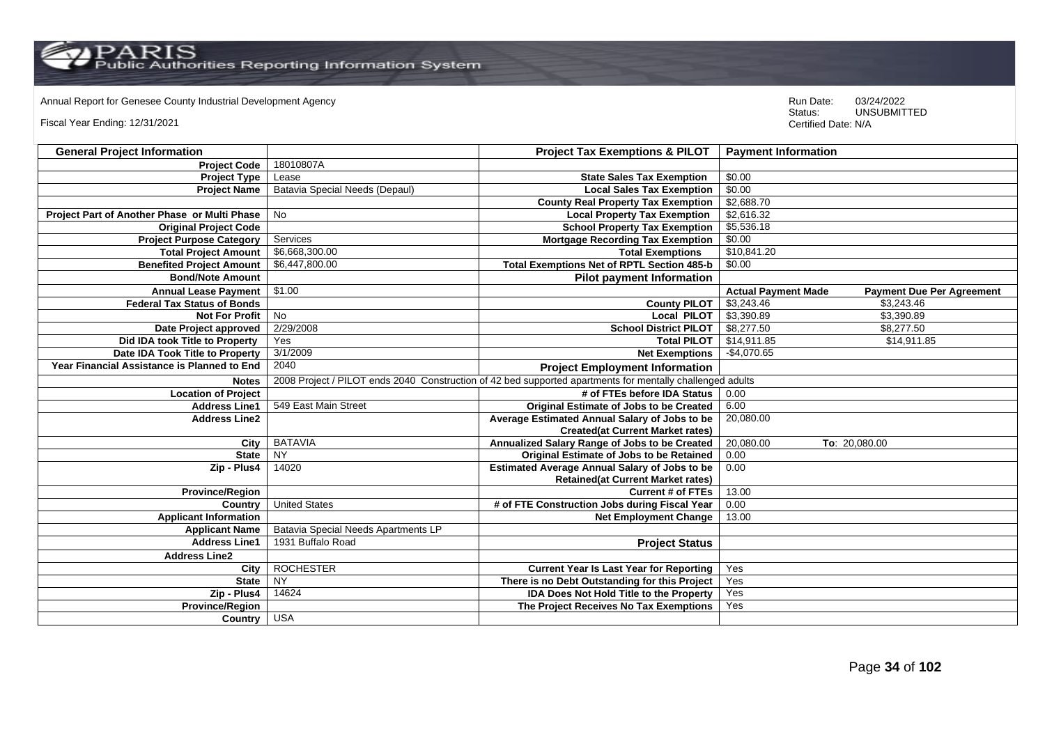Annual Report for Genesee County Industrial Development Agency

Fiscal Year Ending: 12/31/2021

Run Date: 03/24/2022
Status: UNSUBMITTED
Certified Date: N/A

| General Project Information | | Project Tax Exemptions & PILOT | Payment Information | |
|---|---|---|---|---|
| Project Code | 18010807A | | | |
| Project Type | Lease | State Sales Tax Exemption | $0.00 | |
| Project Name | Batavia Special Needs (Depaul) | Local Sales Tax Exemption | $0.00 | |
| | | County Real Property Tax Exemption | $2,688.70 | |
| Project Part of Another Phase or Multi Phase | No | Local Property Tax Exemption | $2,616.32 | |
| Original Project Code | | School Property Tax Exemption | $5,536.18 | |
| Project Purpose Category | Services | Mortgage Recording Tax Exemption | $0.00 | |
| Total Project Amount | $6,668,300.00 | Total Exemptions | $10,841.20 | |
| Benefited Project Amount | $6,447,800.00 | Total Exemptions Net of RPTL Section 485-b | $0.00 | |
| Bond/Note Amount | | **Pilot payment Information** | | |
| Annual Lease Payment | $1.00 | | **Actual Payment Made** | **Payment Due Per Agreement** |
| Federal Tax Status of Bonds | | County PILOT | $3,243.46 | $3,243.46 |
| Not For Profit | No | Local PILOT | $3,390.89 | $3,390.89 |
| Date Project approved | 2/29/2008 | School District PILOT | $8,277.50 | $8,277.50 |
| Did IDA took Title to Property | Yes | Total PILOT | $14,911.85 | $14,911.85 |
| Date IDA Took Title to Property | 3/1/2009 | Net Exemptions | -$4,070.65 | |
| Year Financial Assistance is Planned to End | 2040 | **Project Employment Information** | | |
| Notes | 2008 Project / PILOT ends 2040 Construction of 42 bed supported apartments for mentally challenged adults | | | |
| Location of Project | | # of FTEs before IDA Status | 0.00 | |
| Address Line1 | 549 East Main Street | Original Estimate of Jobs to be Created | 6.00 | |
| Address Line2 | | Average Estimated Annual Salary of Jobs to be Created(at Current Market rates) | 20,080.00 | |
| City | BATAVIA | Annualized Salary Range of Jobs to be Created | 20,080.00 | To: 20,080.00 |
| State | NY | Original Estimate of Jobs to be Retained | 0.00 | |
| Zip - Plus4 | 14020 | Estimated Average Annual Salary of Jobs to be Retained(at Current Market rates) | 0.00 | |
| Province/Region | | Current # of FTEs | 13.00 | |
| Country | United States | # of FTE Construction Jobs during Fiscal Year | 0.00 | |
| Applicant Information | | Net Employment Change | 13.00 | |
| Applicant Name | Batavia Special Needs Apartments LP | | | |
| Address Line1 | 1931 Buffalo Road | **Project Status** | | |
| Address Line2 | | | | |
| City | ROCHESTER | Current Year Is Last Year for Reporting | Yes | |
| State | NY | There is no Debt Outstanding for this Project | Yes | |
| Zip - Plus4 | 14624 | IDA Does Not Hold Title to the Property | Yes | |
| Province/Region | | The Project Receives No Tax Exemptions | Yes | |
| Country | USA | | | |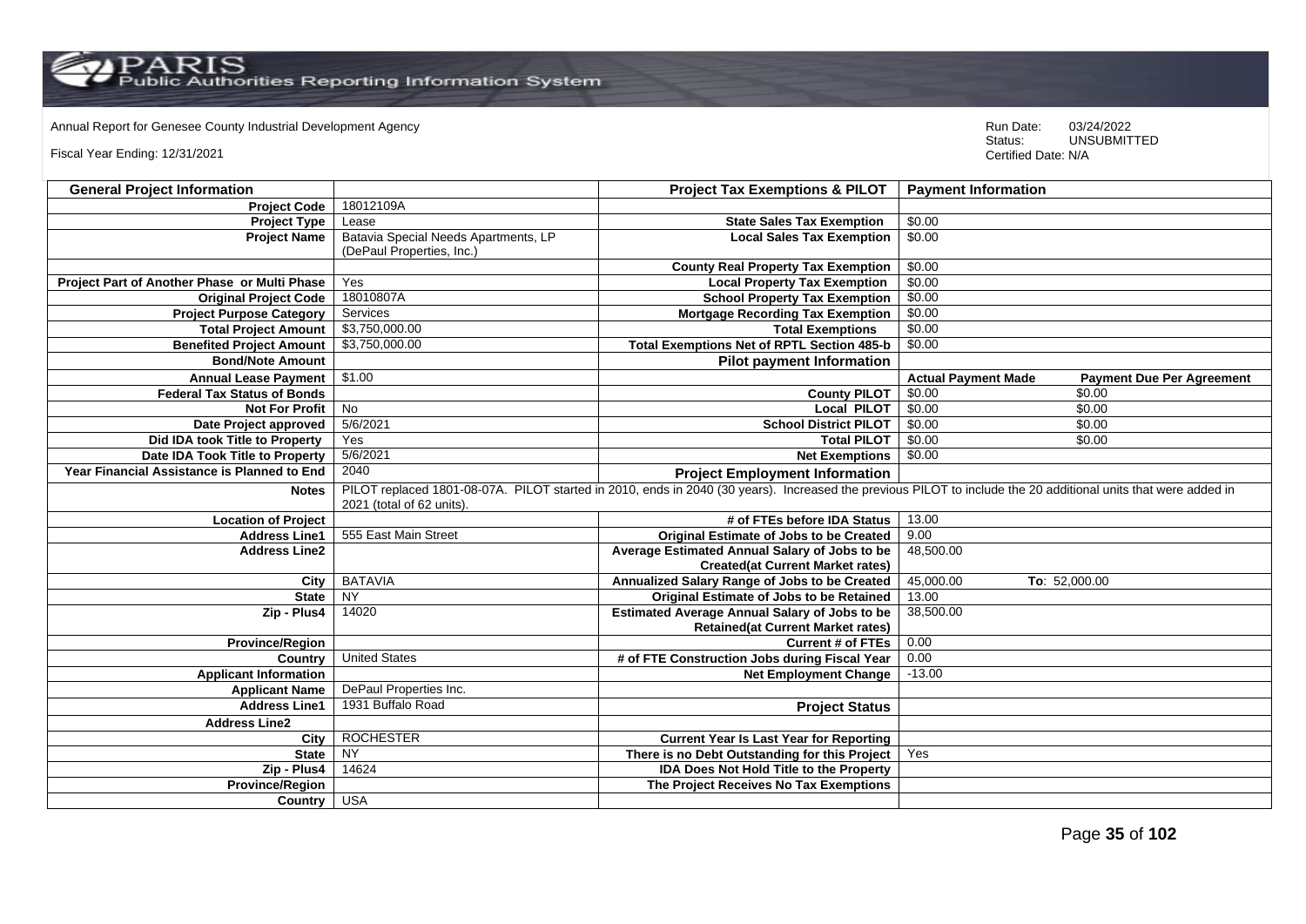Annual Report for Genesee County Industrial Development Agency

Fiscal Year Ending: 12/31/2021

Run Date: 03/24/2022
Status: UNSUBMITTED
Certified Date: N/A

| General Project Information | | Project Tax Exemptions & PILOT | Payment Information | |
|---|---|---|---|---|
| Project Code | 18012109A | | | |
| Project Type | Lease | State Sales Tax Exemption | $0.00 | |
| Project Name | Batavia Special Needs Apartments, LP (DePaul Properties, Inc.) | Local Sales Tax Exemption | $0.00 | |
| | | County Real Property Tax Exemption | $0.00 | |
| Project Part of Another Phase or Multi Phase | Yes | Local Property Tax Exemption | $0.00 | |
| Original Project Code | 18010807A | School Property Tax Exemption | $0.00 | |
| Project Purpose Category | Services | Mortgage Recording Tax Exemption | $0.00 | |
| Total Project Amount | $3,750,000.00 | Total Exemptions | $0.00 | |
| Benefited Project Amount | $3,750,000.00 | Total Exemptions Net of RPTL Section 485-b | $0.00 | |
| Bond/Note Amount | | Pilot payment Information | | |
| Annual Lease Payment | $1.00 | | Actual Payment Made | Payment Due Per Agreement |
| Federal Tax Status of Bonds | | County PILOT | $0.00 | $0.00 |
| Not For Profit | No | Local PILOT | $0.00 | $0.00 |
| Date Project approved | 5/6/2021 | School District PILOT | $0.00 | $0.00 |
| Did IDA took Title to Property | Yes | Total PILOT | $0.00 | $0.00 |
| Date IDA Took Title to Property | 5/6/2021 | Net Exemptions | $0.00 | |
| Year Financial Assistance is Planned to End | 2040 | Project Employment Information | | |
| Notes | PILOT replaced 1801-08-07A. PILOT started in 2010, ends in 2040 (30 years). Increased the previous PILOT to include the 20 additional units that were added in 2021 (total of 62 units). | | | |
| Location of Project | | # of FTEs before IDA Status | 13.00 | |
| Address Line1 | 555 East Main Street | Original Estimate of Jobs to be Created | 9.00 | |
| Address Line2 | | Average Estimated Annual Salary of Jobs to be Created(at Current Market rates) | 48,500.00 | |
| City | BATAVIA | Annualized Salary Range of Jobs to be Created | 45,000.00 | To: 52,000.00 |
| State | NY | Original Estimate of Jobs to be Retained | 13.00 | |
| Zip - Plus4 | 14020 | Estimated Average Annual Salary of Jobs to be Retained(at Current Market rates) | 38,500.00 | |
| Province/Region | | Current # of FTEs | 0.00 | |
| Country | United States | # of FTE Construction Jobs during Fiscal Year | 0.00 | |
| Applicant Information | | Net Employment Change | -13.00 | |
| Applicant Name | DePaul Properties Inc. | | | |
| Address Line1 | 1931 Buffalo Road | Project Status | | |
| Address Line2 | | | | |
| City | ROCHESTER | Current Year Is Last Year for Reporting | | |
| State | NY | There is no Debt Outstanding for this Project | Yes | |
| Zip - Plus4 | 14624 | IDA Does Not Hold Title to the Property | | |
| Province/Region | | The Project Receives No Tax Exemptions | | |
| Country | USA | | | |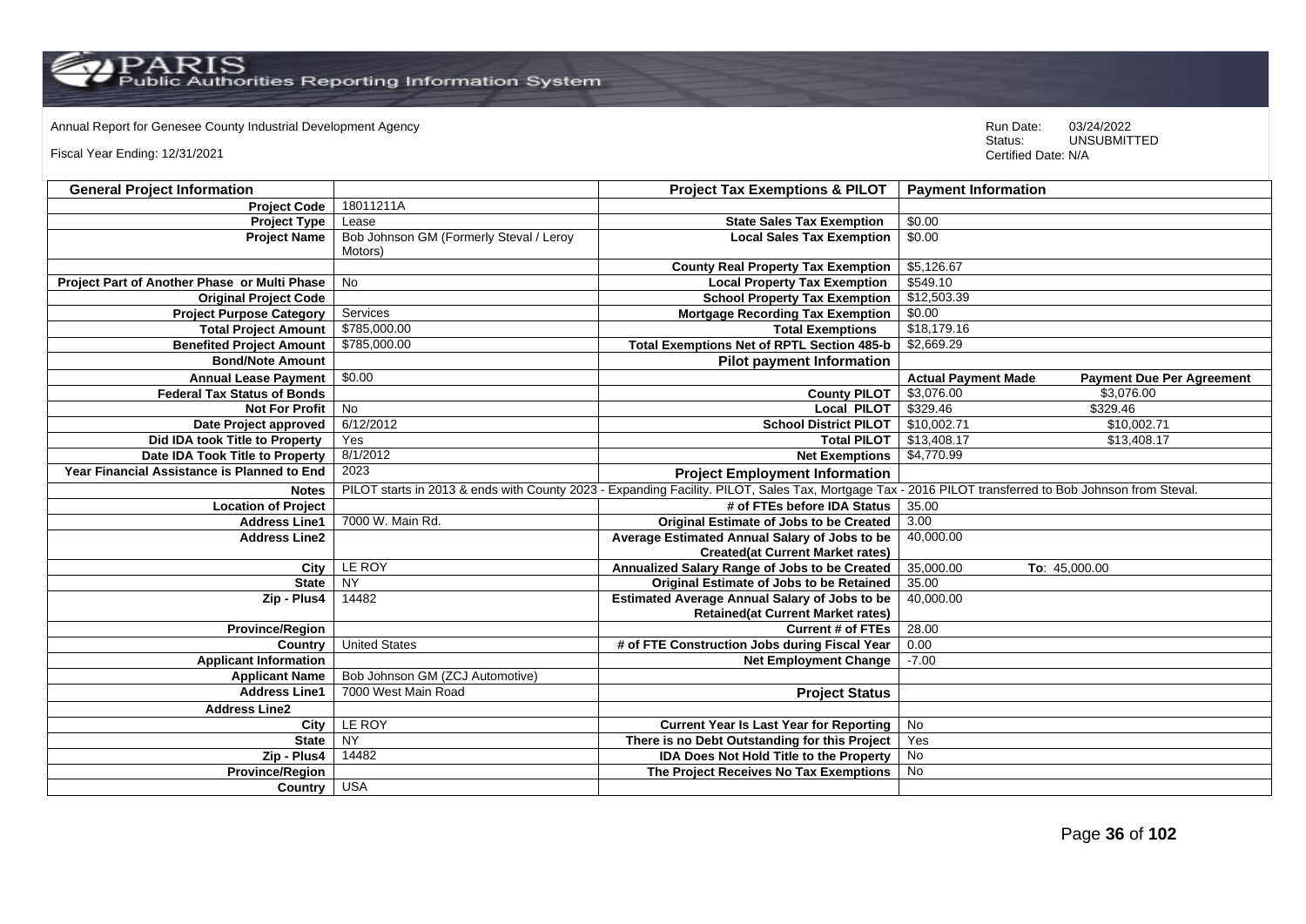Annual Report for Genesee County Industrial Development Agency

Fiscal Year Ending: 12/31/2021

Run Date: 03/24/2022
Status: UNSUBMITTED
Certified Date: N/A

| General Project Information | | Project Tax Exemptions & PILOT | Payment Information | |
|---|---|---|---|---|
| Project Code | 18011211A | | | |
| Project Type | Lease | State Sales Tax Exemption | $0.00 | |
| Project Name | Bob Johnson GM (Formerly Steval / Leroy Motors) | Local Sales Tax Exemption | $0.00 | |
| | | County Real Property Tax Exemption | $5,126.67 | |
| Project Part of Another Phase or Multi Phase | No | Local Property Tax Exemption | $549.10 | |
| Original Project Code | | School Property Tax Exemption | $12,503.39 | |
| Project Purpose Category | Services | Mortgage Recording Tax Exemption | $0.00 | |
| Total Project Amount | $785,000.00 | Total Exemptions | $18,179.16 | |
| Benefited Project Amount | $785,000.00 | Total Exemptions Net of RPTL Section 485-b | $2,669.29 | |
| Bond/Note Amount | | Pilot payment Information | | |
| Annual Lease Payment | $0.00 | | Actual Payment Made | Payment Due Per Agreement |
| Federal Tax Status of Bonds | | County PILOT | $3,076.00 | $3,076.00 |
| Not For Profit | No | Local PILOT | $329.46 | $329.46 |
| Date Project approved | 6/12/2012 | School District PILOT | $10,002.71 | $10,002.71 |
| Did IDA took Title to Property | Yes | Total PILOT | $13,408.17 | $13,408.17 |
| Date IDA Took Title to Property | 8/1/2012 | Net Exemptions | $4,770.99 | |
| Year Financial Assistance is Planned to End | 2023 | Project Employment Information | | |
| Notes | PILOT starts in 2013 & ends with County 2023 - Expanding Facility. PILOT, Sales Tax, Mortgage Tax - 2016 PILOT transferred to Bob Johnson from Steval. | | | |
| Location of Project | | # of FTEs before IDA Status | 35.00 | |
| Address Line1 | 7000 W. Main Rd. | Original Estimate of Jobs to be Created | 3.00 | |
| Address Line2 | | Average Estimated Annual Salary of Jobs to be Created(at Current Market rates) | 40,000.00 | |
| City | LE ROY | Annualized Salary Range of Jobs to be Created | 35,000.00 | To: 45,000.00 |
| State | NY | Original Estimate of Jobs to be Retained | 35.00 | |
| Zip - Plus4 | 14482 | Estimated Average Annual Salary of Jobs to be Retained(at Current Market rates) | 40,000.00 | |
| Province/Region | | Current # of FTEs | 28.00 | |
| Country | United States | # of FTE Construction Jobs during Fiscal Year | 0.00 | |
| Applicant Information | | Net Employment Change | -7.00 | |
| Applicant Name | Bob Johnson GM (ZCJ Automotive) | | | |
| Address Line1 | 7000 West Main Road | Project Status | | |
| Address Line2 | | | | |
| City | LE ROY | Current Year Is Last Year for Reporting | No | |
| State | NY | There is no Debt Outstanding for this Project | Yes | |
| Zip - Plus4 | 14482 | IDA Does Not Hold Title to the Property | No | |
| Province/Region | | The Project Receives No Tax Exemptions | No | |
| Country | USA | | | |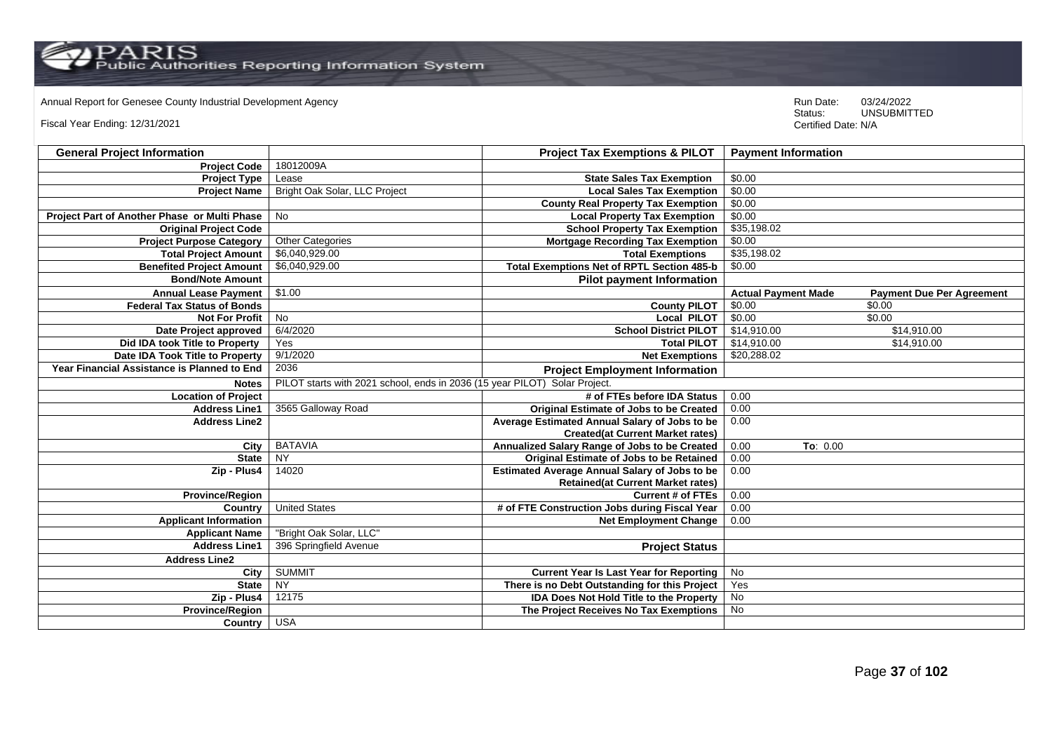Annual Report for Genesee County Industrial Development Agency

Fiscal Year Ending: 12/31/2021

Run Date: 03/24/2022
Status: UNSUBMITTED
Certified Date: N/A

| General Project Information | | Project Tax Exemptions & PILOT | Payment Information | |
|---|---|---|---|---|
| Project Code | 18012009A | | | |
| Project Type | Lease | State Sales Tax Exemption | $0.00 | |
| Project Name | Bright Oak Solar, LLC Project | Local Sales Tax Exemption | $0.00 | |
| | | County Real Property Tax Exemption | $0.00 | |
| Project Part of Another Phase or Multi Phase | No | Local Property Tax Exemption | $0.00 | |
| Original Project Code | | School Property Tax Exemption | $35,198.02 | |
| Project Purpose Category | Other Categories | Mortgage Recording Tax Exemption | $0.00 | |
| Total Project Amount | $6,040,929.00 | Total Exemptions | $35,198.02 | |
| Benefited Project Amount | $6,040,929.00 | Total Exemptions Net of RPTL Section 485-b | $0.00 | |
| Bond/Note Amount | | Pilot payment Information | | |
| Annual Lease Payment | $1.00 | | Actual Payment Made | Payment Due Per Agreement |
| Federal Tax Status of Bonds | | County PILOT | $0.00 | $0.00 |
| Not For Profit | No | Local PILOT | $0.00 | $0.00 |
| Date Project approved | 6/4/2020 | School District PILOT | $14,910.00 | $14,910.00 |
| Did IDA took Title to Property | Yes | Total PILOT | $14,910.00 | $14,910.00 |
| Date IDA Took Title to Property | 9/1/2020 | Net Exemptions | $20,288.02 | |
| Year Financial Assistance is Planned to End | 2036 | Project Employment Information | | |
| Notes | PILOT starts with 2021 school, ends in 2036 (15 year PILOT) Solar Project. | | | |
| Location of Project | | # of FTEs before IDA Status | 0.00 | |
| Address Line1 | 3565 Galloway Road | Original Estimate of Jobs to be Created | 0.00 | |
| Address Line2 | | Average Estimated Annual Salary of Jobs to be Created(at Current Market rates) | 0.00 | |
| City | BATAVIA | Annualized Salary Range of Jobs to be Created | 0.00 | To: 0.00 |
| State | NY | Original Estimate of Jobs to be Retained | 0.00 | |
| Zip - Plus4 | 14020 | Estimated Average Annual Salary of Jobs to be Retained(at Current Market rates) | 0.00 | |
| Province/Region | | Current # of FTEs | 0.00 | |
| Country | United States | # of FTE Construction Jobs during Fiscal Year | 0.00 | |
| Applicant Information | | Net Employment Change | 0.00 | |
| Applicant Name | "Bright Oak Solar, LLC" | | | |
| Address Line1 | 396 Springfield Avenue | Project Status | | |
| Address Line2 | | | | |
| City | SUMMIT | Current Year Is Last Year for Reporting | No | |
| State | NY | There is no Debt Outstanding for this Project | Yes | |
| Zip - Plus4 | 12175 | IDA Does Not Hold Title to the Property | No | |
| Province/Region | | The Project Receives No Tax Exemptions | No | |
| Country | USA | | | |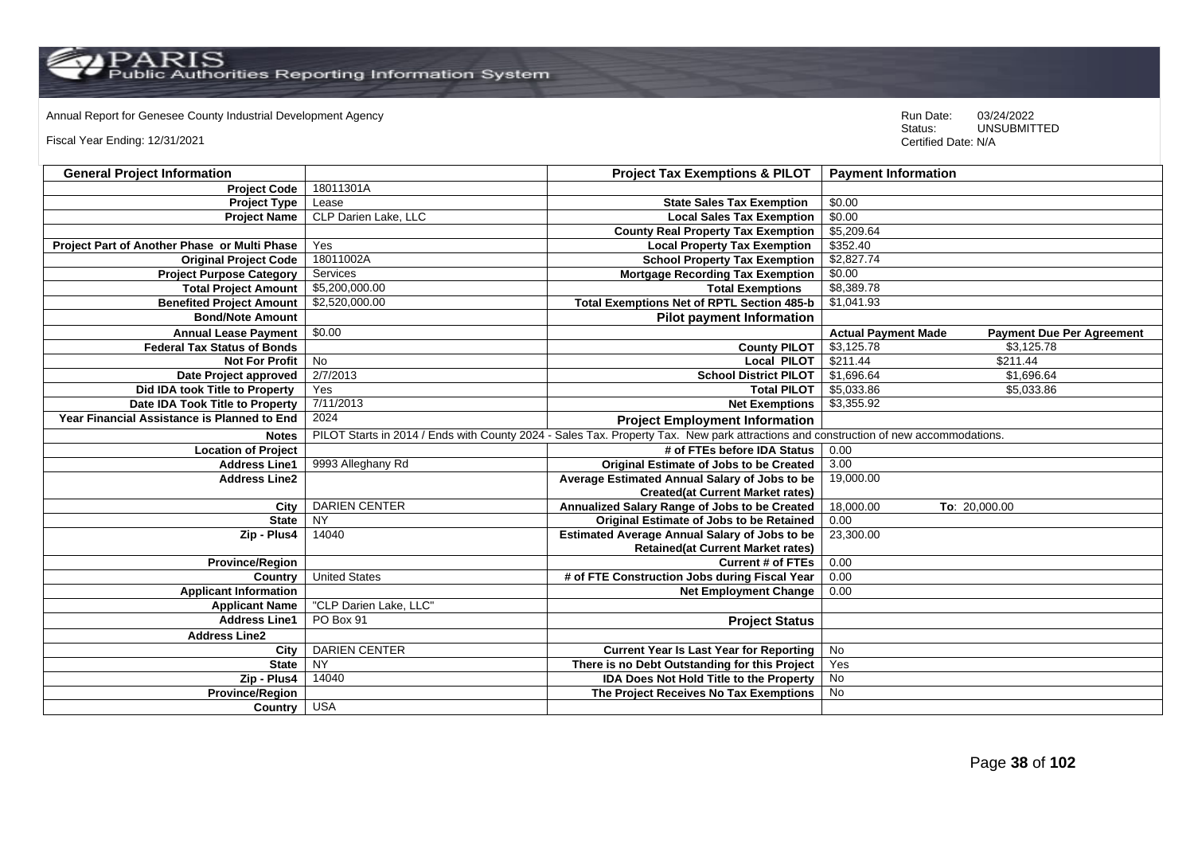Annual Report for Genesee County Industrial Development Agency

Fiscal Year Ending: 12/31/2021

Run Date: 03/24/2022
Status: UNSUBMITTED
Certified Date: N/A

| General Project Information | | Project Tax Exemptions & PILOT | Payment Information | |
|---|---|---|---|---|
| Project Code | 18011301A | | | |
| Project Type | Lease | State Sales Tax Exemption | $0.00 | |
| Project Name | CLP Darien Lake, LLC | Local Sales Tax Exemption | $0.00 | |
| | | County Real Property Tax Exemption | $5,209.64 | |
| Project Part of Another Phase or Multi Phase | Yes | Local Property Tax Exemption | $352.40 | |
| Original Project Code | 18011002A | School Property Tax Exemption | $2,827.74 | |
| Project Purpose Category | Services | Mortgage Recording Tax Exemption | $0.00 | |
| Total Project Amount | $5,200,000.00 | Total Exemptions | $8,389.78 | |
| Benefited Project Amount | $2,520,000.00 | Total Exemptions Net of RPTL Section 485-b | $1,041.93 | |
| Bond/Note Amount | | Pilot payment Information | | |
| Annual Lease Payment | $0.00 | | Actual Payment Made | Payment Due Per Agreement |
| Federal Tax Status of Bonds | | County PILOT | $3,125.78 | $3,125.78 |
| Not For Profit | No | Local PILOT | $211.44 | $211.44 |
| Date Project approved | 2/7/2013 | School District PILOT | $1,696.64 | $1,696.64 |
| Did IDA took Title to Property | Yes | Total PILOT | $5,033.86 | $5,033.86 |
| Date IDA Took Title to Property | 7/11/2013 | Net Exemptions | $3,355.92 | |
| Year Financial Assistance is Planned to End | 2024 | Project Employment Information | | |
| Notes | PILOT Starts in 2014 / Ends with County 2024 - Sales Tax. Property Tax. New park attractions and construction of new accommodations. | | | |
| Location of Project | | # of FTEs before IDA Status | 0.00 | |
| Address Line1 | 9993 Alleghany Rd | Original Estimate of Jobs to be Created | 3.00 | |
| Address Line2 | | Average Estimated Annual Salary of Jobs to be Created(at Current Market rates) | 19,000.00 | |
| City | DARIEN CENTER | Annualized Salary Range of Jobs to be Created | 18,000.00 | To: 20,000.00 |
| State | NY | Original Estimate of Jobs to be Retained | 0.00 | |
| Zip - Plus4 | 14040 | Estimated Average Annual Salary of Jobs to be Retained(at Current Market rates) | 23,300.00 | |
| Province/Region | | Current # of FTEs | 0.00 | |
| Country | United States | # of FTE Construction Jobs during Fiscal Year | 0.00 | |
| Applicant Information | | Net Employment Change | 0.00 | |
| Applicant Name | "CLP Darien Lake, LLC" | | | |
| Address Line1 | PO Box 91 | Project Status | | |
| Address Line2 | | | | |
| City | DARIEN CENTER | Current Year Is Last Year for Reporting | No | |
| State | NY | There is no Debt Outstanding for this Project | Yes | |
| Zip - Plus4 | 14040 | IDA Does Not Hold Title to the Property | No | |
| Province/Region | | The Project Receives No Tax Exemptions | No | |
| Country | USA | | | |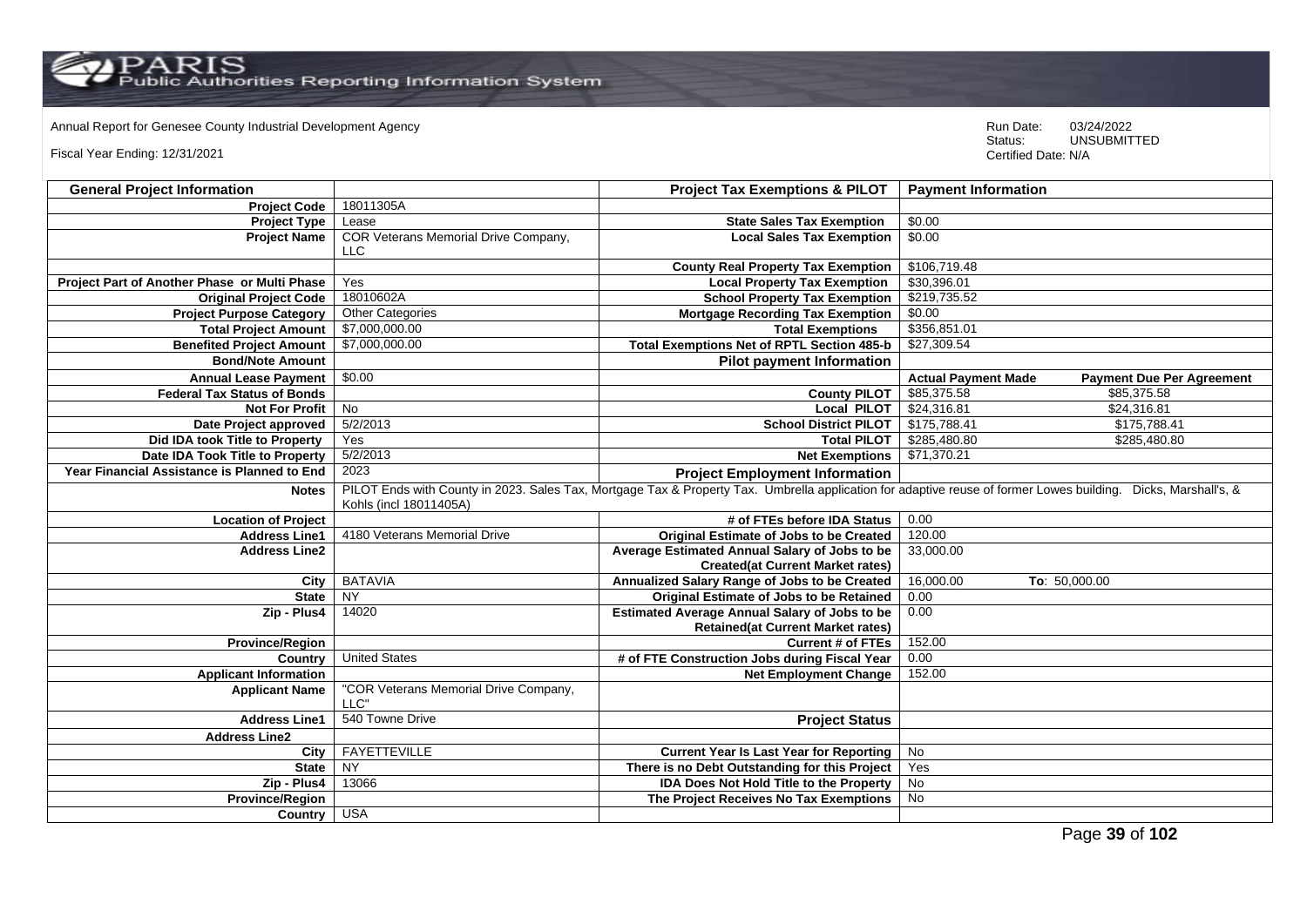Annual Report for Genesee County Industrial Development Agency

Fiscal Year Ending: 12/31/2021

Run Date: 03/24/2022
Status: UNSUBMITTED
Certified Date: N/A

| General Project Information | | Project Tax Exemptions & PILOT | Payment Information | |
|---|---|---|---|---|
| Project Code | 18011305A | | | |
| Project Type | Lease | State Sales Tax Exemption | $0.00 | |
| Project Name | COR Veterans Memorial Drive Company, LLC | Local Sales Tax Exemption | $0.00 | |
| | | County Real Property Tax Exemption | $106,719.48 | |
| Project Part of Another Phase or Multi Phase | Yes | Local Property Tax Exemption | $30,396.01 | |
| Original Project Code | 18010602A | School Property Tax Exemption | $219,735.52 | |
| Project Purpose Category | Other Categories | Mortgage Recording Tax Exemption | $0.00 | |
| Total Project Amount | $7,000,000.00 | Total Exemptions | $356,851.01 | |
| Benefited Project Amount | $7,000,000.00 | Total Exemptions Net of RPTL Section 485-b | $27,309.54 | |
| Bond/Note Amount | | Pilot payment Information | | |
| Annual Lease Payment | $0.00 | | Actual Payment Made | Payment Due Per Agreement |
| Federal Tax Status of Bonds | | County PILOT | $85,375.58 | $85,375.58 |
| Not For Profit | No | Local PILOT | $24,316.81 | $24,316.81 |
| Date Project approved | 5/2/2013 | School District PILOT | $175,788.41 | $175,788.41 |
| Did IDA took Title to Property | Yes | Total PILOT | $285,480.80 | $285,480.80 |
| Date IDA Took Title to Property | 5/2/2013 | Net Exemptions | $71,370.21 | |
| Year Financial Assistance is Planned to End | 2023 | Project Employment Information | | |
| Notes | PILOT Ends with County in 2023. Sales Tax, Mortgage Tax & Property Tax. Umbrella application for adaptive reuse of former Lowes building. Dicks, Marshall's, & Kohls (incl 18011405A) | | | |
| Location of Project | | # of FTEs before IDA Status | 0.00 | |
| Address Line1 | 4180 Veterans Memorial Drive | Original Estimate of Jobs to be Created | 120.00 | |
| Address Line2 | | Average Estimated Annual Salary of Jobs to be Created(at Current Market rates) | 33,000.00 | |
| City | BATAVIA | Annualized Salary Range of Jobs to be Created | 16,000.00 | To: 50,000.00 |
| State | NY | Original Estimate of Jobs to be Retained | 0.00 | |
| Zip - Plus4 | 14020 | Estimated Average Annual Salary of Jobs to be Retained(at Current Market rates) | 0.00 | |
| Province/Region | | Current # of FTEs | 152.00 | |
| Country | United States | # of FTE Construction Jobs during Fiscal Year | 0.00 | |
| Applicant Information | | Net Employment Change | 152.00 | |
| Applicant Name | "COR Veterans Memorial Drive Company, LLC" | | | |
| Address Line1 | 540 Towne Drive | Project Status | | |
| Address Line2 | | | | |
| City | FAYETTEVILLE | Current Year Is Last Year for Reporting | No | |
| State | NY | There is no Debt Outstanding for this Project | Yes | |
| Zip - Plus4 | 13066 | IDA Does Not Hold Title to the Property | No | |
| Province/Region | | The Project Receives No Tax Exemptions | No | |
| Country | USA | | | |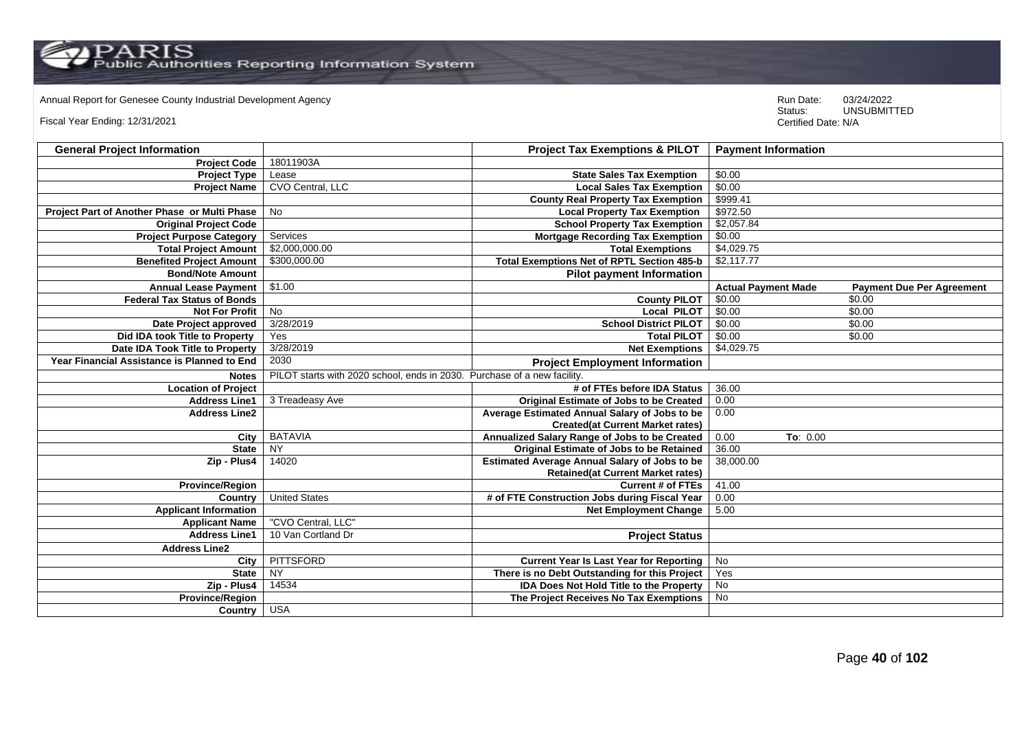Annual Report for Genesee County Industrial Development Agency

Fiscal Year Ending: 12/31/2021

Run Date: 03/24/2022
Status: UNSUBMITTED
Certified Date: N/A

| General Project Information | | Project Tax Exemptions & PILOT | Payment Information | |
|---|---|---|---|---|
| Project Code | 18011903A | | | |
| Project Type | Lease | State Sales Tax Exemption | $0.00 | |
| Project Name | CVO Central, LLC | Local Sales Tax Exemption | $0.00 | |
| | | County Real Property Tax Exemption | $999.41 | |
| Project Part of Another Phase or Multi Phase | No | Local Property Tax Exemption | $972.50 | |
| Original Project Code | | School Property Tax Exemption | $2,057.84 | |
| Project Purpose Category | Services | Mortgage Recording Tax Exemption | $0.00 | |
| Total Project Amount | $2,000,000.00 | Total Exemptions | $4,029.75 | |
| Benefited Project Amount | $300,000.00 | Total Exemptions Net of RPTL Section 485-b | $2,117.77 | |
| Bond/Note Amount | | **Pilot payment Information** | | |
| Annual Lease Payment | $1.00 | | **Actual Payment Made** | **Payment Due Per Agreement** |
| Federal Tax Status of Bonds | | County PILOT | $0.00 | $0.00 |
| Not For Profit | No | Local PILOT | $0.00 | $0.00 |
| Date Project approved | 3/28/2019 | School District PILOT | $0.00 | $0.00 |
| Did IDA took Title to Property | Yes | Total PILOT | $0.00 | $0.00 |
| Date IDA Took Title to Property | 3/28/2019 | Net Exemptions | $4,029.75 | |
| Year Financial Assistance is Planned to End | 2030 | **Project Employment Information** | | |
| Notes | PILOT starts with 2020 school, ends in 2030. Purchase of a new facility. | | | |
| Location of Project | | # of FTEs before IDA Status | 36.00 | |
| Address Line1 | 3 Treadeasy Ave | Original Estimate of Jobs to be Created | 0.00 | |
| Address Line2 | | Average Estimated Annual Salary of Jobs to be Created(at Current Market rates) | 0.00 | |
| City | BATAVIA | Annualized Salary Range of Jobs to be Created | 0.00 | To: 0.00 |
| State | NY | Original Estimate of Jobs to be Retained | 36.00 | |
| Zip - Plus4 | 14020 | Estimated Average Annual Salary of Jobs to be Retained(at Current Market rates) | 38,000.00 | |
| Province/Region | | Current # of FTEs | 41.00 | |
| Country | United States | # of FTE Construction Jobs during Fiscal Year | 0.00 | |
| **Applicant Information** | | Net Employment Change | 5.00 | |
| Applicant Name | "CVO Central, LLC" | | | |
| Address Line1 | 10 Van Cortland Dr | **Project Status** | | |
| Address Line2 | | | | |
| City | PITTSFORD | Current Year Is Last Year for Reporting | No | |
| State | NY | There is no Debt Outstanding for this Project | Yes | |
| Zip - Plus4 | 14534 | IDA Does Not Hold Title to the Property | No | |
| Province/Region | | The Project Receives No Tax Exemptions | No | |
| Country | USA | | | |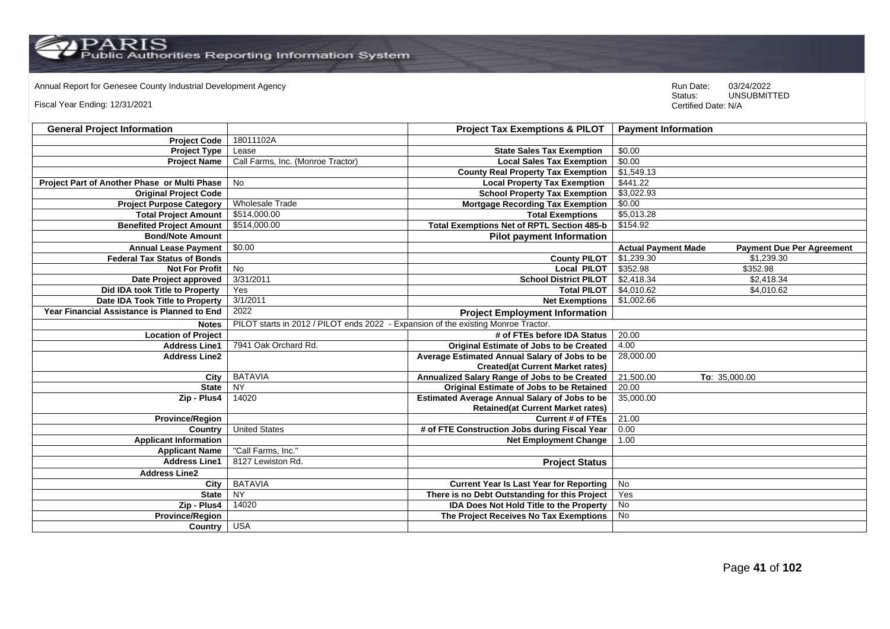Annual Report for Genesee County Industrial Development Agency

Fiscal Year Ending: 12/31/2021

Run Date: 03/24/2022
Status: UNSUBMITTED
Certified Date: N/A

| General Project Information | | Project Tax Exemptions & PILOT | Payment Information | |
|---|---|---|---|---|
| Project Code | 18011102A | | | |
| Project Type | Lease | State Sales Tax Exemption | $0.00 | |
| Project Name | Call Farms, Inc. (Monroe Tractor) | Local Sales Tax Exemption | $0.00 | |
| | | County Real Property Tax Exemption | $1,549.13 | |
| Project Part of Another Phase or Multi Phase | No | Local Property Tax Exemption | $441.22 | |
| Original Project Code | | School Property Tax Exemption | $3,022.93 | |
| Project Purpose Category | Wholesale Trade | Mortgage Recording Tax Exemption | $0.00 | |
| Total Project Amount | $514,000.00 | Total Exemptions | $5,013.28 | |
| Benefited Project Amount | $514,000.00 | Total Exemptions Net of RPTL Section 485-b | $154.92 | |
| Bond/Note Amount | | Pilot payment Information | | |
| Annual Lease Payment | $0.00 | | Actual Payment Made | Payment Due Per Agreement |
| Federal Tax Status of Bonds | | County PILOT | $1,239.30 | $1,239.30 |
| Not For Profit | No | Local PILOT | $352.98 | $352.98 |
| Date Project approved | 3/31/2011 | School District PILOT | $2,418.34 | $2,418.34 |
| Did IDA took Title to Property | Yes | Total PILOT | $4,010.62 | $4,010.62 |
| Date IDA Took Title to Property | 3/1/2011 | Net Exemptions | $1,002.66 | |
| Year Financial Assistance is Planned to End | 2022 | Project Employment Information | | |
| Notes | PILOT starts in 2012 / PILOT ends 2022 - Expansion of the existing Monroe Tractor. | | | |
| Location of Project | | # of FTEs before IDA Status | 20.00 | |
| Address Line1 | 7941 Oak Orchard Rd. | Original Estimate of Jobs to be Created | 4.00 | |
| Address Line2 | | Average Estimated Annual Salary of Jobs to be Created(at Current Market rates) | 28,000.00 | |
| City | BATAVIA | Annualized Salary Range of Jobs to be Created | 21,500.00 | To: 35,000.00 |
| State | NY | Original Estimate of Jobs to be Retained | 20.00 | |
| Zip - Plus4 | 14020 | Estimated Average Annual Salary of Jobs to be Retained(at Current Market rates) | 35,000.00 | |
| Province/Region | | Current # of FTEs | 21.00 | |
| Country | United States | # of FTE Construction Jobs during Fiscal Year | 0.00 | |
| Applicant Information | | Net Employment Change | 1.00 | |
| Applicant Name | "Call Farms, Inc." | | | |
| Address Line1 | 8127 Lewiston Rd. | Project Status | | |
| Address Line2 | | | | |
| City | BATAVIA | Current Year Is Last Year for Reporting | No | |
| State | NY | There is no Debt Outstanding for this Project | Yes | |
| Zip - Plus4 | 14020 | IDA Does Not Hold Title to the Property | No | |
| Province/Region | | The Project Receives No Tax Exemptions | No | |
| Country | USA | | | |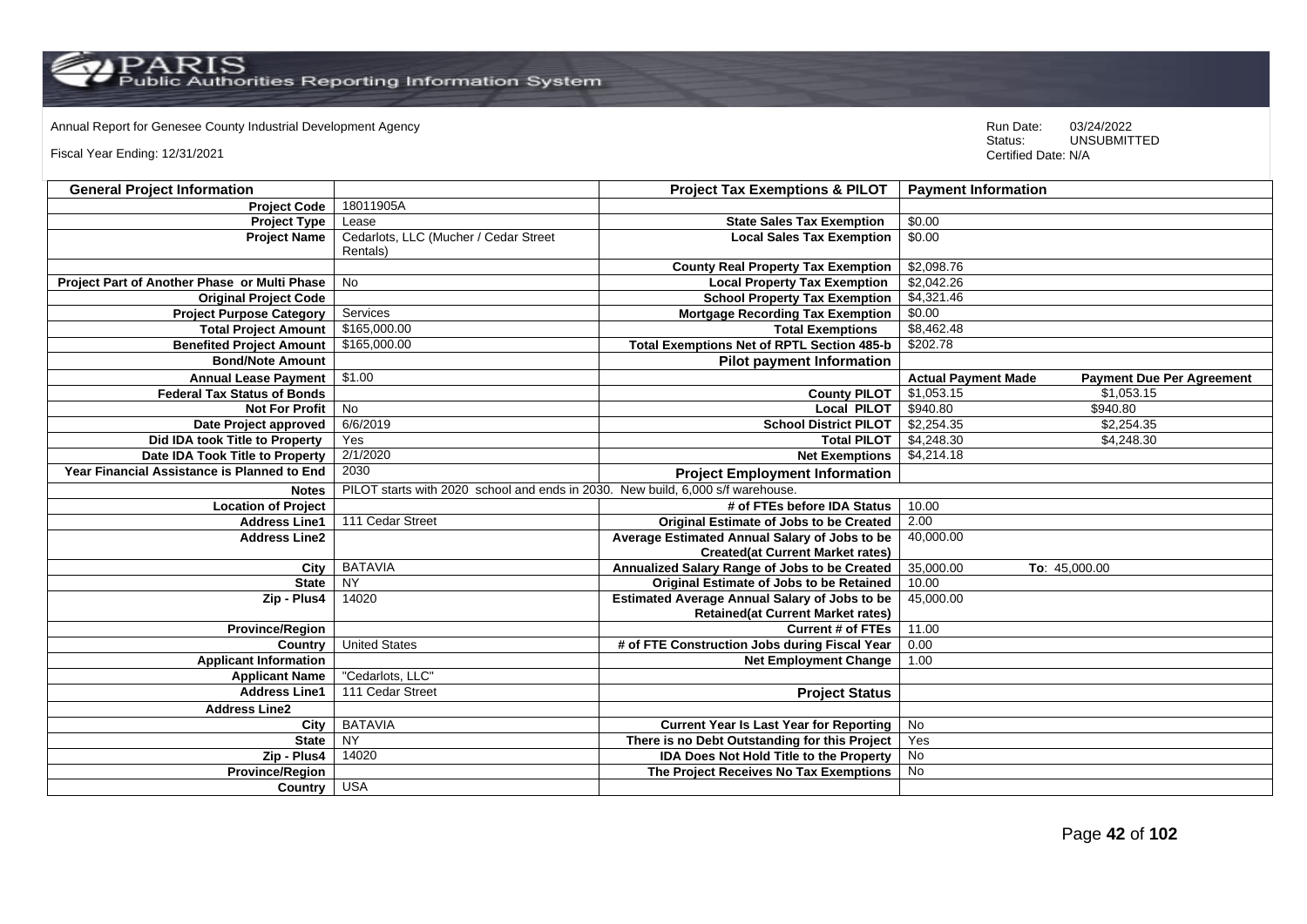Annual Report for Genesee County Industrial Development Agency

Fiscal Year Ending: 12/31/2021

Run Date: 03/24/2022
Status: UNSUBMITTED
Certified Date: N/A

| General Project Information | | Project Tax Exemptions & PILOT | Payment Information | |
|---|---|---|---|---|
| Project Code | 18011905A | | | |
| Project Type | Lease | State Sales Tax Exemption | $0.00 | |
| Project Name | Cedarlots, LLC (Mucher / Cedar Street Rentals) | Local Sales Tax Exemption | $0.00 | |
| | | County Real Property Tax Exemption | $2,098.76 | |
| Project Part of Another Phase or Multi Phase | No | Local Property Tax Exemption | $2,042.26 | |
| Original Project Code | | School Property Tax Exemption | $4,321.46 | |
| Project Purpose Category | Services | Mortgage Recording Tax Exemption | $0.00 | |
| Total Project Amount | $165,000.00 | Total Exemptions | $8,462.48 | |
| Benefited Project Amount | $165,000.00 | Total Exemptions Net of RPTL Section 485-b | $202.78 | |
| Bond/Note Amount | | Pilot payment Information | | |
| Annual Lease Payment | $1.00 | | Actual Payment Made | Payment Due Per Agreement |
| Federal Tax Status of Bonds | | County PILOT | $1,053.15 | $1,053.15 |
| Not For Profit | No | Local PILOT | $940.80 | $940.80 |
| Date Project approved | 6/6/2019 | School District PILOT | $2,254.35 | $2,254.35 |
| Did IDA took Title to Property | Yes | Total PILOT | $4,248.30 | $4,248.30 |
| Date IDA Took Title to Property | 2/1/2020 | Net Exemptions | $4,214.18 | |
| Year Financial Assistance is Planned to End | 2030 | Project Employment Information | | |
| Notes | PILOT starts with 2020 school and ends in 2030. New build, 6,000 s/f warehouse. | | | |
| Location of Project | | # of FTEs before IDA Status | 10.00 | |
| Address Line1 | 111 Cedar Street | Original Estimate of Jobs to be Created | 2.00 | |
| Address Line2 | | Average Estimated Annual Salary of Jobs to be Created(at Current Market rates) | 40,000.00 | |
| City | BATAVIA | Annualized Salary Range of Jobs to be Created | 35,000.00 | To: 45,000.00 |
| State | NY | Original Estimate of Jobs to be Retained | 10.00 | |
| Zip - Plus4 | 14020 | Estimated Average Annual Salary of Jobs to be Retained(at Current Market rates) | 45,000.00 | |
| Province/Region | | Current # of FTEs | 11.00 | |
| Country | United States | # of FTE Construction Jobs during Fiscal Year | 0.00 | |
| Applicant Information | | Net Employment Change | 1.00 | |
| Applicant Name | "Cedarlots, LLC" | | | |
| Address Line1 | 111 Cedar Street | Project Status | | |
| Address Line2 | | | | |
| City | BATAVIA | Current Year Is Last Year for Reporting | No | |
| State | NY | There is no Debt Outstanding for this Project | Yes | |
| Zip - Plus4 | 14020 | IDA Does Not Hold Title to the Property | No | |
| Province/Region | | The Project Receives No Tax Exemptions | No | |
| Country | USA | | | |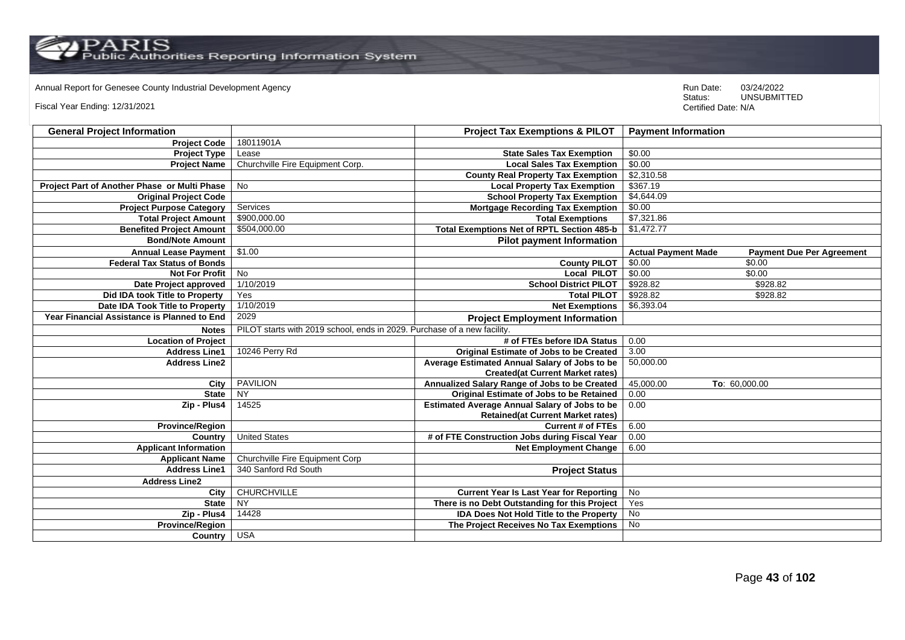Annual Report for Genesee County Industrial Development Agency

Fiscal Year Ending: 12/31/2021

Run Date: 03/24/2022
Status: UNSUBMITTED
Certified Date: N/A

| General Project Information | | Project Tax Exemptions & PILOT | Payment Information | |
|---|---|---|---|---|
| Project Code | 18011901A | | | |
| Project Type | Lease | State Sales Tax Exemption | $0.00 | |
| Project Name | Churchville Fire Equipment Corp. | Local Sales Tax Exemption | $0.00 | |
| | | County Real Property Tax Exemption | $2,310.58 | |
| Project Part of Another Phase or Multi Phase | No | Local Property Tax Exemption | $367.19 | |
| Original Project Code | | School Property Tax Exemption | $4,644.09 | |
| Project Purpose Category | Services | Mortgage Recording Tax Exemption | $0.00 | |
| Total Project Amount | $900,000.00 | Total Exemptions | $7,321.86 | |
| Benefited Project Amount | $504,000.00 | Total Exemptions Net of RPTL Section 485-b | $1,472.77 | |
| Bond/Note Amount | | Pilot payment Information | | |
| Annual Lease Payment | $1.00 | | Actual Payment Made | Payment Due Per Agreement |
| Federal Tax Status of Bonds | | County PILOT | $0.00 | $0.00 |
| Not For Profit | No | Local PILOT | $0.00 | $0.00 |
| Date Project approved | 1/10/2019 | School District PILOT | $928.82 | $928.82 |
| Did IDA took Title to Property | Yes | Total PILOT | $928.82 | $928.82 |
| Date IDA Took Title to Property | 1/10/2019 | Net Exemptions | $6,393.04 | |
| Year Financial Assistance is Planned to End | 2029 | Project Employment Information | | |
| Notes | PILOT starts with 2019 school, ends in 2029. Purchase of a new facility. | | | |
| Location of Project | | # of FTEs before IDA Status | 0.00 | |
| Address Line1 | 10246 Perry Rd | Original Estimate of Jobs to be Created | 3.00 | |
| Address Line2 | | Average Estimated Annual Salary of Jobs to be Created(at Current Market rates) | 50,000.00 | |
| City | PAVILION | Annualized Salary Range of Jobs to be Created | 45,000.00 | To: 60,000.00 |
| State | NY | Original Estimate of Jobs to be Retained | 0.00 | |
| Zip - Plus4 | 14525 | Estimated Average Annual Salary of Jobs to be Retained(at Current Market rates) | 0.00 | |
| Province/Region | | Current # of FTEs | 6.00 | |
| Country | United States | # of FTE Construction Jobs during Fiscal Year | 0.00 | |
| Applicant Information | | Net Employment Change | 6.00 | |
| Applicant Name | Churchville Fire Equipment Corp | | | |
| Address Line1 | 340 Sanford Rd South | Project Status | | |
| Address Line2 | | | | |
| City | CHURCHVILLE | Current Year Is Last Year for Reporting | No | |
| State | NY | There is no Debt Outstanding for this Project | Yes | |
| Zip - Plus4 | 14428 | IDA Does Not Hold Title to the Property | No | |
| Province/Region | | The Project Receives No Tax Exemptions | No | |
| Country | USA | | | |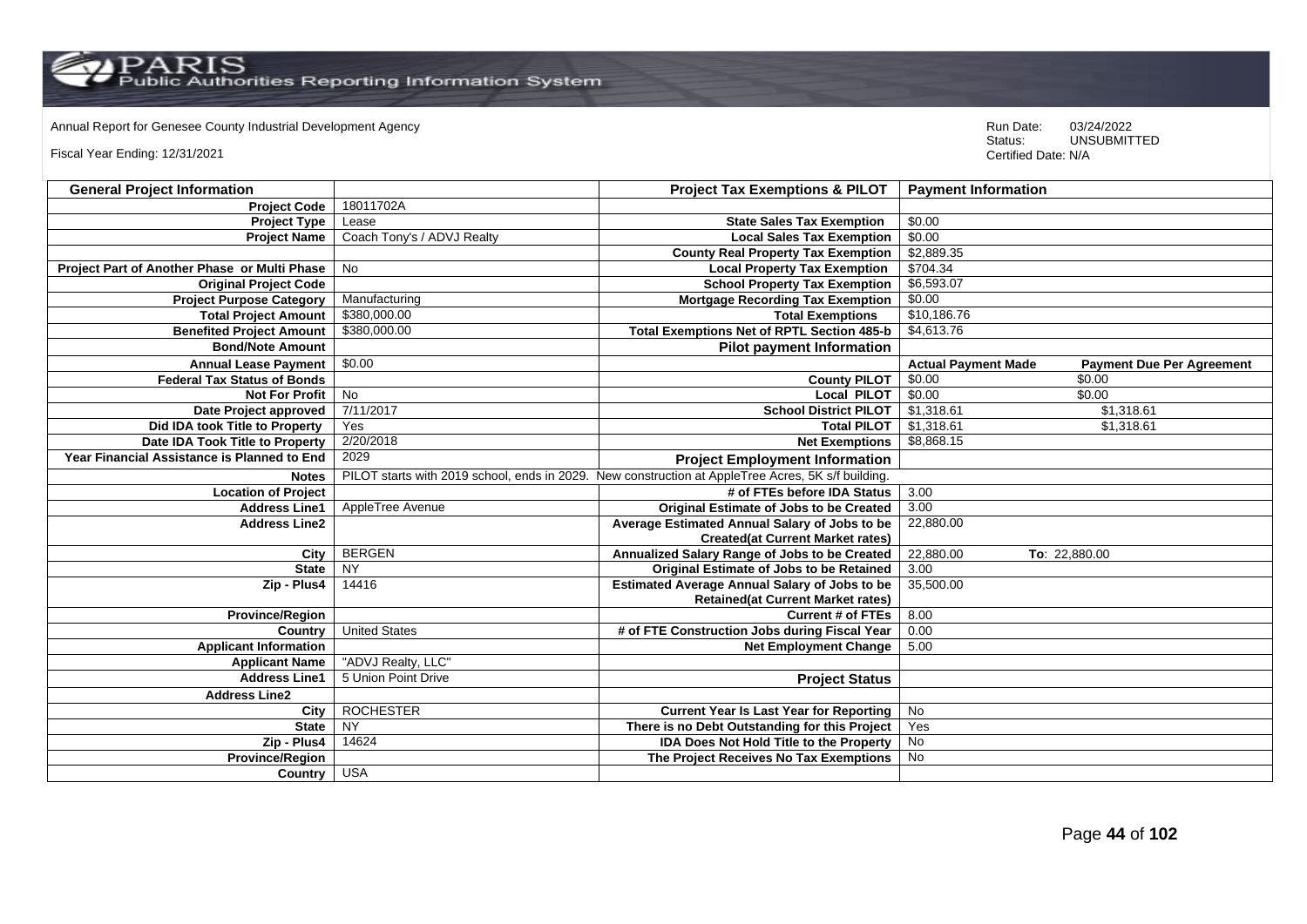Annual Report for Genesee County Industrial Development Agency

Fiscal Year Ending: 12/31/2021

Run Date: 03/24/2022
Status: UNSUBMITTED
Certified Date: N/A

| General Project Information | | Project Tax Exemptions & PILOT | Payment Information | |
|---|---|---|---|---|
| Project Code | 18011702A | | | |
| Project Type | Lease | State Sales Tax Exemption | $0.00 | |
| Project Name | Coach Tony's / ADVJ Realty | Local Sales Tax Exemption | $0.00 | |
| | | County Real Property Tax Exemption | $2,889.35 | |
| Project Part of Another Phase or Multi Phase | No | Local Property Tax Exemption | $704.34 | |
| Original Project Code | | School Property Tax Exemption | $6,593.07 | |
| Project Purpose Category | Manufacturing | Mortgage Recording Tax Exemption | $0.00 | |
| Total Project Amount | $380,000.00 | Total Exemptions | $10,186.76 | |
| Benefited Project Amount | $380,000.00 | Total Exemptions Net of RPTL Section 485-b | $4,613.76 | |
| Bond/Note Amount | | Pilot payment Information | | |
| Annual Lease Payment | $0.00 | | Actual Payment Made | Payment Due Per Agreement |
| Federal Tax Status of Bonds | | County PILOT | $0.00 | $0.00 |
| Not For Profit | No | Local PILOT | $0.00 | $0.00 |
| Date Project approved | 7/11/2017 | School District PILOT | $1,318.61 | $1,318.61 |
| Did IDA took Title to Property | Yes | Total PILOT | $1,318.61 | $1,318.61 |
| Date IDA Took Title to Property | 2/20/2018 | Net Exemptions | $8,868.15 | |
| Year Financial Assistance is Planned to End | 2029 | Project Employment Information | | |
| Notes | PILOT starts with 2019 school, ends in 2029. New construction at AppleTree Acres, 5K s/f building. | | | |
| Location of Project | | # of FTEs before IDA Status | 3.00 | |
| Address Line1 | AppleTree Avenue | Original Estimate of Jobs to be Created | 3.00 | |
| Address Line2 | | Average Estimated Annual Salary of Jobs to be Created(at Current Market rates) | 22,880.00 | |
| City | BERGEN | Annualized Salary Range of Jobs to be Created | 22,880.00 | To: 22,880.00 |
| State | NY | Original Estimate of Jobs to be Retained | 3.00 | |
| Zip - Plus4 | 14416 | Estimated Average Annual Salary of Jobs to be Retained(at Current Market rates) | 35,500.00 | |
| Province/Region | | Current # of FTEs | 8.00 | |
| Country | United States | # of FTE Construction Jobs during Fiscal Year | 0.00 | |
| Applicant Information | | Net Employment Change | 5.00 | |
| Applicant Name | "ADVJ Realty, LLC" | | | |
| Address Line1 | 5 Union Point Drive | Project Status | | |
| Address Line2 | | | | |
| City | ROCHESTER | Current Year Is Last Year for Reporting | No | |
| State | NY | There is no Debt Outstanding for this Project | Yes | |
| Zip - Plus4 | 14624 | IDA Does Not Hold Title to the Property | No | |
| Province/Region | | The Project Receives No Tax Exemptions | No | |
| Country | USA | | | |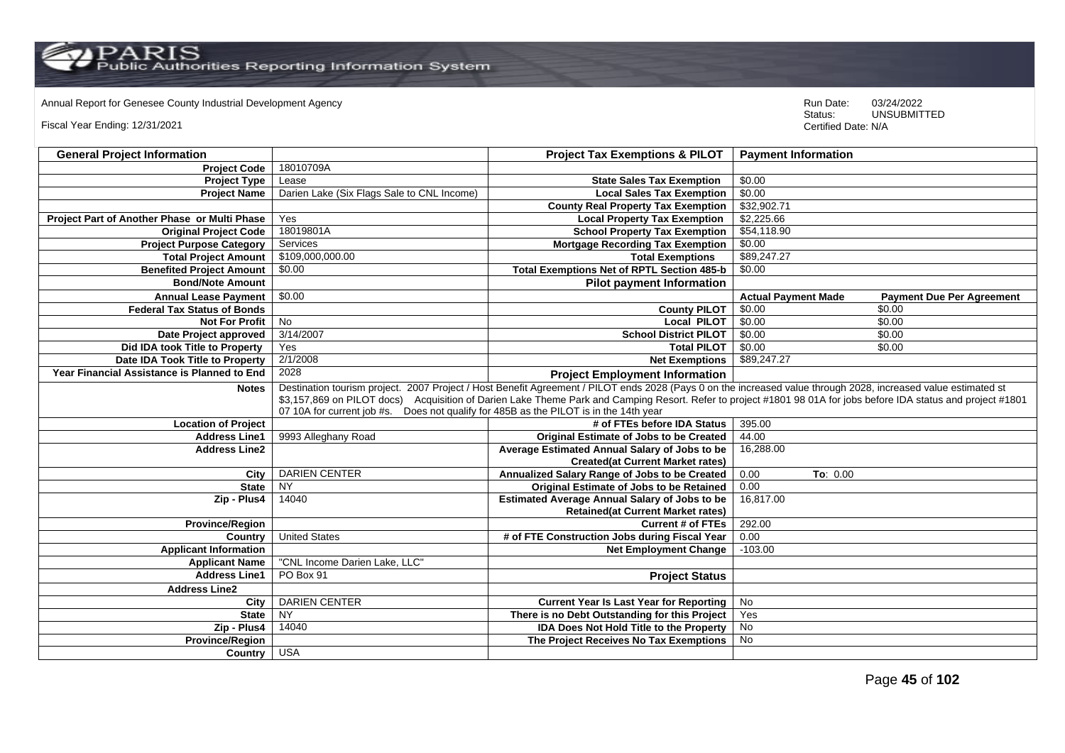Annual Report for Genesee County Industrial Development Agency

Fiscal Year Ending: 12/31/2021

Run Date: 03/24/2022
Status: UNSUBMITTED
Certified Date: N/A

| General Project Information | | Project Tax Exemptions & PILOT | Payment Information | |
|---|---|---|---|---|
| Project Code | 18010709A | | | |
| Project Type | Lease | State Sales Tax Exemption | $0.00 | |
| Project Name | Darien Lake (Six Flags Sale to CNL Income) | Local Sales Tax Exemption | $0.00 | |
| | | County Real Property Tax Exemption | $32,902.71 | |
| Project Part of Another Phase or Multi Phase | Yes | Local Property Tax Exemption | $2,225.66 | |
| Original Project Code | 18019801A | School Property Tax Exemption | $54,118.90 | |
| Project Purpose Category | Services | Mortgage Recording Tax Exemption | $0.00 | |
| Total Project Amount | $109,000,000.00 | Total Exemptions | $89,247.27 | |
| Benefited Project Amount | $0.00 | Total Exemptions Net of RPTL Section 485-b | $0.00 | |
| Bond/Note Amount | | Pilot payment Information | | |
| Annual Lease Payment | $0.00 | | Actual Payment Made | Payment Due Per Agreement |
| Federal Tax Status of Bonds | | County PILOT | $0.00 | $0.00 |
| Not For Profit | No | Local PILOT | $0.00 | $0.00 |
| Date Project approved | 3/14/2007 | School District PILOT | $0.00 | $0.00 |
| Did IDA took Title to Property | Yes | Total PILOT | $0.00 | $0.00 |
| Date IDA Took Title to Property | 2/1/2008 | Net Exemptions | $89,247.27 | |
| Year Financial Assistance is Planned to End | 2028 | Project Employment Information | | |
| Notes | Destination tourism project. 2007 Project / Host Benefit Agreement / PILOT ends 2028 (Pays 0 on the increased value through 2028, increased value estimated st $3,157,869 on PILOT docs) Acquisition of Darien Lake Theme Park and Camping Resort. Refer to project #1801 98 01A for jobs before IDA status and project #1801 07 10A for current job #s. Does not qualify for 485B as the PILOT is in the 14th year | | | |
| Location of Project | | # of FTEs before IDA Status | 395.00 | |
| Address Line1 | 9993 Alleghany Road | Original Estimate of Jobs to be Created | 44.00 | |
| Address Line2 | | Average Estimated Annual Salary of Jobs to be Created(at Current Market rates) | 16,288.00 | |
| City | DARIEN CENTER | Annualized Salary Range of Jobs to be Created | 0.00 | To: 0.00 |
| State | NY | Original Estimate of Jobs to be Retained | 0.00 | |
| Zip - Plus4 | 14040 | Estimated Average Annual Salary of Jobs to be Retained(at Current Market rates) | 16,817.00 | |
| Province/Region | | Current # of FTEs | 292.00 | |
| Country | United States | # of FTE Construction Jobs during Fiscal Year | 0.00 | |
| Applicant Information | | Net Employment Change | -103.00 | |
| Applicant Name | "CNL Income Darien Lake, LLC" | | | |
| Address Line1 | PO Box 91 | Project Status | | |
| Address Line2 | | | | |
| City | DARIEN CENTER | Current Year Is Last Year for Reporting | No | |
| State | NY | There is no Debt Outstanding for this Project | Yes | |
| Zip - Plus4 | 14040 | IDA Does Not Hold Title to the Property | No | |
| Province/Region | | The Project Receives No Tax Exemptions | No | |
| Country | USA | | | |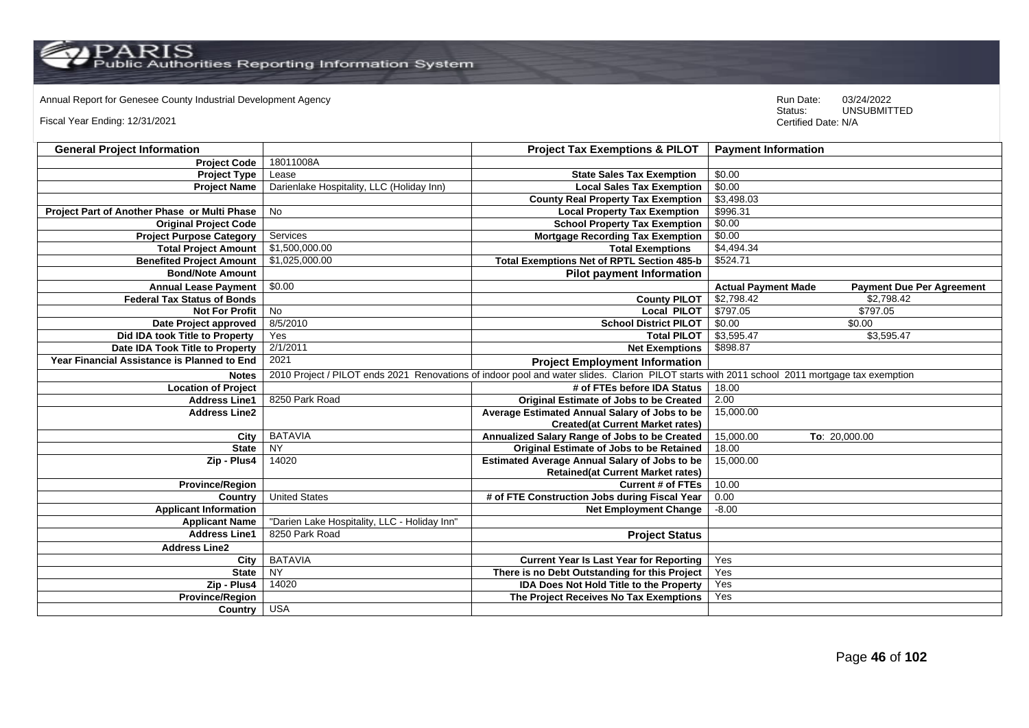Annual Report for Genesee County Industrial Development Agency

Fiscal Year Ending: 12/31/2021

Run Date: 03/24/2022
Status: UNSUBMITTED
Certified Date: N/A

| General Project Information | | Project Tax Exemptions & PILOT | Payment Information | |
|---|---|---|---|---|
| Project Code | 18011008A | | | |
| Project Type | Lease | State Sales Tax Exemption | $0.00 | |
| Project Name | Darienlake Hospitality, LLC (Holiday Inn) | Local Sales Tax Exemption | $0.00 | |
| | | County Real Property Tax Exemption | $3,498.03 | |
| Project Part of Another Phase or Multi Phase | No | Local Property Tax Exemption | $996.31 | |
| Original Project Code | | School Property Tax Exemption | $0.00 | |
| Project Purpose Category | Services | Mortgage Recording Tax Exemption | $0.00 | |
| Total Project Amount | $1,500,000.00 | Total Exemptions | $4,494.34 | |
| Benefited Project Amount | $1,025,000.00 | Total Exemptions Net of RPTL Section 485-b | $524.71 | |
| Bond/Note Amount | | Pilot payment Information | | |
| Annual Lease Payment | $0.00 | | Actual Payment Made | Payment Due Per Agreement |
| Federal Tax Status of Bonds | | County PILOT | $2,798.42 | $2,798.42 |
| Not For Profit | No | Local PILOT | $797.05 | $797.05 |
| Date Project approved | 8/5/2010 | School District PILOT | $0.00 | $0.00 |
| Did IDA took Title to Property | Yes | Total PILOT | $3,595.47 | $3,595.47 |
| Date IDA Took Title to Property | 2/1/2011 | Net Exemptions | $898.87 | |
| Year Financial Assistance is Planned to End | 2021 | Project Employment Information | | |
| Notes | 2010 Project / PILOT ends 2021 Renovations of indoor pool and water slides. Clarion PILOT starts with 2011 school 2011 mortgage tax exemption | | | |
| Location of Project | | # of FTEs before IDA Status | 18.00 | |
| Address Line1 | 8250 Park Road | Original Estimate of Jobs to be Created | 2.00 | |
| Address Line2 | | Average Estimated Annual Salary of Jobs to be Created(at Current Market rates) | 15,000.00 | |
| City | BATAVIA | Annualized Salary Range of Jobs to be Created | 15,000.00 | To: 20,000.00 |
| State | NY | Original Estimate of Jobs to be Retained | 18.00 | |
| Zip - Plus4 | 14020 | Estimated Average Annual Salary of Jobs to be Retained(at Current Market rates) | 15,000.00 | |
| Province/Region | | Current # of FTEs | 10.00 | |
| Country | United States | # of FTE Construction Jobs during Fiscal Year | 0.00 | |
| Applicant Information | | Net Employment Change | -8.00 | |
| Applicant Name | "Darien Lake Hospitality, LLC - Holiday Inn" | | | |
| Address Line1 | 8250 Park Road | Project Status | | |
| Address Line2 | | | | |
| City | BATAVIA | Current Year Is Last Year for Reporting | Yes | |
| State | NY | There is no Debt Outstanding for this Project | Yes | |
| Zip - Plus4 | 14020 | IDA Does Not Hold Title to the Property | Yes | |
| Province/Region | | The Project Receives No Tax Exemptions | Yes | |
| Country | USA | | | |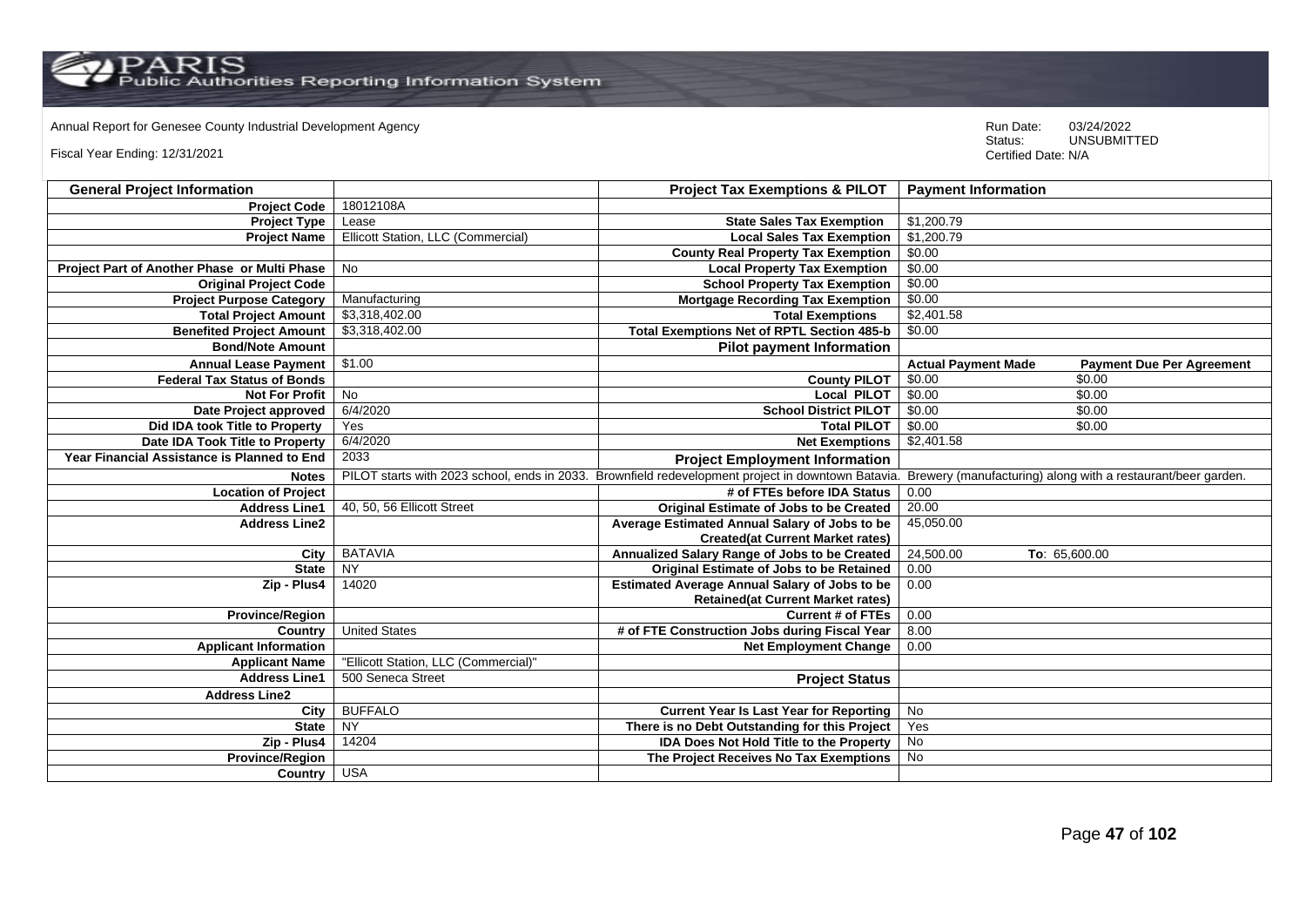Annual Report for Genesee County Industrial Development Agency

Fiscal Year Ending: 12/31/2021

Run Date: 03/24/2022
Status: UNSUBMITTED
Certified Date: N/A

| General Project Information | | Project Tax Exemptions & PILOT | Payment Information | |
|---|---|---|---|---|
| Project Code | 18012108A | | | |
| Project Type | Lease | State Sales Tax Exemption | $1,200.79 | |
| Project Name | Ellicott Station, LLC (Commercial) | Local Sales Tax Exemption | $1,200.79 | |
| | | County Real Property Tax Exemption | $0.00 | |
| Project Part of Another Phase or Multi Phase | No | Local Property Tax Exemption | $0.00 | |
| Original Project Code | | School Property Tax Exemption | $0.00 | |
| Project Purpose Category | Manufacturing | Mortgage Recording Tax Exemption | $0.00 | |
| Total Project Amount | $3,318,402.00 | Total Exemptions | $2,401.58 | |
| Benefited Project Amount | $3,318,402.00 | Total Exemptions Net of RPTL Section 485-b | $0.00 | |
| Bond/Note Amount | | Pilot payment Information | | |
| Annual Lease Payment | $1.00 | | Actual Payment Made | Payment Due Per Agreement |
| Federal Tax Status of Bonds | | County PILOT | $0.00 | $0.00 |
| Not For Profit | No | Local PILOT | $0.00 | $0.00 |
| Date Project approved | 6/4/2020 | School District PILOT | $0.00 | $0.00 |
| Did IDA took Title to Property | Yes | Total PILOT | $0.00 | $0.00 |
| Date IDA Took Title to Property | 6/4/2020 | Net Exemptions | $2,401.58 | |
| Year Financial Assistance is Planned to End | 2033 | Project Employment Information | | |
| Notes | PILOT starts with 2023 school, ends in 2033. Brownfield redevelopment project in downtown Batavia. Brewery (manufacturing) along with a restaurant/beer garden. | | | |
| Location of Project | | # of FTEs before IDA Status | 0.00 | |
| Address Line1 | 40, 50, 56 Ellicott Street | Original Estimate of Jobs to be Created | 20.00 | |
| Address Line2 | | Average Estimated Annual Salary of Jobs to be Created(at Current Market rates) | 45,050.00 | |
| City | BATAVIA | Annualized Salary Range of Jobs to be Created | 24,500.00 | To: 65,600.00 |
| State | NY | Original Estimate of Jobs to be Retained | 0.00 | |
| Zip - Plus4 | 14020 | Estimated Average Annual Salary of Jobs to be Retained(at Current Market rates) | 0.00 | |
| Province/Region | | Current # of FTEs | 0.00 | |
| Country | United States | # of FTE Construction Jobs during Fiscal Year | 8.00 | |
| Applicant Information | | Net Employment Change | 0.00 | |
| Applicant Name | "Ellicott Station, LLC (Commercial)" | | | |
| Address Line1 | 500 Seneca Street | Project Status | | |
| Address Line2 | | | | |
| City | BUFFALO | Current Year Is Last Year for Reporting | No | |
| State | NY | There is no Debt Outstanding for this Project | Yes | |
| Zip - Plus4 | 14204 | IDA Does Not Hold Title to the Property | No | |
| Province/Region | | The Project Receives No Tax Exemptions | No | |
| Country | USA | | | |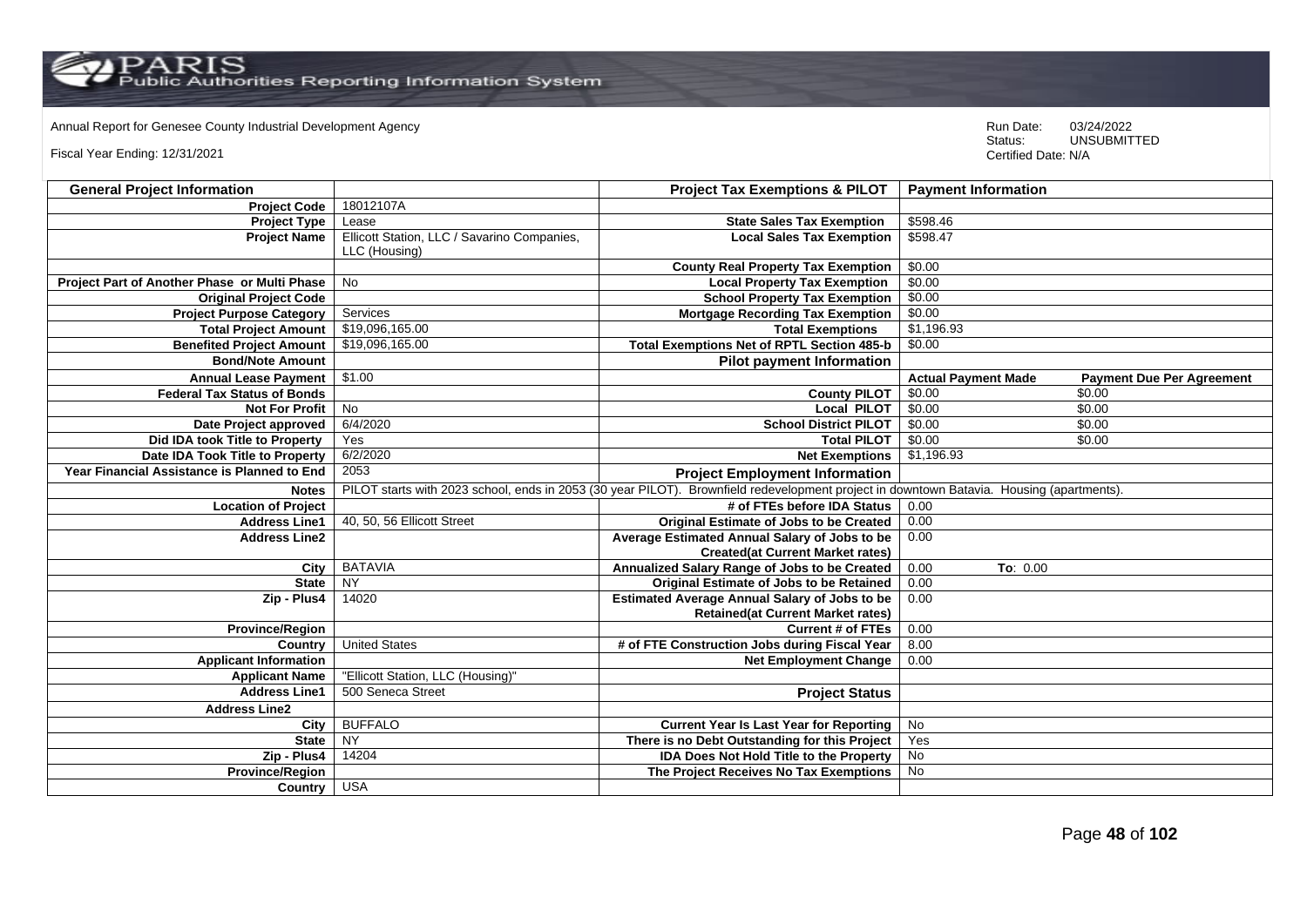Annual Report for Genesee County Industrial Development Agency

Fiscal Year Ending: 12/31/2021

Run Date: 03/24/2022
Status: UNSUBMITTED
Certified Date: N/A

| General Project Information | | Project Tax Exemptions & PILOT | Payment Information | |
|---|---|---|---|---|
| Project Code | 18012107A | | | |
| Project Type | Lease | State Sales Tax Exemption | $598.46 | |
| Project Name | Ellicott Station, LLC / Savarino Companies, LLC (Housing) | Local Sales Tax Exemption | $598.47 | |
| | | County Real Property Tax Exemption | $0.00 | |
| Project Part of Another Phase or Multi Phase | No | Local Property Tax Exemption | $0.00 | |
| Original Project Code | | School Property Tax Exemption | $0.00 | |
| Project Purpose Category | Services | Mortgage Recording Tax Exemption | $0.00 | |
| Total Project Amount | $19,096,165.00 | Total Exemptions | $1,196.93 | |
| Benefited Project Amount | $19,096,165.00 | Total Exemptions Net of RPTL Section 485-b | $0.00 | |
| Bond/Note Amount | | Pilot payment Information | | |
| Annual Lease Payment | $1.00 | | Actual Payment Made | Payment Due Per Agreement |
| Federal Tax Status of Bonds | | County PILOT | $0.00 | $0.00 |
| Not For Profit | No | Local PILOT | $0.00 | $0.00 |
| Date Project approved | 6/4/2020 | School District PILOT | $0.00 | $0.00 |
| Did IDA took Title to Property | Yes | Total PILOT | $0.00 | $0.00 |
| Date IDA Took Title to Property | 6/2/2020 | Net Exemptions | $1,196.93 | |
| Year Financial Assistance is Planned to End | 2053 | Project Employment Information | | |
| Notes | PILOT starts with 2023 school, ends in 2053 (30 year PILOT). Brownfield redevelopment project in downtown Batavia. Housing (apartments). | | | |
| Location of Project | | # of FTEs before IDA Status | 0.00 | |
| Address Line1 | 40, 50, 56 Ellicott Street | Original Estimate of Jobs to be Created | 0.00 | |
| Address Line2 | | Average Estimated Annual Salary of Jobs to be Created(at Current Market rates) | 0.00 | |
| City | BATAVIA | Annualized Salary Range of Jobs to be Created | 0.00 | To: 0.00 |
| State | NY | Original Estimate of Jobs to be Retained | 0.00 | |
| Zip - Plus4 | 14020 | Estimated Average Annual Salary of Jobs to be Retained(at Current Market rates) | 0.00 | |
| Province/Region | | Current # of FTEs | 0.00 | |
| Country | United States | # of FTE Construction Jobs during Fiscal Year | 8.00 | |
| Applicant Information | | Net Employment Change | 0.00 | |
| Applicant Name | "Ellicott Station, LLC (Housing)" | | | |
| Address Line1 | 500 Seneca Street | Project Status | | |
| Address Line2 | | | | |
| City | BUFFALO | Current Year Is Last Year for Reporting | No | |
| State | NY | There is no Debt Outstanding for this Project | Yes | |
| Zip - Plus4 | 14204 | IDA Does Not Hold Title to the Property | No | |
| Province/Region | | The Project Receives No Tax Exemptions | No | |
| Country | USA | | | |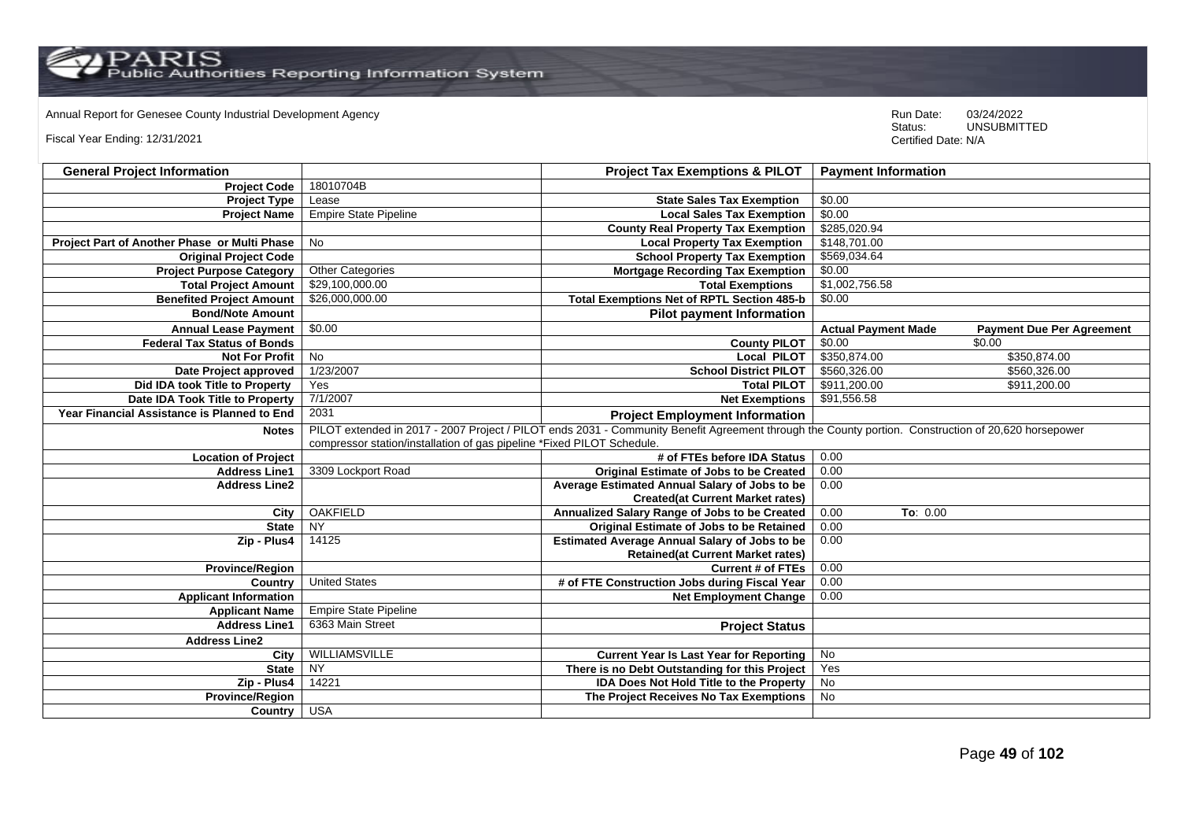Annual Report for Genesee County Industrial Development Agency

Fiscal Year Ending: 12/31/2021

Run Date: 03/24/2022
Status: UNSUBMITTED
Certified Date: N/A

| General Project Information | | Project Tax Exemptions & PILOT | Payment Information | |
|---|---|---|---|---|
| Project Code | 18010704B | | | |
| Project Type | Lease | State Sales Tax Exemption | $0.00 | |
| Project Name | Empire State Pipeline | Local Sales Tax Exemption | $0.00 | |
| | | County Real Property Tax Exemption | $285,020.94 | |
| Project Part of Another Phase or Multi Phase | No | Local Property Tax Exemption | $148,701.00 | |
| Original Project Code | | School Property Tax Exemption | $569,034.64 | |
| Project Purpose Category | Other Categories | Mortgage Recording Tax Exemption | $0.00 | |
| Total Project Amount | $29,100,000.00 | Total Exemptions | $1,002,756.58 | |
| Benefited Project Amount | $26,000,000.00 | Total Exemptions Net of RPTL Section 485-b | $0.00 | |
| Bond/Note Amount | | Pilot payment Information | | |
| Annual Lease Payment | $0.00 | | Actual Payment Made | Payment Due Per Agreement |
| Federal Tax Status of Bonds | | County PILOT | $0.00 | $0.00 |
| Not For Profit | No | Local PILOT | $350,874.00 | $350,874.00 |
| Date Project approved | 1/23/2007 | School District PILOT | $560,326.00 | $560,326.00 |
| Did IDA took Title to Property | Yes | Total PILOT | $911,200.00 | $911,200.00 |
| Date IDA Took Title to Property | 7/1/2007 | Net Exemptions | $91,556.58 | |
| Year Financial Assistance is Planned to End | 2031 | Project Employment Information | | |
| Notes | PILOT extended in 2017 - 2007 Project / PILOT ends 2031 - Community Benefit Agreement through the County portion. Construction of 20,620 horsepower compressor station/installation of gas pipeline *Fixed PILOT Schedule. | | | |
| Location of Project | | # of FTEs before IDA Status | 0.00 | |
| Address Line1 | 3309 Lockport Road | Original Estimate of Jobs to be Created | 0.00 | |
| Address Line2 | | Average Estimated Annual Salary of Jobs to be Created(at Current Market rates) | 0.00 | |
| City | OAKFIELD | Annualized Salary Range of Jobs to be Created | 0.00 | To: 0.00 |
| State | NY | Original Estimate of Jobs to be Retained | 0.00 | |
| Zip - Plus4 | 14125 | Estimated Average Annual Salary of Jobs to be Retained(at Current Market rates) | 0.00 | |
| Province/Region | | Current # of FTEs | 0.00 | |
| Country | United States | # of FTE Construction Jobs during Fiscal Year | 0.00 | |
| Applicant Information | | Net Employment Change | 0.00 | |
| Applicant Name | Empire State Pipeline | | | |
| Address Line1 | 6363 Main Street | Project Status | | |
| Address Line2 | | | | |
| City | WILLIAMSVILLE | Current Year Is Last Year for Reporting | No | |
| State | NY | There is no Debt Outstanding for this Project | Yes | |
| Zip - Plus4 | 14221 | IDA Does Not Hold Title to the Property | No | |
| Province/Region | | The Project Receives No Tax Exemptions | No | |
| Country | USA | | | |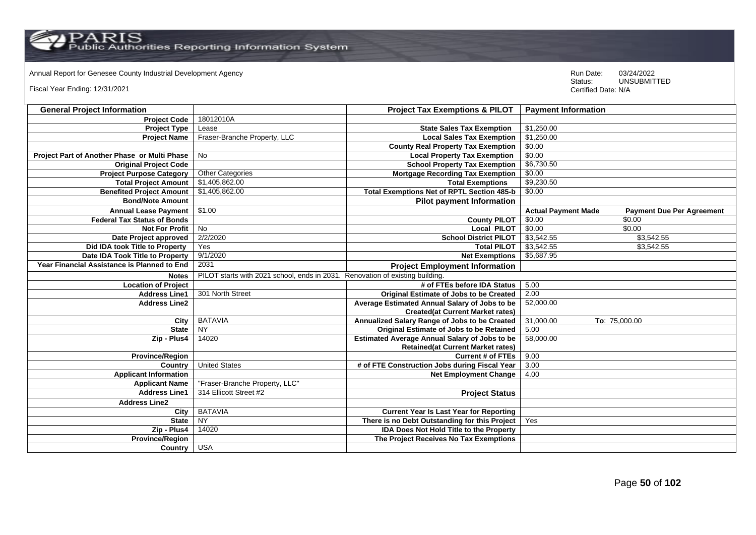Annual Report for Genesee County Industrial Development Agency

Fiscal Year Ending: 12/31/2021

Run Date: 03/24/2022
Status: UNSUBMITTED
Certified Date: N/A

| General Project Information | | Project Tax Exemptions & PILOT | Payment Information | |
|---|---|---|---|---|
| Project Code | 18012010A | | | |
| Project Type | Lease | State Sales Tax Exemption | $1,250.00 | |
| Project Name | Fraser-Branche Property, LLC | Local Sales Tax Exemption | $1,250.00 | |
| | | County Real Property Tax Exemption | $0.00 | |
| Project Part of Another Phase or Multi Phase | No | Local Property Tax Exemption | $0.00 | |
| Original Project Code | | School Property Tax Exemption | $6,730.50 | |
| Project Purpose Category | Other Categories | Mortgage Recording Tax Exemption | $0.00 | |
| Total Project Amount | $1,405,862.00 | Total Exemptions | $9,230.50 | |
| Benefited Project Amount | $1,405,862.00 | Total Exemptions Net of RPTL Section 485-b | $0.00 | |
| Bond/Note Amount | | Pilot payment Information | | |
| Annual Lease Payment | $1.00 | | Actual Payment Made | Payment Due Per Agreement |
| Federal Tax Status of Bonds | | County PILOT | $0.00 | $0.00 |
| Not For Profit | No | Local PILOT | $0.00 | $0.00 |
| Date Project approved | 2/2/2020 | School District PILOT | $3,542.55 | $3,542.55 |
| Did IDA took Title to Property | Yes | Total PILOT | $3,542.55 | $3,542.55 |
| Date IDA Took Title to Property | 9/1/2020 | Net Exemptions | $5,687.95 | |
| Year Financial Assistance is Planned to End | 2031 | Project Employment Information | | |
| Notes | PILOT starts with 2021 school, ends in 2031. Renovation of existing building. | | | |
| Location of Project | | # of FTEs before IDA Status | 5.00 | |
| Address Line1 | 301 North Street | Original Estimate of Jobs to be Created | 2.00 | |
| Address Line2 | | Average Estimated Annual Salary of Jobs to be Created(at Current Market rates) | 52,000.00 | |
| City | BATAVIA | Annualized Salary Range of Jobs to be Created | 31,000.00 | To: 75,000.00 |
| State | NY | Original Estimate of Jobs to be Retained | 5.00 | |
| Zip - Plus4 | 14020 | Estimated Average Annual Salary of Jobs to be Retained(at Current Market rates) | 58,000.00 | |
| Province/Region | | Current # of FTEs | 9.00 | |
| Country | United States | # of FTE Construction Jobs during Fiscal Year | 3.00 | |
| Applicant Information | | Net Employment Change | 4.00 | |
| Applicant Name | "Fraser-Branche Property, LLC" | | | |
| Address Line1 | 314 Ellicott Street #2 | Project Status | | |
| Address Line2 | | | | |
| City | BATAVIA | Current Year Is Last Year for Reporting | | |
| State | NY | There is no Debt Outstanding for this Project | Yes | |
| Zip - Plus4 | 14020 | IDA Does Not Hold Title to the Property | | |
| Province/Region | | The Project Receives No Tax Exemptions | | |
| Country | USA | | | |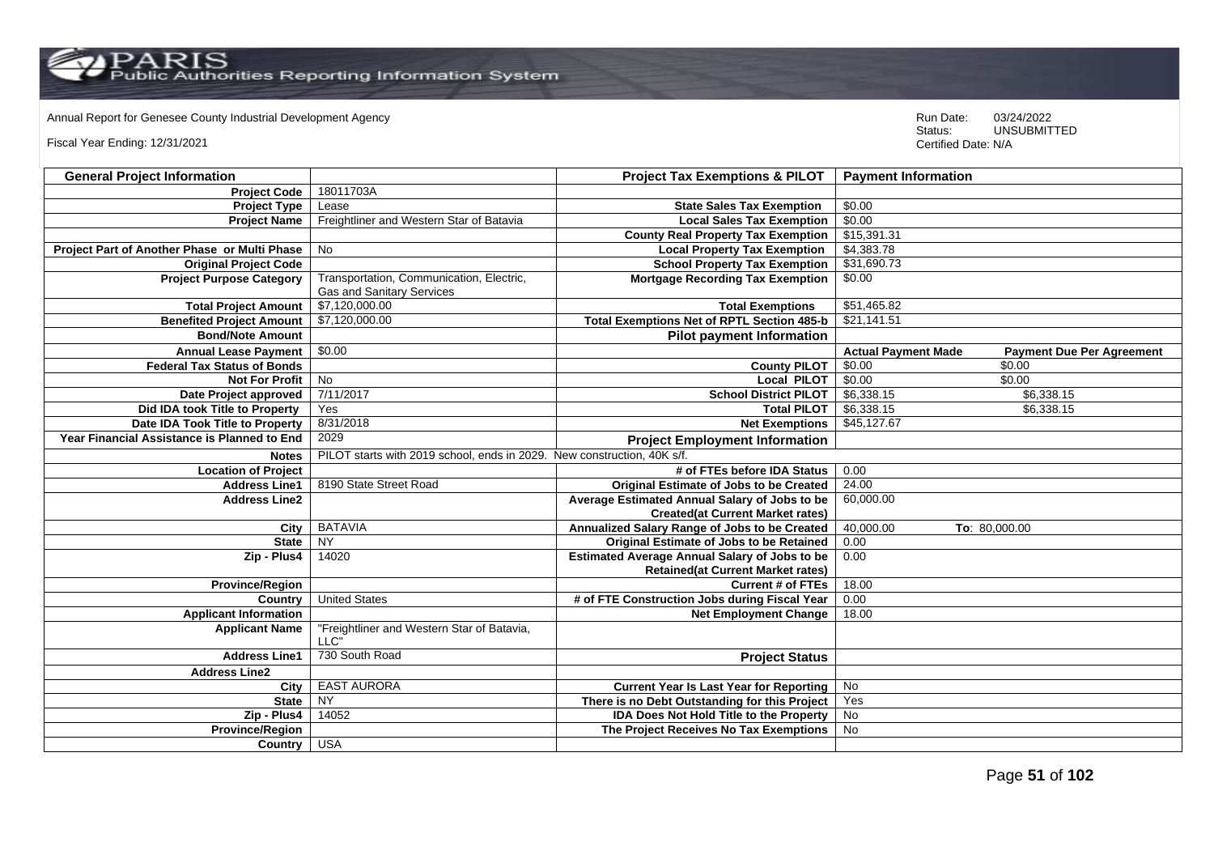Annual Report for Genesee County Industrial Development Agency

Fiscal Year Ending: 12/31/2021

Run Date: 03/24/2022
Status: UNSUBMITTED
Certified Date: N/A

| General Project Information | | Project Tax Exemptions & PILOT | Payment Information | |
|---|---|---|---|---|
| Project Code | 18011703A | | | |
| Project Type | Lease | State Sales Tax Exemption | $0.00 | |
| Project Name | Freightliner and Western Star of Batavia | Local Sales Tax Exemption | $0.00 | |
| | | County Real Property Tax Exemption | $15,391.31 | |
| Project Part of Another Phase or Multi Phase | No | Local Property Tax Exemption | $4,383.78 | |
| Original Project Code | | School Property Tax Exemption | $31,690.73 | |
| Project Purpose Category | Transportation, Communication, Electric, Gas and Sanitary Services | Mortgage Recording Tax Exemption | $0.00 | |
| Total Project Amount | $7,120,000.00 | Total Exemptions | $51,465.82 | |
| Benefited Project Amount | $7,120,000.00 | Total Exemptions Net of RPTL Section 485-b | $21,141.51 | |
| Bond/Note Amount | | Pilot payment Information | | |
| Annual Lease Payment | $0.00 | | Actual Payment Made | Payment Due Per Agreement |
| Federal Tax Status of Bonds | | County PILOT | $0.00 | $0.00 |
| Not For Profit | No | Local PILOT | $0.00 | $0.00 |
| Date Project approved | 7/11/2017 | School District PILOT | $6,338.15 | $6,338.15 |
| Did IDA took Title to Property | Yes | Total PILOT | $6,338.15 | $6,338.15 |
| Date IDA Took Title to Property | 8/31/2018 | Net Exemptions | $45,127.67 | |
| Year Financial Assistance is Planned to End | 2029 | Project Employment Information | | |
| Notes | PILOT starts with 2019 school, ends in 2029. New construction, 40K s/f. | | | |
| Location of Project | | # of FTEs before IDA Status | 0.00 | |
| Address Line1 | 8190 State Street Road | Original Estimate of Jobs to be Created | 24.00 | |
| Address Line2 | | Average Estimated Annual Salary of Jobs to be Created(at Current Market rates) | 60,000.00 | |
| City | BATAVIA | Annualized Salary Range of Jobs to be Created | 40,000.00 | To: 80,000.00 |
| State | NY | Original Estimate of Jobs to be Retained | 0.00 | |
| Zip - Plus4 | 14020 | Estimated Average Annual Salary of Jobs to be Retained(at Current Market rates) | 0.00 | |
| Province/Region | | Current # of FTEs | 18.00 | |
| Country | United States | # of FTE Construction Jobs during Fiscal Year | 0.00 | |
| Applicant Information | | Net Employment Change | 18.00 | |
| Applicant Name | "Freightliner and Western Star of Batavia, LLC" | | | |
| Address Line1 | 730 South Road | Project Status | | |
| Address Line2 | | | | |
| City | EAST AURORA | Current Year Is Last Year for Reporting | No | |
| State | NY | There is no Debt Outstanding for this Project | Yes | |
| Zip - Plus4 | 14052 | IDA Does Not Hold Title to the Property | No | |
| Province/Region | | The Project Receives No Tax Exemptions | No | |
| Country | USA | | | |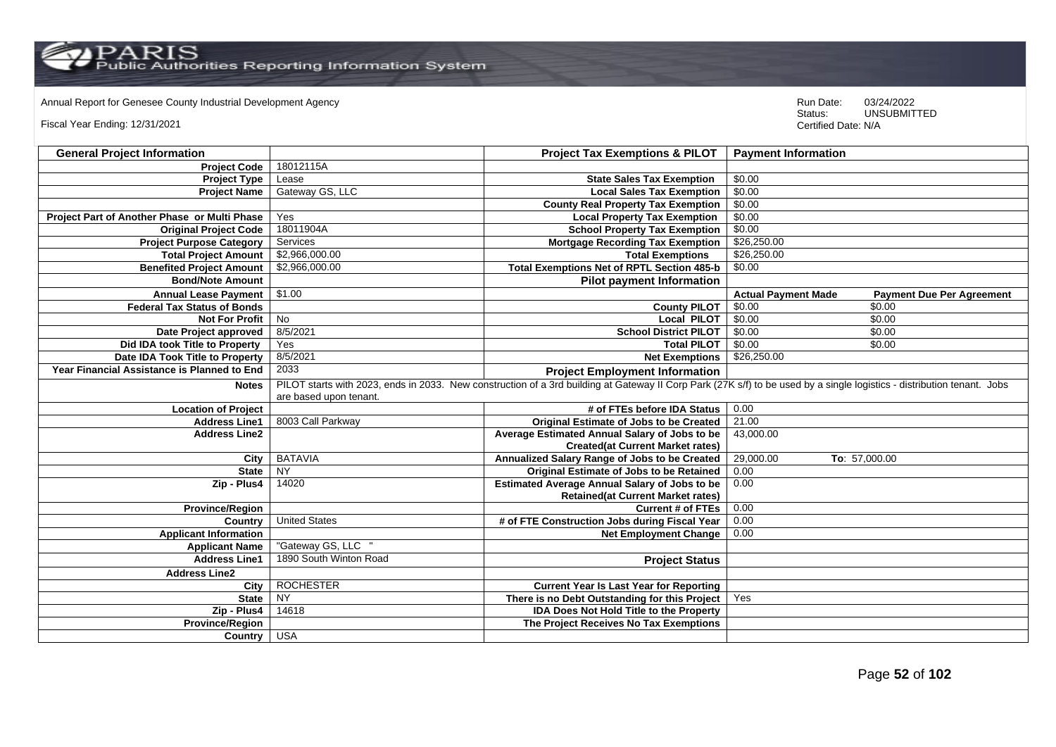Annual Report for Genesee County Industrial Development Agency

Fiscal Year Ending: 12/31/2021

Run Date: 03/24/2022
Status: UNSUBMITTED
Certified Date: N/A

| General Project Information | | Project Tax Exemptions & PILOT | Payment Information | |
|---|---|---|---|---|
| Project Code | 18012115A | | | |
| Project Type | Lease | State Sales Tax Exemption | $0.00 | |
| Project Name | Gateway GS, LLC | Local Sales Tax Exemption | $0.00 | |
| | | County Real Property Tax Exemption | $0.00 | |
| Project Part of Another Phase or Multi Phase | Yes | Local Property Tax Exemption | $0.00 | |
| Original Project Code | 18011904A | School Property Tax Exemption | $0.00 | |
| Project Purpose Category | Services | Mortgage Recording Tax Exemption | $26,250.00 | |
| Total Project Amount | $2,966,000.00 | Total Exemptions | $26,250.00 | |
| Benefited Project Amount | $2,966,000.00 | Total Exemptions Net of RPTL Section 485-b | $0.00 | |
| Bond/Note Amount | | Pilot payment Information | | |
| Annual Lease Payment | $1.00 | | Actual Payment Made | Payment Due Per Agreement |
| Federal Tax Status of Bonds | | County PILOT | $0.00 | $0.00 |
| Not For Profit | No | Local PILOT | $0.00 | $0.00 |
| Date Project approved | 8/5/2021 | School District PILOT | $0.00 | $0.00 |
| Did IDA took Title to Property | Yes | Total PILOT | $0.00 | $0.00 |
| Date IDA Took Title to Property | 8/5/2021 | Net Exemptions | $26,250.00 | |
| Year Financial Assistance is Planned to End | 2033 | Project Employment Information | | |
| Notes | PILOT starts with 2023, ends in 2033. New construction of a 3rd building at Gateway II Corp Park (27K s/f) to be used by a single logistics - distribution tenant. Jobs are based upon tenant. | | | |
| Location of Project | | # of FTEs before IDA Status | 0.00 | |
| Address Line1 | 8003 Call Parkway | Original Estimate of Jobs to be Created | 21.00 | |
| Address Line2 | | Average Estimated Annual Salary of Jobs to be Created(at Current Market rates) | 43,000.00 | |
| City | BATAVIA | Annualized Salary Range of Jobs to be Created | 29,000.00 | To: 57,000.00 |
| State | NY | Original Estimate of Jobs to be Retained | 0.00 | |
| Zip - Plus4 | 14020 | Estimated Average Annual Salary of Jobs to be Retained(at Current Market rates) | 0.00 | |
| Province/Region | | Current # of FTEs | 0.00 | |
| Country | United States | # of FTE Construction Jobs during Fiscal Year | 0.00 | |
| Applicant Information | | Net Employment Change | 0.00 | |
| Applicant Name | "Gateway GS, LLC " | | | |
| Address Line1 | 1890 South Winton Road | Project Status | | |
| Address Line2 | | | | |
| City | ROCHESTER | Current Year Is Last Year for Reporting | | |
| State | NY | There is no Debt Outstanding for this Project | Yes | |
| Zip - Plus4 | 14618 | IDA Does Not Hold Title to the Property | | |
| Province/Region | | The Project Receives No Tax Exemptions | | |
| Country | USA | | | |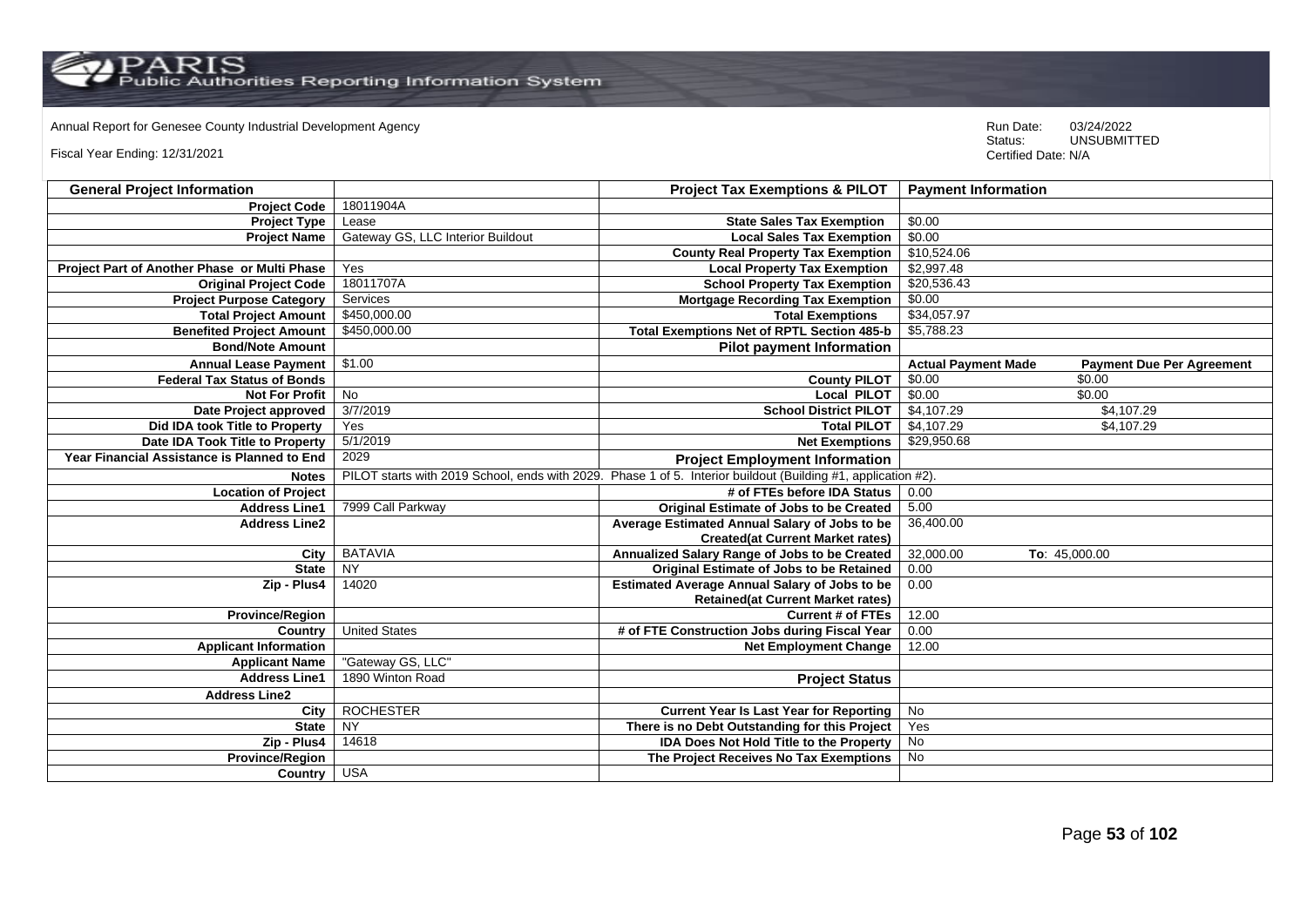Annual Report for Genesee County Industrial Development Agency

Fiscal Year Ending: 12/31/2021

Run Date: 03/24/2022
Status: UNSUBMITTED
Certified Date: N/A

| General Project Information | | Project Tax Exemptions & PILOT | Payment Information | |
|---|---|---|---|---|
| Project Code | 18011904A | | | |
| Project Type | Lease | State Sales Tax Exemption | $0.00 | |
| Project Name | Gateway GS, LLC Interior Buildout | Local Sales Tax Exemption | $0.00 | |
| | | County Real Property Tax Exemption | $10,524.06 | |
| Project Part of Another Phase or Multi Phase | Yes | Local Property Tax Exemption | $2,997.48 | |
| Original Project Code | 18011707A | School Property Tax Exemption | $20,536.43 | |
| Project Purpose Category | Services | Mortgage Recording Tax Exemption | $0.00 | |
| Total Project Amount | $450,000.00 | Total Exemptions | $34,057.97 | |
| Benefited Project Amount | $450,000.00 | Total Exemptions Net of RPTL Section 485-b | $5,788.23 | |
| Bond/Note Amount | | Pilot payment Information | | |
| Annual Lease Payment | $1.00 | | Actual Payment Made | Payment Due Per Agreement |
| Federal Tax Status of Bonds | | County PILOT | $0.00 | $0.00 |
| Not For Profit | No | Local PILOT | $0.00 | $0.00 |
| Date Project approved | 3/7/2019 | School District PILOT | $4,107.29 | $4,107.29 |
| Did IDA took Title to Property | Yes | Total PILOT | $4,107.29 | $4,107.29 |
| Date IDA Took Title to Property | 5/1/2019 | Net Exemptions | $29,950.68 | |
| Year Financial Assistance is Planned to End | 2029 | Project Employment Information | | |
| Notes | PILOT starts with 2019 School, ends with 2029. Phase 1 of 5. Interior buildout (Building #1, application #2). | | | |
| Location of Project | | # of FTEs before IDA Status | 0.00 | |
| Address Line1 | 7999 Call Parkway | Original Estimate of Jobs to be Created | 5.00 | |
| Address Line2 | | Average Estimated Annual Salary of Jobs to be Created(at Current Market rates) | 36,400.00 | |
| City | BATAVIA | Annualized Salary Range of Jobs to be Created | 32,000.00 | To: 45,000.00 |
| State | NY | Original Estimate of Jobs to be Retained | 0.00 | |
| Zip - Plus4 | 14020 | Estimated Average Annual Salary of Jobs to be Retained(at Current Market rates) | 0.00 | |
| Province/Region | | Current # of FTEs | 12.00 | |
| Country | United States | # of FTE Construction Jobs during Fiscal Year | 0.00 | |
| Applicant Information | | Net Employment Change | 12.00 | |
| Applicant Name | "Gateway GS, LLC" | | | |
| Address Line1 | 1890 Winton Road | Project Status | | |
| Address Line2 | | | | |
| City | ROCHESTER | Current Year Is Last Year for Reporting | No | |
| State | NY | There is no Debt Outstanding for this Project | Yes | |
| Zip - Plus4 | 14618 | IDA Does Not Hold Title to the Property | No | |
| Province/Region | | The Project Receives No Tax Exemptions | No | |
| Country | USA | | | |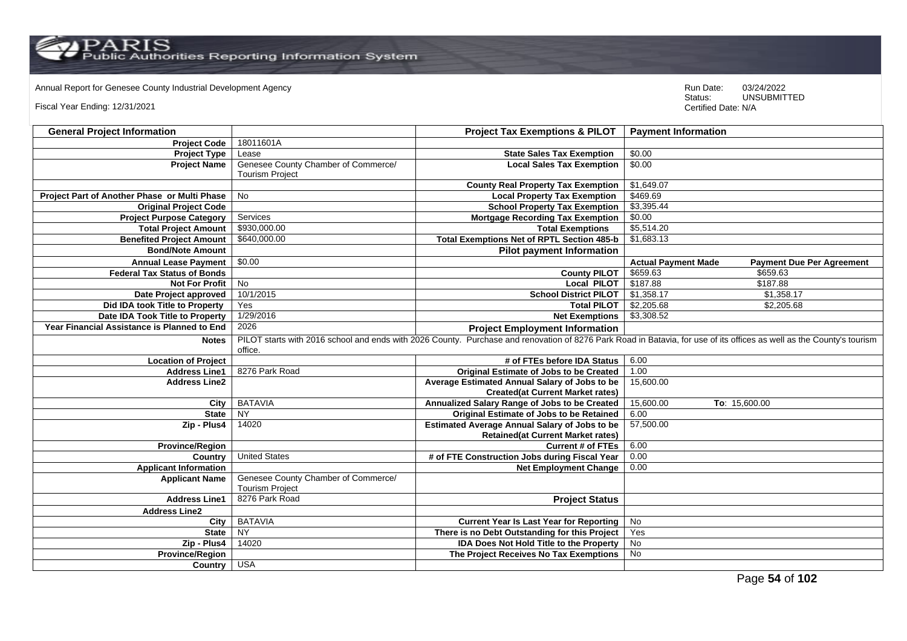Annual Report for Genesee County Industrial Development Agency

Fiscal Year Ending: 12/31/2021

Run Date: 03/24/2022
Status: UNSUBMITTED
Certified Date: N/A

| General Project Information | | Project Tax Exemptions & PILOT | Payment Information | |
|---|---|---|---|---|
| Project Code | 18011601A | | | |
| Project Type | Lease | State Sales Tax Exemption | $0.00 | |
| Project Name | Genesee County Chamber of Commerce/ Tourism Project | Local Sales Tax Exemption | $0.00 | |
| | | County Real Property Tax Exemption | $1,649.07 | |
| Project Part of Another Phase or Multi Phase | No | Local Property Tax Exemption | $469.69 | |
| Original Project Code | | School Property Tax Exemption | $3,395.44 | |
| Project Purpose Category | Services | Mortgage Recording Tax Exemption | $0.00 | |
| Total Project Amount | $930,000.00 | Total Exemptions | $5,514.20 | |
| Benefited Project Amount | $640,000.00 | Total Exemptions Net of RPTL Section 485-b | $1,683.13 | |
| Bond/Note Amount | | Pilot payment Information | | |
| Annual Lease Payment | $0.00 | | Actual Payment Made | Payment Due Per Agreement |
| Federal Tax Status of Bonds | | County PILOT | $659.63 | $659.63 |
| Not For Profit | No | Local PILOT | $187.88 | $187.88 |
| Date Project approved | 10/1/2015 | School District PILOT | $1,358.17 | $1,358.17 |
| Did IDA took Title to Property | Yes | Total PILOT | $2,205.68 | $2,205.68 |
| Date IDA Took Title to Property | 1/29/2016 | Net Exemptions | $3,308.52 | |
| Year Financial Assistance is Planned to End | 2026 | Project Employment Information | | |
| Notes | PILOT starts with 2016 school and ends with 2026 County. Purchase and renovation of 8276 Park Road in Batavia, for use of its offices as well as the County's tourism office. | | | |
| Location of Project | | # of FTEs before IDA Status | 6.00 | |
| Address Line1 | 8276 Park Road | Original Estimate of Jobs to be Created | 1.00 | |
| Address Line2 | | Average Estimated Annual Salary of Jobs to be Created(at Current Market rates) | 15,600.00 | |
| City | BATAVIA | Annualized Salary Range of Jobs to be Created | 15,600.00 | To: 15,600.00 |
| State | NY | Original Estimate of Jobs to be Retained | 6.00 | |
| Zip - Plus4 | 14020 | Estimated Average Annual Salary of Jobs to be Retained(at Current Market rates) | 57,500.00 | |
| Province/Region | | Current # of FTEs | 6.00 | |
| Country | United States | # of FTE Construction Jobs during Fiscal Year | 0.00 | |
| Applicant Information | | Net Employment Change | 0.00 | |
| Applicant Name | Genesee County Chamber of Commerce/ Tourism Project | | | |
| Address Line1 | 8276 Park Road | Project Status | | |
| Address Line2 | | | | |
| City | BATAVIA | Current Year Is Last Year for Reporting | No | |
| State | NY | There is no Debt Outstanding for this Project | Yes | |
| Zip - Plus4 | 14020 | IDA Does Not Hold Title to the Property | No | |
| Province/Region | | The Project Receives No Tax Exemptions | No | |
| Country | USA | | | |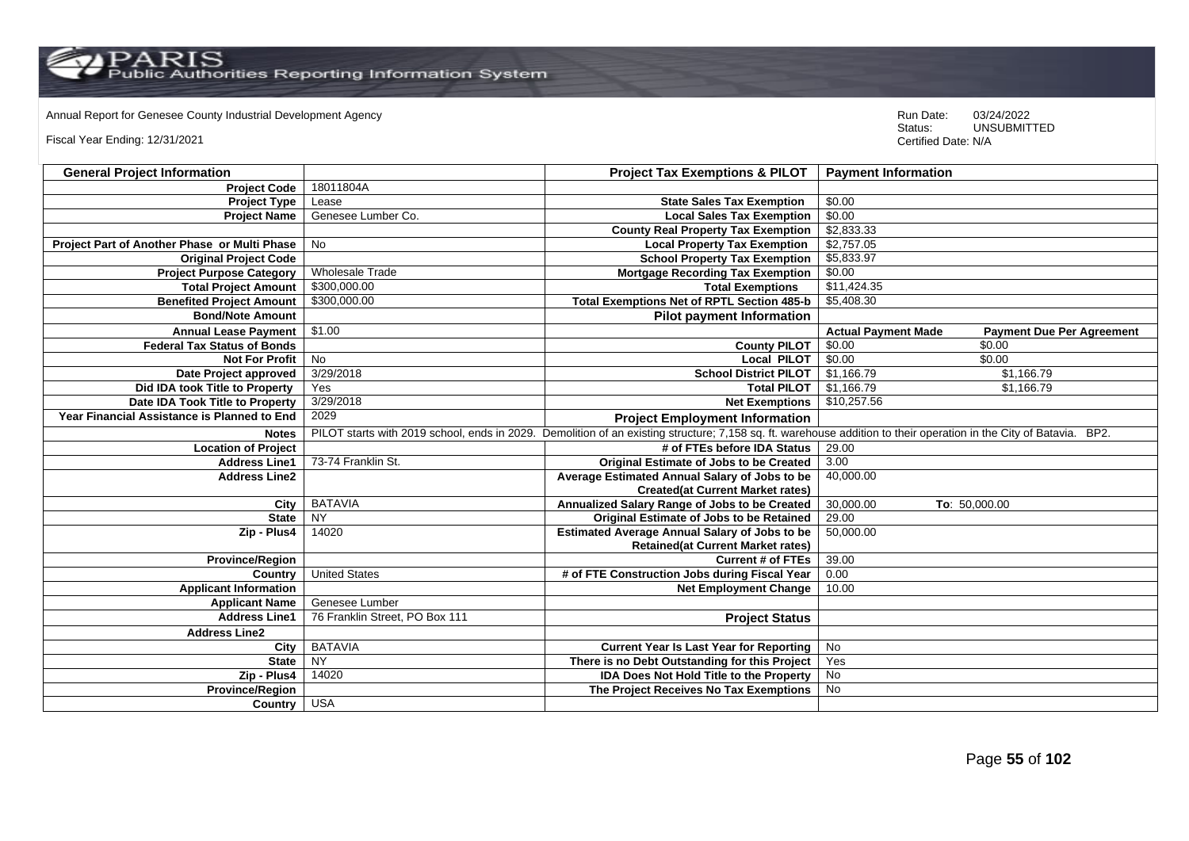Annual Report for Genesee County Industrial Development Agency

Fiscal Year Ending: 12/31/2021

Run Date: 03/24/2022
Status: UNSUBMITTED
Certified Date: N/A

| General Project Information | | Project Tax Exemptions & PILOT | Payment Information | |
|---|---|---|---|---|
| Project Code | 18011804A | | | |
| Project Type | Lease | State Sales Tax Exemption | $0.00 | |
| Project Name | Genesee Lumber Co. | Local Sales Tax Exemption | $0.00 | |
| | | County Real Property Tax Exemption | $2,833.33 | |
| Project Part of Another Phase or Multi Phase | No | Local Property Tax Exemption | $2,757.05 | |
| Original Project Code | | School Property Tax Exemption | $5,833.97 | |
| Project Purpose Category | Wholesale Trade | Mortgage Recording Tax Exemption | $0.00 | |
| Total Project Amount | $300,000.00 | Total Exemptions | $11,424.35 | |
| Benefited Project Amount | $300,000.00 | Total Exemptions Net of RPTL Section 485-b | $5,408.30 | |
| Bond/Note Amount | | Pilot payment Information | | |
| Annual Lease Payment | $1.00 | | Actual Payment Made | Payment Due Per Agreement |
| Federal Tax Status of Bonds | | County PILOT | $0.00 | $0.00 |
| Not For Profit | No | Local PILOT | $0.00 | $0.00 |
| Date Project approved | 3/29/2018 | School District PILOT | $1,166.79 | $1,166.79 |
| Did IDA took Title to Property | Yes | Total PILOT | $1,166.79 | $1,166.79 |
| Date IDA Took Title to Property | 3/29/2018 | Net Exemptions | $10,257.56 | |
| Year Financial Assistance is Planned to End | 2029 | Project Employment Information | | |
| Notes | PILOT starts with 2019 school, ends in 2029. Demolition of an existing structure; 7,158 sq. ft. warehouse addition to their operation in the City of Batavia. BP2. | | | |
| Location of Project | | # of FTEs before IDA Status | 29.00 | |
| Address Line1 | 73-74 Franklin St. | Original Estimate of Jobs to be Created | 3.00 | |
| Address Line2 | | Average Estimated Annual Salary of Jobs to be Created(at Current Market rates) | 40,000.00 | |
| City | BATAVIA | Annualized Salary Range of Jobs to be Created | 30,000.00 | To: 50,000.00 |
| State | NY | Original Estimate of Jobs to be Retained | 29.00 | |
| Zip - Plus4 | 14020 | Estimated Average Annual Salary of Jobs to be Retained(at Current Market rates) | 50,000.00 | |
| Province/Region | | Current # of FTEs | 39.00 | |
| Country | United States | # of FTE Construction Jobs during Fiscal Year | 0.00 | |
| Applicant Information | | Net Employment Change | 10.00 | |
| Applicant Name | Genesee Lumber | | | |
| Address Line1 | 76 Franklin Street, PO Box 111 | Project Status | | |
| Address Line2 | | | | |
| City | BATAVIA | Current Year Is Last Year for Reporting | No | |
| State | NY | There is no Debt Outstanding for this Project | Yes | |
| Zip - Plus4 | 14020 | IDA Does Not Hold Title to the Property | No | |
| Province/Region | | The Project Receives No Tax Exemptions | No | |
| Country | USA | | | |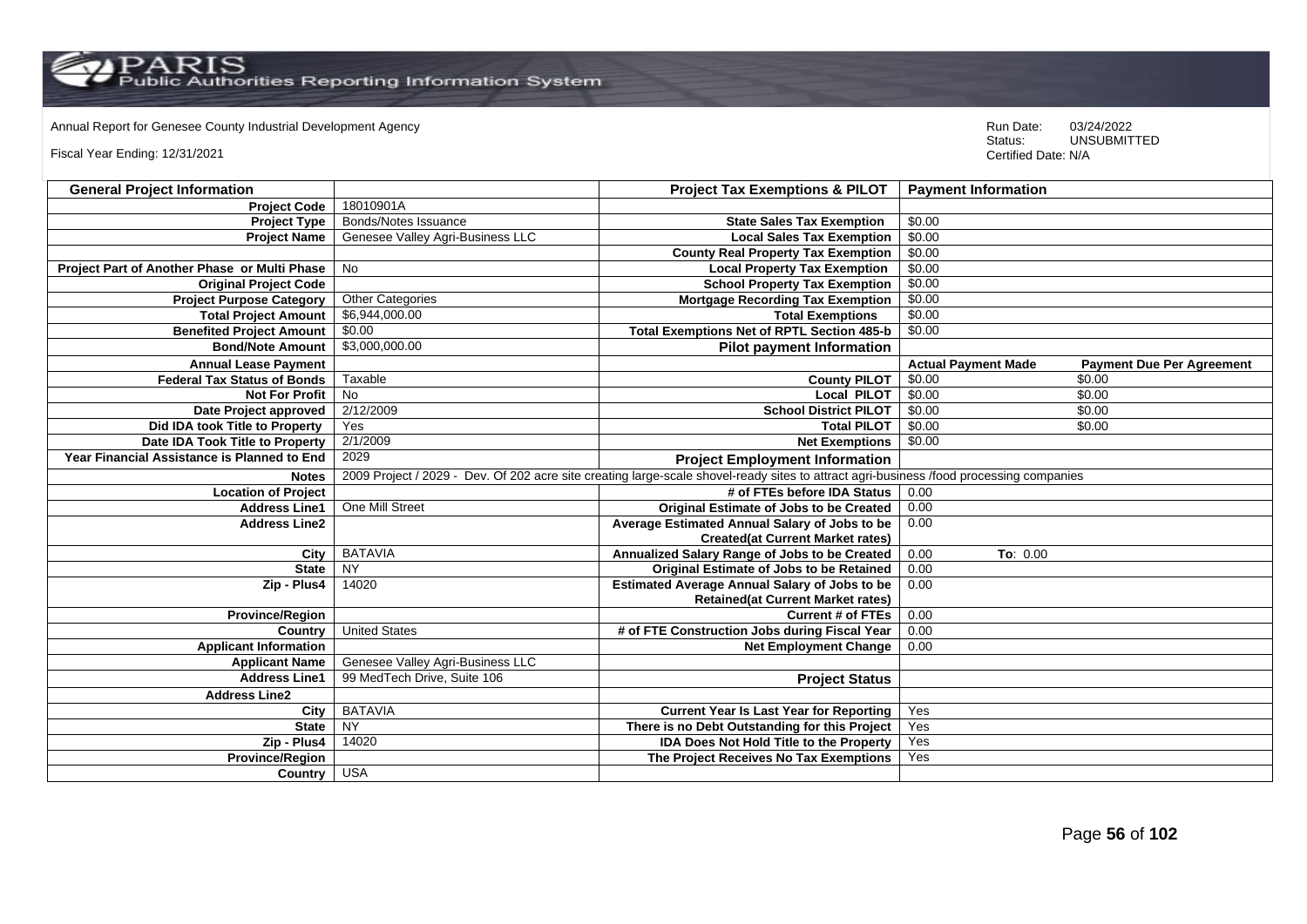Annual Report for Genesee County Industrial Development Agency

Fiscal Year Ending: 12/31/2021

Run Date: 03/24/2022
Status: UNSUBMITTED
Certified Date: N/A

| General Project Information | | Project Tax Exemptions & PILOT | Payment Information | |
|---|---|---|---|---|
| Project Code | 18010901A | | | |
| Project Type | Bonds/Notes Issuance | State Sales Tax Exemption | $0.00 | |
| Project Name | Genesee Valley Agri-Business LLC | Local Sales Tax Exemption | $0.00 | |
| | | County Real Property Tax Exemption | $0.00 | |
| Project Part of Another Phase or Multi Phase | No | Local Property Tax Exemption | $0.00 | |
| Original Project Code | | School Property Tax Exemption | $0.00 | |
| Project Purpose Category | Other Categories | Mortgage Recording Tax Exemption | $0.00 | |
| Total Project Amount | $6,944,000.00 | Total Exemptions | $0.00 | |
| Benefited Project Amount | $0.00 | Total Exemptions Net of RPTL Section 485-b | $0.00 | |
| Bond/Note Amount | $3,000,000.00 | Pilot payment Information | | |
| Annual Lease Payment | | | Actual Payment Made | Payment Due Per Agreement |
| Federal Tax Status of Bonds | Taxable | County PILOT | $0.00 | $0.00 |
| Not For Profit | No | Local PILOT | $0.00 | $0.00 |
| Date Project approved | 2/12/2009 | School District PILOT | $0.00 | $0.00 |
| Did IDA took Title to Property | Yes | Total PILOT | $0.00 | $0.00 |
| Date IDA Took Title to Property | 2/1/2009 | Net Exemptions | $0.00 | |
| Year Financial Assistance is Planned to End | 2029 | Project Employment Information | | |
| Notes | 2009 Project / 2029 - Dev. Of 202 acre site creating large-scale shovel-ready sites to attract agri-business /food processing companies | | | |
| Location of Project | | # of FTEs before IDA Status | 0.00 | |
| Address Line1 | One Mill Street | Original Estimate of Jobs to be Created | 0.00 | |
| Address Line2 | | Average Estimated Annual Salary of Jobs to be Created(at Current Market rates) | 0.00 | |
| City | BATAVIA | Annualized Salary Range of Jobs to be Created | 0.00 | To: 0.00 |
| State | NY | Original Estimate of Jobs to be Retained | 0.00 | |
| Zip - Plus4 | 14020 | Estimated Average Annual Salary of Jobs to be Retained(at Current Market rates) | 0.00 | |
| Province/Region | | Current # of FTEs | 0.00 | |
| Country | United States | # of FTE Construction Jobs during Fiscal Year | 0.00 | |
| Applicant Information | | Net Employment Change | 0.00 | |
| Applicant Name | Genesee Valley Agri-Business LLC | | | |
| Address Line1 | 99 MedTech Drive, Suite 106 | Project Status | | |
| Address Line2 | | | | |
| City | BATAVIA | Current Year Is Last Year for Reporting | Yes | |
| State | NY | There is no Debt Outstanding for this Project | Yes | |
| Zip - Plus4 | 14020 | IDA Does Not Hold Title to the Property | Yes | |
| Province/Region | | The Project Receives No Tax Exemptions | Yes | |
| Country | USA | | | |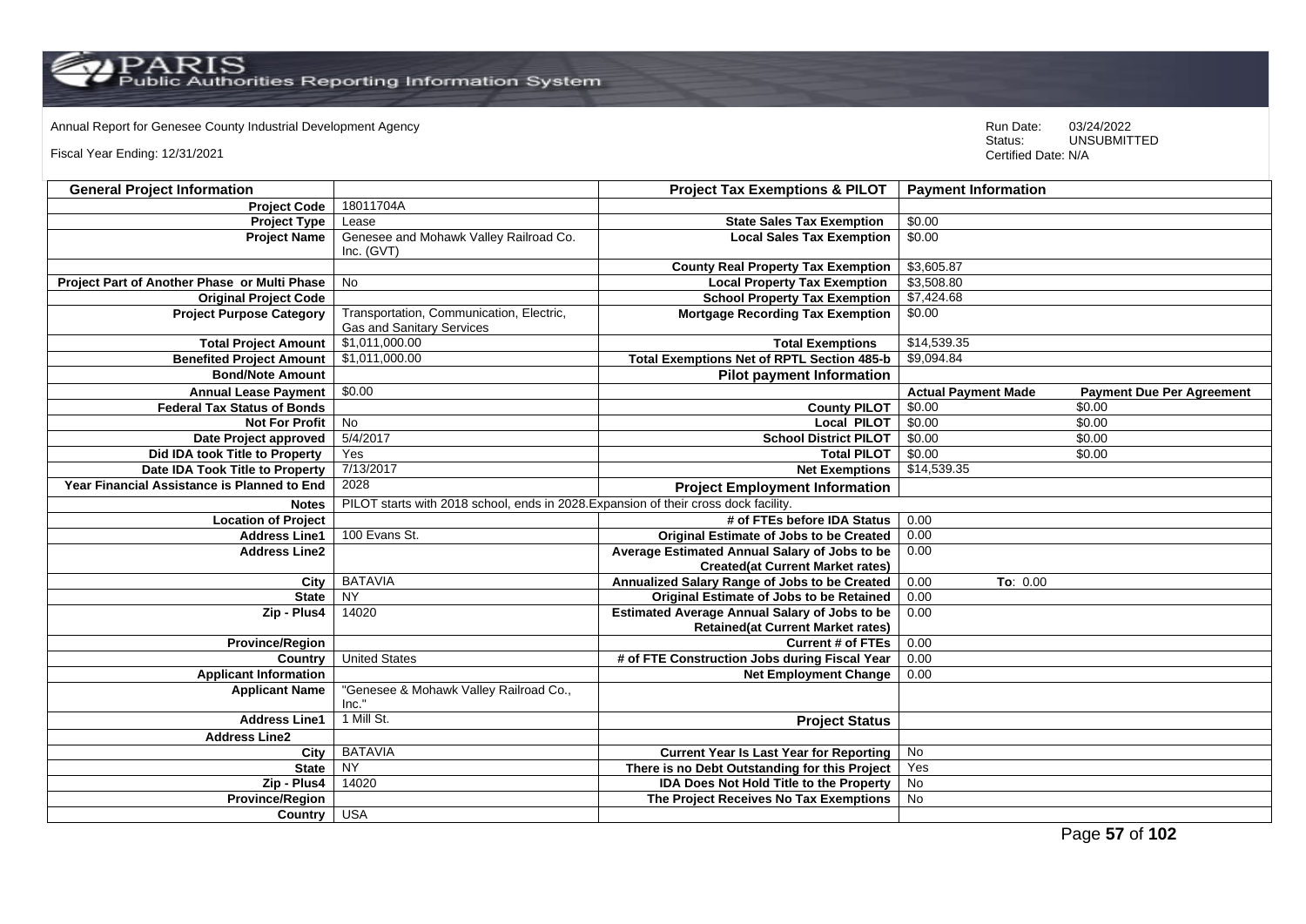Annual Report for Genesee County Industrial Development Agency

Fiscal Year Ending: 12/31/2021

Run Date: 03/24/2022
Status: UNSUBMITTED
Certified Date: N/A

| General Project Information | | Project Tax Exemptions & PILOT | Payment Information | |
|---|---|---|---|---|
| Project Code | 18011704A | | | |
| Project Type | Lease | State Sales Tax Exemption | $0.00 | |
| Project Name | Genesee and Mohawk Valley Railroad Co. Inc. (GVT) | Local Sales Tax Exemption | $0.00 | |
| | | County Real Property Tax Exemption | $3,605.87 | |
| Project Part of Another Phase or Multi Phase | No | Local Property Tax Exemption | $3,508.80 | |
| Original Project Code | | School Property Tax Exemption | $7,424.68 | |
| Project Purpose Category | Transportation, Communication, Electric, Gas and Sanitary Services | Mortgage Recording Tax Exemption | $0.00 | |
| Total Project Amount | $1,011,000.00 | Total Exemptions | $14,539.35 | |
| Benefited Project Amount | $1,011,000.00 | Total Exemptions Net of RPTL Section 485-b | $9,094.84 | |
| Bond/Note Amount | | Pilot payment Information | | |
| Annual Lease Payment | $0.00 | | Actual Payment Made | Payment Due Per Agreement |
| Federal Tax Status of Bonds | | County PILOT | $0.00 | $0.00 |
| Not For Profit | No | Local PILOT | $0.00 | $0.00 |
| Date Project approved | 5/4/2017 | School District PILOT | $0.00 | $0.00 |
| Did IDA took Title to Property | Yes | Total PILOT | $0.00 | $0.00 |
| Date IDA Took Title to Property | 7/13/2017 | Net Exemptions | $14,539.35 | |
| Year Financial Assistance is Planned to End | 2028 | Project Employment Information | | |
| Notes | PILOT starts with 2018 school, ends in 2028.Expansion of their cross dock facility. | | | |
| Location of Project | | # of FTEs before IDA Status | 0.00 | |
| Address Line1 | 100 Evans St. | Original Estimate of Jobs to be Created | 0.00 | |
| Address Line2 | | Average Estimated Annual Salary of Jobs to be Created(at Current Market rates) | 0.00 | |
| City | BATAVIA | Annualized Salary Range of Jobs to be Created | 0.00 | To: 0.00 |
| State | NY | Original Estimate of Jobs to be Retained | 0.00 | |
| Zip - Plus4 | 14020 | Estimated Average Annual Salary of Jobs to be Retained(at Current Market rates) | 0.00 | |
| Province/Region | | Current # of FTEs | 0.00 | |
| Country | United States | # of FTE Construction Jobs during Fiscal Year | 0.00 | |
| Applicant Information | | Net Employment Change | 0.00 | |
| Applicant Name | "Genesee & Mohawk Valley Railroad Co., Inc." | | | |
| Address Line1 | 1 Mill St. | Project Status | | |
| Address Line2 | | | | |
| City | BATAVIA | Current Year Is Last Year for Reporting | No | |
| State | NY | There is no Debt Outstanding for this Project | Yes | |
| Zip - Plus4 | 14020 | IDA Does Not Hold Title to the Property | No | |
| Province/Region | | The Project Receives No Tax Exemptions | No | |
| Country | USA | | | |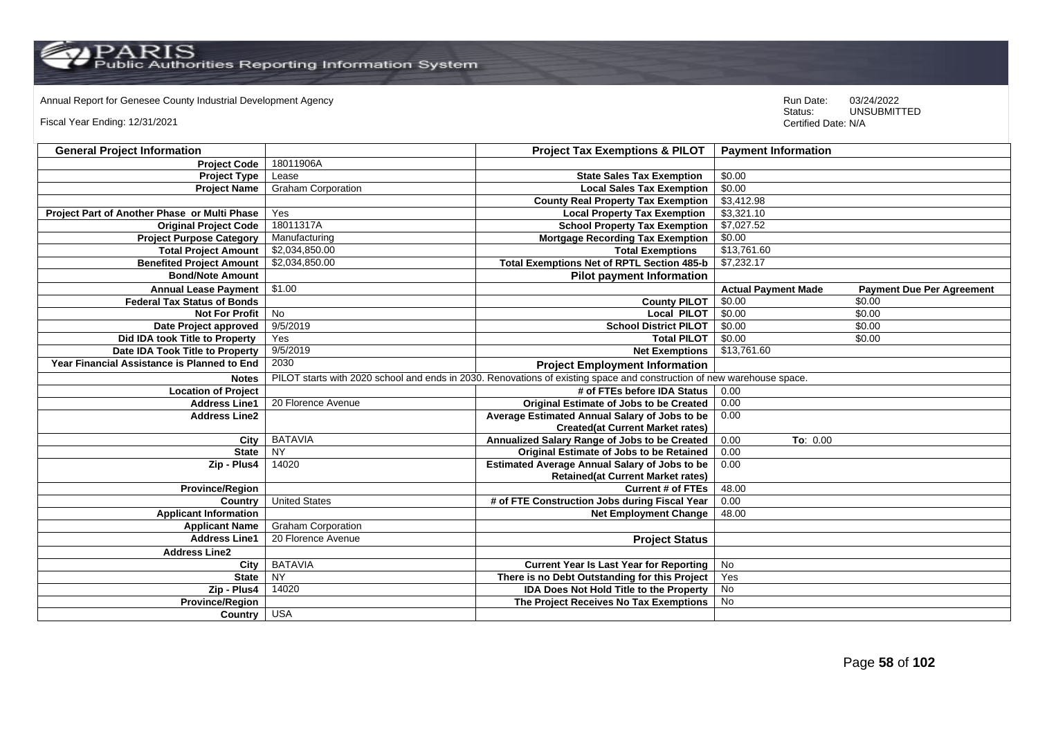Annual Report for Genesee County Industrial Development Agency

Fiscal Year Ending: 12/31/2021

Run Date: 03/24/2022
Status: UNSUBMITTED
Certified Date: N/A

| General Project Information | | Project Tax Exemptions & PILOT | Payment Information | |
|---|---|---|---|---|
| Project Code | 18011906A | | | |
| Project Type | Lease | State Sales Tax Exemption | $0.00 | |
| Project Name | Graham Corporation | Local Sales Tax Exemption | $0.00 | |
| | | County Real Property Tax Exemption | $3,412.98 | |
| Project Part of Another Phase or Multi Phase | Yes | Local Property Tax Exemption | $3,321.10 | |
| Original Project Code | 18011317A | School Property Tax Exemption | $7,027.52 | |
| Project Purpose Category | Manufacturing | Mortgage Recording Tax Exemption | $0.00 | |
| Total Project Amount | $2,034,850.00 | Total Exemptions | $13,761.60 | |
| Benefited Project Amount | $2,034,850.00 | Total Exemptions Net of RPTL Section 485-b | $7,232.17 | |
| Bond/Note Amount | | Pilot payment Information | | |
| Annual Lease Payment | $1.00 | | Actual Payment Made | Payment Due Per Agreement |
| Federal Tax Status of Bonds | | County PILOT | $0.00 | $0.00 |
| Not For Profit | No | Local PILOT | $0.00 | $0.00 |
| Date Project approved | 9/5/2019 | School District PILOT | $0.00 | $0.00 |
| Did IDA took Title to Property | Yes | Total PILOT | $0.00 | $0.00 |
| Date IDA Took Title to Property | 9/5/2019 | Net Exemptions | $13,761.60 | |
| Year Financial Assistance is Planned to End | 2030 | Project Employment Information | | |
| Notes | PILOT starts with 2020 school and ends in 2030. Renovations of existing space and construction of new warehouse space. | | | |
| Location of Project | | # of FTEs before IDA Status | 0.00 | |
| Address Line1 | 20 Florence Avenue | Original Estimate of Jobs to be Created | 0.00 | |
| Address Line2 | | Average Estimated Annual Salary of Jobs to be Created(at Current Market rates) | 0.00 | |
| City | BATAVIA | Annualized Salary Range of Jobs to be Created | 0.00 | To: 0.00 |
| State | NY | Original Estimate of Jobs to be Retained | 0.00 | |
| Zip - Plus4 | 14020 | Estimated Average Annual Salary of Jobs to be Retained(at Current Market rates) | 0.00 | |
| Province/Region | | Current # of FTEs | 48.00 | |
| Country | United States | # of FTE Construction Jobs during Fiscal Year | 0.00 | |
| Applicant Information | | Net Employment Change | 48.00 | |
| Applicant Name | Graham Corporation | | | |
| Address Line1 | 20 Florence Avenue | Project Status | | |
| Address Line2 | | | | |
| City | BATAVIA | Current Year Is Last Year for Reporting | No | |
| State | NY | There is no Debt Outstanding for this Project | Yes | |
| Zip - Plus4 | 14020 | IDA Does Not Hold Title to the Property | No | |
| Province/Region | | The Project Receives No Tax Exemptions | No | |
| Country | USA | | | |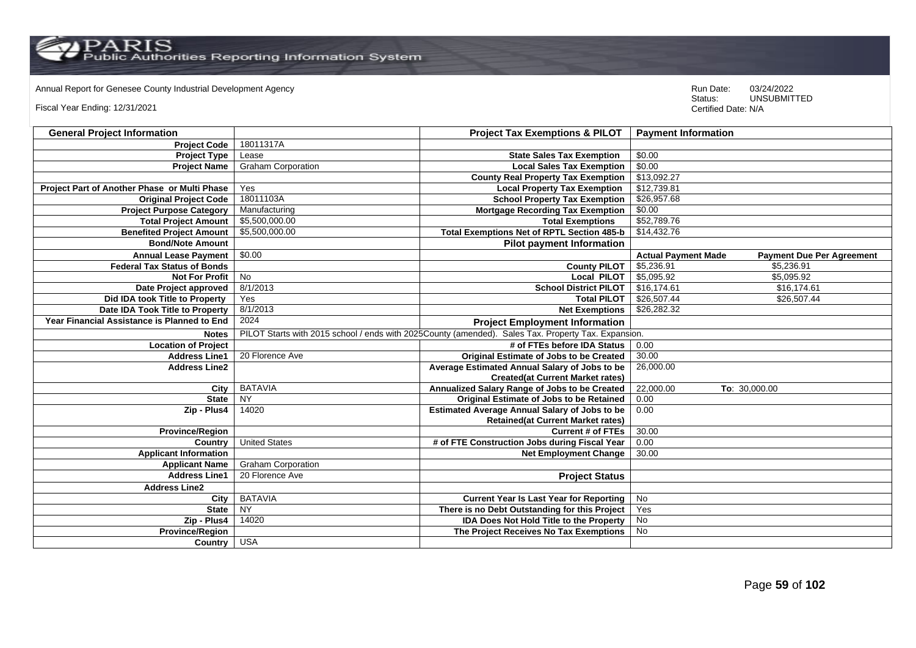Annual Report for Genesee County Industrial Development Agency

Fiscal Year Ending: 12/31/2021

Run Date: 03/24/2022
Status: UNSUBMITTED
Certified Date: N/A

| General Project Information | | Project Tax Exemptions & PILOT | Payment Information | |
|---|---|---|---|---|
| Project Code | 18011317A | | | |
| Project Type | Lease | State Sales Tax Exemption | $0.00 | |
| Project Name | Graham Corporation | Local Sales Tax Exemption | $0.00 | |
| | | County Real Property Tax Exemption | $13,092.27 | |
| Project Part of Another Phase or Multi Phase | Yes | Local Property Tax Exemption | $12,739.81 | |
| Original Project Code | 18011103A | School Property Tax Exemption | $26,957.68 | |
| Project Purpose Category | Manufacturing | Mortgage Recording Tax Exemption | $0.00 | |
| Total Project Amount | $5,500,000.00 | Total Exemptions | $52,789.76 | |
| Benefited Project Amount | $5,500,000.00 | Total Exemptions Net of RPTL Section 485-b | $14,432.76 | |
| Bond/Note Amount | | Pilot payment Information | | |
| Annual Lease Payment | $0.00 | | Actual Payment Made | Payment Due Per Agreement |
| Federal Tax Status of Bonds | | County PILOT | $5,236.91 | $5,236.91 |
| Not For Profit | No | Local PILOT | $5,095.92 | $5,095.92 |
| Date Project approved | 8/1/2013 | School District PILOT | $16,174.61 | $16,174.61 |
| Did IDA took Title to Property | Yes | Total PILOT | $26,507.44 | $26,507.44 |
| Date IDA Took Title to Property | 8/1/2013 | Net Exemptions | $26,282.32 | |
| Year Financial Assistance is Planned to End | 2024 | Project Employment Information | | |
| Notes | PILOT Starts with 2015 school / ends with 2025County (amended). Sales Tax. Property Tax. Expansion. | | | |
| Location of Project | | # of FTEs before IDA Status | 0.00 | |
| Address Line1 | 20 Florence Ave | Original Estimate of Jobs to be Created | 30.00 | |
| Address Line2 | | Average Estimated Annual Salary of Jobs to be Created(at Current Market rates) | 26,000.00 | |
| City | BATAVIA | Annualized Salary Range of Jobs to be Created | 22,000.00 | To: 30,000.00 |
| State | NY | Original Estimate of Jobs to be Retained | 0.00 | |
| Zip - Plus4 | 14020 | Estimated Average Annual Salary of Jobs to be Retained(at Current Market rates) | 0.00 | |
| Province/Region | | Current # of FTEs | 30.00 | |
| Country | United States | # of FTE Construction Jobs during Fiscal Year | 0.00 | |
| Applicant Information | | Net Employment Change | 30.00 | |
| Applicant Name | Graham Corporation | | | |
| Address Line1 | 20 Florence Ave | Project Status | | |
| Address Line2 | | | | |
| City | BATAVIA | Current Year Is Last Year for Reporting | No | |
| State | NY | There is no Debt Outstanding for this Project | Yes | |
| Zip - Plus4 | 14020 | IDA Does Not Hold Title to the Property | No | |
| Province/Region | | The Project Receives No Tax Exemptions | No | |
| Country | USA | | | |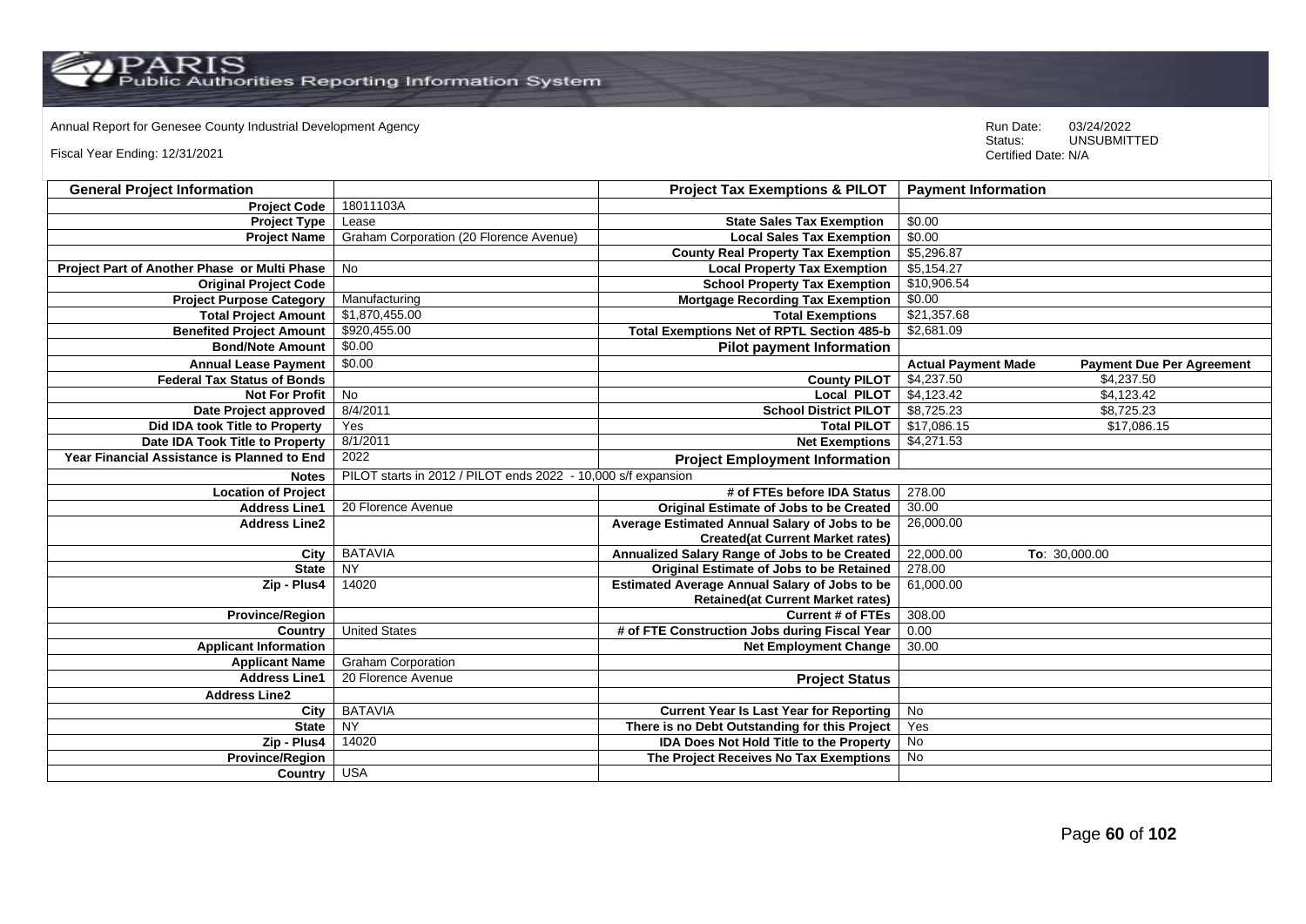Annual Report for Genesee County Industrial Development Agency

Fiscal Year Ending: 12/31/2021

Run Date: 03/24/2022
Status: UNSUBMITTED
Certified Date: N/A

| General Project Information | | Project Tax Exemptions & PILOT | Payment Information | |
|---|---|---|---|---|
| Project Code | 18011103A | | | |
| Project Type | Lease | State Sales Tax Exemption | $0.00 | |
| Project Name | Graham Corporation (20 Florence Avenue) | Local Sales Tax Exemption | $0.00 | |
| | | County Real Property Tax Exemption | $5,296.87 | |
| Project Part of Another Phase or Multi Phase | No | Local Property Tax Exemption | $5,154.27 | |
| Original Project Code | | School Property Tax Exemption | $10,906.54 | |
| Project Purpose Category | Manufacturing | Mortgage Recording Tax Exemption | $0.00 | |
| Total Project Amount | $1,870,455.00 | Total Exemptions | $21,357.68 | |
| Benefited Project Amount | $920,455.00 | Total Exemptions Net of RPTL Section 485-b | $2,681.09 | |
| Bond/Note Amount | $0.00 | Pilot payment Information | | |
| Annual Lease Payment | $0.00 | | Actual Payment Made | Payment Due Per Agreement |
| Federal Tax Status of Bonds | | County PILOT | $4,237.50 | $4,237.50 |
| Not For Profit | No | Local PILOT | $4,123.42 | $4,123.42 |
| Date Project approved | 8/4/2011 | School District PILOT | $8,725.23 | $8,725.23 |
| Did IDA took Title to Property | Yes | Total PILOT | $17,086.15 | $17,086.15 |
| Date IDA Took Title to Property | 8/1/2011 | Net Exemptions | $4,271.53 | |
| Year Financial Assistance is Planned to End | 2022 | Project Employment Information | | |
| Notes | PILOT starts in 2012 / PILOT ends 2022 - 10,000 s/f expansion | | | |
| Location of Project | | # of FTEs before IDA Status | 278.00 | |
| Address Line1 | 20 Florence Avenue | Original Estimate of Jobs to be Created | 30.00 | |
| Address Line2 | | Average Estimated Annual Salary of Jobs to be Created(at Current Market rates) | 26,000.00 | |
| City | BATAVIA | Annualized Salary Range of Jobs to be Created | 22,000.00 | To: 30,000.00 |
| State | NY | Original Estimate of Jobs to be Retained | 278.00 | |
| Zip - Plus4 | 14020 | Estimated Average Annual Salary of Jobs to be Retained(at Current Market rates) | 61,000.00 | |
| Province/Region | | Current # of FTEs | 308.00 | |
| Country | United States | # of FTE Construction Jobs during Fiscal Year | 0.00 | |
| Applicant Information | | Net Employment Change | 30.00 | |
| Applicant Name | Graham Corporation | | | |
| Address Line1 | 20 Florence Avenue | Project Status | | |
| Address Line2 | | | | |
| City | BATAVIA | Current Year Is Last Year for Reporting | No | |
| State | NY | There is no Debt Outstanding for this Project | Yes | |
| Zip - Plus4 | 14020 | IDA Does Not Hold Title to the Property | No | |
| Province/Region | | The Project Receives No Tax Exemptions | No | |
| Country | USA | | | |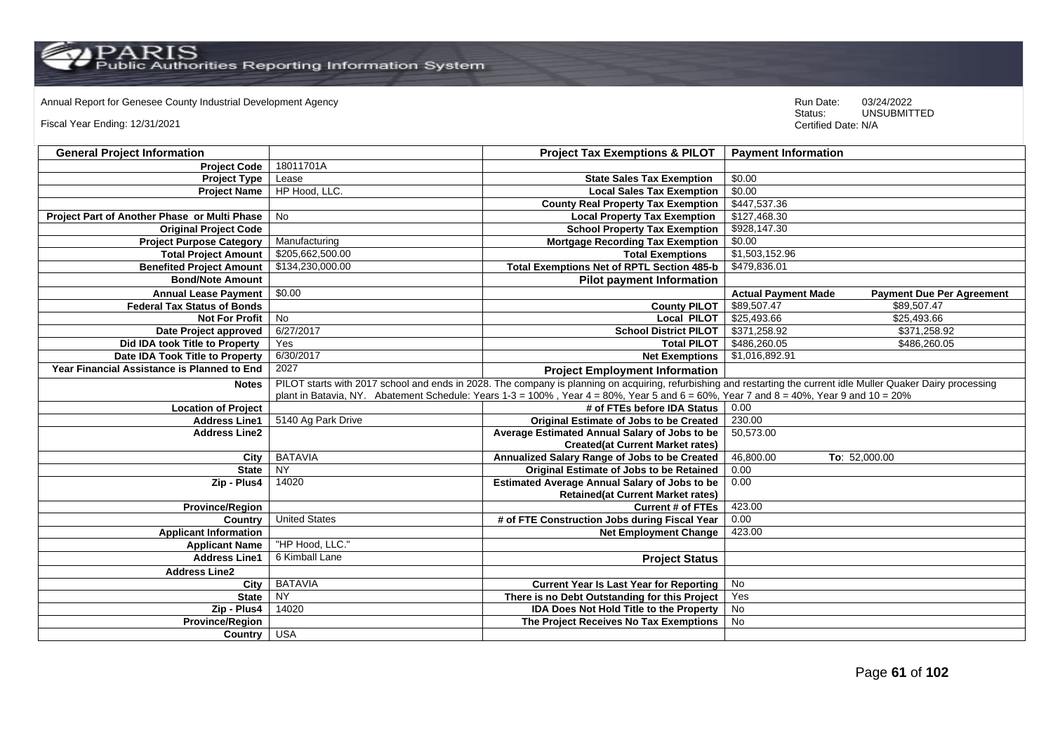Annual Report for Genesee County Industrial Development Agency

Fiscal Year Ending: 12/31/2021

Run Date: 03/24/2022
Status: UNSUBMITTED
Certified Date: N/A

| General Project Information | | Project Tax Exemptions & PILOT | Payment Information | |
|---|---|---|---|---|
| Project Code | 18011701A | | | |
| Project Type | Lease | State Sales Tax Exemption | $0.00 | |
| Project Name | HP Hood, LLC. | Local Sales Tax Exemption | $0.00 | |
| | | County Real Property Tax Exemption | $447,537.36 | |
| Project Part of Another Phase or Multi Phase | No | Local Property Tax Exemption | $127,468.30 | |
| Original Project Code | | School Property Tax Exemption | $928,147.30 | |
| Project Purpose Category | Manufacturing | Mortgage Recording Tax Exemption | $0.00 | |
| Total Project Amount | $205,662,500.00 | Total Exemptions | $1,503,152.96 | |
| Benefited Project Amount | $134,230,000.00 | Total Exemptions Net of RPTL Section 485-b | $479,836.01 | |
| Bond/Note Amount | | Pilot payment Information | | |
| Annual Lease Payment | $0.00 | | Actual Payment Made | Payment Due Per Agreement |
| Federal Tax Status of Bonds | | County PILOT | $89,507.47 | $89,507.47 |
| Not For Profit | No | Local PILOT | $25,493.66 | $25,493.66 |
| Date Project approved | 6/27/2017 | School District PILOT | $371,258.92 | $371,258.92 |
| Did IDA took Title to Property | Yes | Total PILOT | $486,260.05 | $486,260.05 |
| Date IDA Took Title to Property | 6/30/2017 | Net Exemptions | $1,016,892.91 | |
| Year Financial Assistance is Planned to End | 2027 | Project Employment Information | | |
| Notes | PILOT starts with 2017 school and ends in 2028. The company is planning on acquiring, refurbishing and restarting the current idle Muller Quaker Dairy processing plant in Batavia, NY. Abatement Schedule: Years 1-3 = 100% , Year 4 = 80%, Year 5 and 6 = 60%, Year 7 and 8 = 40%, Year 9 and 10 = 20% | | | |
| Location of Project | | # of FTEs before IDA Status | 0.00 | |
| Address Line1 | 5140 Ag Park Drive | Original Estimate of Jobs to be Created | 230.00 | |
| Address Line2 | | Average Estimated Annual Salary of Jobs to be Created(at Current Market rates) | 50,573.00 | |
| City | BATAVIA | Annualized Salary Range of Jobs to be Created | 46,800.00 | To: 52,000.00 |
| State | NY | Original Estimate of Jobs to be Retained | 0.00 | |
| Zip - Plus4 | 14020 | Estimated Average Annual Salary of Jobs to be Retained(at Current Market rates) | 0.00 | |
| Province/Region | | Current # of FTEs | 423.00 | |
| Country | United States | # of FTE Construction Jobs during Fiscal Year | 0.00 | |
| Applicant Information | | Net Employment Change | 423.00 | |
| Applicant Name | "HP Hood, LLC." | | | |
| Address Line1 | 6 Kimball Lane | Project Status | | |
| Address Line2 | | | | |
| City | BATAVIA | Current Year Is Last Year for Reporting | No | |
| State | NY | There is no Debt Outstanding for this Project | Yes | |
| Zip - Plus4 | 14020 | IDA Does Not Hold Title to the Property | No | |
| Province/Region | | The Project Receives No Tax Exemptions | No | |
| Country | USA | | | |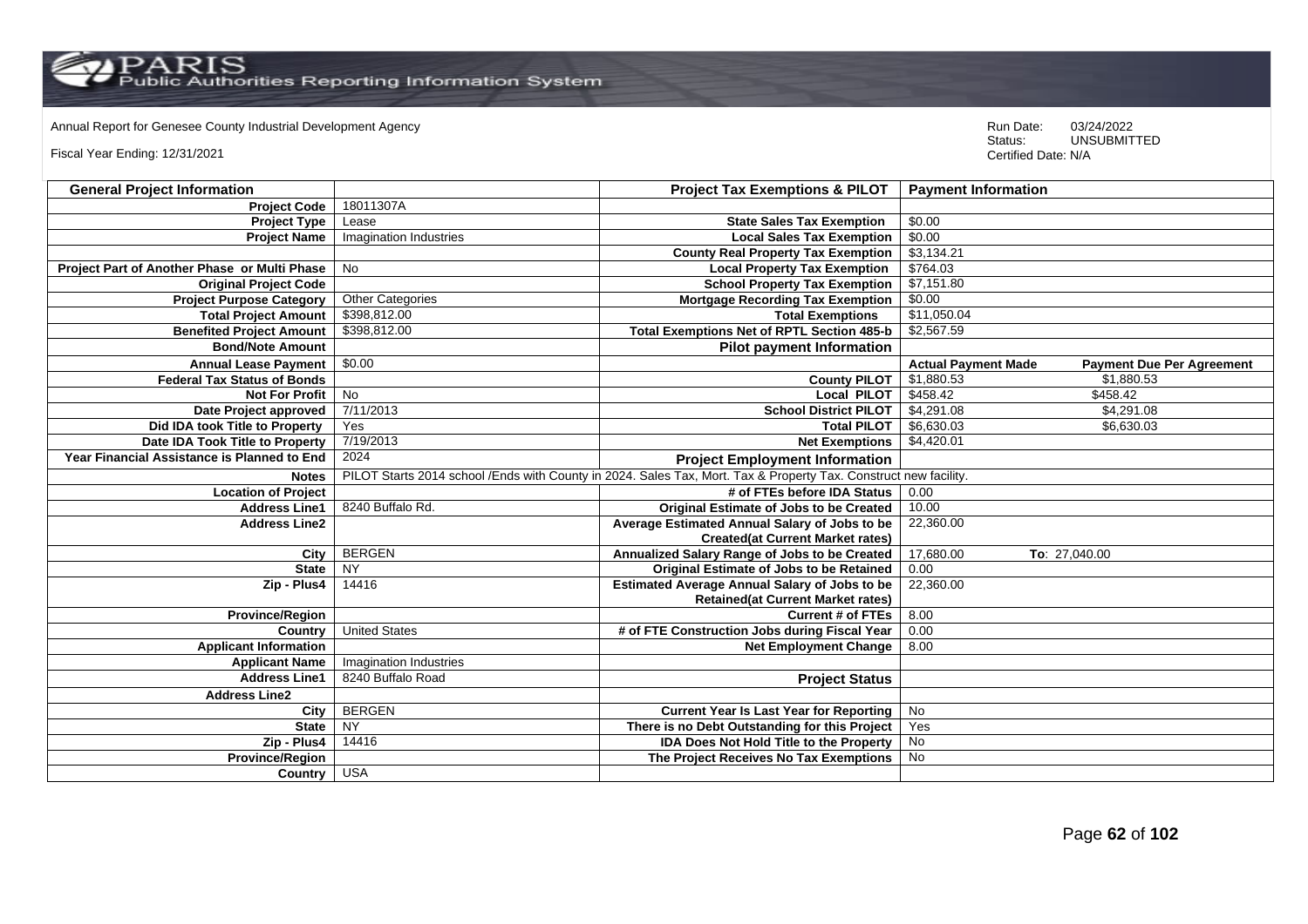Annual Report for Genesee County Industrial Development Agency

Fiscal Year Ending: 12/31/2021

Run Date: 03/24/2022
Status: UNSUBMITTED
Certified Date: N/A

| General Project Information | | Project Tax Exemptions & PILOT | Payment Information | |
|---|---|---|---|---|
| Project Code | 18011307A | | | |
| Project Type | Lease | State Sales Tax Exemption | $0.00 | |
| Project Name | Imagination Industries | Local Sales Tax Exemption | $0.00 | |
| | | County Real Property Tax Exemption | $3,134.21 | |
| Project Part of Another Phase or Multi Phase | No | Local Property Tax Exemption | $764.03 | |
| Original Project Code | | School Property Tax Exemption | $7,151.80 | |
| Project Purpose Category | Other Categories | Mortgage Recording Tax Exemption | $0.00 | |
| Total Project Amount | $398,812.00 | Total Exemptions | $11,050.04 | |
| Benefited Project Amount | $398,812.00 | Total Exemptions Net of RPTL Section 485-b | $2,567.59 | |
| Bond/Note Amount | | **Pilot payment Information** | | |
| Annual Lease Payment | $0.00 | | **Actual Payment Made** | **Payment Due Per Agreement** |
| Federal Tax Status of Bonds | | County PILOT | $1,880.53 | $1,880.53 |
| Not For Profit | No | Local PILOT | $458.42 | $458.42 |
| Date Project approved | 7/11/2013 | School District PILOT | $4,291.08 | $4,291.08 |
| Did IDA took Title to Property | Yes | Total PILOT | $6,630.03 | $6,630.03 |
| Date IDA Took Title to Property | 7/19/2013 | Net Exemptions | $4,420.01 | |
| Year Financial Assistance is Planned to End | 2024 | **Project Employment Information** | | |
| Notes | PILOT Starts 2014 school /Ends with County in 2024. Sales Tax, Mort. Tax & Property Tax. Construct new facility. | | | |
| Location of Project | | # of FTEs before IDA Status | 0.00 | |
| Address Line1 | 8240 Buffalo Rd. | Original Estimate of Jobs to be Created | 10.00 | |
| Address Line2 | | Average Estimated Annual Salary of Jobs to be Created(at Current Market rates) | 22,360.00 | |
| City | BERGEN | Annualized Salary Range of Jobs to be Created | 17,680.00 | To: 27,040.00 |
| State | NY | Original Estimate of Jobs to be Retained | 0.00 | |
| Zip - Plus4 | 14416 | Estimated Average Annual Salary of Jobs to be Retained(at Current Market rates) | 22,360.00 | |
| Province/Region | | Current # of FTEs | 8.00 | |
| Country | United States | # of FTE Construction Jobs during Fiscal Year | 0.00 | |
| Applicant Information | | Net Employment Change | 8.00 | |
| Applicant Name | Imagination Industries | | | |
| Address Line1 | 8240 Buffalo Road | **Project Status** | | |
| Address Line2 | | | | |
| City | BERGEN | Current Year Is Last Year for Reporting | No | |
| State | NY | There is no Debt Outstanding for this Project | Yes | |
| Zip - Plus4 | 14416 | IDA Does Not Hold Title to the Property | No | |
| Province/Region | | The Project Receives No Tax Exemptions | No | |
| Country | USA | | | |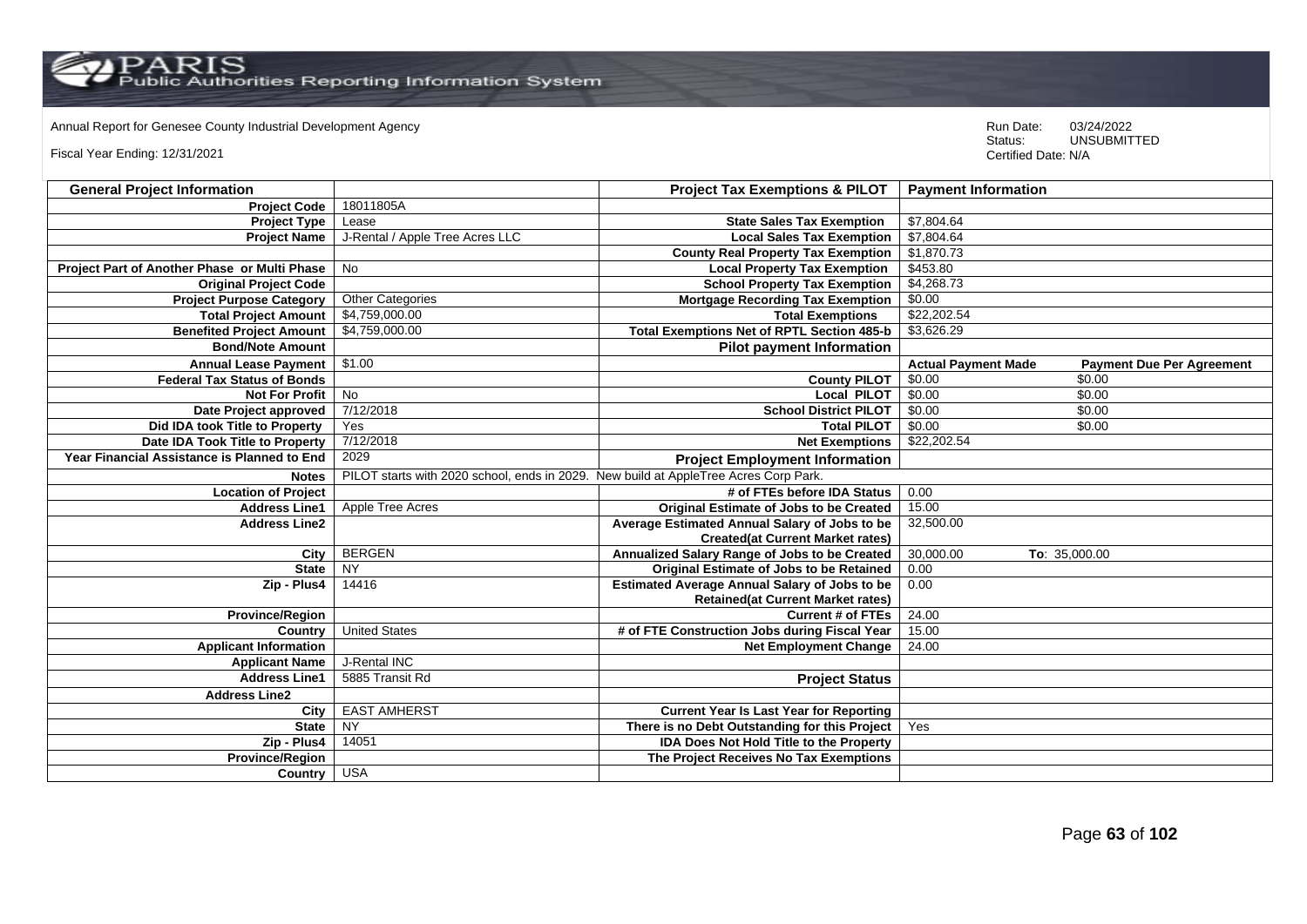Annual Report for Genesee County Industrial Development Agency

Fiscal Year Ending: 12/31/2021

Run Date: 03/24/2022
Status: UNSUBMITTED
Certified Date: N/A

| General Project Information | | Project Tax Exemptions & PILOT | Payment Information | |
|---|---|---|---|---|
| Project Code | 18011805A | | | |
| Project Type | Lease | State Sales Tax Exemption | $7,804.64 | |
| Project Name | J-Rental / Apple Tree Acres LLC | Local Sales Tax Exemption | $7,804.64 | |
| | | County Real Property Tax Exemption | $1,870.73 | |
| Project Part of Another Phase or Multi Phase | No | Local Property Tax Exemption | $453.80 | |
| Original Project Code | | School Property Tax Exemption | $4,268.73 | |
| Project Purpose Category | Other Categories | Mortgage Recording Tax Exemption | $0.00 | |
| Total Project Amount | $4,759,000.00 | Total Exemptions | $22,202.54 | |
| Benefited Project Amount | $4,759,000.00 | Total Exemptions Net of RPTL Section 485-b | $3,626.29 | |
| Bond/Note Amount | | Pilot payment Information | | |
| Annual Lease Payment | $1.00 | | Actual Payment Made | Payment Due Per Agreement |
| Federal Tax Status of Bonds | | County PILOT | $0.00 | $0.00 |
| Not For Profit | No | Local PILOT | $0.00 | $0.00 |
| Date Project approved | 7/12/2018 | School District PILOT | $0.00 | $0.00 |
| Did IDA took Title to Property | Yes | Total PILOT | $0.00 | $0.00 |
| Date IDA Took Title to Property | 7/12/2018 | Net Exemptions | $22,202.54 | |
| Year Financial Assistance is Planned to End | 2029 | Project Employment Information | | |
| Notes | PILOT starts with 2020 school, ends in 2029. New build at AppleTree Acres Corp Park. | | | |
| Location of Project | | # of FTEs before IDA Status | 0.00 | |
| Address Line1 | Apple Tree Acres | Original Estimate of Jobs to be Created | 15.00 | |
| Address Line2 | | Average Estimated Annual Salary of Jobs to be Created(at Current Market rates) | 32,500.00 | |
| City | BERGEN | Annualized Salary Range of Jobs to be Created | 30,000.00 | To: 35,000.00 |
| State | NY | Original Estimate of Jobs to be Retained | 0.00 | |
| Zip - Plus4 | 14416 | Estimated Average Annual Salary of Jobs to be Retained(at Current Market rates) | 0.00 | |
| Province/Region | | Current # of FTEs | 24.00 | |
| Country | United States | # of FTE Construction Jobs during Fiscal Year | 15.00 | |
| Applicant Information | | Net Employment Change | 24.00 | |
| Applicant Name | J-Rental INC | | | |
| Address Line1 | 5885 Transit Rd | Project Status | | |
| Address Line2 | | | | |
| City | EAST AMHERST | Current Year Is Last Year for Reporting | | |
| State | NY | There is no Debt Outstanding for this Project | Yes | |
| Zip - Plus4 | 14051 | IDA Does Not Hold Title to the Property | | |
| Province/Region | | The Project Receives No Tax Exemptions | | |
| Country | USA | | | |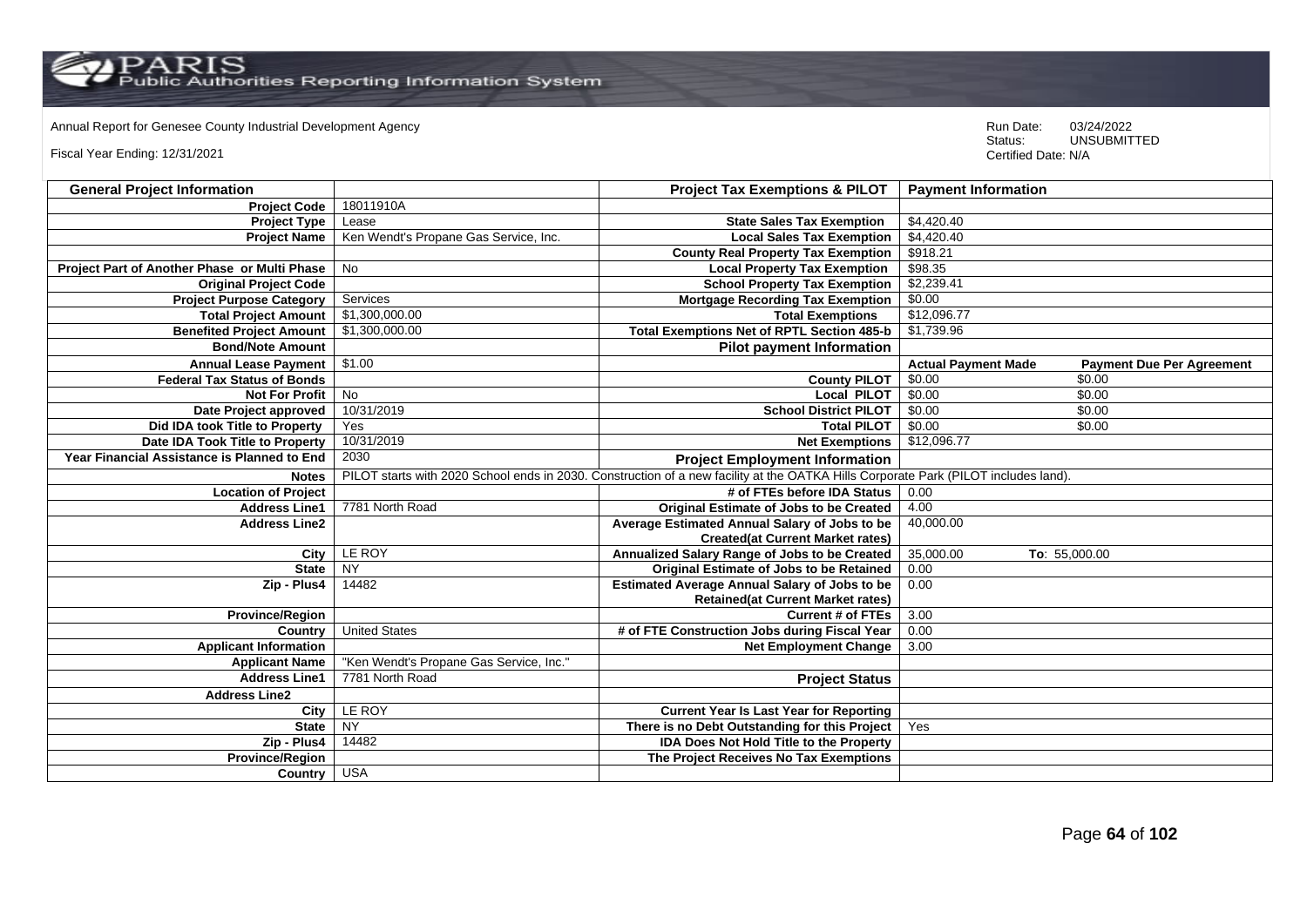Annual Report for Genesee County Industrial Development Agency

Fiscal Year Ending: 12/31/2021

Run Date: 03/24/2022
Status: UNSUBMITTED
Certified Date: N/A

| General Project Information | | Project Tax Exemptions & PILOT | Payment Information | |
|---|---|---|---|---|
| Project Code | 18011910A | | | |
| Project Type | Lease | State Sales Tax Exemption | $4,420.40 | |
| Project Name | Ken Wendt's Propane Gas Service, Inc. | Local Sales Tax Exemption | $4,420.40 | |
| | | County Real Property Tax Exemption | $918.21 | |
| Project Part of Another Phase or Multi Phase | No | Local Property Tax Exemption | $98.35 | |
| Original Project Code | | School Property Tax Exemption | $2,239.41 | |
| Project Purpose Category | Services | Mortgage Recording Tax Exemption | $0.00 | |
| Total Project Amount | $1,300,000.00 | Total Exemptions | $12,096.77 | |
| Benefited Project Amount | $1,300,000.00 | Total Exemptions Net of RPTL Section 485-b | $1,739.96 | |
| Bond/Note Amount | | Pilot payment Information | | |
| Annual Lease Payment | $1.00 | | Actual Payment Made | Payment Due Per Agreement |
| Federal Tax Status of Bonds | | County PILOT | $0.00 | $0.00 |
| Not For Profit | No | Local PILOT | $0.00 | $0.00 |
| Date Project approved | 10/31/2019 | School District PILOT | $0.00 | $0.00 |
| Did IDA took Title to Property | Yes | Total PILOT | $0.00 | $0.00 |
| Date IDA Took Title to Property | 10/31/2019 | Net Exemptions | $12,096.77 | |
| Year Financial Assistance is Planned to End | 2030 | Project Employment Information | | |
| Notes | PILOT starts with 2020 School ends in 2030. Construction of a new facility at the OATKA Hills Corporate Park (PILOT includes land). | | | |
| Location of Project | | # of FTEs before IDA Status | 0.00 | |
| Address Line1 | 7781 North Road | Original Estimate of Jobs to be Created | 4.00 | |
| Address Line2 | | Average Estimated Annual Salary of Jobs to be Created(at Current Market rates) | 40,000.00 | |
| City | LE ROY | Annualized Salary Range of Jobs to be Created | 35,000.00 | To: 55,000.00 |
| State | NY | Original Estimate of Jobs to be Retained | 0.00 | |
| Zip - Plus4 | 14482 | Estimated Average Annual Salary of Jobs to be Retained(at Current Market rates) | 0.00 | |
| Province/Region | | Current # of FTEs | 3.00 | |
| Country | United States | # of FTE Construction Jobs during Fiscal Year | 0.00 | |
| Applicant Information | | Net Employment Change | 3.00 | |
| Applicant Name | "Ken Wendt's Propane Gas Service, Inc." | | | |
| Address Line1 | 7781 North Road | Project Status | | |
| Address Line2 | | | | |
| City | LE ROY | Current Year Is Last Year for Reporting | | |
| State | NY | There is no Debt Outstanding for this Project | Yes | |
| Zip - Plus4 | 14482 | IDA Does Not Hold Title to the Property | | |
| Province/Region | | The Project Receives No Tax Exemptions | | |
| Country | USA | | | |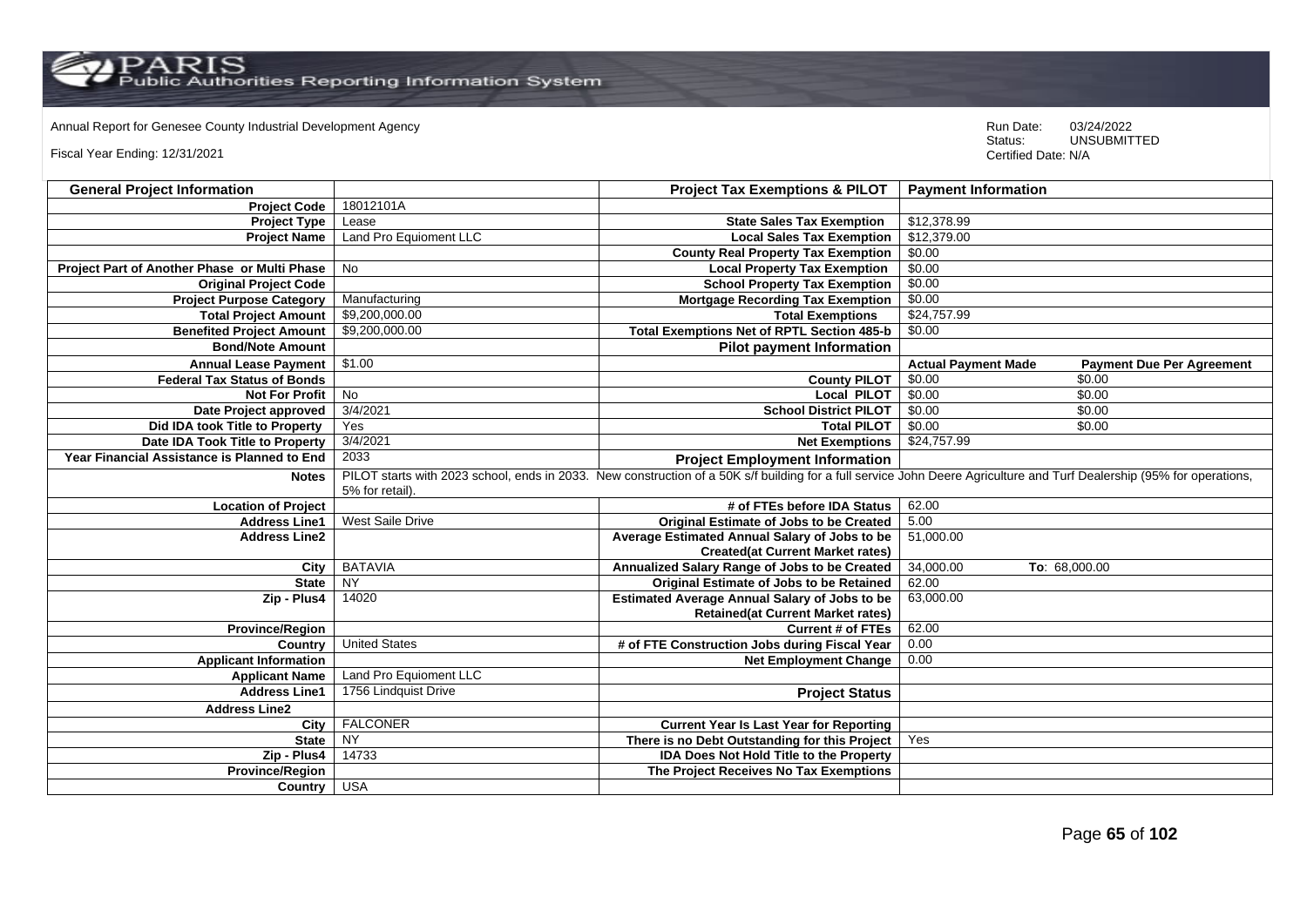Annual Report for Genesee County Industrial Development Agency

Fiscal Year Ending: 12/31/2021

Run Date: 03/24/2022
Status: UNSUBMITTED
Certified Date: N/A

| General Project Information | | Project Tax Exemptions & PILOT | Payment Information | |
|---|---|---|---|---|
| Project Code | 18012101A | | | |
| Project Type | Lease | State Sales Tax Exemption | $12,378.99 | |
| Project Name | Land Pro Equioment LLC | Local Sales Tax Exemption | $12,379.00 | |
| | | County Real Property Tax Exemption | $0.00 | |
| Project Part of Another Phase or Multi Phase | No | Local Property Tax Exemption | $0.00 | |
| Original Project Code | | School Property Tax Exemption | $0.00 | |
| Project Purpose Category | Manufacturing | Mortgage Recording Tax Exemption | $0.00 | |
| Total Project Amount | $9,200,000.00 | Total Exemptions | $24,757.99 | |
| Benefited Project Amount | $9,200,000.00 | Total Exemptions Net of RPTL Section 485-b | $0.00 | |
| Bond/Note Amount | | Pilot payment Information | | |
| Annual Lease Payment | $1.00 | | Actual Payment Made | Payment Due Per Agreement |
| Federal Tax Status of Bonds | | County PILOT | $0.00 | $0.00 |
| Not For Profit | No | Local PILOT | $0.00 | $0.00 |
| Date Project approved | 3/4/2021 | School District PILOT | $0.00 | $0.00 |
| Did IDA took Title to Property | Yes | Total PILOT | $0.00 | $0.00 |
| Date IDA Took Title to Property | 3/4/2021 | Net Exemptions | $24,757.99 | |
| Year Financial Assistance is Planned to End | 2033 | Project Employment Information | | |
| Notes | PILOT starts with 2023 school, ends in 2033. New construction of a 50K s/f building for a full service John Deere Agriculture and Turf Dealership (95% for operations, 5% for retail). | | | |
| Location of Project | | # of FTEs before IDA Status | 62.00 | |
| Address Line1 | West Saile Drive | Original Estimate of Jobs to be Created | 5.00 | |
| Address Line2 | | Average Estimated Annual Salary of Jobs to be Created(at Current Market rates) | 51,000.00 | |
| City | BATAVIA | Annualized Salary Range of Jobs to be Created | 34,000.00 | To: 68,000.00 |
| State | NY | Original Estimate of Jobs to be Retained | 62.00 | |
| Zip - Plus4 | 14020 | Estimated Average Annual Salary of Jobs to be Retained(at Current Market rates) | 63,000.00 | |
| Province/Region | | Current # of FTEs | 62.00 | |
| Country | United States | # of FTE Construction Jobs during Fiscal Year | 0.00 | |
| Applicant Information | | Net Employment Change | 0.00 | |
| Applicant Name | Land Pro Equioment LLC | | | |
| Address Line1 | 1756 Lindquist Drive | Project Status | | |
| Address Line2 | | | | |
| City | FALCONER | Current Year Is Last Year for Reporting | | |
| State | NY | There is no Debt Outstanding for this Project | Yes | |
| Zip - Plus4 | 14733 | IDA Does Not Hold Title to the Property | | |
| Province/Region | | The Project Receives No Tax Exemptions | | |
| Country | USA | | | |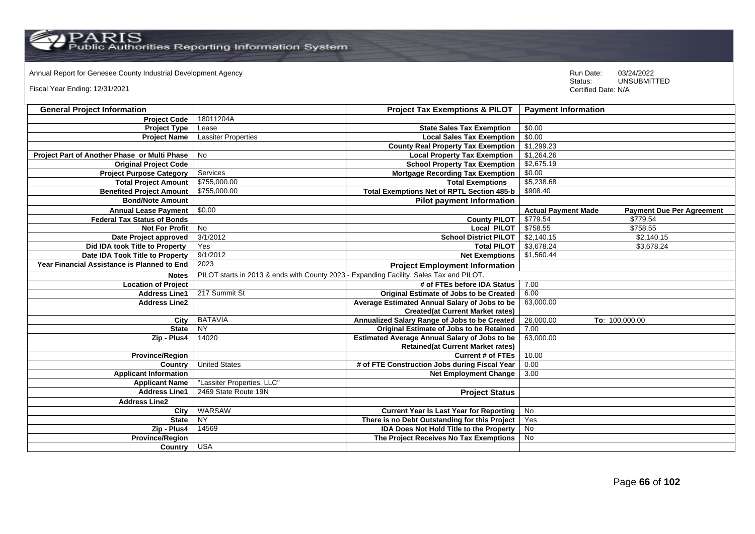Annual Report for Genesee County Industrial Development Agency

Fiscal Year Ending: 12/31/2021

Run Date: 03/24/2022
Status: UNSUBMITTED
Certified Date: N/A

| General Project Information | | Project Tax Exemptions & PILOT | Payment Information | |
|---|---|---|---|---|
| Project Code | 18011204A | | | |
| Project Type | Lease | State Sales Tax Exemption | $0.00 | |
| Project Name | Lassiter Properties | Local Sales Tax Exemption | $0.00 | |
| | | County Real Property Tax Exemption | $1,299.23 | |
| Project Part of Another Phase or Multi Phase | No | Local Property Tax Exemption | $1,264.26 | |
| Original Project Code | | School Property Tax Exemption | $2,675.19 | |
| Project Purpose Category | Services | Mortgage Recording Tax Exemption | $0.00 | |
| Total Project Amount | $755,000.00 | Total Exemptions | $5,238.68 | |
| Benefited Project Amount | $755,000.00 | Total Exemptions Net of RPTL Section 485-b | $908.40 | |
| Bond/Note Amount | | Pilot payment Information | | |
| Annual Lease Payment | $0.00 | | Actual Payment Made | Payment Due Per Agreement |
| Federal Tax Status of Bonds | | County PILOT | $779.54 | $779.54 |
| Not For Profit | No | Local PILOT | $758.55 | $758.55 |
| Date Project approved | 3/1/2012 | School District PILOT | $2,140.15 | $2,140.15 |
| Did IDA took Title to Property | Yes | Total PILOT | $3,678.24 | $3,678.24 |
| Date IDA Took Title to Property | 9/1/2012 | Net Exemptions | $1,560.44 | |
| Year Financial Assistance is Planned to End | 2023 | Project Employment Information | | |
| Notes | PILOT starts in 2013 & ends with County 2023 - Expanding Facility. Sales Tax and PILOT. | | | |
| Location of Project | | # of FTEs before IDA Status | 7.00 | |
| Address Line1 | 217 Summit St | Original Estimate of Jobs to be Created | 6.00 | |
| Address Line2 | | Average Estimated Annual Salary of Jobs to be Created(at Current Market rates) | 63,000.00 | |
| City | BATAVIA | Annualized Salary Range of Jobs to be Created | 26,000.00 | To: 100,000.00 |
| State | NY | Original Estimate of Jobs to be Retained | 7.00 | |
| Zip - Plus4 | 14020 | Estimated Average Annual Salary of Jobs to be Retained(at Current Market rates) | 63,000.00 | |
| Province/Region | | Current # of FTEs | 10.00 | |
| Country | United States | # of FTE Construction Jobs during Fiscal Year | 0.00 | |
| Applicant Information | | Net Employment Change | 3.00 | |
| Applicant Name | "Lassiter Properties, LLC" | | | |
| Address Line1 | 2469 State Route 19N | Project Status | | |
| Address Line2 | | | | |
| City | WARSAW | Current Year Is Last Year for Reporting | No | |
| State | NY | There is no Debt Outstanding for this Project | Yes | |
| Zip - Plus4 | 14569 | IDA Does Not Hold Title to the Property | No | |
| Province/Region | | The Project Receives No Tax Exemptions | No | |
| Country | USA | | | |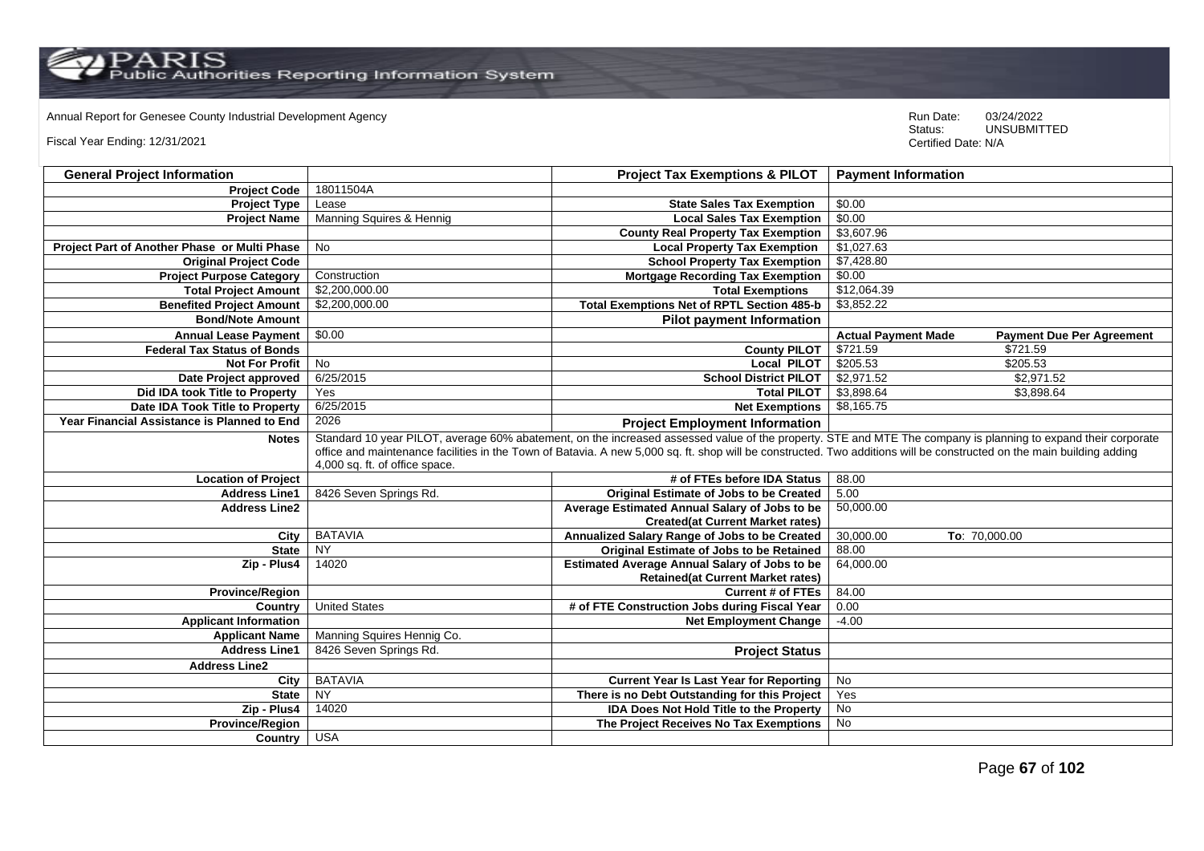Annual Report for Genesee County Industrial Development Agency

Fiscal Year Ending: 12/31/2021

Run Date: 03/24/2022
Status: UNSUBMITTED
Certified Date: N/A

| General Project Information | | Project Tax Exemptions & PILOT | Payment Information | |
|---|---|---|---|---|
| Project Code | 18011504A | | | |
| Project Type | Lease | State Sales Tax Exemption | $0.00 | |
| Project Name | Manning Squires & Hennig | Local Sales Tax Exemption | $0.00 | |
| | | County Real Property Tax Exemption | $3,607.96 | |
| Project Part of Another Phase or Multi Phase | No | Local Property Tax Exemption | $1,027.63 | |
| Original Project Code | | School Property Tax Exemption | $7,428.80 | |
| Project Purpose Category | Construction | Mortgage Recording Tax Exemption | $0.00 | |
| Total Project Amount | $2,200,000.00 | Total Exemptions | $12,064.39 | |
| Benefited Project Amount | $2,200,000.00 | Total Exemptions Net of RPTL Section 485-b | $3,852.22 | |
| Bond/Note Amount | | Pilot payment Information | | |
| Annual Lease Payment | $0.00 | | Actual Payment Made | Payment Due Per Agreement |
| Federal Tax Status of Bonds | | County PILOT | $721.59 | $721.59 |
| Not For Profit | No | Local PILOT | $205.53 | $205.53 |
| Date Project approved | 6/25/2015 | School District PILOT | $2,971.52 | $2,971.52 |
| Did IDA took Title to Property | Yes | Total PILOT | $3,898.64 | $3,898.64 |
| Date IDA Took Title to Property | 6/25/2015 | Net Exemptions | $8,165.75 | |
| Year Financial Assistance is Planned to End | 2026 | Project Employment Information | | |
| Notes | Standard 10 year PILOT, average 60% abatement, on the increased assessed value of the property. STE and MTE The company is planning to expand their corporate office and maintenance facilities in the Town of Batavia. A new 5,000 sq. ft. shop will be constructed. Two additions will be constructed on the main building adding 4,000 sq. ft. of office space. | | | |
| Location of Project | | # of FTEs before IDA Status | 88.00 | |
| Address Line1 | 8426 Seven Springs Rd. | Original Estimate of Jobs to be Created | 5.00 | |
| Address Line2 | | Average Estimated Annual Salary of Jobs to be Created(at Current Market rates) | 50,000.00 | |
| City | BATAVIA | Annualized Salary Range of Jobs to be Created | 30,000.00 | To: 70,000.00 |
| State | NY | Original Estimate of Jobs to be Retained | 88.00 | |
| Zip - Plus4 | 14020 | Estimated Average Annual Salary of Jobs to be Retained(at Current Market rates) | 64,000.00 | |
| Province/Region | | Current # of FTEs | 84.00 | |
| Country | United States | # of FTE Construction Jobs during Fiscal Year | 0.00 | |
| Applicant Information | | Net Employment Change | -4.00 | |
| Applicant Name | Manning Squires Hennig Co. | | | |
| Address Line1 | 8426 Seven Springs Rd. | Project Status | | |
| Address Line2 | | | | |
| City | BATAVIA | Current Year Is Last Year for Reporting | No | |
| State | NY | There is no Debt Outstanding for this Project | Yes | |
| Zip - Plus4 | 14020 | IDA Does Not Hold Title to the Property | No | |
| Province/Region | | The Project Receives No Tax Exemptions | No | |
| Country | USA | | | |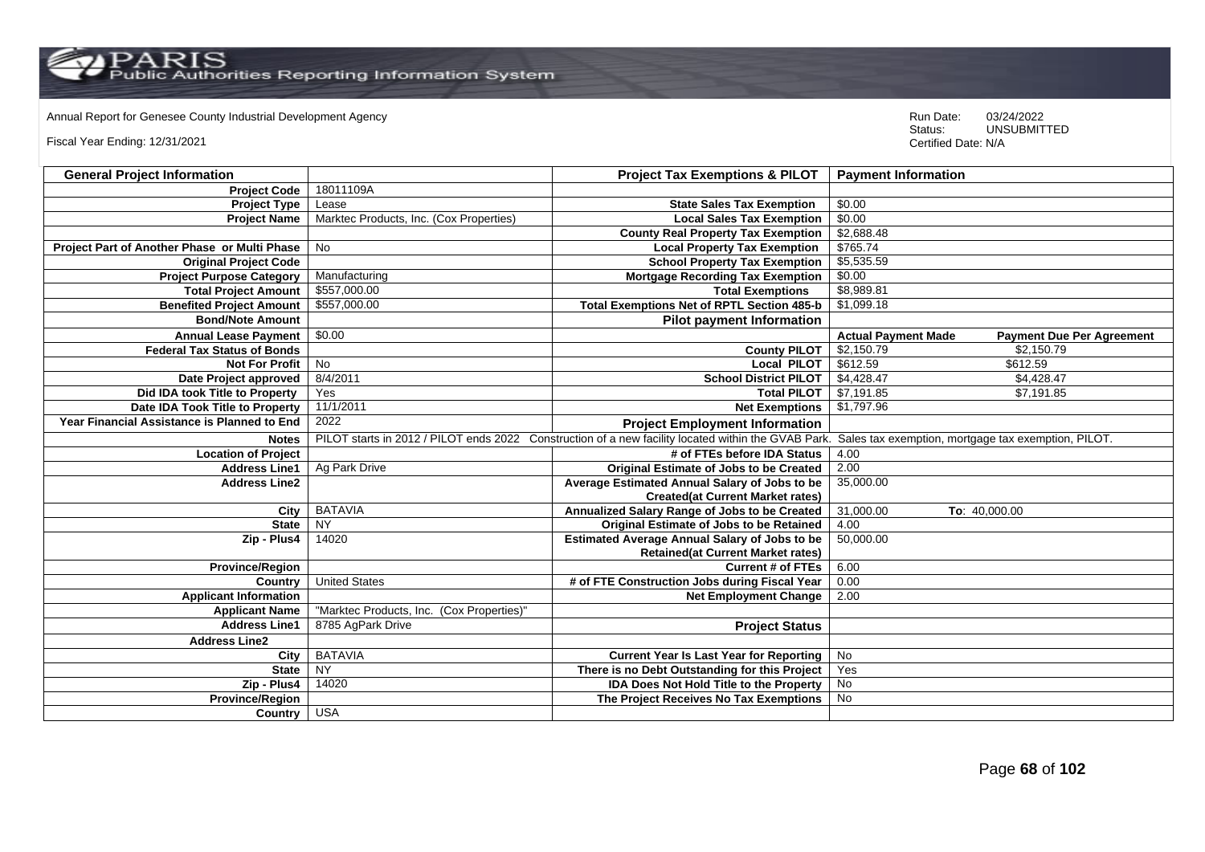Annual Report for Genesee County Industrial Development Agency

Fiscal Year Ending: 12/31/2021

Run Date: 03/24/2022
Status: UNSUBMITTED
Certified Date: N/A

| General Project Information | | Project Tax Exemptions & PILOT | Payment Information | |
|---|---|---|---|---|
| Project Code | 18011109A | | | |
| Project Type | Lease | State Sales Tax Exemption | $0.00 | |
| Project Name | Marktec Products, Inc. (Cox Properties) | Local Sales Tax Exemption | $0.00 | |
| | | County Real Property Tax Exemption | $2,688.48 | |
| Project Part of Another Phase or Multi Phase | No | Local Property Tax Exemption | $765.74 | |
| Original Project Code | | School Property Tax Exemption | $5,535.59 | |
| Project Purpose Category | Manufacturing | Mortgage Recording Tax Exemption | $0.00 | |
| Total Project Amount | $557,000.00 | Total Exemptions | $8,989.81 | |
| Benefited Project Amount | $557,000.00 | Total Exemptions Net of RPTL Section 485-b | $1,099.18 | |
| Bond/Note Amount | | Pilot payment Information | | |
| Annual Lease Payment | $0.00 | | Actual Payment Made | Payment Due Per Agreement |
| Federal Tax Status of Bonds | | County PILOT | $2,150.79 | $2,150.79 |
| Not For Profit | No | Local PILOT | $612.59 | $612.59 |
| Date Project approved | 8/4/2011 | School District PILOT | $4,428.47 | $4,428.47 |
| Did IDA took Title to Property | Yes | Total PILOT | $7,191.85 | $7,191.85 |
| Date IDA Took Title to Property | 11/1/2011 | Net Exemptions | $1,797.96 | |
| Year Financial Assistance is Planned to End | 2022 | Project Employment Information | | |
| Notes | PILOT starts in 2012 / PILOT ends 2022 Construction of a new facility located within the GVAB Park. Sales tax exemption, mortgage tax exemption, PILOT. | | | |
| Location of Project | | # of FTEs before IDA Status | 4.00 | |
| Address Line1 | Ag Park Drive | Original Estimate of Jobs to be Created | 2.00 | |
| Address Line2 | | Average Estimated Annual Salary of Jobs to be Created(at Current Market rates) | 35,000.00 | |
| City | BATAVIA | Annualized Salary Range of Jobs to be Created | 31,000.00 | To: 40,000.00 |
| State | NY | Original Estimate of Jobs to be Retained | 4.00 | |
| Zip - Plus4 | 14020 | Estimated Average Annual Salary of Jobs to be Retained(at Current Market rates) | 50,000.00 | |
| Province/Region | | Current # of FTEs | 6.00 | |
| Country | United States | # of FTE Construction Jobs during Fiscal Year | 0.00 | |
| Applicant Information | | Net Employment Change | 2.00 | |
| Applicant Name | "Marktec Products, Inc. (Cox Properties)" | | | |
| Address Line1 | 8785 AgPark Drive | Project Status | | |
| Address Line2 | | | | |
| City | BATAVIA | Current Year Is Last Year for Reporting | No | |
| State | NY | There is no Debt Outstanding for this Project | Yes | |
| Zip - Plus4 | 14020 | IDA Does Not Hold Title to the Property | No | |
| Province/Region | | The Project Receives No Tax Exemptions | No | |
| Country | USA | | | |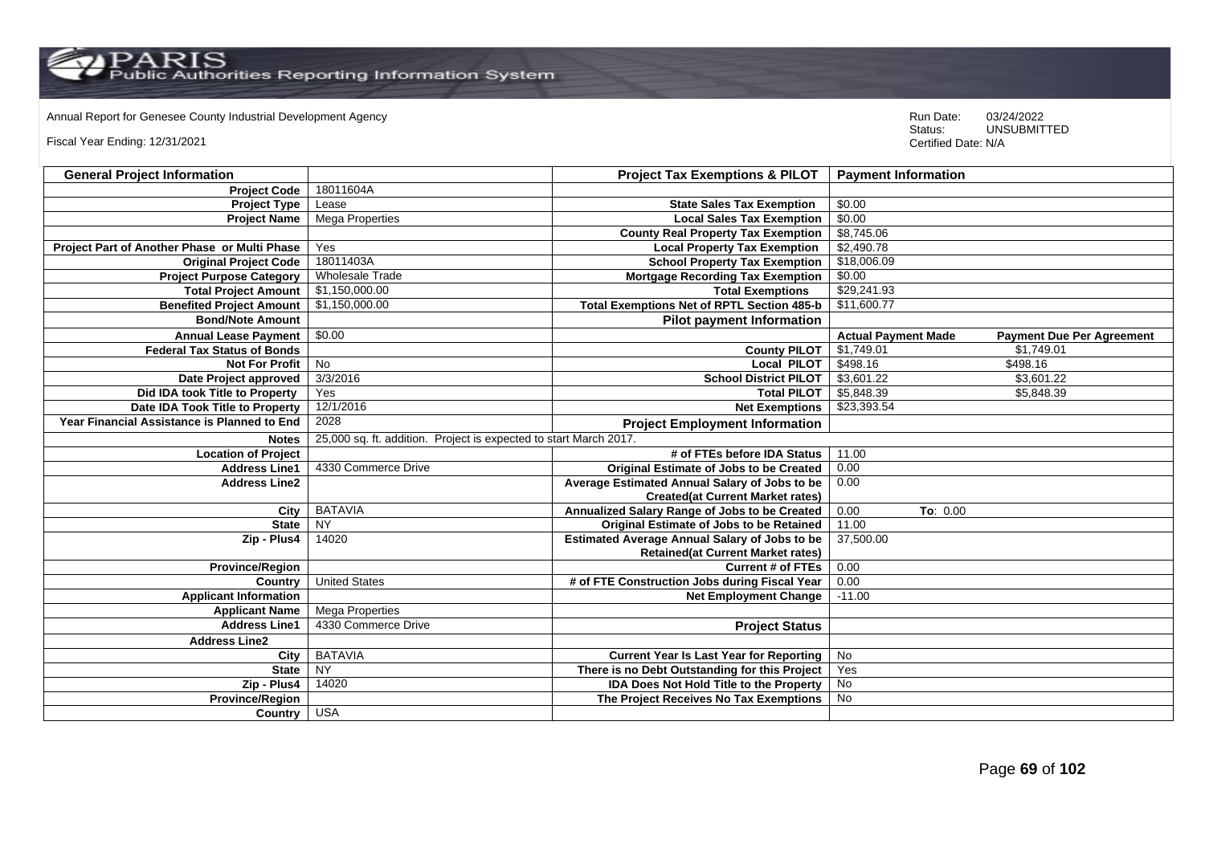Annual Report for Genesee County Industrial Development Agency

Fiscal Year Ending: 12/31/2021

Run Date: 03/24/2022
Status: UNSUBMITTED
Certified Date: N/A

| General Project Information | | Project Tax Exemptions & PILOT | Payment Information | |
|---|---|---|---|---|
| Project Code | 18011604A | | | |
| Project Type | Lease | State Sales Tax Exemption | $0.00 | |
| Project Name | Mega Properties | Local Sales Tax Exemption | $0.00 | |
| | | County Real Property Tax Exemption | $8,745.06 | |
| Project Part of Another Phase or Multi Phase | Yes | Local Property Tax Exemption | $2,490.78 | |
| Original Project Code | 18011403A | School Property Tax Exemption | $18,006.09 | |
| Project Purpose Category | Wholesale Trade | Mortgage Recording Tax Exemption | $0.00 | |
| Total Project Amount | $1,150,000.00 | Total Exemptions | $29,241.93 | |
| Benefited Project Amount | $1,150,000.00 | Total Exemptions Net of RPTL Section 485-b | $11,600.77 | |
| Bond/Note Amount | | Pilot payment Information | | |
| Annual Lease Payment | $0.00 | | Actual Payment Made | Payment Due Per Agreement |
| Federal Tax Status of Bonds | | County PILOT | $1,749.01 | $1,749.01 |
| Not For Profit | No | Local PILOT | $498.16 | $498.16 |
| Date Project approved | 3/3/2016 | School District PILOT | $3,601.22 | $3,601.22 |
| Did IDA took Title to Property | Yes | Total PILOT | $5,848.39 | $5,848.39 |
| Date IDA Took Title to Property | 12/1/2016 | Net Exemptions | $23,393.54 | |
| Year Financial Assistance is Planned to End | 2028 | Project Employment Information | | |
| Notes | 25,000 sq. ft. addition. Project is expected to start March 2017. | | | |
| Location of Project | | # of FTEs before IDA Status | 11.00 | |
| Address Line1 | 4330 Commerce Drive | Original Estimate of Jobs to be Created | 0.00 | |
| Address Line2 | | Average Estimated Annual Salary of Jobs to be Created(at Current Market rates) | 0.00 | |
| City | BATAVIA | Annualized Salary Range of Jobs to be Created | 0.00 | To: 0.00 |
| State | NY | Original Estimate of Jobs to be Retained | 11.00 | |
| Zip - Plus4 | 14020 | Estimated Average Annual Salary of Jobs to be Retained(at Current Market rates) | 37,500.00 | |
| Province/Region | | Current # of FTEs | 0.00 | |
| Country | United States | # of FTE Construction Jobs during Fiscal Year | 0.00 | |
| Applicant Information | | Net Employment Change | -11.00 | |
| Applicant Name | Mega Properties | | | |
| Address Line1 | 4330 Commerce Drive | Project Status | | |
| Address Line2 | | | | |
| City | BATAVIA | Current Year Is Last Year for Reporting | No | |
| State | NY | There is no Debt Outstanding for this Project | Yes | |
| Zip - Plus4 | 14020 | IDA Does Not Hold Title to the Property | No | |
| Province/Region | | The Project Receives No Tax Exemptions | No | |
| Country | USA | | | |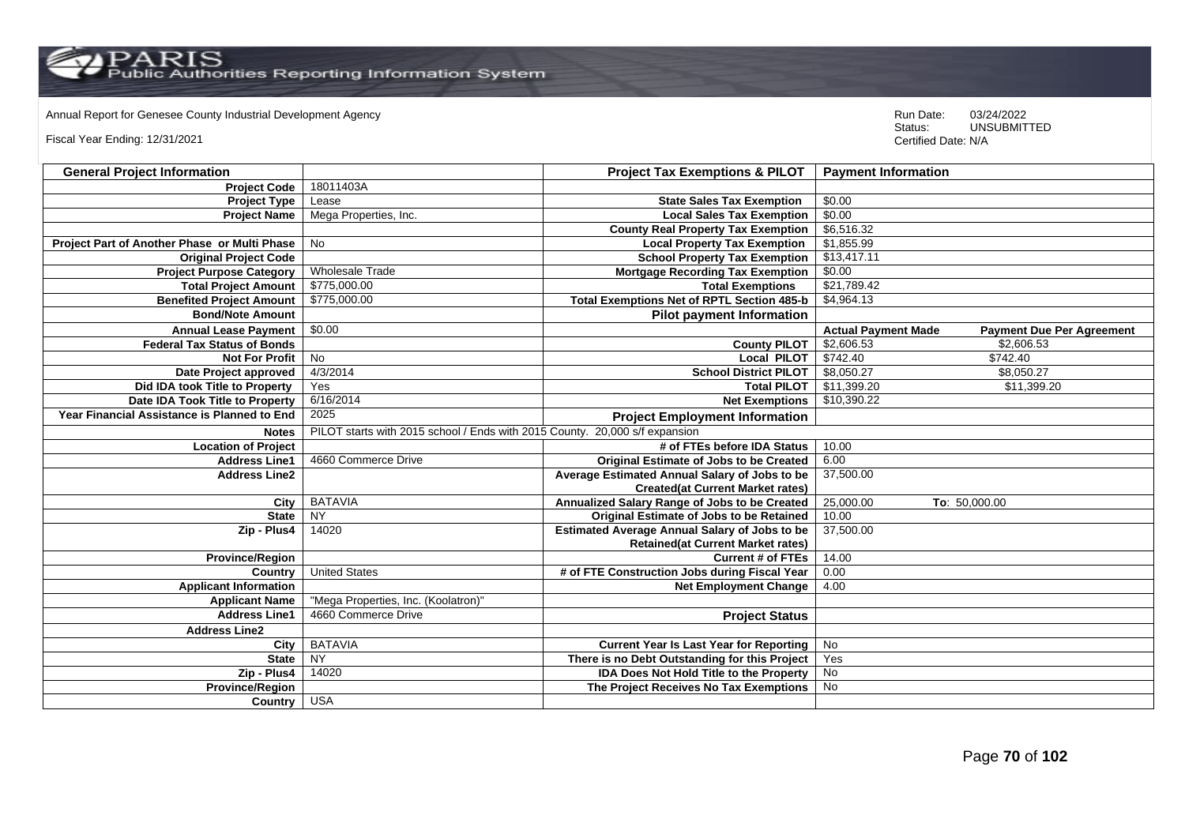Annual Report for Genesee County Industrial Development Agency

Fiscal Year Ending: 12/31/2021

Run Date: 03/24/2022
Status: UNSUBMITTED
Certified Date: N/A

| General Project Information | | Project Tax Exemptions & PILOT | Payment Information | |
|---|---|---|---|---|
| Project Code | 18011403A | | | |
| Project Type | Lease | State Sales Tax Exemption | $0.00 | |
| Project Name | Mega Properties, Inc. | Local Sales Tax Exemption | $0.00 | |
| | | County Real Property Tax Exemption | $6,516.32 | |
| Project Part of Another Phase or Multi Phase | No | Local Property Tax Exemption | $1,855.99 | |
| Original Project Code | | School Property Tax Exemption | $13,417.11 | |
| Project Purpose Category | Wholesale Trade | Mortgage Recording Tax Exemption | $0.00 | |
| Total Project Amount | $775,000.00 | Total Exemptions | $21,789.42 | |
| Benefited Project Amount | $775,000.00 | Total Exemptions Net of RPTL Section 485-b | $4,964.13 | |
| Bond/Note Amount | | Pilot payment Information | | |
| Annual Lease Payment | $0.00 | | Actual Payment Made | Payment Due Per Agreement |
| Federal Tax Status of Bonds | | County PILOT | $2,606.53 | $2,606.53 |
| Not For Profit | No | Local PILOT | $742.40 | $742.40 |
| Date Project approved | 4/3/2014 | School District PILOT | $8,050.27 | $8,050.27 |
| Did IDA took Title to Property | Yes | Total PILOT | $11,399.20 | $11,399.20 |
| Date IDA Took Title to Property | 6/16/2014 | Net Exemptions | $10,390.22 | |
| Year Financial Assistance is Planned to End | 2025 | Project Employment Information | | |
| Notes | PILOT starts with 2015 school / Ends with 2015 County. 20,000 s/f expansion | | | |
| Location of Project | | # of FTEs before IDA Status | 10.00 | |
| Address Line1 | 4660 Commerce Drive | Original Estimate of Jobs to be Created | 6.00 | |
| Address Line2 | | Average Estimated Annual Salary of Jobs to be Created(at Current Market rates) | 37,500.00 | |
| City | BATAVIA | Annualized Salary Range of Jobs to be Created | 25,000.00 | To: 50,000.00 |
| State | NY | Original Estimate of Jobs to be Retained | 10.00 | |
| Zip - Plus4 | 14020 | Estimated Average Annual Salary of Jobs to be Retained(at Current Market rates) | 37,500.00 | |
| Province/Region | | Current # of FTEs | 14.00 | |
| Country | United States | # of FTE Construction Jobs during Fiscal Year | 0.00 | |
| Applicant Information | | Net Employment Change | 4.00 | |
| Applicant Name | "Mega Properties, Inc. (Koolatron)" | | | |
| Address Line1 | 4660 Commerce Drive | Project Status | | |
| Address Line2 | | | | |
| City | BATAVIA | Current Year Is Last Year for Reporting | No | |
| State | NY | There is no Debt Outstanding for this Project | Yes | |
| Zip - Plus4 | 14020 | IDA Does Not Hold Title to the Property | No | |
| Province/Region | | The Project Receives No Tax Exemptions | No | |
| Country | USA | | | |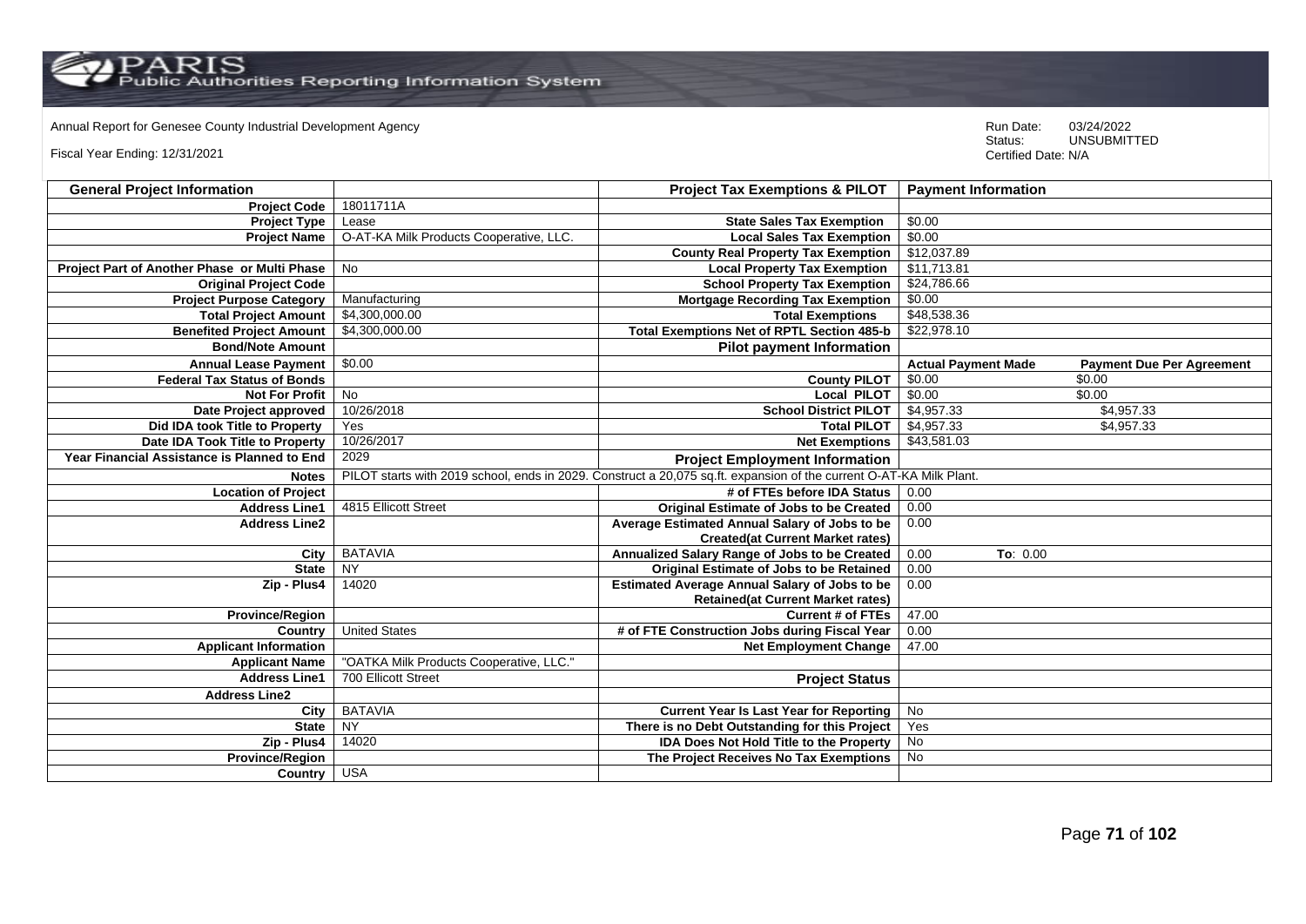Annual Report for Genesee County Industrial Development Agency

Fiscal Year Ending: 12/31/2021

Run Date: 03/24/2022
Status: UNSUBMITTED
Certified Date: N/A

| General Project Information | | Project Tax Exemptions & PILOT | Payment Information | |
|---|---|---|---|---|
| Project Code | 18011711A | | | |
| Project Type | Lease | State Sales Tax Exemption | $0.00 | |
| Project Name | O-AT-KA Milk Products Cooperative, LLC. | Local Sales Tax Exemption | $0.00 | |
| | | County Real Property Tax Exemption | $12,037.89 | |
| Project Part of Another Phase or Multi Phase | No | Local Property Tax Exemption | $11,713.81 | |
| Original Project Code | | School Property Tax Exemption | $24,786.66 | |
| Project Purpose Category | Manufacturing | Mortgage Recording Tax Exemption | $0.00 | |
| Total Project Amount | $4,300,000.00 | Total Exemptions | $48,538.36 | |
| Benefited Project Amount | $4,300,000.00 | Total Exemptions Net of RPTL Section 485-b | $22,978.10 | |
| Bond/Note Amount | | Pilot payment Information | | |
| Annual Lease Payment | $0.00 | | Actual Payment Made | Payment Due Per Agreement |
| Federal Tax Status of Bonds | | County PILOT | $0.00 | $0.00 |
| Not For Profit | No | Local PILOT | $0.00 | $0.00 |
| Date Project approved | 10/26/2018 | School District PILOT | $4,957.33 | $4,957.33 |
| Did IDA took Title to Property | Yes | Total PILOT | $4,957.33 | $4,957.33 |
| Date IDA Took Title to Property | 10/26/2017 | Net Exemptions | $43,581.03 | |
| Year Financial Assistance is Planned to End | 2029 | Project Employment Information | | |
| Notes | PILOT starts with 2019 school, ends in 2029. Construct a 20,075 sq.ft. expansion of the current O-AT-KA Milk Plant. | | | |
| Location of Project | | # of FTEs before IDA Status | 0.00 | |
| Address Line1 | 4815 Ellicott Street | Original Estimate of Jobs to be Created | 0.00 | |
| Address Line2 | | Average Estimated Annual Salary of Jobs to be Created(at Current Market rates) | 0.00 | |
| City | BATAVIA | Annualized Salary Range of Jobs to be Created | 0.00 | To: 0.00 |
| State | NY | Original Estimate of Jobs to be Retained | 0.00 | |
| Zip - Plus4 | 14020 | Estimated Average Annual Salary of Jobs to be Retained(at Current Market rates) | 0.00 | |
| Province/Region | | Current # of FTEs | 47.00 | |
| Country | United States | # of FTE Construction Jobs during Fiscal Year | 0.00 | |
| Applicant Information | | Net Employment Change | 47.00 | |
| Applicant Name | "OATKA Milk Products Cooperative, LLC." | | | |
| Address Line1 | 700 Ellicott Street | Project Status | | |
| Address Line2 | | | | |
| City | BATAVIA | Current Year Is Last Year for Reporting | No | |
| State | NY | There is no Debt Outstanding for this Project | Yes | |
| Zip - Plus4 | 14020 | IDA Does Not Hold Title to the Property | No | |
| Province/Region | | The Project Receives No Tax Exemptions | No | |
| Country | USA | | | |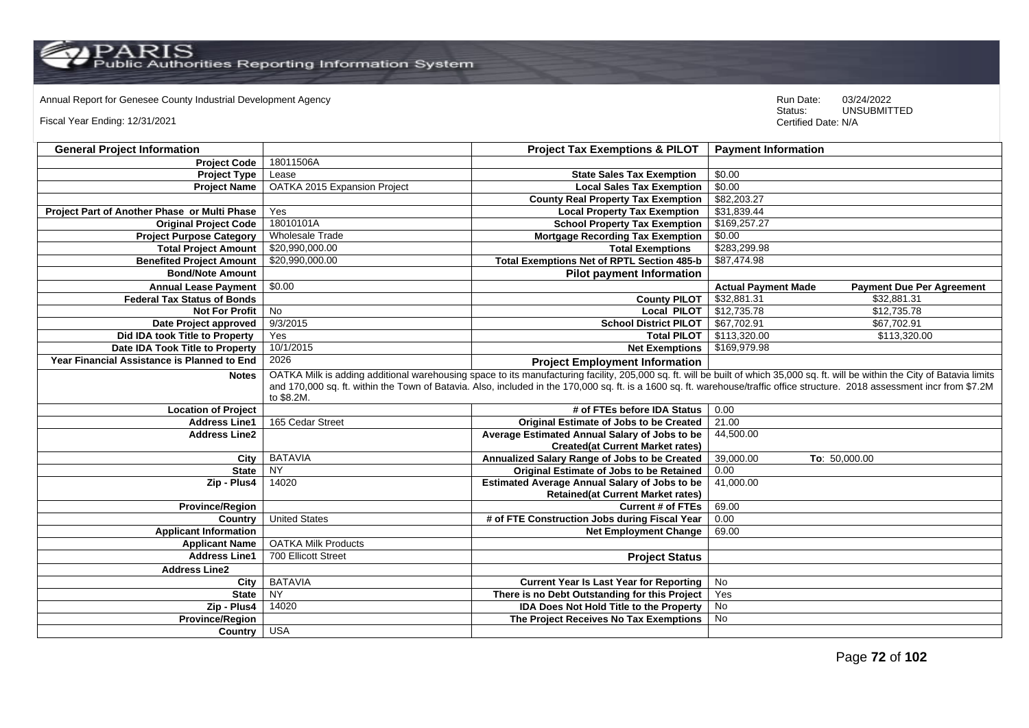Annual Report for Genesee County Industrial Development Agency

Fiscal Year Ending: 12/31/2021

Run Date: 03/24/2022
Status: UNSUBMITTED
Certified Date: N/A

| General Project Information | | Project Tax Exemptions & PILOT | Payment Information | |
|---|---|---|---|---|
| Project Code | 18011506A | | | |
| Project Type | Lease | State Sales Tax Exemption | $0.00 | |
| Project Name | OATKA 2015 Expansion Project | Local Sales Tax Exemption | $0.00 | |
| | | County Real Property Tax Exemption | $82,203.27 | |
| Project Part of Another Phase or Multi Phase | Yes | Local Property Tax Exemption | $31,839.44 | |
| Original Project Code | 18010101A | School Property Tax Exemption | $169,257.27 | |
| Project Purpose Category | Wholesale Trade | Mortgage Recording Tax Exemption | $0.00 | |
| Total Project Amount | $20,990,000.00 | Total Exemptions | $283,299.98 | |
| Benefited Project Amount | $20,990,000.00 | Total Exemptions Net of RPTL Section 485-b | $87,474.98 | |
| Bond/Note Amount | | Pilot payment Information | | |
| Annual Lease Payment | $0.00 | | Actual Payment Made | Payment Due Per Agreement |
| Federal Tax Status of Bonds | | County PILOT | $32,881.31 | $32,881.31 |
| Not For Profit | No | Local PILOT | $12,735.78 | $12,735.78 |
| Date Project approved | 9/3/2015 | School District PILOT | $67,702.91 | $67,702.91 |
| Did IDA took Title to Property | Yes | Total PILOT | $113,320.00 | $113,320.00 |
| Date IDA Took Title to Property | 10/1/2015 | Net Exemptions | $169,979.98 | |
| Year Financial Assistance is Planned to End | 2026 | Project Employment Information | | |
| Notes | OATKA Milk is adding additional warehousing space to its manufacturing facility, 205,000 sq. ft. will be built of which 35,000 sq. ft. will be within the City of Batavia limits and 170,000 sq. ft. within the Town of Batavia. Also, included in the 170,000 sq. ft. is a 1600 sq. ft. warehouse/traffic office structure. 2018 assessment incr from $7.2M to $8.2M. | | | |
| Location of Project | | # of FTEs before IDA Status | 0.00 | |
| Address Line1 | 165 Cedar Street | Original Estimate of Jobs to be Created | 21.00 | |
| Address Line2 | | Average Estimated Annual Salary of Jobs to be Created(at Current Market rates) | 44,500.00 | |
| City | BATAVIA | Annualized Salary Range of Jobs to be Created | 39,000.00 | To: 50,000.00 |
| State | NY | Original Estimate of Jobs to be Retained | 0.00 | |
| Zip - Plus4 | 14020 | Estimated Average Annual Salary of Jobs to be Retained(at Current Market rates) | 41,000.00 | |
| Province/Region | | Current # of FTEs | 69.00 | |
| Country | United States | # of FTE Construction Jobs during Fiscal Year | 0.00 | |
| Applicant Information | | Net Employment Change | 69.00 | |
| Applicant Name | OATKA Milk Products | | | |
| Address Line1 | 700 Ellicott Street | Project Status | | |
| Address Line2 | | | | |
| City | BATAVIA | Current Year Is Last Year for Reporting | No | |
| State | NY | There is no Debt Outstanding for this Project | Yes | |
| Zip - Plus4 | 14020 | IDA Does Not Hold Title to the Property | No | |
| Province/Region | | The Project Receives No Tax Exemptions | No | |
| Country | USA | | | |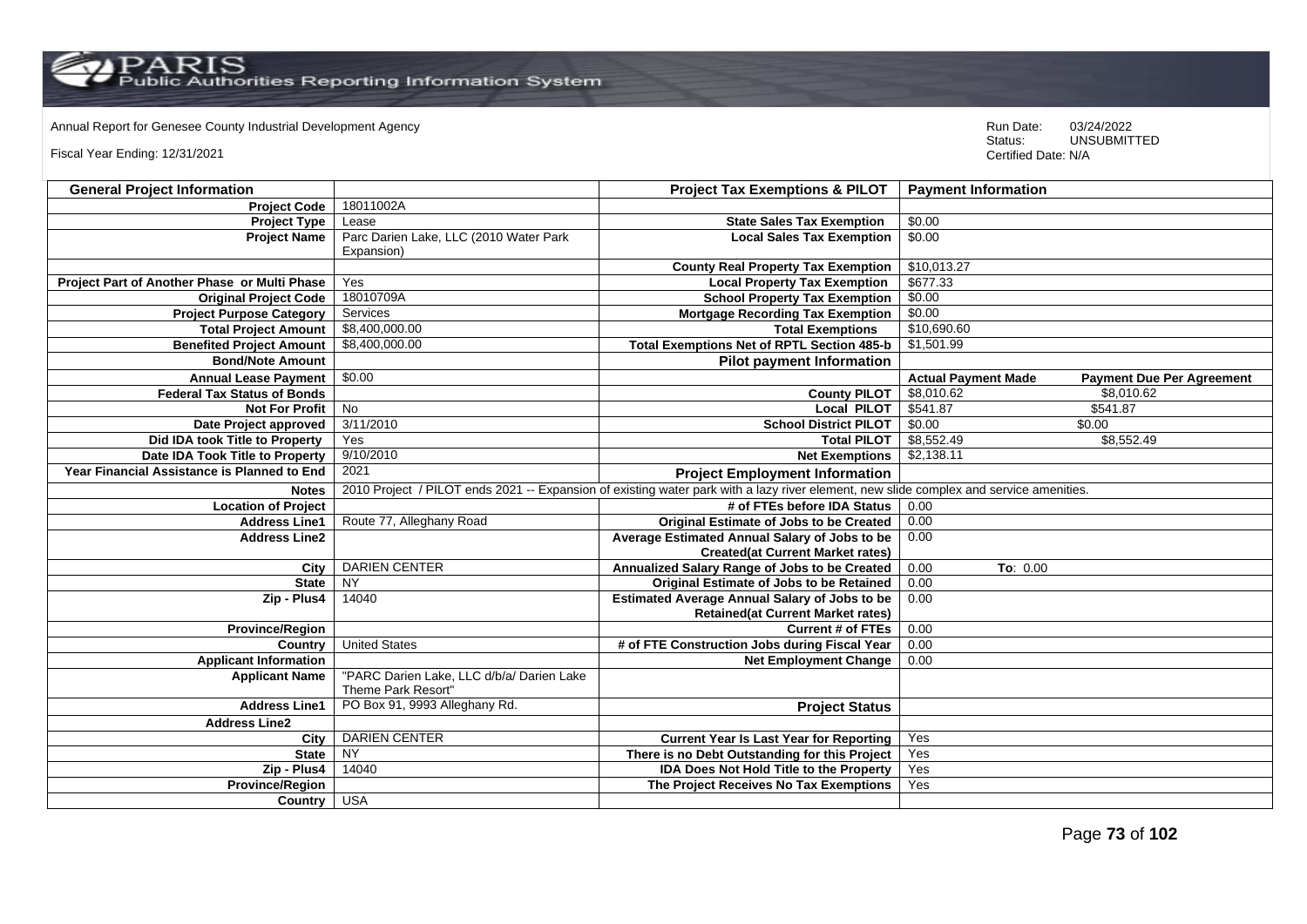Annual Report for Genesee County Industrial Development Agency

Fiscal Year Ending: 12/31/2021

Run Date: 03/24/2022
Status: UNSUBMITTED
Certified Date: N/A

| General Project Information | | Project Tax Exemptions & PILOT | Payment Information | |
|---|---|---|---|---|
| Project Code | 18011002A | | | |
| Project Type | Lease | State Sales Tax Exemption | $0.00 | |
| Project Name | Parc Darien Lake, LLC (2010 Water Park Expansion) | Local Sales Tax Exemption | $0.00 | |
| | | County Real Property Tax Exemption | $10,013.27 | |
| Project Part of Another Phase or Multi Phase | Yes | Local Property Tax Exemption | $677.33 | |
| Original Project Code | 18010709A | School Property Tax Exemption | $0.00 | |
| Project Purpose Category | Services | Mortgage Recording Tax Exemption | $0.00 | |
| Total Project Amount | $8,400,000.00 | Total Exemptions | $10,690.60 | |
| Benefited Project Amount | $8,400,000.00 | Total Exemptions Net of RPTL Section 485-b | $1,501.99 | |
| Bond/Note Amount | | Pilot payment Information | | |
| Annual Lease Payment | $0.00 | | Actual Payment Made | Payment Due Per Agreement |
| Federal Tax Status of Bonds | | County PILOT | $8,010.62 | $8,010.62 |
| Not For Profit | No | Local PILOT | $541.87 | $541.87 |
| Date Project approved | 3/11/2010 | School District PILOT | $0.00 | $0.00 |
| Did IDA took Title to Property | Yes | Total PILOT | $8,552.49 | $8,552.49 |
| Date IDA Took Title to Property | 9/10/2010 | Net Exemptions | $2,138.11 | |
| Year Financial Assistance is Planned to End | 2021 | Project Employment Information | | |
| Notes | 2010 Project / PILOT ends 2021 -- Expansion of existing water park with a lazy river element, new slide complex and service amenities. | | | |
| Location of Project | | # of FTEs before IDA Status | 0.00 | |
| Address Line1 | Route 77, Alleghany Road | Original Estimate of Jobs to be Created | 0.00 | |
| Address Line2 | | Average Estimated Annual Salary of Jobs to be Created(at Current Market rates) | 0.00 | |
| City | DARIEN CENTER | Annualized Salary Range of Jobs to be Created | 0.00 | To: 0.00 |
| State | NY | Original Estimate of Jobs to be Retained | 0.00 | |
| Zip - Plus4 | 14040 | Estimated Average Annual Salary of Jobs to be Retained(at Current Market rates) | 0.00 | |
| Province/Region | | Current # of FTEs | 0.00 | |
| Country | United States | # of FTE Construction Jobs during Fiscal Year | 0.00 | |
| Applicant Information | | Net Employment Change | 0.00 | |
| Applicant Name | "PARC Darien Lake, LLC d/b/a/ Darien Lake Theme Park Resort" | | | |
| Address Line1 | PO Box 91, 9993 Alleghany Rd. | Project Status | | |
| Address Line2 | | | | |
| City | DARIEN CENTER | Current Year Is Last Year for Reporting | Yes | |
| State | NY | There is no Debt Outstanding for this Project | Yes | |
| Zip - Plus4 | 14040 | IDA Does Not Hold Title to the Property | Yes | |
| Province/Region | | The Project Receives No Tax Exemptions | Yes | |
| Country | USA | | | |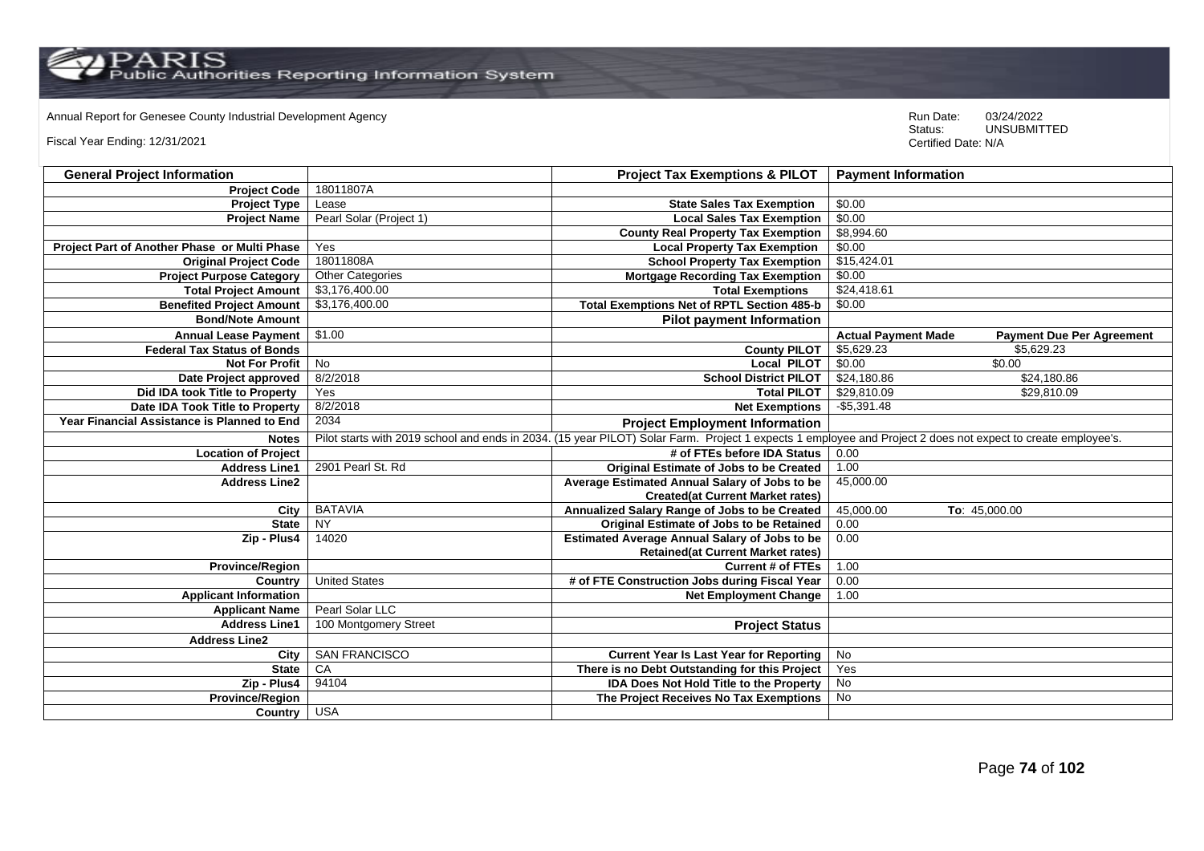Annual Report for Genesee County Industrial Development Agency

Fiscal Year Ending: 12/31/2021

Run Date: 03/24/2022
Status: UNSUBMITTED
Certified Date: N/A

| General Project Information | | Project Tax Exemptions & PILOT | Payment Information | |
|---|---|---|---|---|
| Project Code | 18011807A | | | |
| Project Type | Lease | State Sales Tax Exemption | $0.00 | |
| Project Name | Pearl Solar (Project 1) | Local Sales Tax Exemption | $0.00 | |
| | | County Real Property Tax Exemption | $8,994.60 | |
| Project Part of Another Phase or Multi Phase | Yes | Local Property Tax Exemption | $0.00 | |
| Original Project Code | 18011808A | School Property Tax Exemption | $15,424.01 | |
| Project Purpose Category | Other Categories | Mortgage Recording Tax Exemption | $0.00 | |
| Total Project Amount | $3,176,400.00 | Total Exemptions | $24,418.61 | |
| Benefited Project Amount | $3,176,400.00 | Total Exemptions Net of RPTL Section 485-b | $0.00 | |
| Bond/Note Amount | | Pilot payment Information | | |
| Annual Lease Payment | $1.00 | | Actual Payment Made | Payment Due Per Agreement |
| Federal Tax Status of Bonds | | County PILOT | $5,629.23 | $5,629.23 |
| Not For Profit | No | Local PILOT | $0.00 | $0.00 |
| Date Project approved | 8/2/2018 | School District PILOT | $24,180.86 | $24,180.86 |
| Did IDA took Title to Property | Yes | Total PILOT | $29,810.09 | $29,810.09 |
| Date IDA Took Title to Property | 8/2/2018 | Net Exemptions | -$5,391.48 | |
| Year Financial Assistance is Planned to End | 2034 | Project Employment Information | | |
| Notes | Pilot starts with 2019 school and ends in 2034. (15 year PILOT) Solar Farm. Project 1 expects 1 employee and Project 2 does not expect to create employee's. | | | |
| Location of Project | | # of FTEs before IDA Status | 0.00 | |
| Address Line1 | 2901 Pearl St. Rd | Original Estimate of Jobs to be Created | 1.00 | |
| Address Line2 | | Average Estimated Annual Salary of Jobs to be Created(at Current Market rates) | 45,000.00 | |
| City | BATAVIA | Annualized Salary Range of Jobs to be Created | 45,000.00 | To: 45,000.00 |
| State | NY | Original Estimate of Jobs to be Retained | 0.00 | |
| Zip - Plus4 | 14020 | Estimated Average Annual Salary of Jobs to be Retained(at Current Market rates) | 0.00 | |
| Province/Region | | Current # of FTEs | 1.00 | |
| Country | United States | # of FTE Construction Jobs during Fiscal Year | 0.00 | |
| Applicant Information | | Net Employment Change | 1.00 | |
| Applicant Name | Pearl Solar LLC | | | |
| Address Line1 | 100 Montgomery Street | Project Status | | |
| Address Line2 | | | | |
| City | SAN FRANCISCO | Current Year Is Last Year for Reporting | No | |
| State | CA | There is no Debt Outstanding for this Project | Yes | |
| Zip - Plus4 | 94104 | IDA Does Not Hold Title to the Property | No | |
| Province/Region | | The Project Receives No Tax Exemptions | No | |
| Country | USA | | | |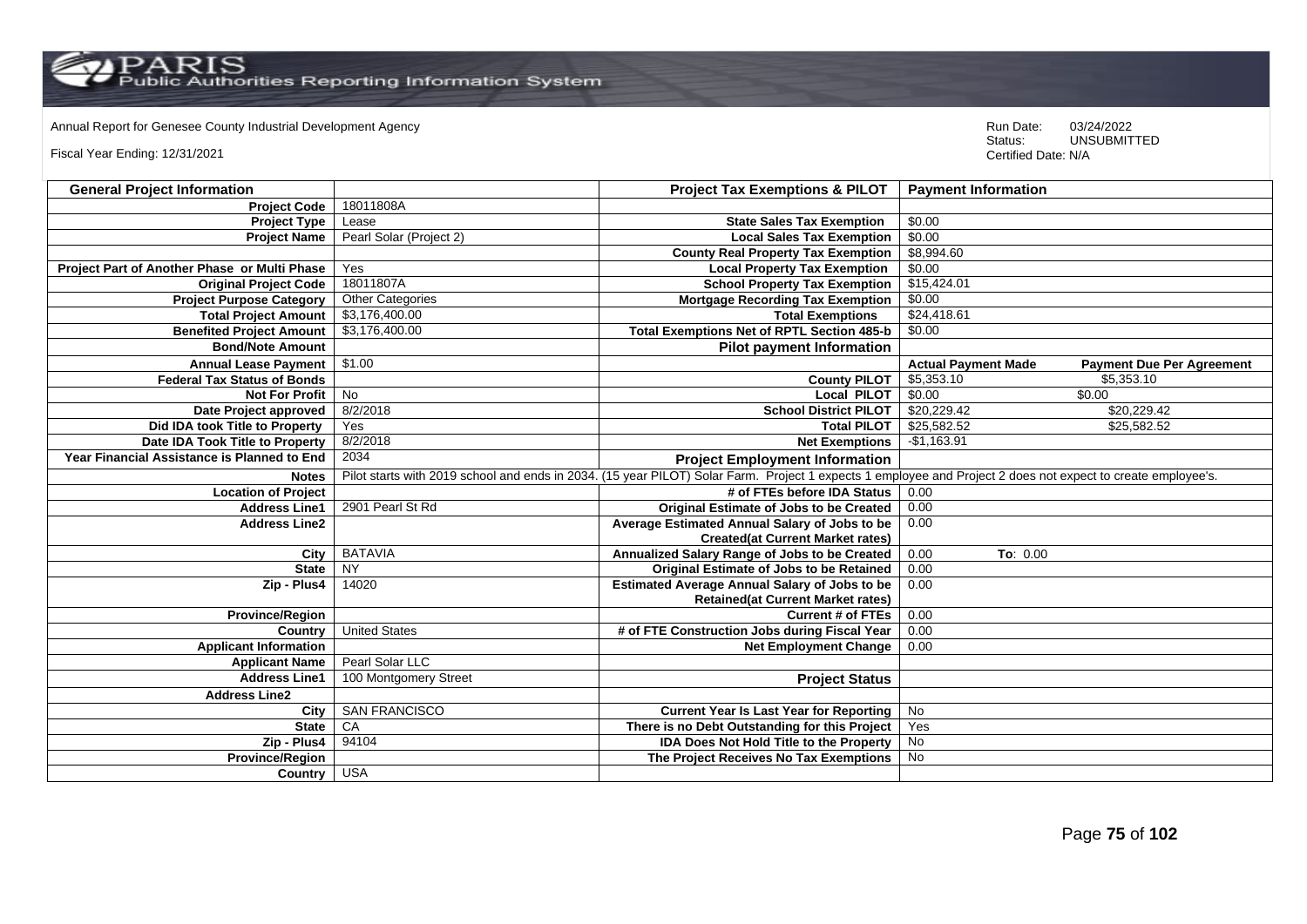Annual Report for Genesee County Industrial Development Agency

Fiscal Year Ending: 12/31/2021

Run Date: 03/24/2022
Status: UNSUBMITTED
Certified Date: N/A

| General Project Information | | Project Tax Exemptions & PILOT | Payment Information | |
|---|---|---|---|---|
| Project Code | 18011808A | | | |
| Project Type | Lease | State Sales Tax Exemption | $0.00 | |
| Project Name | Pearl Solar (Project 2) | Local Sales Tax Exemption | $0.00 | |
| | | County Real Property Tax Exemption | $8,994.60 | |
| Project Part of Another Phase or Multi Phase | Yes | Local Property Tax Exemption | $0.00 | |
| Original Project Code | 18011807A | School Property Tax Exemption | $15,424.01 | |
| Project Purpose Category | Other Categories | Mortgage Recording Tax Exemption | $0.00 | |
| Total Project Amount | $3,176,400.00 | Total Exemptions | $24,418.61 | |
| Benefited Project Amount | $3,176,400.00 | Total Exemptions Net of RPTL Section 485-b | $0.00 | |
| Bond/Note Amount | | Pilot payment Information | | |
| Annual Lease Payment | $1.00 | | Actual Payment Made | Payment Due Per Agreement |
| Federal Tax Status of Bonds | | County PILOT | $5,353.10 | $5,353.10 |
| Not For Profit | No | Local PILOT | $0.00 | $0.00 |
| Date Project approved | 8/2/2018 | School District PILOT | $20,229.42 | $20,229.42 |
| Did IDA took Title to Property | Yes | Total PILOT | $25,582.52 | $25,582.52 |
| Date IDA Took Title to Property | 8/2/2018 | Net Exemptions | -$1,163.91 | |
| Year Financial Assistance is Planned to End | 2034 | Project Employment Information | | |
| Notes | Pilot starts with 2019 school and ends in 2034. (15 year PILOT) Solar Farm. Project 1 expects 1 employee and Project 2 does not expect to create employee's. | | | |
| Location of Project | | # of FTEs before IDA Status | 0.00 | |
| Address Line1 | 2901 Pearl St Rd | Original Estimate of Jobs to be Created | 0.00 | |
| Address Line2 | | Average Estimated Annual Salary of Jobs to be Created(at Current Market rates) | 0.00 | |
| City | BATAVIA | Annualized Salary Range of Jobs to be Created | 0.00 | To: 0.00 |
| State | NY | Original Estimate of Jobs to be Retained | 0.00 | |
| Zip - Plus4 | 14020 | Estimated Average Annual Salary of Jobs to be Retained(at Current Market rates) | 0.00 | |
| Province/Region | | Current # of FTEs | 0.00 | |
| Country | United States | # of FTE Construction Jobs during Fiscal Year | 0.00 | |
| Applicant Information | | Net Employment Change | 0.00 | |
| Applicant Name | Pearl Solar LLC | | | |
| Address Line1 | 100 Montgomery Street | Project Status | | |
| Address Line2 | | | | |
| City | SAN FRANCISCO | Current Year Is Last Year for Reporting | No | |
| State | CA | There is no Debt Outstanding for this Project | Yes | |
| Zip - Plus4 | 94104 | IDA Does Not Hold Title to the Property | No | |
| Province/Region | | The Project Receives No Tax Exemptions | No | |
| Country | USA | | | |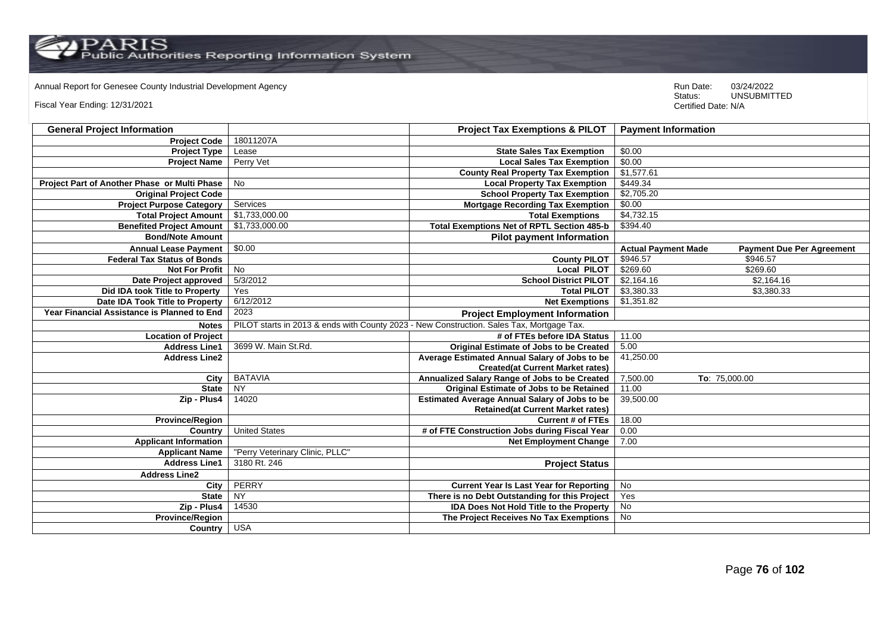Annual Report for Genesee County Industrial Development Agency

Fiscal Year Ending: 12/31/2021

Run Date: 03/24/2022
Status: UNSUBMITTED
Certified Date: N/A

| General Project Information | | Project Tax Exemptions & PILOT | Payment Information | |
|---|---|---|---|---|
| Project Code | 18011207A | | | |
| Project Type | Lease | State Sales Tax Exemption | $0.00 | |
| Project Name | Perry Vet | Local Sales Tax Exemption | $0.00 | |
| | | County Real Property Tax Exemption | $1,577.61 | |
| Project Part of Another Phase or Multi Phase | No | Local Property Tax Exemption | $449.34 | |
| Original Project Code | | School Property Tax Exemption | $2,705.20 | |
| Project Purpose Category | Services | Mortgage Recording Tax Exemption | $0.00 | |
| Total Project Amount | $1,733,000.00 | Total Exemptions | $4,732.15 | |
| Benefited Project Amount | $1,733,000.00 | Total Exemptions Net of RPTL Section 485-b | $394.40 | |
| Bond/Note Amount | | Pilot payment Information | | |
| Annual Lease Payment | $0.00 | | Actual Payment Made | Payment Due Per Agreement |
| Federal Tax Status of Bonds | | County PILOT | $946.57 | $946.57 |
| Not For Profit | No | Local PILOT | $269.60 | $269.60 |
| Date Project approved | 5/3/2012 | School District PILOT | $2,164.16 | $2,164.16 |
| Did IDA took Title to Property | Yes | Total PILOT | $3,380.33 | $3,380.33 |
| Date IDA Took Title to Property | 6/12/2012 | Net Exemptions | $1,351.82 | |
| Year Financial Assistance is Planned to End | 2023 | Project Employment Information | | |
| Notes | PILOT starts in 2013 & ends with County 2023 - New Construction. Sales Tax, Mortgage Tax. | | | |
| Location of Project | | # of FTEs before IDA Status | 11.00 | |
| Address Line1 | 3699 W. Main St.Rd. | Original Estimate of Jobs to be Created | 5.00 | |
| Address Line2 | | Average Estimated Annual Salary of Jobs to be Created(at Current Market rates) | 41,250.00 | |
| City | BATAVIA | Annualized Salary Range of Jobs to be Created | 7,500.00 | To: 75,000.00 |
| State | NY | Original Estimate of Jobs to be Retained | 11.00 | |
| Zip - Plus4 | 14020 | Estimated Average Annual Salary of Jobs to be Retained(at Current Market rates) | 39,500.00 | |
| Province/Region | | Current # of FTEs | 18.00 | |
| Country | United States | # of FTE Construction Jobs during Fiscal Year | 0.00 | |
| Applicant Information | | Net Employment Change | 7.00 | |
| Applicant Name | "Perry Veterinary Clinic, PLLC" | | | |
| Address Line1 | 3180 Rt. 246 | Project Status | | |
| Address Line2 | | | | |
| City | PERRY | Current Year Is Last Year for Reporting | No | |
| State | NY | There is no Debt Outstanding for this Project | Yes | |
| Zip - Plus4 | 14530 | IDA Does Not Hold Title to the Property | No | |
| Province/Region | | The Project Receives No Tax Exemptions | No | |
| Country | USA | | | |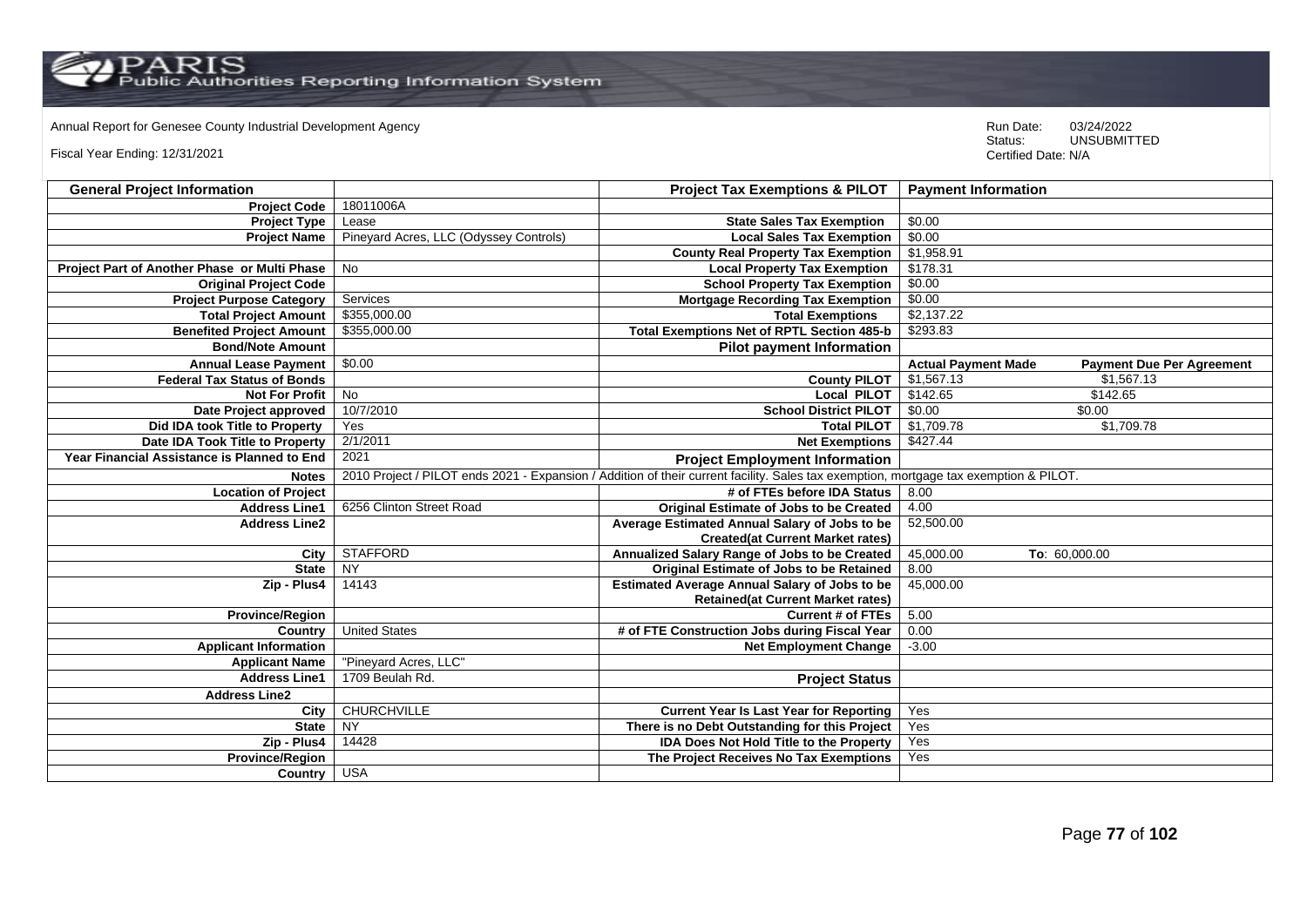Annual Report for Genesee County Industrial Development Agency

Fiscal Year Ending: 12/31/2021

Run Date: 03/24/2022
Status: UNSUBMITTED
Certified Date: N/A

| General Project Information | | Project Tax Exemptions & PILOT | Payment Information | |
|---|---|---|---|---|
| Project Code | 18011006A | | | |
| Project Type | Lease | State Sales Tax Exemption | $0.00 | |
| Project Name | Pineyard Acres, LLC (Odyssey Controls) | Local Sales Tax Exemption | $0.00 | |
| | | County Real Property Tax Exemption | $1,958.91 | |
| Project Part of Another Phase or Multi Phase | No | Local Property Tax Exemption | $178.31 | |
| Original Project Code | | School Property Tax Exemption | $0.00 | |
| Project Purpose Category | Services | Mortgage Recording Tax Exemption | $0.00 | |
| Total Project Amount | $355,000.00 | Total Exemptions | $2,137.22 | |
| Benefited Project Amount | $355,000.00 | Total Exemptions Net of RPTL Section 485-b | $293.83 | |
| Bond/Note Amount | | Pilot payment Information | | |
| Annual Lease Payment | $0.00 | | Actual Payment Made | Payment Due Per Agreement |
| Federal Tax Status of Bonds | | County PILOT | $1,567.13 | $1,567.13 |
| Not For Profit | No | Local PILOT | $142.65 | $142.65 |
| Date Project approved | 10/7/2010 | School District PILOT | $0.00 | $0.00 |
| Did IDA took Title to Property | Yes | Total PILOT | $1,709.78 | $1,709.78 |
| Date IDA Took Title to Property | 2/1/2011 | Net Exemptions | $427.44 | |
| Year Financial Assistance is Planned to End | 2021 | Project Employment Information | | |
| Notes | 2010 Project / PILOT ends 2021 - Expansion / Addition of their current facility. Sales tax exemption, mortgage tax exemption & PILOT. | | | |
| Location of Project | | # of FTEs before IDA Status | 8.00 | |
| Address Line1 | 6256 Clinton Street Road | Original Estimate of Jobs to be Created | 4.00 | |
| Address Line2 | | Average Estimated Annual Salary of Jobs to be Created(at Current Market rates) | 52,500.00 | |
| City | STAFFORD | Annualized Salary Range of Jobs to be Created | 45,000.00 | To: 60,000.00 |
| State | NY | Original Estimate of Jobs to be Retained | 8.00 | |
| Zip - Plus4 | 14143 | Estimated Average Annual Salary of Jobs to be Retained(at Current Market rates) | 45,000.00 | |
| Province/Region | | Current # of FTEs | 5.00 | |
| Country | United States | # of FTE Construction Jobs during Fiscal Year | 0.00 | |
| Applicant Information | | Net Employment Change | -3.00 | |
| Applicant Name | "Pineyard Acres, LLC" | | | |
| Address Line1 | 1709 Beulah Rd. | Project Status | | |
| Address Line2 | | | | |
| City | CHURCHVILLE | Current Year Is Last Year for Reporting | Yes | |
| State | NY | There is no Debt Outstanding for this Project | Yes | |
| Zip - Plus4 | 14428 | IDA Does Not Hold Title to the Property | Yes | |
| Province/Region | | The Project Receives No Tax Exemptions | Yes | |
| Country | USA | | | |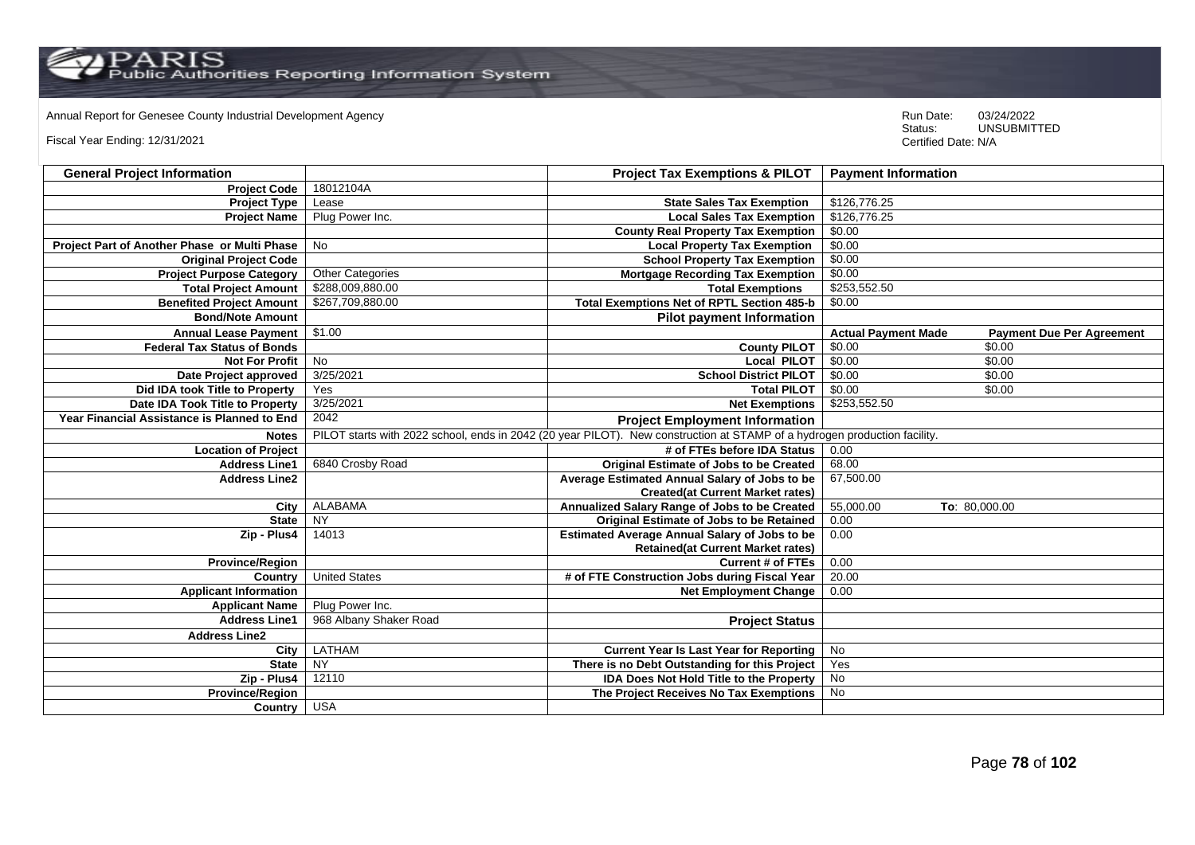Annual Report for Genesee County Industrial Development Agency

Fiscal Year Ending: 12/31/2021

Run Date: 03/24/2022
Status: UNSUBMITTED
Certified Date: N/A

| General Project Information | | Project Tax Exemptions & PILOT | Payment Information | |
|---|---|---|---|---|
| Project Code | 18012104A | | | |
| Project Type | Lease | State Sales Tax Exemption | $126,776.25 | |
| Project Name | Plug Power Inc. | Local Sales Tax Exemption | $126,776.25 | |
| | | County Real Property Tax Exemption | $0.00 | |
| Project Part of Another Phase or Multi Phase | No | Local Property Tax Exemption | $0.00 | |
| Original Project Code | | School Property Tax Exemption | $0.00 | |
| Project Purpose Category | Other Categories | Mortgage Recording Tax Exemption | $0.00 | |
| Total Project Amount | $288,009,880.00 | Total Exemptions | $253,552.50 | |
| Benefited Project Amount | $267,709,880.00 | Total Exemptions Net of RPTL Section 485-b | $0.00 | |
| Bond/Note Amount | | **Pilot payment Information** | | |
| Annual Lease Payment | $1.00 | | **Actual Payment Made** | **Payment Due Per Agreement** |
| Federal Tax Status of Bonds | | County PILOT | $0.00 | $0.00 |
| Not For Profit | No | Local PILOT | $0.00 | $0.00 |
| Date Project approved | 3/25/2021 | School District PILOT | $0.00 | $0.00 |
| Did IDA took Title to Property | Yes | Total PILOT | $0.00 | $0.00 |
| Date IDA Took Title to Property | 3/25/2021 | Net Exemptions | $253,552.50 | |
| Year Financial Assistance is Planned to End | 2042 | **Project Employment Information** | | |
| Notes | PILOT starts with 2022 school, ends in 2042 (20 year PILOT). New construction at STAMP of a hydrogen production facility. | | | |
| Location of Project | | # of FTEs before IDA Status | 0.00 | |
| Address Line1 | 6840 Crosby Road | Original Estimate of Jobs to be Created | 68.00 | |
| Address Line2 | | Average Estimated Annual Salary of Jobs to be Created(at Current Market rates) | 67,500.00 | |
| City | ALABAMA | Annualized Salary Range of Jobs to be Created | 55,000.00 | To: 80,000.00 |
| State | NY | Original Estimate of Jobs to be Retained | 0.00 | |
| Zip - Plus4 | 14013 | Estimated Average Annual Salary of Jobs to be Retained(at Current Market rates) | 0.00 | |
| Province/Region | | Current # of FTEs | 0.00 | |
| Country | United States | # of FTE Construction Jobs during Fiscal Year | 20.00 | |
| Applicant Information | | Net Employment Change | 0.00 | |
| Applicant Name | Plug Power Inc. | | | |
| Address Line1 | 968 Albany Shaker Road | **Project Status** | | |
| Address Line2 | | | | |
| City | LATHAM | Current Year Is Last Year for Reporting | No | |
| State | NY | There is no Debt Outstanding for this Project | Yes | |
| Zip - Plus4 | 12110 | IDA Does Not Hold Title to the Property | No | |
| Province/Region | | The Project Receives No Tax Exemptions | No | |
| Country | USA | | | |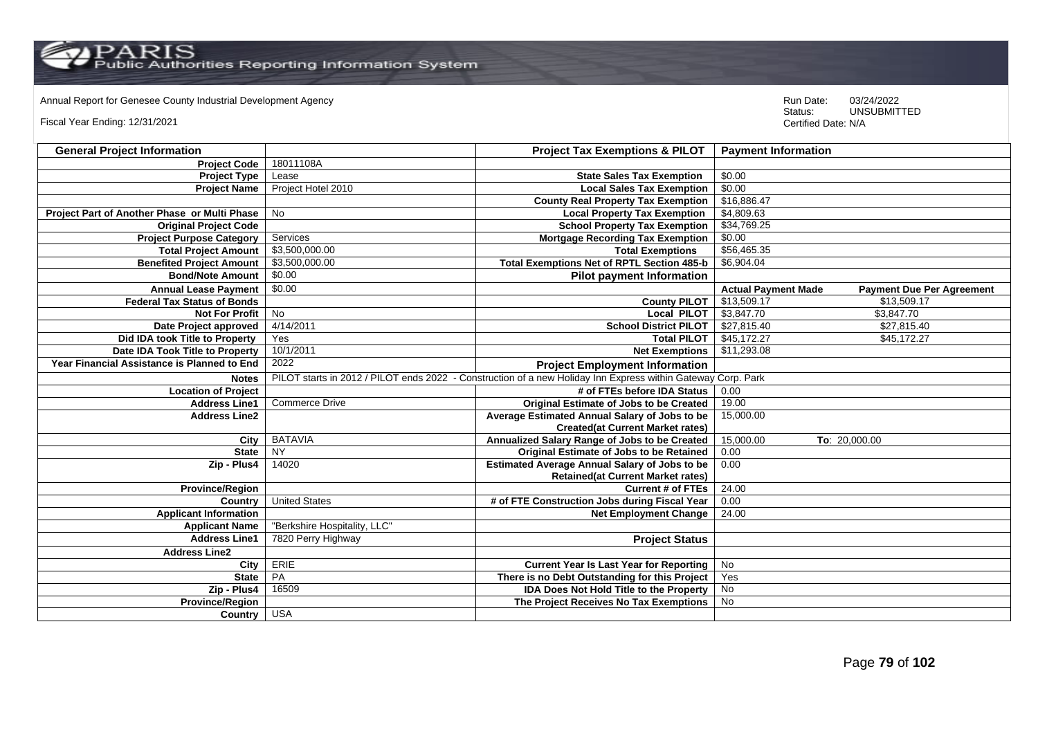Annual Report for Genesee County Industrial Development Agency

Fiscal Year Ending: 12/31/2021

Run Date: 03/24/2022
Status: UNSUBMITTED
Certified Date: N/A

| General Project Information | | Project Tax Exemptions & PILOT | Payment Information | |
|---|---|---|---|---|
| Project Code | 18011108A | | | |
| Project Type | Lease | State Sales Tax Exemption | $0.00 | |
| Project Name | Project Hotel 2010 | Local Sales Tax Exemption | $0.00 | |
| | | County Real Property Tax Exemption | $16,886.47 | |
| Project Part of Another Phase or Multi Phase | No | Local Property Tax Exemption | $4,809.63 | |
| Original Project Code | | School Property Tax Exemption | $34,769.25 | |
| Project Purpose Category | Services | Mortgage Recording Tax Exemption | $0.00 | |
| Total Project Amount | $3,500,000.00 | Total Exemptions | $56,465.35 | |
| Benefited Project Amount | $3,500,000.00 | Total Exemptions Net of RPTL Section 485-b | $6,904.04 | |
| Bond/Note Amount | $0.00 | Pilot payment Information | | |
| Annual Lease Payment | $0.00 | | Actual Payment Made | Payment Due Per Agreement |
| Federal Tax Status of Bonds | | County PILOT | $13,509.17 | $13,509.17 |
| Not For Profit | No | Local PILOT | $3,847.70 | $3,847.70 |
| Date Project approved | 4/14/2011 | School District PILOT | $27,815.40 | $27,815.40 |
| Did IDA took Title to Property | Yes | Total PILOT | $45,172.27 | $45,172.27 |
| Date IDA Took Title to Property | 10/1/2011 | Net Exemptions | $11,293.08 | |
| Year Financial Assistance is Planned to End | 2022 | Project Employment Information | | |
| Notes | PILOT starts in 2012 / PILOT ends 2022 - Construction of a new Holiday Inn Express within Gateway Corp. Park | | | |
| Location of Project | | # of FTEs before IDA Status | 0.00 | |
| Address Line1 | Commerce Drive | Original Estimate of Jobs to be Created | 19.00 | |
| Address Line2 | | Average Estimated Annual Salary of Jobs to be Created(at Current Market rates) | 15,000.00 | |
| City | BATAVIA | Annualized Salary Range of Jobs to be Created | 15,000.00 | To: 20,000.00 |
| State | NY | Original Estimate of Jobs to be Retained | 0.00 | |
| Zip - Plus4 | 14020 | Estimated Average Annual Salary of Jobs to be Retained(at Current Market rates) | 0.00 | |
| Province/Region | | Current # of FTEs | 24.00 | |
| Country | United States | # of FTE Construction Jobs during Fiscal Year | 0.00 | |
| Applicant Information | | Net Employment Change | 24.00 | |
| Applicant Name | "Berkshire Hospitality, LLC" | | | |
| Address Line1 | 7820 Perry Highway | Project Status | | |
| Address Line2 | | | | |
| City | ERIE | Current Year Is Last Year for Reporting | No | |
| State | PA | There is no Debt Outstanding for this Project | Yes | |
| Zip - Plus4 | 16509 | IDA Does Not Hold Title to the Property | No | |
| Province/Region | | The Project Receives No Tax Exemptions | No | |
| Country | USA | | | |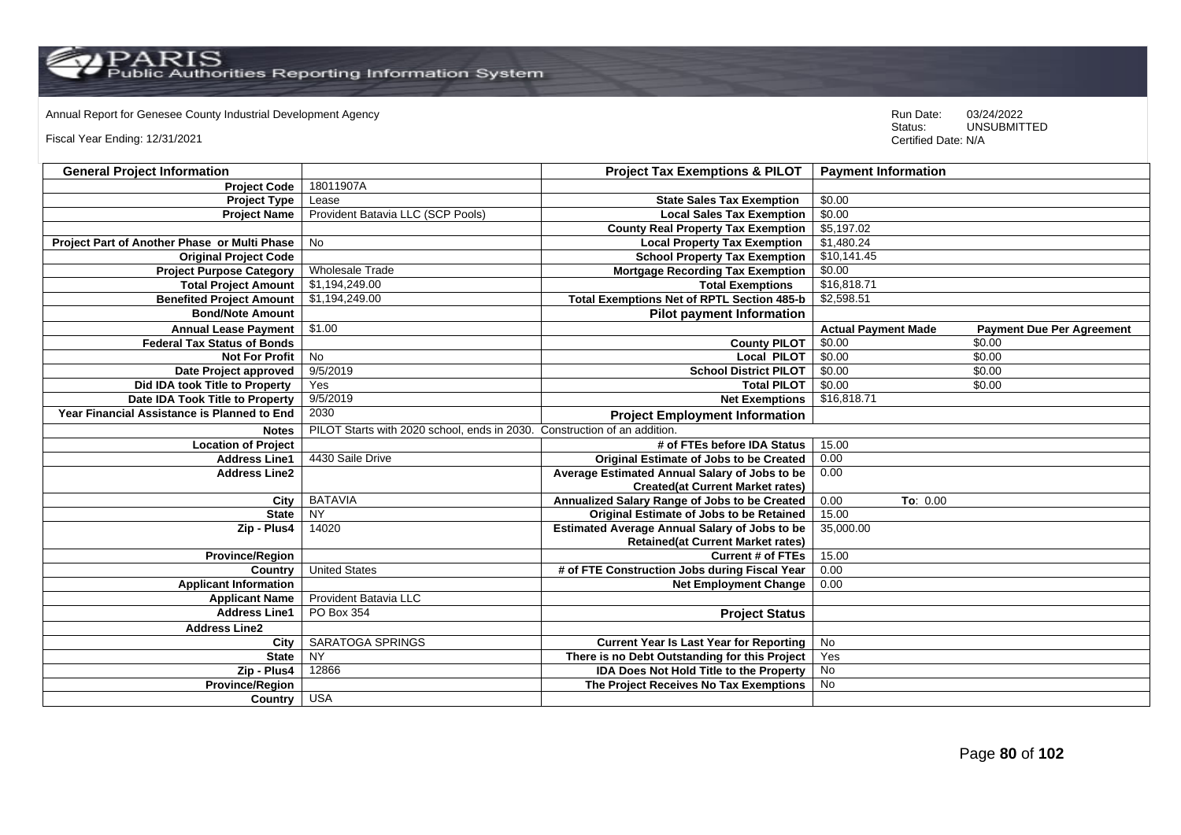Annual Report for Genesee County Industrial Development Agency

Fiscal Year Ending: 12/31/2021

Run Date: 03/24/2022
Status: UNSUBMITTED
Certified Date: N/A

| General Project Information | | Project Tax Exemptions & PILOT | Payment Information | |
|---|---|---|---|---|
| Project Code | 18011907A | | | |
| Project Type | Lease | State Sales Tax Exemption | $0.00 | |
| Project Name | Provident Batavia LLC (SCP Pools) | Local Sales Tax Exemption | $0.00 | |
| | | County Real Property Tax Exemption | $5,197.02 | |
| Project Part of Another Phase or Multi Phase | No | Local Property Tax Exemption | $1,480.24 | |
| Original Project Code | | School Property Tax Exemption | $10,141.45 | |
| Project Purpose Category | Wholesale Trade | Mortgage Recording Tax Exemption | $0.00 | |
| Total Project Amount | $1,194,249.00 | Total Exemptions | $16,818.71 | |
| Benefited Project Amount | $1,194,249.00 | Total Exemptions Net of RPTL Section 485-b | $2,598.51 | |
| Bond/Note Amount | | Pilot payment Information | | |
| Annual Lease Payment | $1.00 | | Actual Payment Made | Payment Due Per Agreement |
| Federal Tax Status of Bonds | | County PILOT | $0.00 | $0.00 |
| Not For Profit | No | Local PILOT | $0.00 | $0.00 |
| Date Project approved | 9/5/2019 | School District PILOT | $0.00 | $0.00 |
| Did IDA took Title to Property | Yes | Total PILOT | $0.00 | $0.00 |
| Date IDA Took Title to Property | 9/5/2019 | Net Exemptions | $16,818.71 | |
| Year Financial Assistance is Planned to End | 2030 | Project Employment Information | | |
| Notes | PILOT Starts with 2020 school, ends in 2030. Construction of an addition. | | | |
| Location of Project | | # of FTEs before IDA Status | 15.00 | |
| Address Line1 | 4430 Saile Drive | Original Estimate of Jobs to be Created | 0.00 | |
| Address Line2 | | Average Estimated Annual Salary of Jobs to be Created(at Current Market rates) | 0.00 | |
| City | BATAVIA | Annualized Salary Range of Jobs to be Created | 0.00 | To: 0.00 |
| State | NY | Original Estimate of Jobs to be Retained | 15.00 | |
| Zip - Plus4 | 14020 | Estimated Average Annual Salary of Jobs to be Retained(at Current Market rates) | 35,000.00 | |
| Province/Region | | Current # of FTEs | 15.00 | |
| Country | United States | # of FTE Construction Jobs during Fiscal Year | 0.00 | |
| Applicant Information | | Net Employment Change | 0.00 | |
| Applicant Name | Provident Batavia LLC | | | |
| Address Line1 | PO Box 354 | Project Status | | |
| Address Line2 | | | | |
| City | SARATOGA SPRINGS | Current Year Is Last Year for Reporting | No | |
| State | NY | There is no Debt Outstanding for this Project | Yes | |
| Zip - Plus4 | 12866 | IDA Does Not Hold Title to the Property | No | |
| Province/Region | | The Project Receives No Tax Exemptions | No | |
| Country | USA | | | |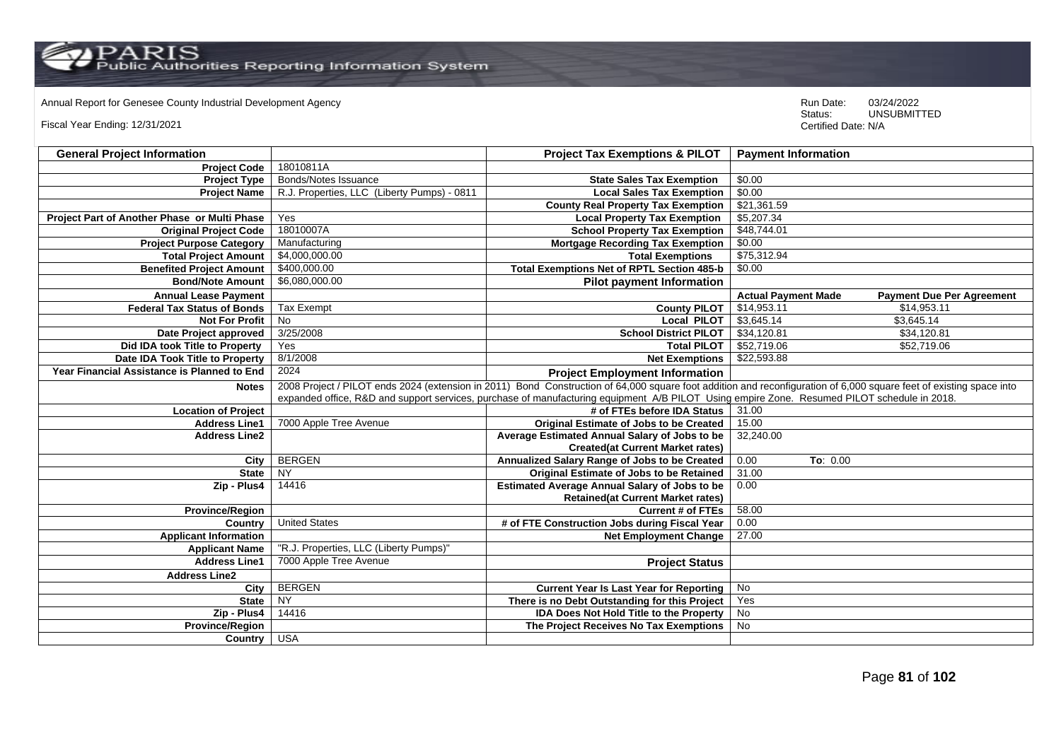Annual Report for Genesee County Industrial Development Agency

Fiscal Year Ending: 12/31/2021

Run Date: 03/24/2022
Status: UNSUBMITTED
Certified Date: N/A

| General Project Information | | Project Tax Exemptions & PILOT | Payment Information | |
|---|---|---|---|---|
| Project Code | 18010811A | | | |
| Project Type | Bonds/Notes Issuance | State Sales Tax Exemption | $0.00 | |
| Project Name | R.J. Properties, LLC (Liberty Pumps) - 0811 | Local Sales Tax Exemption | $0.00 | |
| | | County Real Property Tax Exemption | $21,361.59 | |
| Project Part of Another Phase or Multi Phase | Yes | Local Property Tax Exemption | $5,207.34 | |
| Original Project Code | 18010007A | School Property Tax Exemption | $48,744.01 | |
| Project Purpose Category | Manufacturing | Mortgage Recording Tax Exemption | $0.00 | |
| Total Project Amount | $4,000,000.00 | Total Exemptions | $75,312.94 | |
| Benefited Project Amount | $400,000.00 | Total Exemptions Net of RPTL Section 485-b | $0.00 | |
| Bond/Note Amount | $6,080,000.00 | Pilot payment Information | | |
| Annual Lease Payment | | | Actual Payment Made | Payment Due Per Agreement |
| Federal Tax Status of Bonds | Tax Exempt | County PILOT | $14,953.11 | $14,953.11 |
| Not For Profit | No | Local PILOT | $3,645.14 | $3,645.14 |
| Date Project approved | 3/25/2008 | School District PILOT | $34,120.81 | $34,120.81 |
| Did IDA took Title to Property | Yes | Total PILOT | $52,719.06 | $52,719.06 |
| Date IDA Took Title to Property | 8/1/2008 | Net Exemptions | $22,593.88 | |
| Year Financial Assistance is Planned to End | 2024 | Project Employment Information | | |
| Notes | 2008 Project / PILOT ends 2024 (extension in 2011) Bond Construction of 64,000 square foot addition and reconfiguration of 6,000 square feet of existing space into expanded office, R&D and support services, purchase of manufacturing equipment A/B PILOT Using empire Zone. Resumed PILOT schedule in 2018. | | | |
| Location of Project | | # of FTEs before IDA Status | 31.00 | |
| Address Line1 | 7000 Apple Tree Avenue | Original Estimate of Jobs to be Created | 15.00 | |
| Address Line2 | | Average Estimated Annual Salary of Jobs to be Created(at Current Market rates) | 32,240.00 | |
| City | BERGEN | Annualized Salary Range of Jobs to be Created | 0.00 | To: 0.00 |
| State | NY | Original Estimate of Jobs to be Retained | 31.00 | |
| Zip - Plus4 | 14416 | Estimated Average Annual Salary of Jobs to be Retained(at Current Market rates) | 0.00 | |
| Province/Region | | Current # of FTEs | 58.00 | |
| Country | United States | # of FTE Construction Jobs during Fiscal Year | 0.00 | |
| Applicant Information | | Net Employment Change | 27.00 | |
| Applicant Name | "R.J. Properties, LLC (Liberty Pumps)" | | | |
| Address Line1 | 7000 Apple Tree Avenue | Project Status | | |
| Address Line2 | | | | |
| City | BERGEN | Current Year Is Last Year for Reporting | No | |
| State | NY | There is no Debt Outstanding for this Project | Yes | |
| Zip - Plus4 | 14416 | IDA Does Not Hold Title to the Property | No | |
| Province/Region | | The Project Receives No Tax Exemptions | No | |
| Country | USA | | | |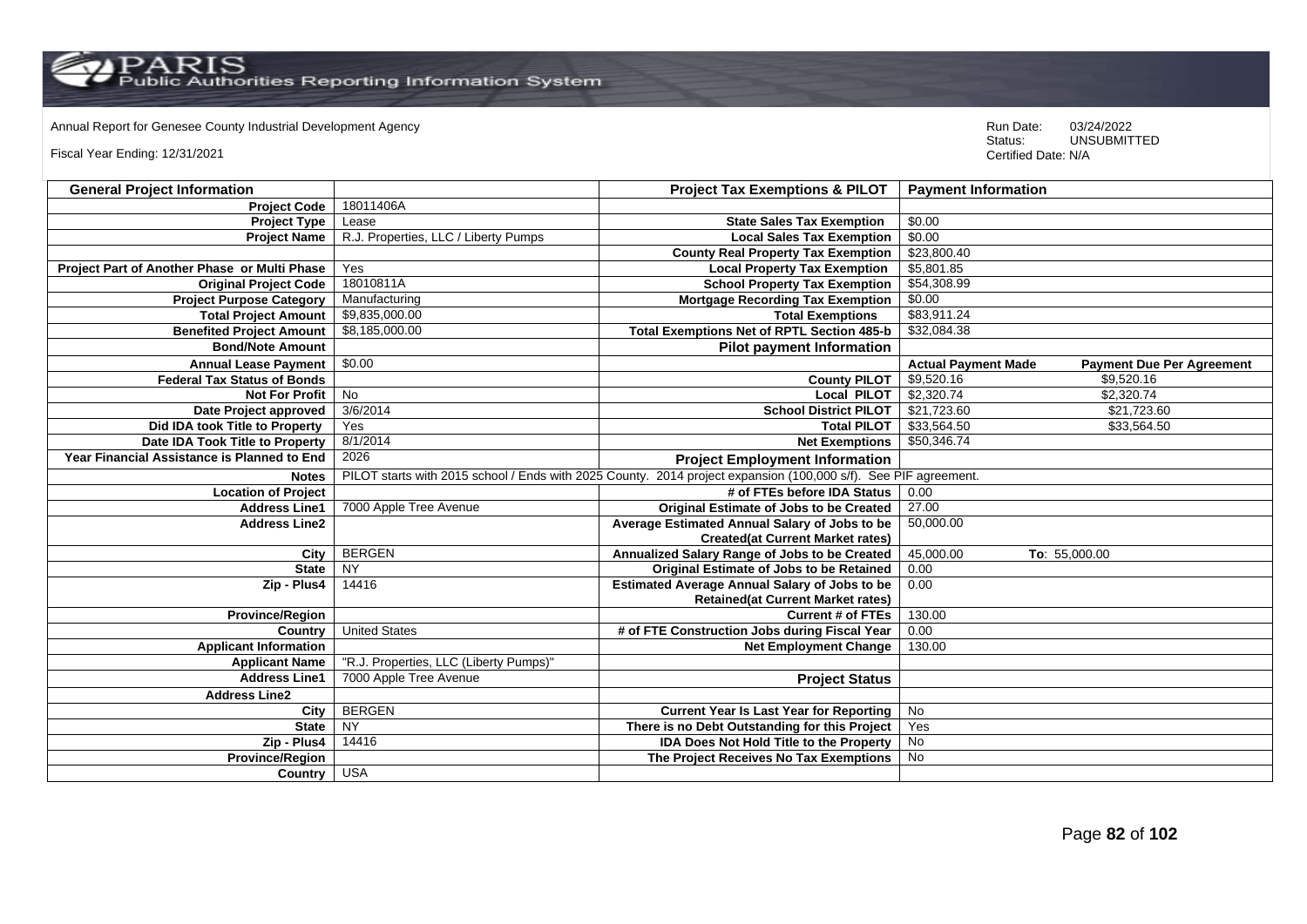Annual Report for Genesee County Industrial Development Agency

Fiscal Year Ending: 12/31/2021

Run Date: 03/24/2022
Status: UNSUBMITTED
Certified Date: N/A

| General Project Information | | Project Tax Exemptions & PILOT | Payment Information | |
|---|---|---|---|---|
| Project Code | 18011406A | | | |
| Project Type | Lease | State Sales Tax Exemption | $0.00 | |
| Project Name | R.J. Properties, LLC / Liberty Pumps | Local Sales Tax Exemption | $0.00 | |
| | | County Real Property Tax Exemption | $23,800.40 | |
| Project Part of Another Phase or Multi Phase | Yes | Local Property Tax Exemption | $5,801.85 | |
| Original Project Code | 18010811A | School Property Tax Exemption | $54,308.99 | |
| Project Purpose Category | Manufacturing | Mortgage Recording Tax Exemption | $0.00 | |
| Total Project Amount | $9,835,000.00 | Total Exemptions | $83,911.24 | |
| Benefited Project Amount | $8,185,000.00 | Total Exemptions Net of RPTL Section 485-b | $32,084.38 | |
| Bond/Note Amount | | Pilot payment Information | | |
| Annual Lease Payment | $0.00 | | Actual Payment Made | Payment Due Per Agreement |
| Federal Tax Status of Bonds | | County PILOT | $9,520.16 | $9,520.16 |
| Not For Profit | No | Local PILOT | $2,320.74 | $2,320.74 |
| Date Project approved | 3/6/2014 | School District PILOT | $21,723.60 | $21,723.60 |
| Did IDA took Title to Property | Yes | Total PILOT | $33,564.50 | $33,564.50 |
| Date IDA Took Title to Property | 8/1/2014 | Net Exemptions | $50,346.74 | |
| Year Financial Assistance is Planned to End | 2026 | Project Employment Information | | |
| Notes | PILOT starts with 2015 school / Ends with 2025 County. 2014 project expansion (100,000 s/f). See PIF agreement. | | | |
| Location of Project | | # of FTEs before IDA Status | 0.00 | |
| Address Line1 | 7000 Apple Tree Avenue | Original Estimate of Jobs to be Created | 27.00 | |
| Address Line2 | | Average Estimated Annual Salary of Jobs to be Created(at Current Market rates) | 50,000.00 | |
| City | BERGEN | Annualized Salary Range of Jobs to be Created | 45,000.00 | To: 55,000.00 |
| State | NY | Original Estimate of Jobs to be Retained | 0.00 | |
| Zip - Plus4 | 14416 | Estimated Average Annual Salary of Jobs to be Retained(at Current Market rates) | 0.00 | |
| Province/Region | | Current # of FTEs | 130.00 | |
| Country | United States | # of FTE Construction Jobs during Fiscal Year | 0.00 | |
| Applicant Information | | Net Employment Change | 130.00 | |
| Applicant Name | "R.J. Properties, LLC (Liberty Pumps)" | | | |
| Address Line1 | 7000 Apple Tree Avenue | Project Status | | |
| Address Line2 | | | | |
| City | BERGEN | Current Year Is Last Year for Reporting | No | |
| State | NY | There is no Debt Outstanding for this Project | Yes | |
| Zip - Plus4 | 14416 | IDA Does Not Hold Title to the Property | No | |
| Province/Region | | The Project Receives No Tax Exemptions | No | |
| Country | USA | | | |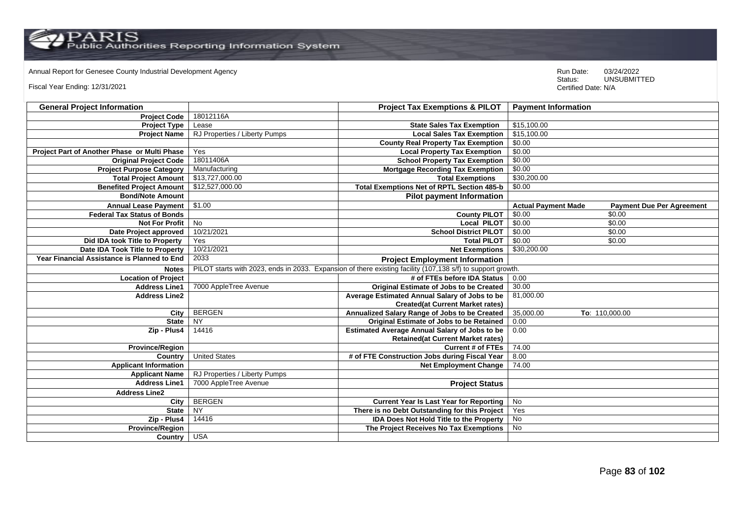Annual Report for Genesee County Industrial Development Agency

Fiscal Year Ending: 12/31/2021

Run Date: 03/24/2022
Status: UNSUBMITTED
Certified Date: N/A

| General Project Information | | Project Tax Exemptions & PILOT | Payment Information | |
|---|---|---|---|---|
| Project Code | 18012116A | | | |
| Project Type | Lease | State Sales Tax Exemption | $15,100.00 | |
| Project Name | RJ Properties / Liberty Pumps | Local Sales Tax Exemption | $15,100.00 | |
| | | County Real Property Tax Exemption | $0.00 | |
| Project Part of Another Phase or Multi Phase | Yes | Local Property Tax Exemption | $0.00 | |
| Original Project Code | 18011406A | School Property Tax Exemption | $0.00 | |
| Project Purpose Category | Manufacturing | Mortgage Recording Tax Exemption | $0.00 | |
| Total Project Amount | $13,727,000.00 | Total Exemptions | $30,200.00 | |
| Benefited Project Amount | $12,527,000.00 | Total Exemptions Net of RPTL Section 485-b | $0.00 | |
| Bond/Note Amount | | Pilot payment Information | | |
| Annual Lease Payment | $1.00 | | Actual Payment Made | Payment Due Per Agreement |
| Federal Tax Status of Bonds | | County PILOT | $0.00 | $0.00 |
| Not For Profit | No | Local PILOT | $0.00 | $0.00 |
| Date Project approved | 10/21/2021 | School District PILOT | $0.00 | $0.00 |
| Did IDA took Title to Property | Yes | Total PILOT | $0.00 | $0.00 |
| Date IDA Took Title to Property | 10/21/2021 | Net Exemptions | $30,200.00 | |
| Year Financial Assistance is Planned to End | 2033 | Project Employment Information | | |
| Notes | PILOT starts with 2023, ends in 2033. Expansion of there existing facility (107,138 s/f) to support growth. | | | |
| Location of Project | | # of FTEs before IDA Status | 0.00 | |
| Address Line1 | 7000 AppleTree Avenue | Original Estimate of Jobs to be Created | 30.00 | |
| Address Line2 | | Average Estimated Annual Salary of Jobs to be Created(at Current Market rates) | 81,000.00 | |
| City | BERGEN | Annualized Salary Range of Jobs to be Created | 35,000.00 | To: 110,000.00 |
| State | NY | Original Estimate of Jobs to be Retained | 0.00 | |
| Zip - Plus4 | 14416 | Estimated Average Annual Salary of Jobs to be Retained(at Current Market rates) | 0.00 | |
| Province/Region | | Current # of FTEs | 74.00 | |
| Country | United States | # of FTE Construction Jobs during Fiscal Year | 8.00 | |
| Applicant Information | | Net Employment Change | 74.00 | |
| Applicant Name | RJ Properties / Liberty Pumps | | | |
| Address Line1 | 7000 AppleTree Avenue | Project Status | | |
| Address Line2 | | | | |
| City | BERGEN | Current Year Is Last Year for Reporting | No | |
| State | NY | There is no Debt Outstanding for this Project | Yes | |
| Zip - Plus4 | 14416 | IDA Does Not Hold Title to the Property | No | |
| Province/Region | | The Project Receives No Tax Exemptions | No | |
| Country | USA | | | |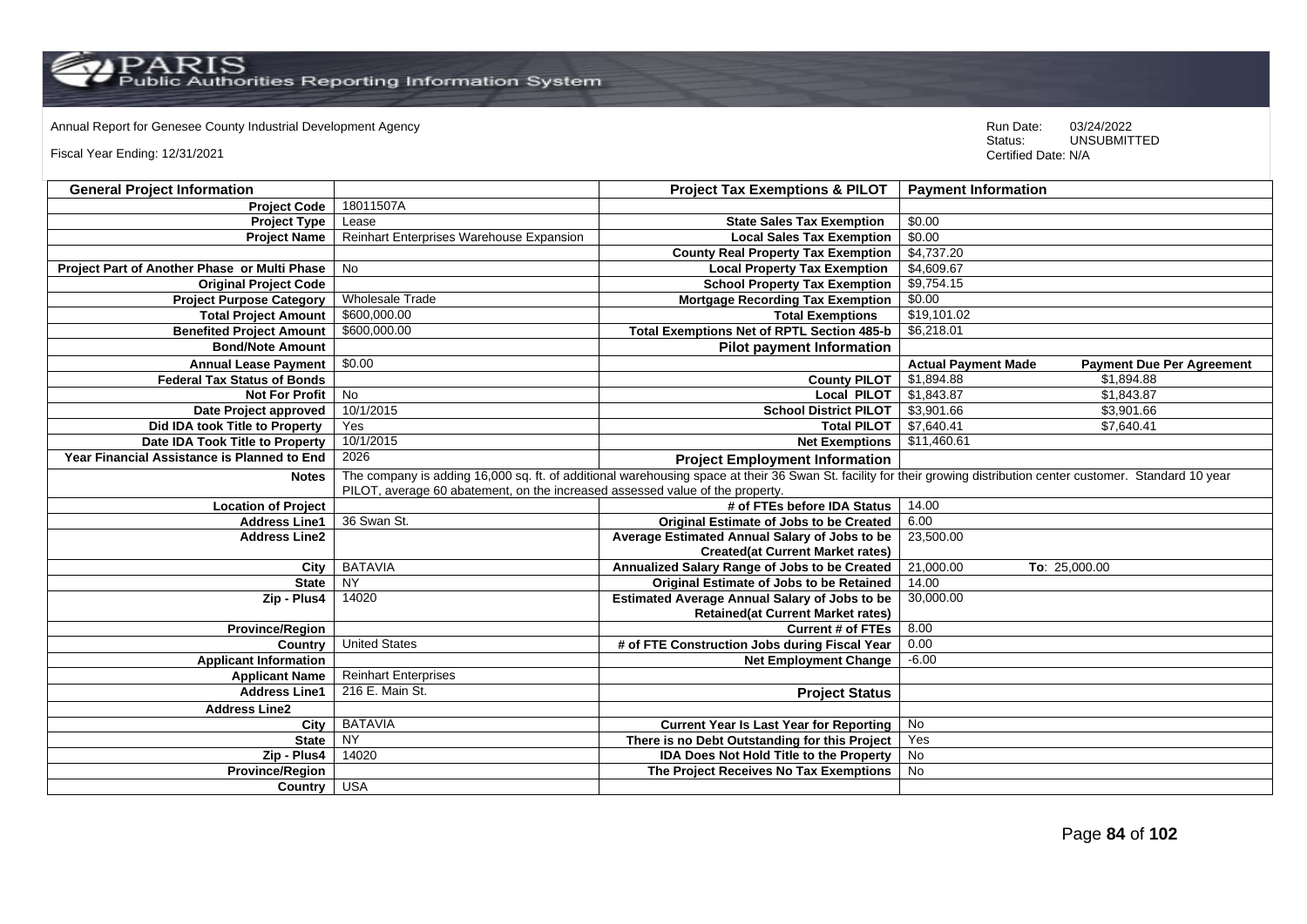Annual Report for Genesee County Industrial Development Agency

Fiscal Year Ending: 12/31/2021

Run Date: 03/24/2022
Status: UNSUBMITTED
Certified Date: N/A

| General Project Information | | Project Tax Exemptions & PILOT | Payment Information | |
|---|---|---|---|---|
| Project Code | 18011507A | | | |
| Project Type | Lease | State Sales Tax Exemption | $0.00 | |
| Project Name | Reinhart Enterprises Warehouse Expansion | Local Sales Tax Exemption | $0.00 | |
| | | County Real Property Tax Exemption | $4,737.20 | |
| Project Part of Another Phase or Multi Phase | No | Local Property Tax Exemption | $4,609.67 | |
| Original Project Code | | School Property Tax Exemption | $9,754.15 | |
| Project Purpose Category | Wholesale Trade | Mortgage Recording Tax Exemption | $0.00 | |
| Total Project Amount | $600,000.00 | Total Exemptions | $19,101.02 | |
| Benefited Project Amount | $600,000.00 | Total Exemptions Net of RPTL Section 485-b | $6,218.01 | |
| Bond/Note Amount | | Pilot payment Information | | |
| Annual Lease Payment | $0.00 | | Actual Payment Made | Payment Due Per Agreement |
| Federal Tax Status of Bonds | | County PILOT | $1,894.88 | $1,894.88 |
| Not For Profit | No | Local PILOT | $1,843.87 | $1,843.87 |
| Date Project approved | 10/1/2015 | School District PILOT | $3,901.66 | $3,901.66 |
| Did IDA took Title to Property | Yes | Total PILOT | $7,640.41 | $7,640.41 |
| Date IDA Took Title to Property | 10/1/2015 | Net Exemptions | $11,460.61 | |
| Year Financial Assistance is Planned to End | 2026 | Project Employment Information | | |
| Notes | The company is adding 16,000 sq. ft. of additional warehousing space at their 36 Swan St. facility for their growing distribution center customer. Standard 10 year PILOT, average 60 abatement, on the increased assessed value of the property. | | | |
| Location of Project | | # of FTEs before IDA Status | 14.00 | |
| Address Line1 | 36 Swan St. | Original Estimate of Jobs to be Created | 6.00 | |
| Address Line2 | | Average Estimated Annual Salary of Jobs to be Created(at Current Market rates) | 23,500.00 | |
| City | BATAVIA | Annualized Salary Range of Jobs to be Created | 21,000.00 | To: 25,000.00 |
| State | NY | Original Estimate of Jobs to be Retained | 14.00 | |
| Zip - Plus4 | 14020 | Estimated Average Annual Salary of Jobs to be Retained(at Current Market rates) | 30,000.00 | |
| Province/Region | | Current # of FTEs | 8.00 | |
| Country | United States | # of FTE Construction Jobs during Fiscal Year | 0.00 | |
| Applicant Information | | Net Employment Change | -6.00 | |
| Applicant Name | Reinhart Enterprises | | | |
| Address Line1 | 216 E. Main St. | Project Status | | |
| Address Line2 | | | | |
| City | BATAVIA | Current Year Is Last Year for Reporting | No | |
| State | NY | There is no Debt Outstanding for this Project | Yes | |
| Zip - Plus4 | 14020 | IDA Does Not Hold Title to the Property | No | |
| Province/Region | | The Project Receives No Tax Exemptions | No | |
| Country | USA | | | |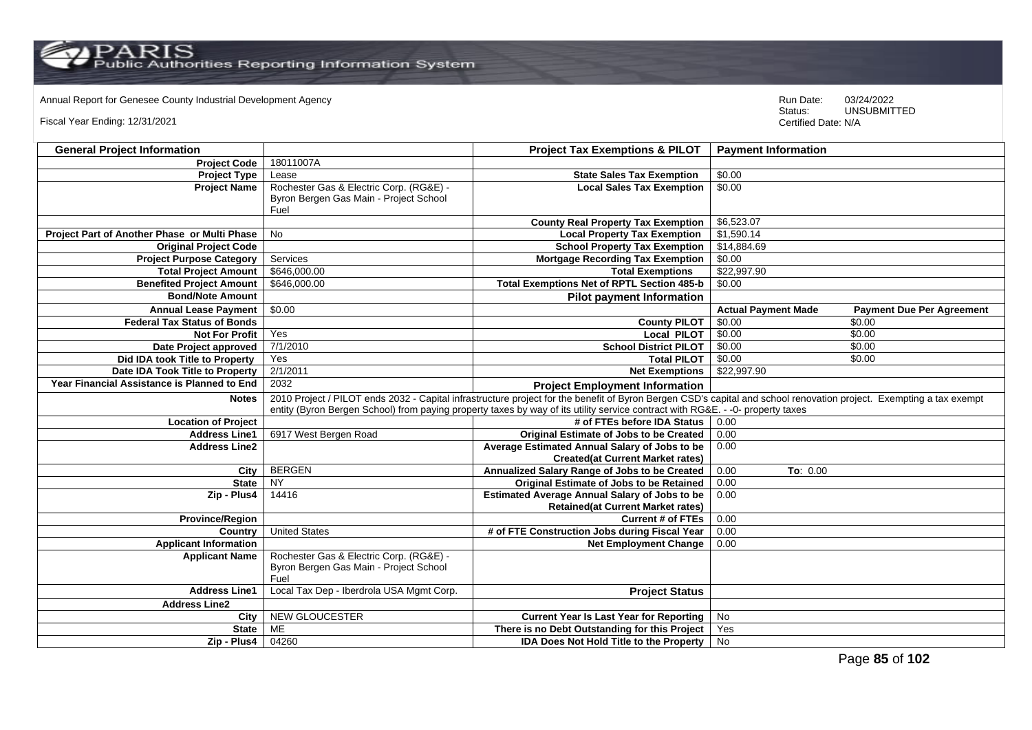Annual Report for Genesee County Industrial Development Agency

Fiscal Year Ending: 12/31/2021

Run Date: 03/24/2022
Status: UNSUBMITTED
Certified Date: N/A

| General Project Information | | Project Tax Exemptions & PILOT | Payment Information | |
|---|---|---|---|---|
| Project Code | 18011007A | | | |
| Project Type | Lease | State Sales Tax Exemption | $0.00 | |
| Project Name | Rochester Gas & Electric Corp. (RG&E) - Byron Bergen Gas Main - Project School Fuel | Local Sales Tax Exemption | $0.00 | |
| | | County Real Property Tax Exemption | $6,523.07 | |
| Project Part of Another Phase or Multi Phase | No | Local Property Tax Exemption | $1,590.14 | |
| Original Project Code | | School Property Tax Exemption | $14,884.69 | |
| Project Purpose Category | Services | Mortgage Recording Tax Exemption | $0.00 | |
| Total Project Amount | $646,000.00 | Total Exemptions | $22,997.90 | |
| Benefited Project Amount | $646,000.00 | Total Exemptions Net of RPTL Section 485-b | $0.00 | |
| Bond/Note Amount | | Pilot payment Information | | |
| Annual Lease Payment | $0.00 | | Actual Payment Made | Payment Due Per Agreement |
| Federal Tax Status of Bonds | | County PILOT | $0.00 | $0.00 |
| Not For Profit | Yes | Local PILOT | $0.00 | $0.00 |
| Date Project approved | 7/1/2010 | School District PILOT | $0.00 | $0.00 |
| Did IDA took Title to Property | Yes | Total PILOT | $0.00 | $0.00 |
| Date IDA Took Title to Property | 2/1/2011 | Net Exemptions | $22,997.90 | |
| Year Financial Assistance is Planned to End | 2032 | Project Employment Information | | |
| Notes | 2010 Project / PILOT ends 2032 - Capital infrastructure project for the benefit of Byron Bergen CSD's capital and school renovation project. Exempting a tax exempt entity (Byron Bergen School) from paying property taxes by way of its utility service contract with RG&E. - -0- property taxes | | | |
| Location of Project | | # of FTEs before IDA Status | 0.00 | |
| Address Line1 | 6917 West Bergen Road | Original Estimate of Jobs to be Created | 0.00 | |
| Address Line2 | | Average Estimated Annual Salary of Jobs to be Created(at Current Market rates) | 0.00 | |
| City | BERGEN | Annualized Salary Range of Jobs to be Created | 0.00 | To: 0.00 |
| State | NY | Original Estimate of Jobs to be Retained | 0.00 | |
| Zip - Plus4 | 14416 | Estimated Average Annual Salary of Jobs to be Retained(at Current Market rates) | 0.00 | |
| Province/Region | | Current # of FTEs | 0.00 | |
| Country | United States | # of FTE Construction Jobs during Fiscal Year | 0.00 | |
| Applicant Information | | Net Employment Change | 0.00 | |
| Applicant Name | Rochester Gas & Electric Corp. (RG&E) - Byron Bergen Gas Main - Project School Fuel | | | |
| Address Line1 | Local Tax Dep - Iberdrola USA Mgmt Corp. | Project Status | | |
| Address Line2 | | | | |
| City | NEW GLOUCESTER | Current Year Is Last Year for Reporting | No | |
| State | ME | There is no Debt Outstanding for this Project | Yes | |
| Zip - Plus4 | 04260 | IDA Does Not Hold Title to the Property | No | |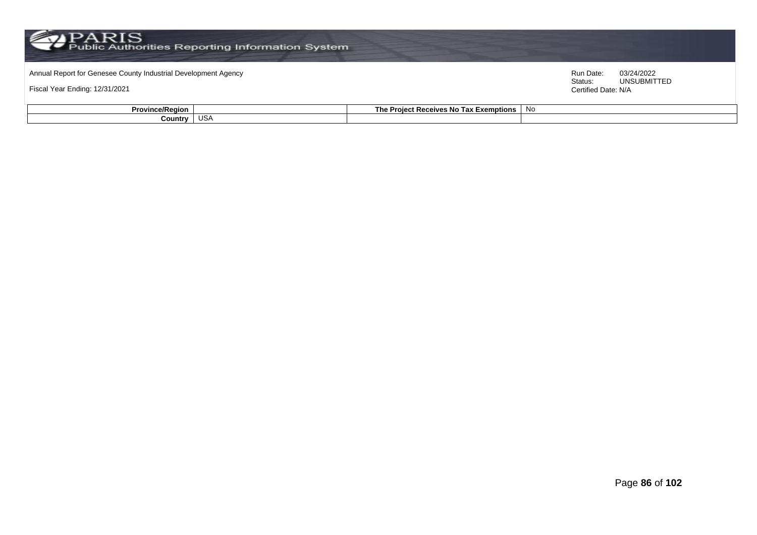Annual Report for Genesee County Industrial Development Agency

Fiscal Year Ending: 12/31/2021

Run Date: 03/24/2022
Status: UNSUBMITTED
Certified Date: N/A

| | | | |
|---|---|---|---|
| **Province/Region** | | **The Project Receives No Tax Exemptions** | No |
| **Country** | USA | | |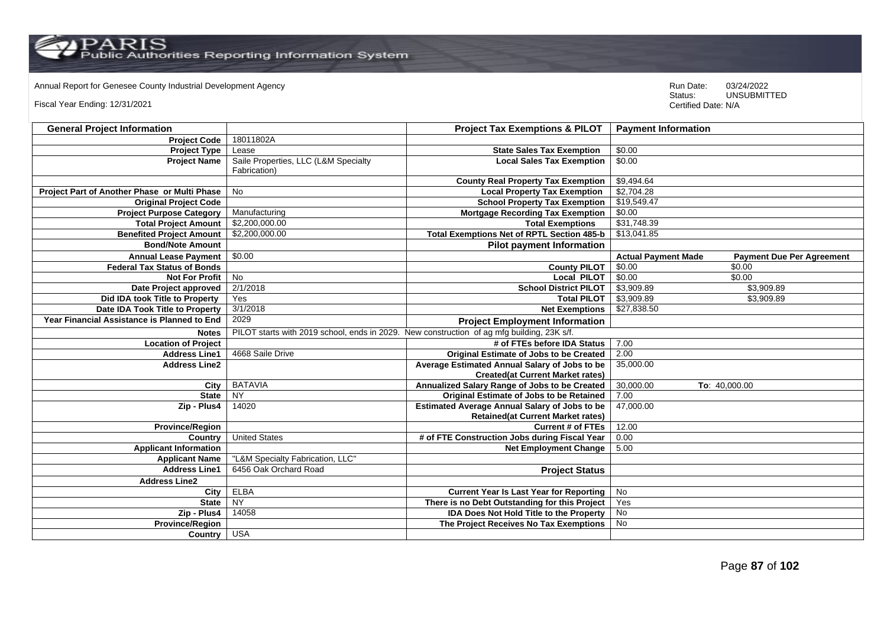Annual Report for Genesee County Industrial Development Agency

Fiscal Year Ending: 12/31/2021

Run Date: 03/24/2022
Status: UNSUBMITTED
Certified Date: N/A

| General Project Information | | Project Tax Exemptions & PILOT | Payment Information | |
|---|---|---|---|---|
| Project Code | 18011802A | | | |
| Project Type | Lease | State Sales Tax Exemption | $0.00 | |
| Project Name | Saile Properties, LLC (L&M Specialty Fabrication) | Local Sales Tax Exemption | $0.00 | |
| | | County Real Property Tax Exemption | $9,494.64 | |
| Project Part of Another Phase or Multi Phase | No | Local Property Tax Exemption | $2,704.28 | |
| Original Project Code | | School Property Tax Exemption | $19,549.47 | |
| Project Purpose Category | Manufacturing | Mortgage Recording Tax Exemption | $0.00 | |
| Total Project Amount | $2,200,000.00 | Total Exemptions | $31,748.39 | |
| Benefited Project Amount | $2,200,000.00 | Total Exemptions Net of RPTL Section 485-b | $13,041.85 | |
| Bond/Note Amount | | Pilot payment Information | | |
| Annual Lease Payment | $0.00 | | Actual Payment Made | Payment Due Per Agreement |
| Federal Tax Status of Bonds | | County PILOT | $0.00 | $0.00 |
| Not For Profit | No | Local PILOT | $0.00 | $0.00 |
| Date Project approved | 2/1/2018 | School District PILOT | $3,909.89 | $3,909.89 |
| Did IDA took Title to Property | Yes | Total PILOT | $3,909.89 | $3,909.89 |
| Date IDA Took Title to Property | 3/1/2018 | Net Exemptions | $27,838.50 | |
| Year Financial Assistance is Planned to End | 2029 | Project Employment Information | | |
| Notes | PILOT starts with 2019 school, ends in 2029. New construction of ag mfg building, 23K s/f. | | | |
| Location of Project | | # of FTEs before IDA Status | 7.00 | |
| Address Line1 | 4668 Saile Drive | Original Estimate of Jobs to be Created | 2.00 | |
| Address Line2 | | Average Estimated Annual Salary of Jobs to be Created(at Current Market rates) | 35,000.00 | |
| City | BATAVIA | Annualized Salary Range of Jobs to be Created | 30,000.00 | To: 40,000.00 |
| State | NY | Original Estimate of Jobs to be Retained | 7.00 | |
| Zip - Plus4 | 14020 | Estimated Average Annual Salary of Jobs to be Retained(at Current Market rates) | 47,000.00 | |
| Province/Region | | Current # of FTEs | 12.00 | |
| Country | United States | # of FTE Construction Jobs during Fiscal Year | 0.00 | |
| Applicant Information | | Net Employment Change | 5.00 | |
| Applicant Name | "L&M Specialty Fabrication, LLC" | | | |
| Address Line1 | 6456 Oak Orchard Road | Project Status | | |
| Address Line2 | | | | |
| City | ELBA | Current Year Is Last Year for Reporting | No | |
| State | NY | There is no Debt Outstanding for this Project | Yes | |
| Zip - Plus4 | 14058 | IDA Does Not Hold Title to the Property | No | |
| Province/Region | | The Project Receives No Tax Exemptions | No | |
| Country | USA | | | |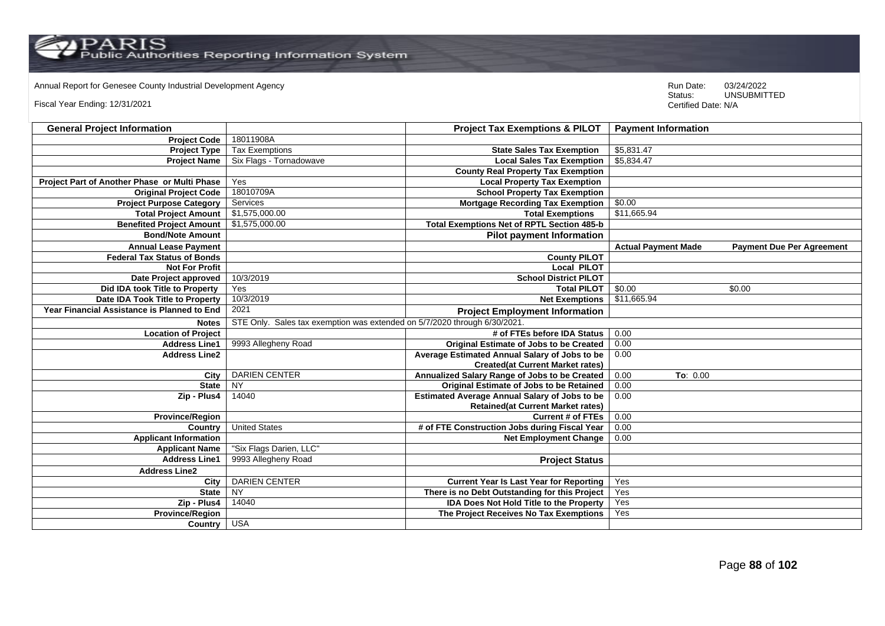Annual Report for Genesee County Industrial Development Agency

Fiscal Year Ending: 12/31/2021

Run Date: 03/24/2022
Status: UNSUBMITTED
Certified Date: N/A

| General Project Information | | Project Tax Exemptions & PILOT | Payment Information | |
|---|---|---|---|---|
| Project Code | 18011908A | | | |
| Project Type | Tax Exemptions | State Sales Tax Exemption | $5,831.47 | |
| Project Name | Six Flags - Tornadowave | Local Sales Tax Exemption | $5,834.47 | |
| | | County Real Property Tax Exemption | | |
| Project Part of Another Phase or Multi Phase | Yes | Local Property Tax Exemption | | |
| Original Project Code | 18010709A | School Property Tax Exemption | | |
| Project Purpose Category | Services | Mortgage Recording Tax Exemption | $0.00 | |
| Total Project Amount | $1,575,000.00 | Total Exemptions | $11,665.94 | |
| Benefited Project Amount | $1,575,000.00 | Total Exemptions Net of RPTL Section 485-b | | |
| Bond/Note Amount | | Pilot payment Information | | |
| Annual Lease Payment | | | Actual Payment Made | Payment Due Per Agreement |
| Federal Tax Status of Bonds | | County PILOT | | |
| Not For Profit | | Local PILOT | | |
| Date Project approved | 10/3/2019 | School District PILOT | | |
| Did IDA took Title to Property | Yes | Total PILOT | $0.00 | $0.00 |
| Date IDA Took Title to Property | 10/3/2019 | Net Exemptions | $11,665.94 | |
| Year Financial Assistance is Planned to End | 2021 | Project Employment Information | | |
| Notes | STE Only. Sales tax exemption was extended on 5/7/2020 through 6/30/2021. | | | |
| Location of Project | | # of FTEs before IDA Status | 0.00 | |
| Address Line1 | 9993 Allegheny Road | Original Estimate of Jobs to be Created | 0.00 | |
| Address Line2 | | Average Estimated Annual Salary of Jobs to be Created(at Current Market rates) | 0.00 | |
| City | DARIEN CENTER | Annualized Salary Range of Jobs to be Created | 0.00 | To: 0.00 |
| State | NY | Original Estimate of Jobs to be Retained | 0.00 | |
| Zip - Plus4 | 14040 | Estimated Average Annual Salary of Jobs to be Retained(at Current Market rates) | 0.00 | |
| Province/Region | | Current # of FTEs | 0.00 | |
| Country | United States | # of FTE Construction Jobs during Fiscal Year | 0.00 | |
| Applicant Information | | Net Employment Change | 0.00 | |
| Applicant Name | "Six Flags Darien, LLC" | | | |
| Address Line1 | 9993 Allegheny Road | Project Status | | |
| Address Line2 | | | | |
| City | DARIEN CENTER | Current Year Is Last Year for Reporting | Yes | |
| State | NY | There is no Debt Outstanding for this Project | Yes | |
| Zip - Plus4 | 14040 | IDA Does Not Hold Title to the Property | Yes | |
| Province/Region | | The Project Receives No Tax Exemptions | Yes | |
| Country | USA | | | |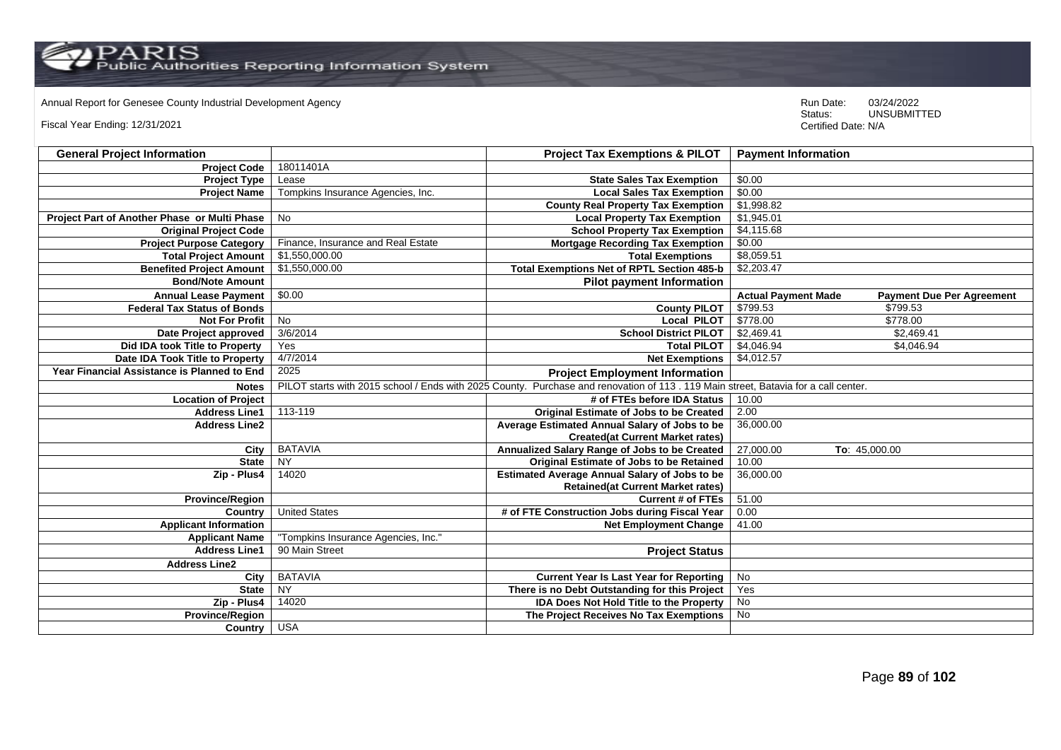Annual Report for Genesee County Industrial Development Agency

Fiscal Year Ending: 12/31/2021

Run Date: 03/24/2022
Status: UNSUBMITTED
Certified Date: N/A

| General Project Information | | Project Tax Exemptions & PILOT | Payment Information | |
|---|---|---|---|---|
| Project Code | 18011401A | | | |
| Project Type | Lease | State Sales Tax Exemption | $0.00 | |
| Project Name | Tompkins Insurance Agencies, Inc. | Local Sales Tax Exemption | $0.00 | |
| | | County Real Property Tax Exemption | $1,998.82 | |
| Project Part of Another Phase or Multi Phase | No | Local Property Tax Exemption | $1,945.01 | |
| Original Project Code | | School Property Tax Exemption | $4,115.68 | |
| Project Purpose Category | Finance, Insurance and Real Estate | Mortgage Recording Tax Exemption | $0.00 | |
| Total Project Amount | $1,550,000.00 | Total Exemptions | $8,059.51 | |
| Benefited Project Amount | $1,550,000.00 | Total Exemptions Net of RPTL Section 485-b | $2,203.47 | |
| Bond/Note Amount | | Pilot payment Information | | |
| Annual Lease Payment | $0.00 | | Actual Payment Made | Payment Due Per Agreement |
| Federal Tax Status of Bonds | | County PILOT | $799.53 | $799.53 |
| Not For Profit | No | Local PILOT | $778.00 | $778.00 |
| Date Project approved | 3/6/2014 | School District PILOT | $2,469.41 | $2,469.41 |
| Did IDA took Title to Property | Yes | Total PILOT | $4,046.94 | $4,046.94 |
| Date IDA Took Title to Property | 4/7/2014 | Net Exemptions | $4,012.57 | |
| Year Financial Assistance is Planned to End | 2025 | Project Employment Information | | |
| Notes | PILOT starts with 2015 school / Ends with 2025 County. Purchase and renovation of 113 . 119 Main street, Batavia for a call center. | | | |
| Location of Project | | # of FTEs before IDA Status | 10.00 | |
| Address Line1 | 113-119 | Original Estimate of Jobs to be Created | 2.00 | |
| Address Line2 | | Average Estimated Annual Salary of Jobs to be Created(at Current Market rates) | 36,000.00 | |
| City | BATAVIA | Annualized Salary Range of Jobs to be Created | 27,000.00 | To: 45,000.00 |
| State | NY | Original Estimate of Jobs to be Retained | 10.00 | |
| Zip - Plus4 | 14020 | Estimated Average Annual Salary of Jobs to be Retained(at Current Market rates) | 36,000.00 | |
| Province/Region | | Current # of FTEs | 51.00 | |
| Country | United States | # of FTE Construction Jobs during Fiscal Year | 0.00 | |
| Applicant Information | | Net Employment Change | 41.00 | |
| Applicant Name | "Tompkins Insurance Agencies, Inc." | | | |
| Address Line1 | 90 Main Street | Project Status | | |
| Address Line2 | | | | |
| City | BATAVIA | Current Year Is Last Year for Reporting | No | |
| State | NY | There is no Debt Outstanding for this Project | Yes | |
| Zip - Plus4 | 14020 | IDA Does Not Hold Title to the Property | No | |
| Province/Region | | The Project Receives No Tax Exemptions | No | |
| Country | USA | | | |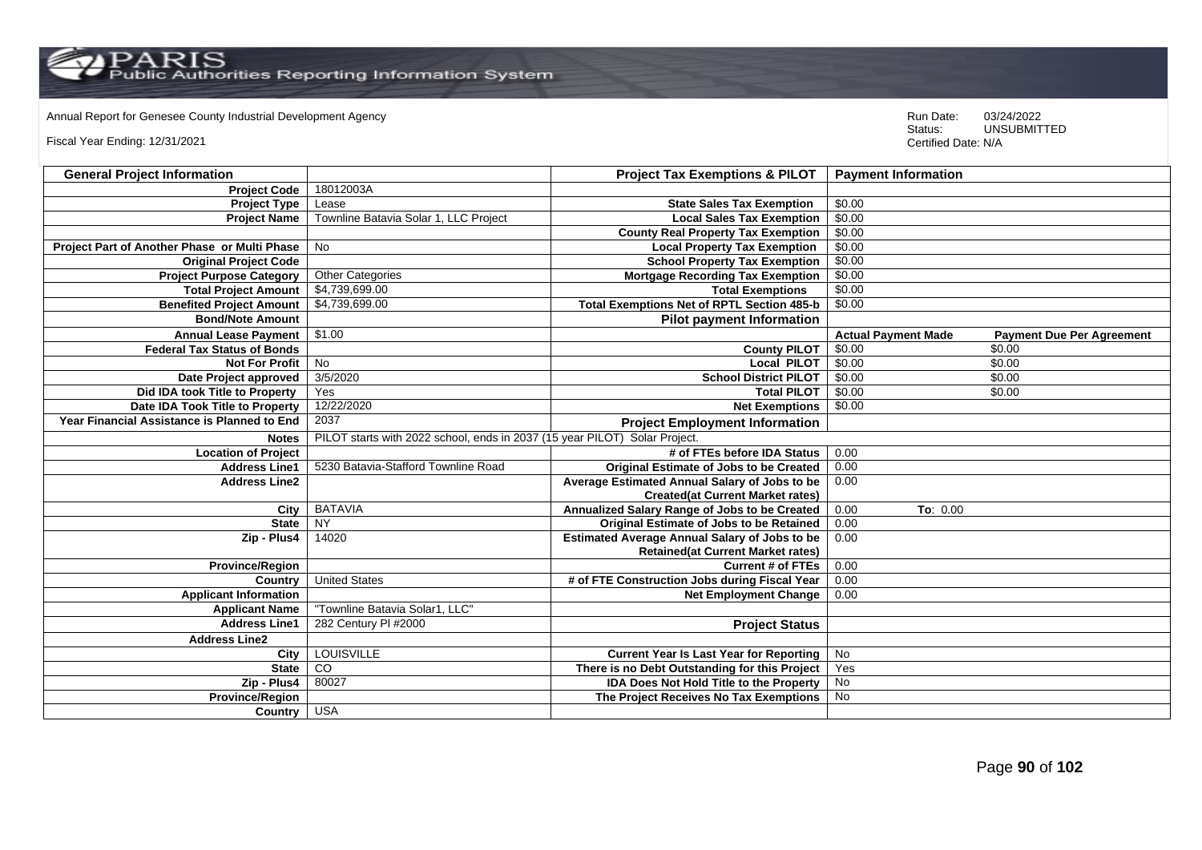Annual Report for Genesee County Industrial Development Agency

Fiscal Year Ending: 12/31/2021

Run Date: 03/24/2022
Status: UNSUBMITTED
Certified Date: N/A

| General Project Information | | Project Tax Exemptions & PILOT | Payment Information | |
|---|---|---|---|---|
| Project Code | 18012003A | | | |
| Project Type | Lease | State Sales Tax Exemption | $0.00 | |
| Project Name | Townline Batavia Solar 1, LLC Project | Local Sales Tax Exemption | $0.00 | |
| | | County Real Property Tax Exemption | $0.00 | |
| Project Part of Another Phase or Multi Phase | No | Local Property Tax Exemption | $0.00 | |
| Original Project Code | | School Property Tax Exemption | $0.00 | |
| Project Purpose Category | Other Categories | Mortgage Recording Tax Exemption | $0.00 | |
| Total Project Amount | $4,739,699.00 | Total Exemptions | $0.00 | |
| Benefited Project Amount | $4,739,699.00 | Total Exemptions Net of RPTL Section 485-b | $0.00 | |
| Bond/Note Amount | | Pilot payment Information | | |
| Annual Lease Payment | $1.00 | | Actual Payment Made | Payment Due Per Agreement |
| Federal Tax Status of Bonds | | County PILOT | $0.00 | $0.00 |
| Not For Profit | No | Local PILOT | $0.00 | $0.00 |
| Date Project approved | 3/5/2020 | School District PILOT | $0.00 | $0.00 |
| Did IDA took Title to Property | Yes | Total PILOT | $0.00 | $0.00 |
| Date IDA Took Title to Property | 12/22/2020 | Net Exemptions | $0.00 | |
| Year Financial Assistance is Planned to End | 2037 | Project Employment Information | | |
| Notes | PILOT starts with 2022 school, ends in 2037 (15 year PILOT) Solar Project. | | | |
| Location of Project | | # of FTEs before IDA Status | 0.00 | |
| Address Line1 | 5230 Batavia-Stafford Townline Road | Original Estimate of Jobs to be Created | 0.00 | |
| Address Line2 | | Average Estimated Annual Salary of Jobs to be Created(at Current Market rates) | 0.00 | |
| City | BATAVIA | Annualized Salary Range of Jobs to be Created | 0.00 | To: 0.00 |
| State | NY | Original Estimate of Jobs to be Retained | 0.00 | |
| Zip - Plus4 | 14020 | Estimated Average Annual Salary of Jobs to be Retained(at Current Market rates) | 0.00 | |
| Province/Region | | Current # of FTEs | 0.00 | |
| Country | United States | # of FTE Construction Jobs during Fiscal Year | 0.00 | |
| Applicant Information | | Net Employment Change | 0.00 | |
| Applicant Name | "Townline Batavia Solar1, LLC" | | | |
| Address Line1 | 282 Century Pl #2000 | Project Status | | |
| Address Line2 | | | | |
| City | LOUISVILLE | Current Year Is Last Year for Reporting | No | |
| State | CO | There is no Debt Outstanding for this Project | Yes | |
| Zip - Plus4 | 80027 | IDA Does Not Hold Title to the Property | No | |
| Province/Region | | The Project Receives No Tax Exemptions | No | |
| Country | USA | | | |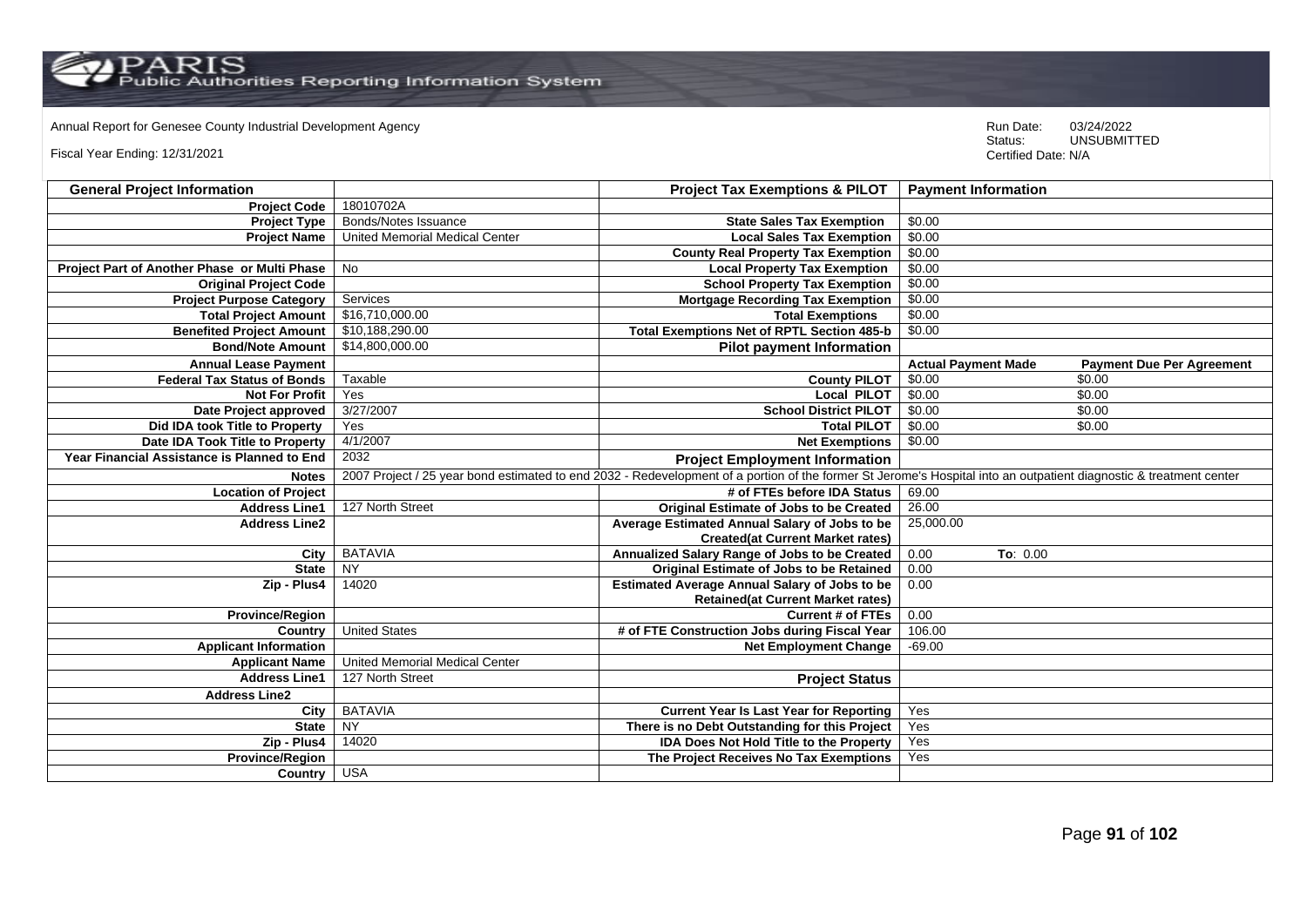Annual Report for Genesee County Industrial Development Agency

Fiscal Year Ending: 12/31/2021

Run Date: 03/24/2022
Status: UNSUBMITTED
Certified Date: N/A

| General Project Information | | Project Tax Exemptions & PILOT | Payment Information | |
|---|---|---|---|---|
| Project Code | 18010702A | | | |
| Project Type | Bonds/Notes Issuance | State Sales Tax Exemption | $0.00 | |
| Project Name | United Memorial Medical Center | Local Sales Tax Exemption | $0.00 | |
| | | County Real Property Tax Exemption | $0.00 | |
| Project Part of Another Phase or Multi Phase | No | Local Property Tax Exemption | $0.00 | |
| Original Project Code | | School Property Tax Exemption | $0.00 | |
| Project Purpose Category | Services | Mortgage Recording Tax Exemption | $0.00 | |
| Total Project Amount | $16,710,000.00 | Total Exemptions | $0.00 | |
| Benefited Project Amount | $10,188,290.00 | Total Exemptions Net of RPTL Section 485-b | $0.00 | |
| Bond/Note Amount | $14,800,000.00 | Pilot payment Information | | |
| Annual Lease Payment | | | Actual Payment Made | Payment Due Per Agreement |
| Federal Tax Status of Bonds | Taxable | County PILOT | $0.00 | $0.00 |
| Not For Profit | Yes | Local PILOT | $0.00 | $0.00 |
| Date Project approved | 3/27/2007 | School District PILOT | $0.00 | $0.00 |
| Did IDA took Title to Property | Yes | Total PILOT | $0.00 | $0.00 |
| Date IDA Took Title to Property | 4/1/2007 | Net Exemptions | $0.00 | |
| Year Financial Assistance is Planned to End | 2032 | Project Employment Information | | |
| Notes | 2007 Project / 25 year bond estimated to end 2032 - Redevelopment of a portion of the former St Jerome's Hospital into an outpatient diagnostic & treatment center | | | |
| Location of Project | | # of FTEs before IDA Status | 69.00 | |
| Address Line1 | 127 North Street | Original Estimate of Jobs to be Created | 26.00 | |
| Address Line2 | | Average Estimated Annual Salary of Jobs to be Created(at Current Market rates) | 25,000.00 | |
| City | BATAVIA | Annualized Salary Range of Jobs to be Created | 0.00 | To: 0.00 |
| State | NY | Original Estimate of Jobs to be Retained | 0.00 | |
| Zip - Plus4 | 14020 | Estimated Average Annual Salary of Jobs to be Retained(at Current Market rates) | 0.00 | |
| Province/Region | | Current # of FTEs | 0.00 | |
| Country | United States | # of FTE Construction Jobs during Fiscal Year | 106.00 | |
| Applicant Information | | Net Employment Change | -69.00 | |
| Applicant Name | United Memorial Medical Center | | | |
| Address Line1 | 127 North Street | Project Status | | |
| Address Line2 | | | | |
| City | BATAVIA | Current Year Is Last Year for Reporting | Yes | |
| State | NY | There is no Debt Outstanding for this Project | Yes | |
| Zip - Plus4 | 14020 | IDA Does Not Hold Title to the Property | Yes | |
| Province/Region | | The Project Receives No Tax Exemptions | Yes | |
| Country | USA | | | |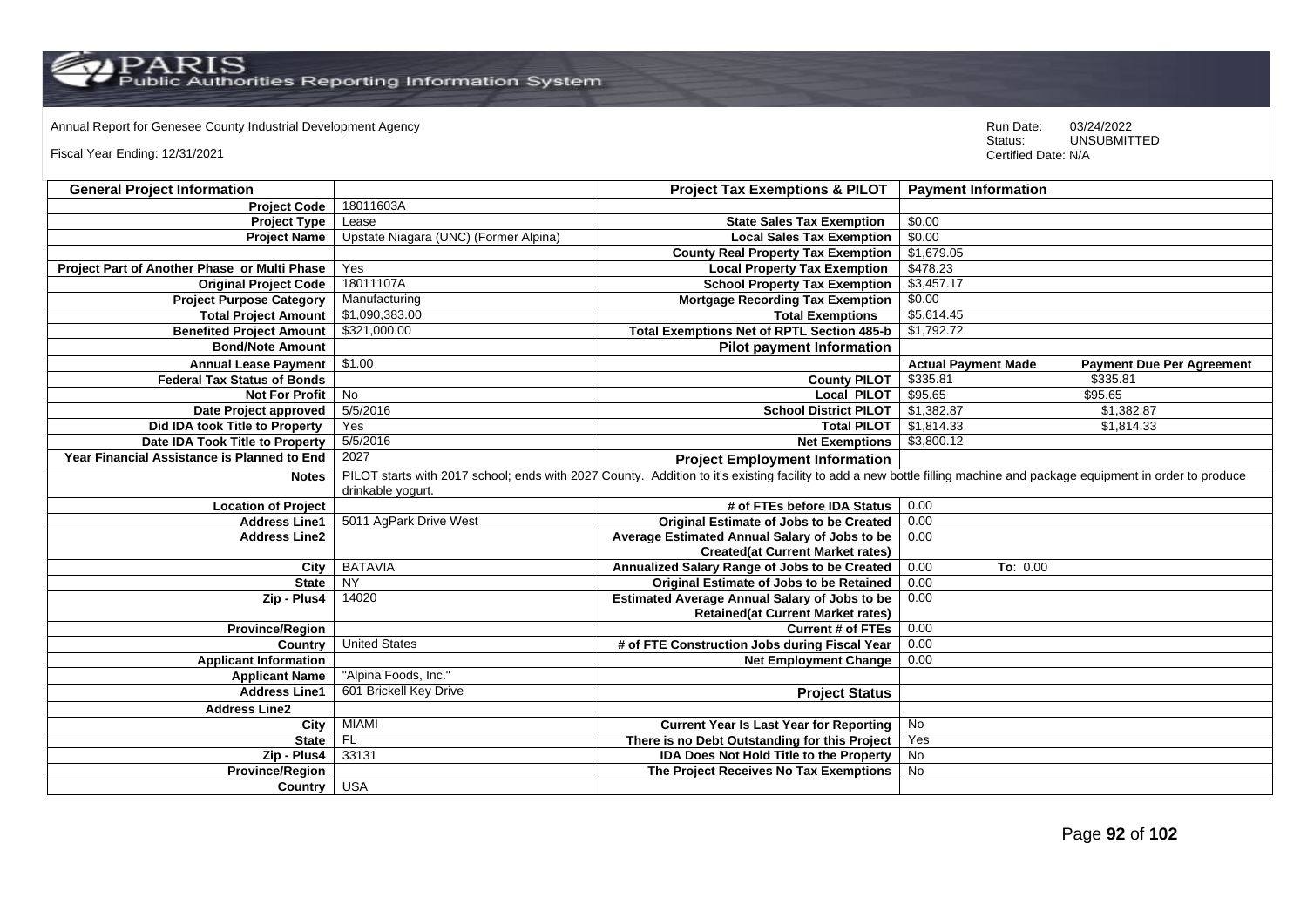Annual Report for Genesee County Industrial Development Agency

Fiscal Year Ending: 12/31/2021

Run Date: 03/24/2022
Status: UNSUBMITTED
Certified Date: N/A

| General Project Information | | Project Tax Exemptions & PILOT | Payment Information | |
|---|---|---|---|---|
| Project Code | 18011603A | | | |
| Project Type | Lease | State Sales Tax Exemption | $0.00 | |
| Project Name | Upstate Niagara (UNC) (Former Alpina) | Local Sales Tax Exemption | $0.00 | |
| | | County Real Property Tax Exemption | $1,679.05 | |
| Project Part of Another Phase or Multi Phase | Yes | Local Property Tax Exemption | $478.23 | |
| Original Project Code | 18011107A | School Property Tax Exemption | $3,457.17 | |
| Project Purpose Category | Manufacturing | Mortgage Recording Tax Exemption | $0.00 | |
| Total Project Amount | $1,090,383.00 | Total Exemptions | $5,614.45 | |
| Benefited Project Amount | $321,000.00 | Total Exemptions Net of RPTL Section 485-b | $1,792.72 | |
| Bond/Note Amount | | Pilot payment Information | | |
| Annual Lease Payment | $1.00 | | Actual Payment Made | Payment Due Per Agreement |
| Federal Tax Status of Bonds | | County PILOT | $335.81 | $335.81 |
| Not For Profit | No | Local PILOT | $95.65 | $95.65 |
| Date Project approved | 5/5/2016 | School District PILOT | $1,382.87 | $1,382.87 |
| Did IDA took Title to Property | Yes | Total PILOT | $1,814.33 | $1,814.33 |
| Date IDA Took Title to Property | 5/5/2016 | Net Exemptions | $3,800.12 | |
| Year Financial Assistance is Planned to End | 2027 | Project Employment Information | | |
| Notes | PILOT starts with 2017 school; ends with 2027 County. Addition to it's existing facility to add a new bottle filling machine and package equipment in order to produce drinkable yogurt. | | | |
| Location of Project | | # of FTEs before IDA Status | 0.00 | |
| Address Line1 | 5011 AgPark Drive West | Original Estimate of Jobs to be Created | 0.00 | |
| Address Line2 | | Average Estimated Annual Salary of Jobs to be Created(at Current Market rates) | 0.00 | |
| City | BATAVIA | Annualized Salary Range of Jobs to be Created | 0.00 | To: 0.00 |
| State | NY | Original Estimate of Jobs to be Retained | 0.00 | |
| Zip - Plus4 | 14020 | Estimated Average Annual Salary of Jobs to be Retained(at Current Market rates) | 0.00 | |
| Province/Region | | Current # of FTEs | 0.00 | |
| Country | United States | # of FTE Construction Jobs during Fiscal Year | 0.00 | |
| Applicant Information | | Net Employment Change | 0.00 | |
| Applicant Name | "Alpina Foods, Inc." | | | |
| Address Line1 | 601 Brickell Key Drive | Project Status | | |
| Address Line2 | | | | |
| City | MIAMI | Current Year Is Last Year for Reporting | No | |
| State | FL | There is no Debt Outstanding for this Project | Yes | |
| Zip - Plus4 | 33131 | IDA Does Not Hold Title to the Property | No | |
| Province/Region | | The Project Receives No Tax Exemptions | No | |
| Country | USA | | | |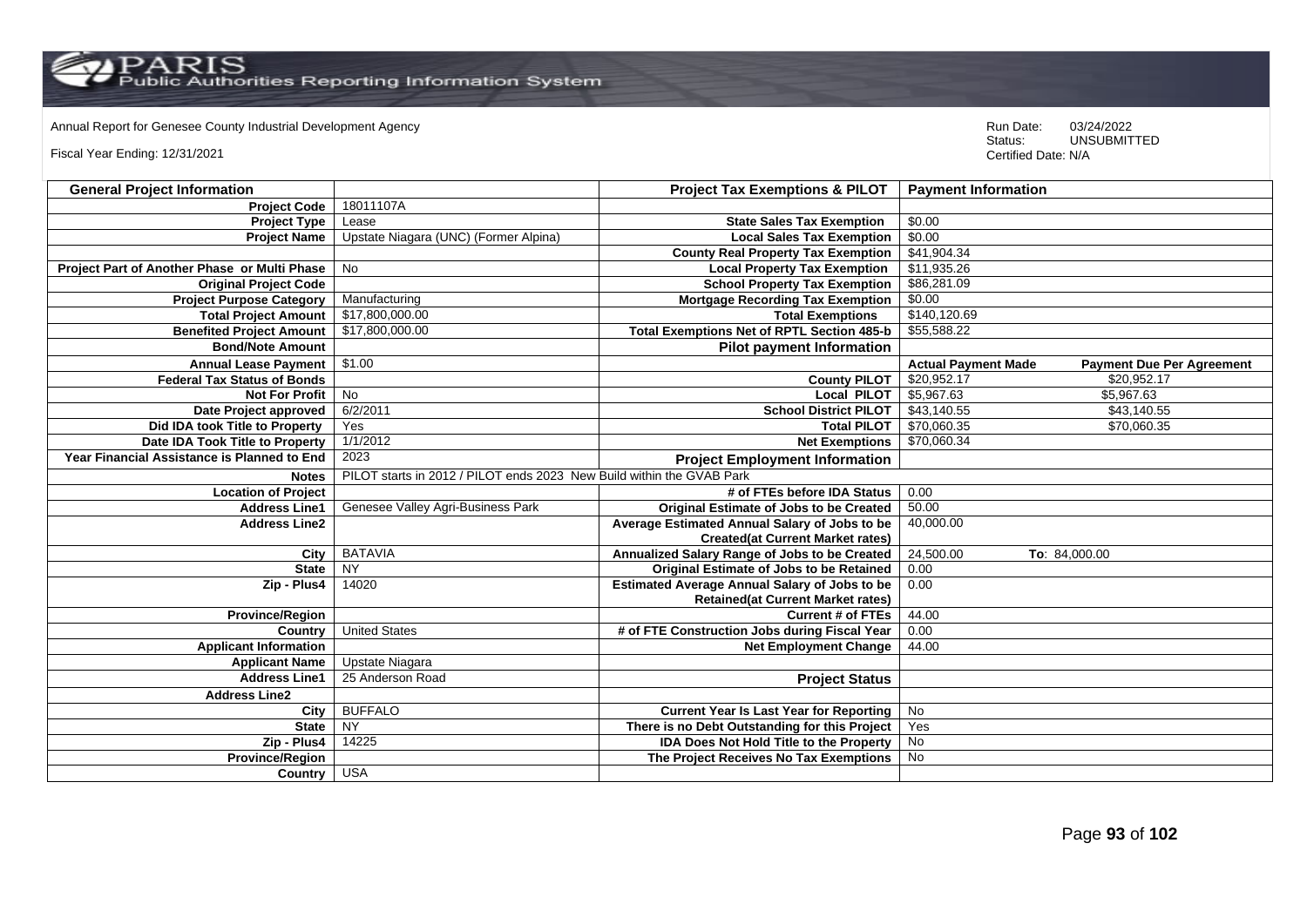Annual Report for Genesee County Industrial Development Agency

Fiscal Year Ending: 12/31/2021

Run Date: 03/24/2022
Status: UNSUBMITTED
Certified Date: N/A

| General Project Information | | Project Tax Exemptions & PILOT | Payment Information | |
|---|---|---|---|---|
| Project Code | 18011107A | | | |
| Project Type | Lease | State Sales Tax Exemption | $0.00 | |
| Project Name | Upstate Niagara (UNC) (Former Alpina) | Local Sales Tax Exemption | $0.00 | |
| | | County Real Property Tax Exemption | $41,904.34 | |
| Project Part of Another Phase or Multi Phase | No | Local Property Tax Exemption | $11,935.26 | |
| Original Project Code | | School Property Tax Exemption | $86,281.09 | |
| Project Purpose Category | Manufacturing | Mortgage Recording Tax Exemption | $0.00 | |
| Total Project Amount | $17,800,000.00 | Total Exemptions | $140,120.69 | |
| Benefited Project Amount | $17,800,000.00 | Total Exemptions Net of RPTL Section 485-b | $55,588.22 | |
| Bond/Note Amount | | Pilot payment Information | | |
| Annual Lease Payment | $1.00 | | Actual Payment Made | Payment Due Per Agreement |
| Federal Tax Status of Bonds | | County PILOT | $20,952.17 | $20,952.17 |
| Not For Profit | No | Local PILOT | $5,967.63 | $5,967.63 |
| Date Project approved | 6/2/2011 | School District PILOT | $43,140.55 | $43,140.55 |
| Did IDA took Title to Property | Yes | Total PILOT | $70,060.35 | $70,060.35 |
| Date IDA Took Title to Property | 1/1/2012 | Net Exemptions | $70,060.34 | |
| Year Financial Assistance is Planned to End | 2023 | Project Employment Information | | |
| Notes | PILOT starts in 2012 / PILOT ends 2023 New Build within the GVAB Park | | | |
| Location of Project | | # of FTEs before IDA Status | 0.00 | |
| Address Line1 | Genesee Valley Agri-Business Park | Original Estimate of Jobs to be Created | 50.00 | |
| Address Line2 | | Average Estimated Annual Salary of Jobs to be Created(at Current Market rates) | 40,000.00 | |
| City | BATAVIA | Annualized Salary Range of Jobs to be Created | 24,500.00 | To: 84,000.00 |
| State | NY | Original Estimate of Jobs to be Retained | 0.00 | |
| Zip - Plus4 | 14020 | Estimated Average Annual Salary of Jobs to be Retained(at Current Market rates) | 0.00 | |
| Province/Region | | Current # of FTEs | 44.00 | |
| Country | United States | # of FTE Construction Jobs during Fiscal Year | 0.00 | |
| Applicant Information | | Net Employment Change | 44.00 | |
| Applicant Name | Upstate Niagara | | | |
| Address Line1 | 25 Anderson Road | Project Status | | |
| Address Line2 | | | | |
| City | BUFFALO | Current Year Is Last Year for Reporting | No | |
| State | NY | There is no Debt Outstanding for this Project | Yes | |
| Zip - Plus4 | 14225 | IDA Does Not Hold Title to the Property | No | |
| Province/Region | | The Project Receives No Tax Exemptions | No | |
| Country | USA | | | |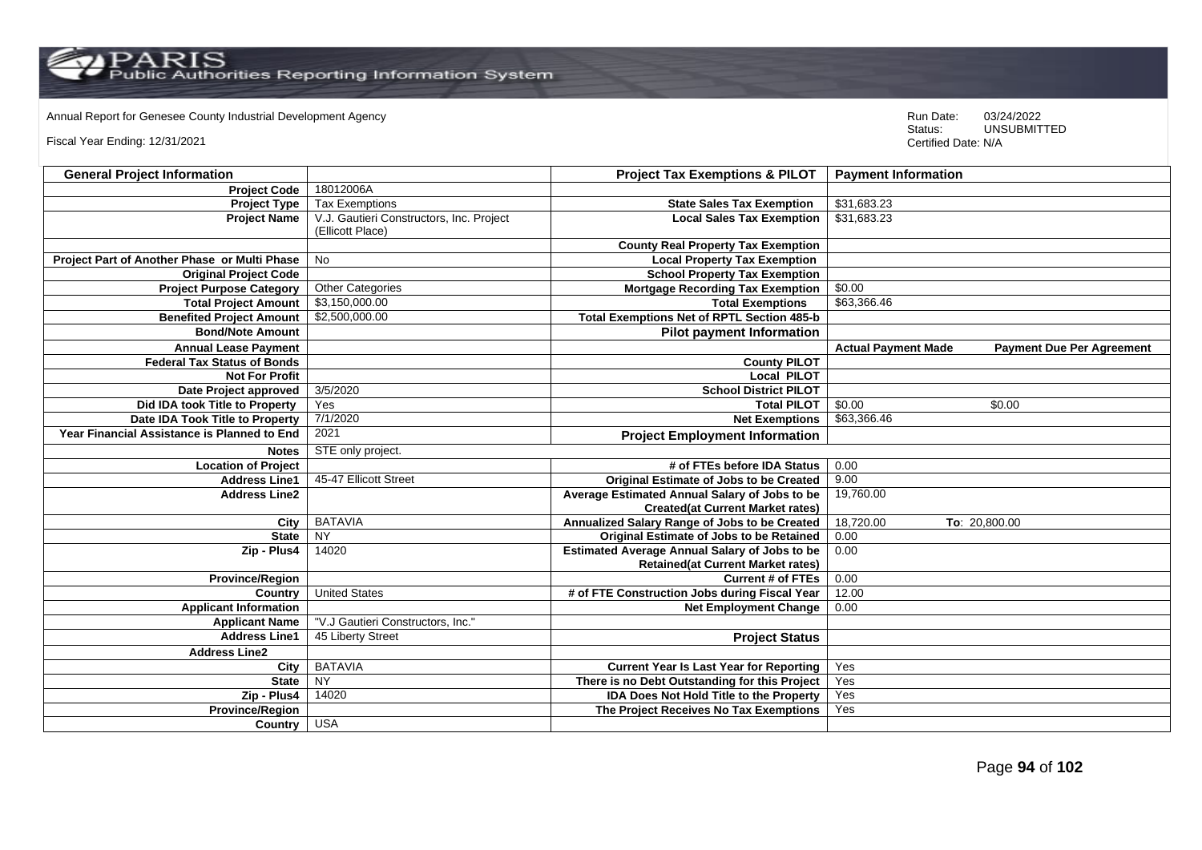Annual Report for Genesee County Industrial Development Agency

Fiscal Year Ending: 12/31/2021

Run Date: 03/24/2022
Status: UNSUBMITTED
Certified Date: N/A

| General Project Information | | Project Tax Exemptions & PILOT | Payment Information | |
|---|---|---|---|---|
| Project Code | 18012006A | | | |
| Project Type | Tax Exemptions | State Sales Tax Exemption | $31,683.23 | |
| Project Name | V.J. Gautieri Constructors, Inc. Project (Ellicott Place) | Local Sales Tax Exemption | $31,683.23 | |
| | | County Real Property Tax Exemption | | |
| Project Part of Another Phase or Multi Phase | No | Local Property Tax Exemption | | |
| Original Project Code | | School Property Tax Exemption | | |
| Project Purpose Category | Other Categories | Mortgage Recording Tax Exemption | $0.00 | |
| Total Project Amount | $3,150,000.00 | Total Exemptions | $63,366.46 | |
| Benefited Project Amount | $2,500,000.00 | Total Exemptions Net of RPTL Section 485-b | | |
| Bond/Note Amount | | Pilot payment Information | | |
| Annual Lease Payment | | | Actual Payment Made | Payment Due Per Agreement |
| Federal Tax Status of Bonds | | County PILOT | | |
| Not For Profit | | Local PILOT | | |
| Date Project approved | 3/5/2020 | School District PILOT | | |
| Did IDA took Title to Property | Yes | Total PILOT | $0.00 | $0.00 |
| Date IDA Took Title to Property | 7/1/2020 | Net Exemptions | $63,366.46 | |
| Year Financial Assistance is Planned to End | 2021 | Project Employment Information | | |
| Notes | STE only project. | | | |
| Location of Project | | # of FTEs before IDA Status | 0.00 | |
| Address Line1 | 45-47 Ellicott Street | Original Estimate of Jobs to be Created | 9.00 | |
| Address Line2 | | Average Estimated Annual Salary of Jobs to be Created(at Current Market rates) | 19,760.00 | |
| City | BATAVIA | Annualized Salary Range of Jobs to be Created | 18,720.00 | To: 20,800.00 |
| State | NY | Original Estimate of Jobs to be Retained | 0.00 | |
| Zip - Plus4 | 14020 | Estimated Average Annual Salary of Jobs to be Retained(at Current Market rates) | 0.00 | |
| Province/Region | | Current # of FTEs | 0.00 | |
| Country | United States | # of FTE Construction Jobs during Fiscal Year | 12.00 | |
| Applicant Information | | Net Employment Change | 0.00 | |
| Applicant Name | "V.J Gautieri Constructors, Inc." | | | |
| Address Line1 | 45 Liberty Street | Project Status | | |
| Address Line2 | | | | |
| City | BATAVIA | Current Year Is Last Year for Reporting | Yes | |
| State | NY | There is no Debt Outstanding for this Project | Yes | |
| Zip - Plus4 | 14020 | IDA Does Not Hold Title to the Property | Yes | |
| Province/Region | | The Project Receives No Tax Exemptions | Yes | |
| Country | USA | | | |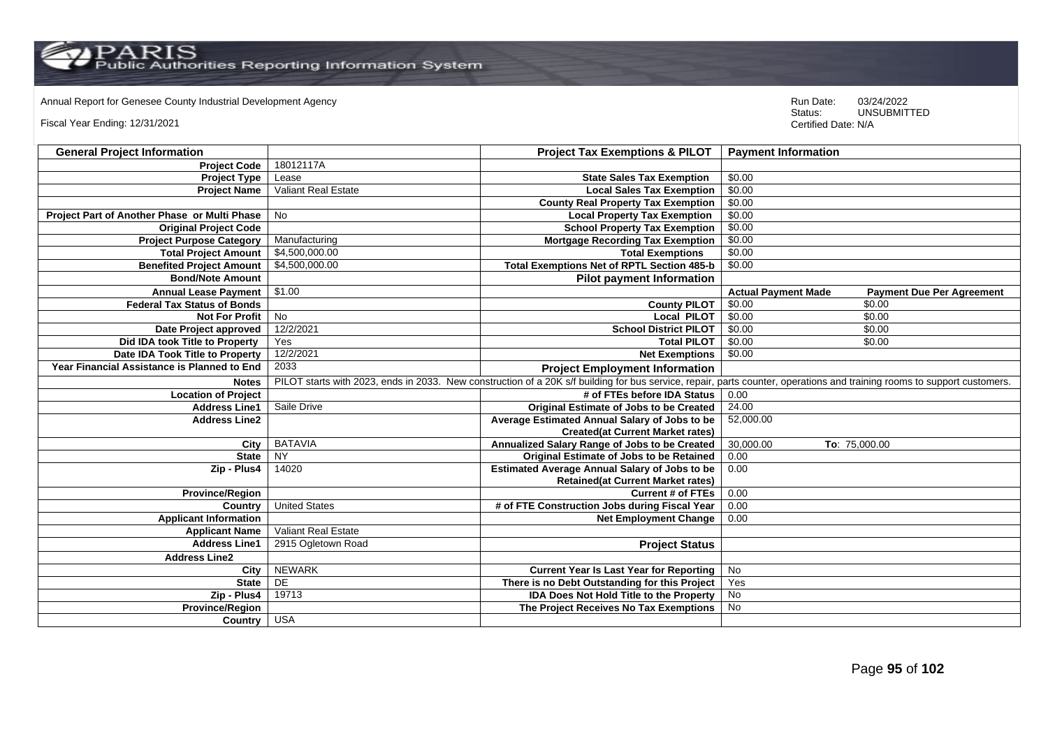Annual Report for Genesee County Industrial Development Agency

Fiscal Year Ending: 12/31/2021

Run Date: 03/24/2022
Status: UNSUBMITTED
Certified Date: N/A

| General Project Information | | Project Tax Exemptions & PILOT | Payment Information | |
|---|---|---|---|---|
| Project Code | 18012117A | | | |
| Project Type | Lease | State Sales Tax Exemption | $0.00 | |
| Project Name | Valiant Real Estate | Local Sales Tax Exemption | $0.00 | |
| | | County Real Property Tax Exemption | $0.00 | |
| Project Part of Another Phase or Multi Phase | No | Local Property Tax Exemption | $0.00 | |
| Original Project Code | | School Property Tax Exemption | $0.00 | |
| Project Purpose Category | Manufacturing | Mortgage Recording Tax Exemption | $0.00 | |
| Total Project Amount | $4,500,000.00 | Total Exemptions | $0.00 | |
| Benefited Project Amount | $4,500,000.00 | Total Exemptions Net of RPTL Section 485-b | $0.00 | |
| Bond/Note Amount | | Pilot payment Information | | |
| Annual Lease Payment | $1.00 | | Actual Payment Made | Payment Due Per Agreement |
| Federal Tax Status of Bonds | | County PILOT | $0.00 | $0.00 |
| Not For Profit | No | Local PILOT | $0.00 | $0.00 |
| Date Project approved | 12/2/2021 | School District PILOT | $0.00 | $0.00 |
| Did IDA took Title to Property | Yes | Total PILOT | $0.00 | $0.00 |
| Date IDA Took Title to Property | 12/2/2021 | Net Exemptions | $0.00 | |
| Year Financial Assistance is Planned to End | 2033 | Project Employment Information | | |
| Notes | PILOT starts with 2023, ends in 2033. New construction of a 20K s/f building for bus service, repair, parts counter, operations and training rooms to support customers. | | | |
| Location of Project | | # of FTEs before IDA Status | 0.00 | |
| Address Line1 | Saile Drive | Original Estimate of Jobs to be Created | 24.00 | |
| Address Line2 | | Average Estimated Annual Salary of Jobs to be Created(at Current Market rates) | 52,000.00 | |
| City | BATAVIA | Annualized Salary Range of Jobs to be Created | 30,000.00 | To: 75,000.00 |
| State | NY | Original Estimate of Jobs to be Retained | 0.00 | |
| Zip - Plus4 | 14020 | Estimated Average Annual Salary of Jobs to be Retained(at Current Market rates) | 0.00 | |
| Province/Region | | Current # of FTEs | 0.00 | |
| Country | United States | # of FTE Construction Jobs during Fiscal Year | 0.00 | |
| Applicant Information | | Net Employment Change | 0.00 | |
| Applicant Name | Valiant Real Estate | | | |
| Address Line1 | 2915 Ogletown Road | Project Status | | |
| Address Line2 | | | | |
| City | NEWARK | Current Year Is Last Year for Reporting | No | |
| State | DE | There is no Debt Outstanding for this Project | Yes | |
| Zip - Plus4 | 19713 | IDA Does Not Hold Title to the Property | No | |
| Province/Region | | The Project Receives No Tax Exemptions | No | |
| Country | USA | | | |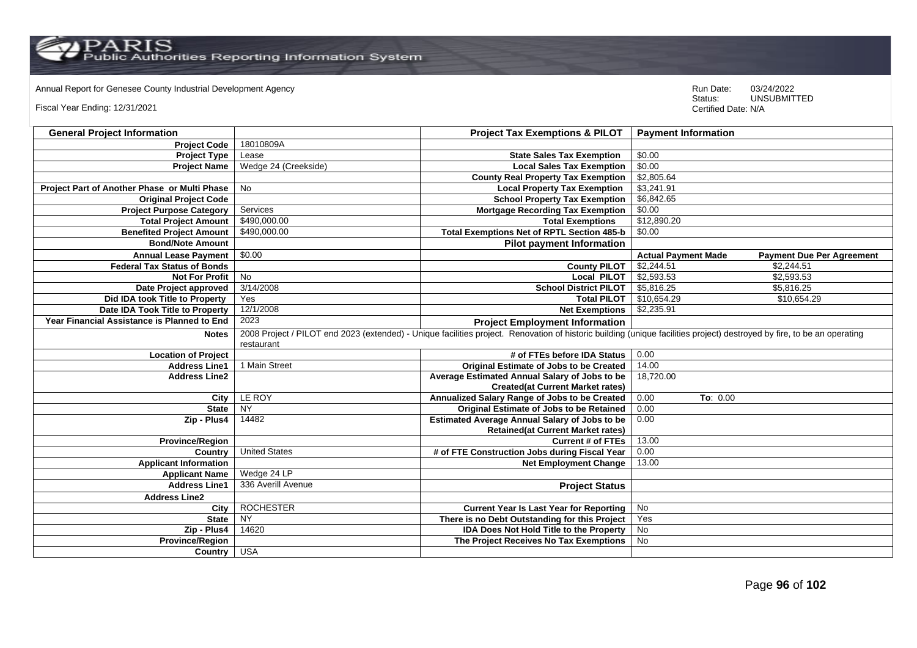Annual Report for Genesee County Industrial Development Agency

Fiscal Year Ending: 12/31/2021

Run Date: 03/24/2022
Status: UNSUBMITTED
Certified Date: N/A

| General Project Information | | Project Tax Exemptions & PILOT | Payment Information | |
|---|---|---|---|---|
| Project Code | 18010809A | | | |
| Project Type | Lease | State Sales Tax Exemption | $0.00 | |
| Project Name | Wedge 24 (Creekside) | Local Sales Tax Exemption | $0.00 | |
| | | County Real Property Tax Exemption | $2,805.64 | |
| Project Part of Another Phase or Multi Phase | No | Local Property Tax Exemption | $3,241.91 | |
| Original Project Code | | School Property Tax Exemption | $6,842.65 | |
| Project Purpose Category | Services | Mortgage Recording Tax Exemption | $0.00 | |
| Total Project Amount | $490,000.00 | Total Exemptions | $12,890.20 | |
| Benefited Project Amount | $490,000.00 | Total Exemptions Net of RPTL Section 485-b | $0.00 | |
| Bond/Note Amount | | Pilot payment Information | | |
| Annual Lease Payment | $0.00 | | Actual Payment Made | Payment Due Per Agreement |
| Federal Tax Status of Bonds | | County PILOT | $2,244.51 | $2,244.51 |
| Not For Profit | No | Local PILOT | $2,593.53 | $2,593.53 |
| Date Project approved | 3/14/2008 | School District PILOT | $5,816.25 | $5,816.25 |
| Did IDA took Title to Property | Yes | Total PILOT | $10,654.29 | $10,654.29 |
| Date IDA Took Title to Property | 12/1/2008 | Net Exemptions | $2,235.91 | |
| Year Financial Assistance is Planned to End | 2023 | Project Employment Information | | |
| Notes | 2008 Project / PILOT end 2023 (extended) - Unique facilities project. Renovation of historic building (unique facilities project) destroyed by fire, to be an operating restaurant | | | |
| Location of Project | | # of FTEs before IDA Status | 0.00 | |
| Address Line1 | 1 Main Street | Original Estimate of Jobs to be Created | 14.00 | |
| Address Line2 | | Average Estimated Annual Salary of Jobs to be Created(at Current Market rates) | 18,720.00 | |
| City | LE ROY | Annualized Salary Range of Jobs to be Created | 0.00 | To: 0.00 |
| State | NY | Original Estimate of Jobs to be Retained | 0.00 | |
| Zip - Plus4 | 14482 | Estimated Average Annual Salary of Jobs to be Retained(at Current Market rates) | 0.00 | |
| Province/Region | | Current # of FTEs | 13.00 | |
| Country | United States | # of FTE Construction Jobs during Fiscal Year | 0.00 | |
| Applicant Information | | Net Employment Change | 13.00 | |
| Applicant Name | Wedge 24 LP | | | |
| Address Line1 | 336 Averill Avenue | Project Status | | |
| Address Line2 | | | | |
| City | ROCHESTER | Current Year Is Last Year for Reporting | No | |
| State | NY | There is no Debt Outstanding for this Project | Yes | |
| Zip - Plus4 | 14620 | IDA Does Not Hold Title to the Property | No | |
| Province/Region | | The Project Receives No Tax Exemptions | No | |
| Country | USA | | | |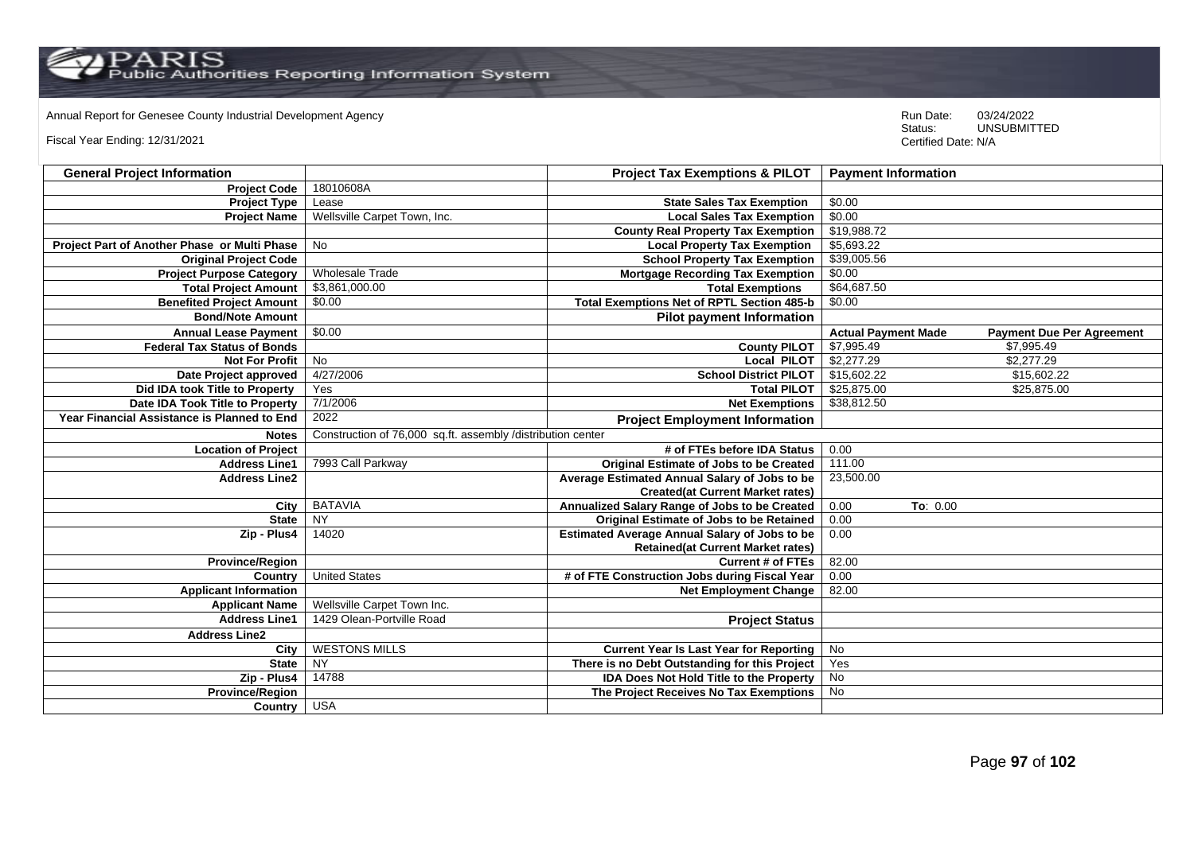Annual Report for Genesee County Industrial Development Agency

Fiscal Year Ending: 12/31/2021

Run Date: 03/24/2022
Status: UNSUBMITTED
Certified Date: N/A

| General Project Information | | Project Tax Exemptions & PILOT | Payment Information | |
|---|---|---|---|---|
| Project Code | 18010608A | | | |
| Project Type | Lease | State Sales Tax Exemption | $0.00 | |
| Project Name | Wellsville Carpet Town, Inc. | Local Sales Tax Exemption | $0.00 | |
| | | County Real Property Tax Exemption | $19,988.72 | |
| Project Part of Another Phase or Multi Phase | No | Local Property Tax Exemption | $5,693.22 | |
| Original Project Code | | School Property Tax Exemption | $39,005.56 | |
| Project Purpose Category | Wholesale Trade | Mortgage Recording Tax Exemption | $0.00 | |
| Total Project Amount | $3,861,000.00 | Total Exemptions | $64,687.50 | |
| Benefited Project Amount | $0.00 | Total Exemptions Net of RPTL Section 485-b | $0.00 | |
| Bond/Note Amount | | Pilot payment Information | | |
| Annual Lease Payment | $0.00 | | Actual Payment Made | Payment Due Per Agreement |
| Federal Tax Status of Bonds | | County PILOT | $7,995.49 | $7,995.49 |
| Not For Profit | No | Local PILOT | $2,277.29 | $2,277.29 |
| Date Project approved | 4/27/2006 | School District PILOT | $15,602.22 | $15,602.22 |
| Did IDA took Title to Property | Yes | Total PILOT | $25,875.00 | $25,875.00 |
| Date IDA Took Title to Property | 7/1/2006 | Net Exemptions | $38,812.50 | |
| Year Financial Assistance is Planned to End | 2022 | Project Employment Information | | |
| Notes | Construction of 76,000 sq.ft. assembly /distribution center | | | |
| Location of Project | | # of FTEs before IDA Status | 0.00 | |
| Address Line1 | 7993 Call Parkway | Original Estimate of Jobs to be Created | 111.00 | |
| Address Line2 | | Average Estimated Annual Salary of Jobs to be Created(at Current Market rates) | 23,500.00 | |
| City | BATAVIA | Annualized Salary Range of Jobs to be Created | 0.00 | To: 0.00 |
| State | NY | Original Estimate of Jobs to be Retained | 0.00 | |
| Zip - Plus4 | 14020 | Estimated Average Annual Salary of Jobs to be Retained(at Current Market rates) | 0.00 | |
| Province/Region | | Current # of FTEs | 82.00 | |
| Country | United States | # of FTE Construction Jobs during Fiscal Year | 0.00 | |
| Applicant Information | | Net Employment Change | 82.00 | |
| Applicant Name | Wellsville Carpet Town Inc. | | | |
| Address Line1 | 1429 Olean-Portville Road | Project Status | | |
| Address Line2 | | | | |
| City | WESTONS MILLS | Current Year Is Last Year for Reporting | No | |
| State | NY | There is no Debt Outstanding for this Project | Yes | |
| Zip - Plus4 | 14788 | IDA Does Not Hold Title to the Property | No | |
| Province/Region | | The Project Receives No Tax Exemptions | No | |
| Country | USA | | | |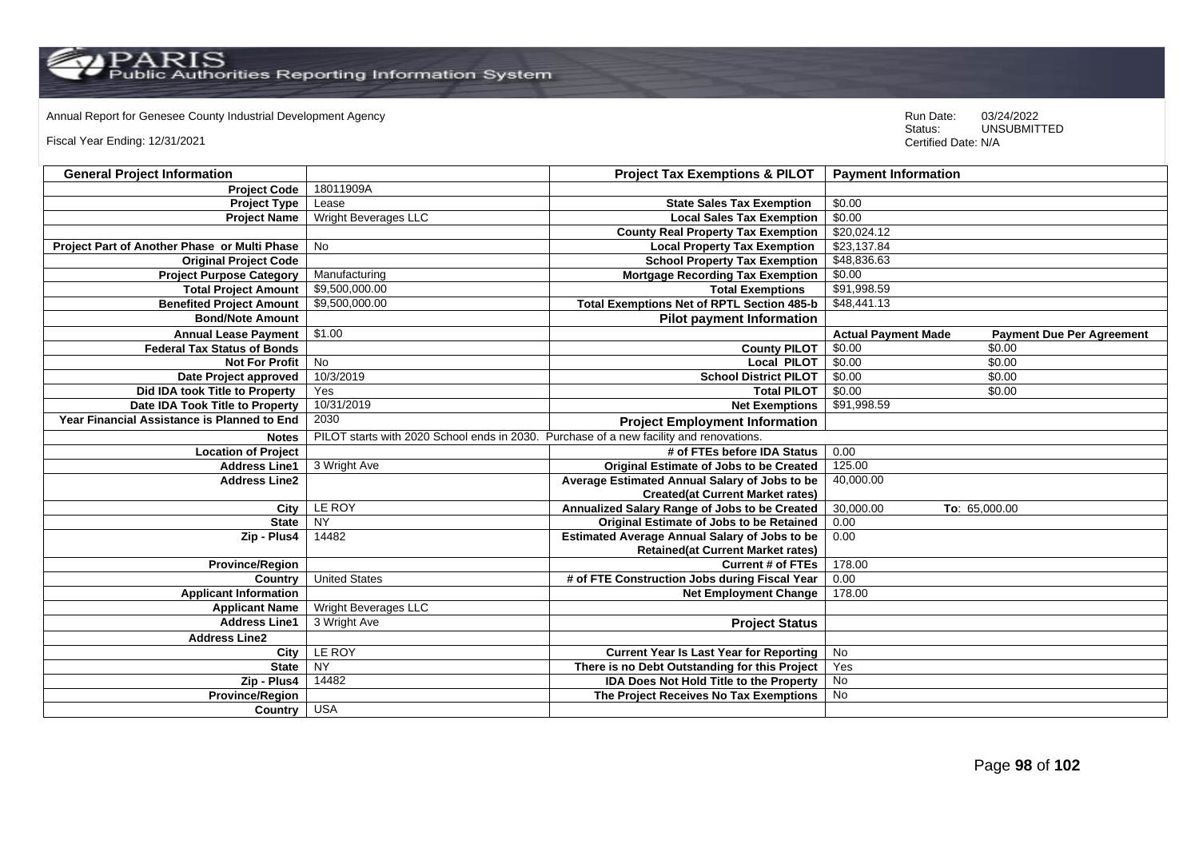Annual Report for Genesee County Industrial Development Agency

Fiscal Year Ending: 12/31/2021

Run Date: 03/24/2022
Status: UNSUBMITTED
Certified Date: N/A

| General Project Information | | Project Tax Exemptions & PILOT | Payment Information | |
|---|---|---|---|---|
| Project Code | 18011909A | | | |
| Project Type | Lease | State Sales Tax Exemption | $0.00 | |
| Project Name | Wright Beverages LLC | Local Sales Tax Exemption | $0.00 | |
| | | County Real Property Tax Exemption | $20,024.12 | |
| Project Part of Another Phase or Multi Phase | No | Local Property Tax Exemption | $23,137.84 | |
| Original Project Code | | School Property Tax Exemption | $48,836.63 | |
| Project Purpose Category | Manufacturing | Mortgage Recording Tax Exemption | $0.00 | |
| Total Project Amount | $9,500,000.00 | Total Exemptions | $91,998.59 | |
| Benefited Project Amount | $9,500,000.00 | Total Exemptions Net of RPTL Section 485-b | $48,441.13 | |
| Bond/Note Amount | | Pilot payment Information | | |
| Annual Lease Payment | $1.00 | | Actual Payment Made | Payment Due Per Agreement |
| Federal Tax Status of Bonds | | County PILOT | $0.00 | $0.00 |
| Not For Profit | No | Local PILOT | $0.00 | $0.00 |
| Date Project approved | 10/3/2019 | School District PILOT | $0.00 | $0.00 |
| Did IDA took Title to Property | Yes | Total PILOT | $0.00 | $0.00 |
| Date IDA Took Title to Property | 10/31/2019 | Net Exemptions | $91,998.59 | |
| Year Financial Assistance is Planned to End | 2030 | Project Employment Information | | |
| Notes | PILOT starts with 2020 School ends in 2030. Purchase of a new facility and renovations. | | | |
| Location of Project | | # of FTEs before IDA Status | 0.00 | |
| Address Line1 | 3 Wright Ave | Original Estimate of Jobs to be Created | 125.00 | |
| Address Line2 | | Average Estimated Annual Salary of Jobs to be Created(at Current Market rates) | 40,000.00 | |
| City | LE ROY | Annualized Salary Range of Jobs to be Created | 30,000.00 | To: 65,000.00 |
| State | NY | Original Estimate of Jobs to be Retained | 0.00 | |
| Zip - Plus4 | 14482 | Estimated Average Annual Salary of Jobs to be Retained(at Current Market rates) | 0.00 | |
| Province/Region | | Current # of FTEs | 178.00 | |
| Country | United States | # of FTE Construction Jobs during Fiscal Year | 0.00 | |
| Applicant Information | | Net Employment Change | 178.00 | |
| Applicant Name | Wright Beverages LLC | | | |
| Address Line1 | 3 Wright Ave | Project Status | | |
| Address Line2 | | | | |
| City | LE ROY | Current Year Is Last Year for Reporting | No | |
| State | NY | There is no Debt Outstanding for this Project | Yes | |
| Zip - Plus4 | 14482 | IDA Does Not Hold Title to the Property | No | |
| Province/Region | | The Project Receives No Tax Exemptions | No | |
| Country | USA | | | |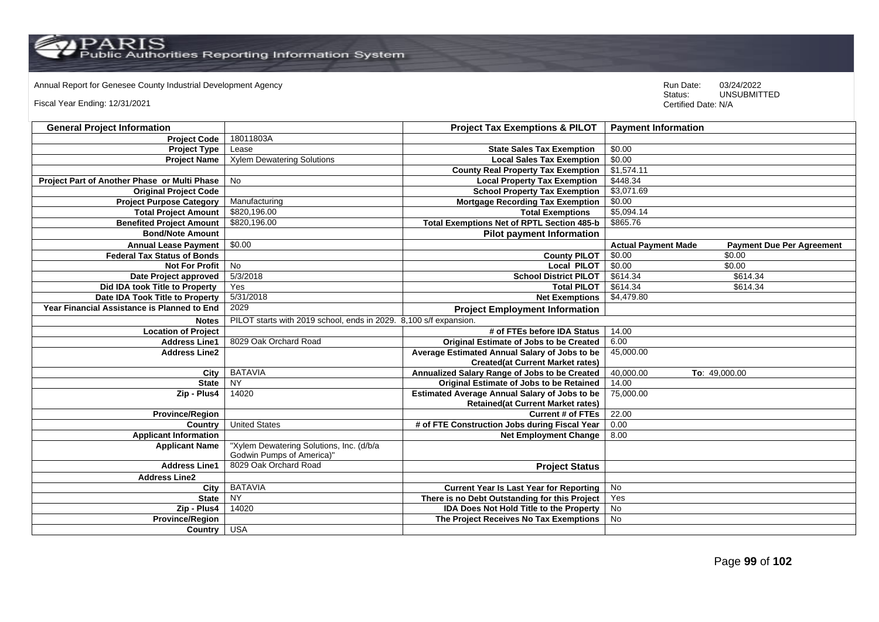Annual Report for Genesee County Industrial Development Agency

Fiscal Year Ending: 12/31/2021

Run Date: 03/24/2022
Status: UNSUBMITTED
Certified Date: N/A

| General Project Information | | Project Tax Exemptions & PILOT | Payment Information | |
|---|---|---|---|---|
| Project Code | 18011803A | | | |
| Project Type | Lease | State Sales Tax Exemption | $0.00 | |
| Project Name | Xylem Dewatering Solutions | Local Sales Tax Exemption | $0.00 | |
| | | County Real Property Tax Exemption | $1,574.11 | |
| Project Part of Another Phase or Multi Phase | No | Local Property Tax Exemption | $448.34 | |
| Original Project Code | | School Property Tax Exemption | $3,071.69 | |
| Project Purpose Category | Manufacturing | Mortgage Recording Tax Exemption | $0.00 | |
| Total Project Amount | $820,196.00 | Total Exemptions | $5,094.14 | |
| Benefited Project Amount | $820,196.00 | Total Exemptions Net of RPTL Section 485-b | $865.76 | |
| Bond/Note Amount | | Pilot payment Information | | |
| Annual Lease Payment | $0.00 | | Actual Payment Made | Payment Due Per Agreement |
| Federal Tax Status of Bonds | | County PILOT | $0.00 | $0.00 |
| Not For Profit | No | Local PILOT | $0.00 | $0.00 |
| Date Project approved | 5/3/2018 | School District PILOT | $614.34 | $614.34 |
| Did IDA took Title to Property | Yes | Total PILOT | $614.34 | $614.34 |
| Date IDA Took Title to Property | 5/31/2018 | Net Exemptions | $4,479.80 | |
| Year Financial Assistance is Planned to End | 2029 | Project Employment Information | | |
| Notes | PILOT starts with 2019 school, ends in 2029. 8,100 s/f expansion. | | | |
| Location of Project | | # of FTEs before IDA Status | 14.00 | |
| Address Line1 | 8029 Oak Orchard Road | Original Estimate of Jobs to be Created | 6.00 | |
| Address Line2 | | Average Estimated Annual Salary of Jobs to be Created(at Current Market rates) | 45,000.00 | |
| City | BATAVIA | Annualized Salary Range of Jobs to be Created | 40,000.00 | To: 49,000.00 |
| State | NY | Original Estimate of Jobs to be Retained | 14.00 | |
| Zip - Plus4 | 14020 | Estimated Average Annual Salary of Jobs to be Retained(at Current Market rates) | 75,000.00 | |
| Province/Region | | Current # of FTEs | 22.00 | |
| Country | United States | # of FTE Construction Jobs during Fiscal Year | 0.00 | |
| Applicant Information | | Net Employment Change | 8.00 | |
| Applicant Name | "Xylem Dewatering Solutions, Inc. (d/b/a Godwin Pumps of America)" | | | |
| Address Line1 | 8029 Oak Orchard Road | Project Status | | |
| Address Line2 | | | | |
| City | BATAVIA | Current Year Is Last Year for Reporting | No | |
| State | NY | There is no Debt Outstanding for this Project | Yes | |
| Zip - Plus4 | 14020 | IDA Does Not Hold Title to the Property | No | |
| Province/Region | | The Project Receives No Tax Exemptions | No | |
| Country | USA | | | |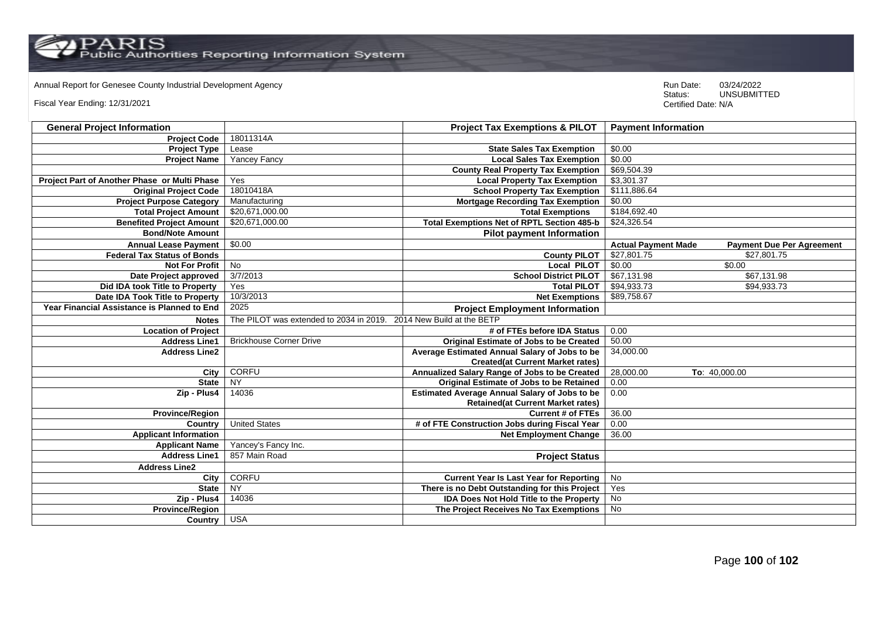Annual Report for Genesee County Industrial Development Agency

Fiscal Year Ending: 12/31/2021

Run Date: 03/24/2022
Status: UNSUBMITTED
Certified Date: N/A

| General Project Information | | Project Tax Exemptions & PILOT | Payment Information | |
|---|---|---|---|---|
| Project Code | 18011314A | | | |
| Project Type | Lease | State Sales Tax Exemption | $0.00 | |
| Project Name | Yancey Fancy | Local Sales Tax Exemption | $0.00 | |
| | | County Real Property Tax Exemption | $69,504.39 | |
| Project Part of Another Phase or Multi Phase | Yes | Local Property Tax Exemption | $3,301.37 | |
| Original Project Code | 18010418A | School Property Tax Exemption | $111,886.64 | |
| Project Purpose Category | Manufacturing | Mortgage Recording Tax Exemption | $0.00 | |
| Total Project Amount | $20,671,000.00 | Total Exemptions | $184,692.40 | |
| Benefited Project Amount | $20,671,000.00 | Total Exemptions Net of RPTL Section 485-b | $24,326.54 | |
| Bond/Note Amount | | **Pilot payment Information** | | |
| Annual Lease Payment | $0.00 | | **Actual Payment Made** | **Payment Due Per Agreement** |
| Federal Tax Status of Bonds | | County PILOT | $27,801.75 | $27,801.75 |
| Not For Profit | No | Local PILOT | $0.00 | $0.00 |
| Date Project approved | 3/7/2013 | School District PILOT | $67,131.98 | $67,131.98 |
| Did IDA took Title to Property | Yes | Total PILOT | $94,933.73 | $94,933.73 |
| Date IDA Took Title to Property | 10/3/2013 | Net Exemptions | $89,758.67 | |
| Year Financial Assistance is Planned to End | 2025 | **Project Employment Information** | | |
| Notes | The PILOT was extended to 2034 in 2019. 2014 New Build at the BETP | | | |
| Location of Project | | # of FTEs before IDA Status | 0.00 | |
| Address Line1 | Brickhouse Corner Drive | Original Estimate of Jobs to be Created | 50.00 | |
| Address Line2 | | Average Estimated Annual Salary of Jobs to be Created(at Current Market rates) | 34,000.00 | |
| City | CORFU | Annualized Salary Range of Jobs to be Created | 28,000.00 | To: 40,000.00 |
| State | NY | Original Estimate of Jobs to be Retained | 0.00 | |
| Zip - Plus4 | 14036 | Estimated Average Annual Salary of Jobs to be Retained(at Current Market rates) | 0.00 | |
| Province/Region | | Current # of FTEs | 36.00 | |
| Country | United States | # of FTE Construction Jobs during Fiscal Year | 0.00 | |
| Applicant Information | | Net Employment Change | 36.00 | |
| Applicant Name | Yancey's Fancy Inc. | | | |
| Address Line1 | 857 Main Road | **Project Status** | | |
| Address Line2 | | | | |
| City | CORFU | Current Year Is Last Year for Reporting | No | |
| State | NY | There is no Debt Outstanding for this Project | Yes | |
| Zip - Plus4 | 14036 | IDA Does Not Hold Title to the Property | No | |
| Province/Region | | The Project Receives No Tax Exemptions | No | |
| Country | USA | | | |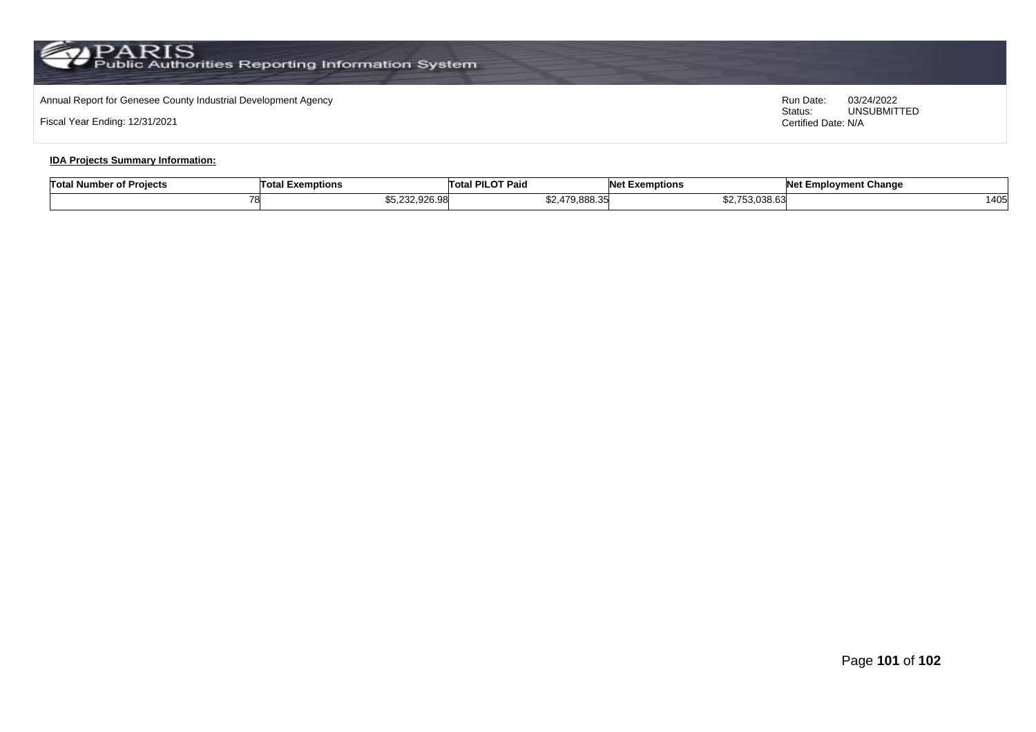Annual Report for Genesee County Industrial Development Agency

Fiscal Year Ending: 12/31/2021

Run Date: 03/24/2022
Status: UNSUBMITTED
Certified Date: N/A

**IDA Projects Summary Information:**

| Total Number of Projects | Total Exemptions | Total PILOT Paid | Net Exemptions | Net Employment Change |
|---|---|---|---|---|
| 78 | $5,232,926.98 | $2,479,888.35 | $2,753,038.63 | 1405 |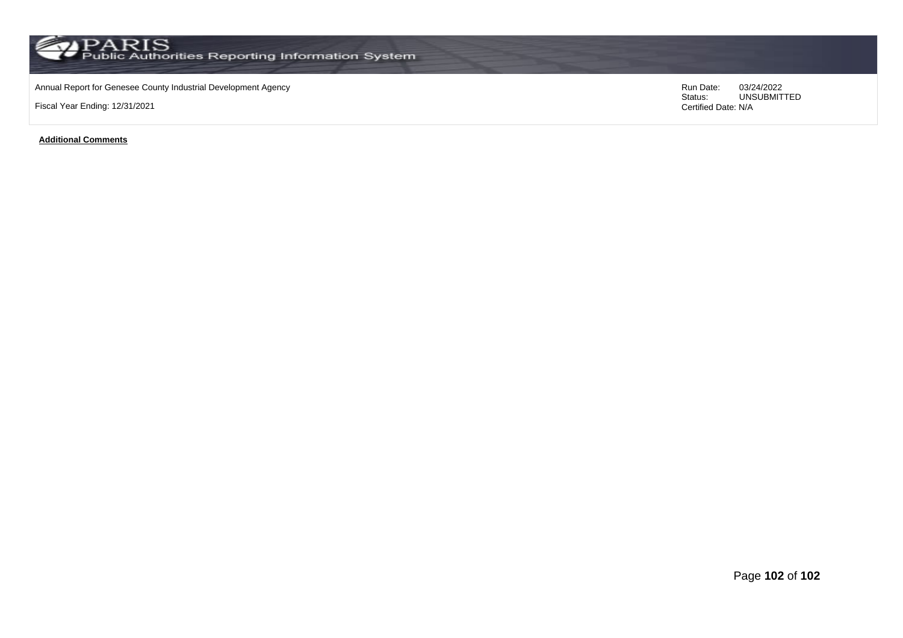**Additional Comments**